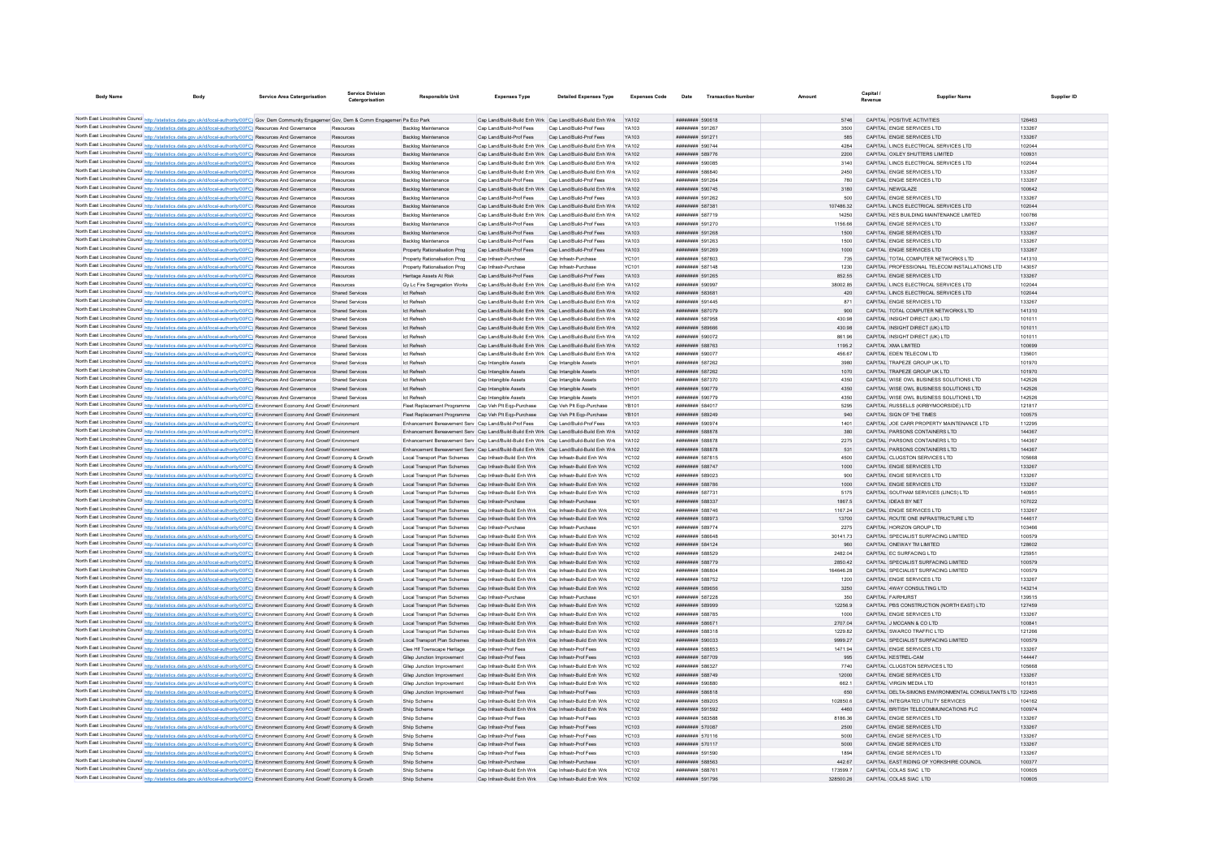| Body Name | Body | Service Area Catergorisation | Service Division Catergorisation | Responsible Unit | Expenses Type | Detailed Expenses Type | Expenses Code | Date | Transaction Number | Amount | Capital / Revenue | Supplier Name | Supplier ID |
|---|---|---|---|---|---|---|---|---|---|---|---|---|---|
| North East Lincolnshire Council | http://statistics.data.gov.uk/id/local-authority/00FC | Gov Dem Community Engagement | Gov, Dem & Comm Engagement | Pa Eco Park | Cap Land/Build-Build Enh Wrk | Cap Land/Build-Build Enh Wrk | YA102 | ######## | 590618 | 5746 | CAPITAL | POSITIVE ACTIVITIES | 126463 |
| North East Lincolnshire Council | http://statistics.data.gov.uk/id/local-authority/00FC | Resources And Governance | Resources | Backlog Maintenance | Cap Land/Build-Prof Fees | Cap Land/Build-Prof Fees | YA103 | ######## | 591267 | 3500 | CAPITAL | ENGIE SERVICES LTD | 133267 |
| North East Lincolnshire Council | http://statistics.data.gov.uk/id/local-authority/00FC | Resources And Governance | Resources | Backlog Maintenance | Cap Land/Build-Prof Fees | Cap Land/Build-Prof Fees | YA103 | ######## | 591271 | 585 | CAPITAL | ENGIE SERVICES LTD | 133267 |
| North East Lincolnshire Council | http://statistics.data.gov.uk/id/local-authority/00FC | Resources And Governance | Resources | Backlog Maintenance | Cap Land/Build-Build Enh Wrk | Cap Land/Build-Build Enh Wrk | YA102 | ######## | 590744 | 4284 | CAPITAL | LINCS ELECTRICAL SERVICES LTD | 102044 |
| North East Lincolnshire Council | http://statistics.data.gov.uk/id/local-authority/00FC | Resources And Governance | Resources | Backlog Maintenance | Cap Land/Build-Build Enh Wrk | Cap Land/Build-Build Enh Wrk | YA102 | ######## | 589776 | 2200 | CAPITAL | OXLEY SHUTTERS LIMITED | 100931 |
| North East Lincolnshire Council | http://statistics.data.gov.uk/id/local-authority/00FC | Resources And Governance | Resources | Backlog Maintenance | Cap Land/Build-Build Enh Wrk | Cap Land/Build-Build Enh Wrk | YA102 | ######## | 590085 | 3140 | CAPITAL | LINCS ELECTRICAL SERVICES LTD | 102044 |
| North East Lincolnshire Council | http://statistics.data.gov.uk/id/local-authority/00FC | Resources And Governance | Resources | Backlog Maintenance | Cap Land/Build-Build Enh Wrk | Cap Land/Build-Build Enh Wrk | YA102 | ######## | 586640 | 2450 | CAPITAL | ENGIE SERVICES LTD | 133267 |
| North East Lincolnshire Council | http://statistics.data.gov.uk/id/local-authority/00FC | Resources And Governance | Resources | Backlog Maintenance | Cap Land/Build-Prof Fees | Cap Land/Build-Prof Fees | YA103 | ######## | 591264 | 780 | CAPITAL | ENGIE SERVICES LTD | 133267 |
| North East Lincolnshire Council | http://statistics.data.gov.uk/id/local-authority/00FC | Resources And Governance | Resources | Backlog Maintenance | Cap Land/Build-Build Enh Wrk | Cap Land/Build-Build Enh Wrk | YA102 | ######## | 590745 | 3180 | CAPITAL | NEWGLAZE | 100642 |
| North East Lincolnshire Council | http://statistics.data.gov.uk/id/local-authority/00FC | Resources And Governance | Resources | Backlog Maintenance | Cap Land/Build-Prof Fees | Cap Land/Build-Prof Fees | YA103 | ######## | 591262 | 500 | CAPITAL | ENGIE SERVICES LTD | 133267 |
| North East Lincolnshire Council | http://statistics.data.gov.uk/id/local-authority/00FC | Resources And Governance | Resources | Backlog Maintenance | Cap Land/Build-Build Enh Wrk | Cap Land/Build-Build Enh Wrk | YA102 | ######## | 587381 | 107486.32 | CAPITAL | LINCS ELECTRICAL SERVICES LTD | 102044 |
| North East Lincolnshire Council | http://statistics.data.gov.uk/id/local-authority/00FC | Resources And Governance | Resources | Backlog Maintenance | Cap Land/Build-Build Enh Wrk | Cap Land/Build-Build Enh Wrk | YA102 | ######## | 587719 | 14250 | CAPITAL | KES BUILDING MAINTENANCE LIMITED | 100786 |
| North East Lincolnshire Council | http://statistics.data.gov.uk/id/local-authority/00FC | Resources And Governance | Resources | Backlog Maintenance | Cap Land/Build-Prof Fees | Cap Land/Build-Prof Fees | YA103 | ######## | 591270 | 1156.66 | CAPITAL | ENGIE SERVICES LTD | 133267 |
| North East Lincolnshire Council | http://statistics.data.gov.uk/id/local-authority/00FC | Resources And Governance | Resources | Backlog Maintenance | Cap Land/Build-Prof Fees | Cap Land/Build-Prof Fees | YA103 | ######## | 591268 | 1500 | CAPITAL | ENGIE SERVICES LTD | 133267 |
| North East Lincolnshire Council | http://statistics.data.gov.uk/id/local-authority/00FC | Resources And Governance | Resources | Backlog Maintenance | Cap Land/Build-Prof Fees | Cap Land/Build-Prof Fees | YA103 | ######## | 591263 | 1500 | CAPITAL | ENGIE SERVICES LTD | 133267 |
| North East Lincolnshire Council | http://statistics.data.gov.uk/id/local-authority/00FC | Resources And Governance | Resources | Property Rationalisation Prog | Cap Land/Build-Prof Fees | Cap Land/Build-Prof Fees | YA103 | ######## | 591269 | 1000 | CAPITAL | ENGIE SERVICES LTD | 133267 |
| North East Lincolnshire Council | http://statistics.data.gov.uk/id/local-authority/00FC | Resources And Governance | Resources | Property Rationalisation Prog | Cap Infrastr-Purchase | Cap Infrastr-Purchase | YC101 | ######## | 587803 | 735 | CAPITAL | TOTAL COMPUTER NETWORKS LTD | 141310 |
| North East Lincolnshire Council | http://statistics.data.gov.uk/id/local-authority/00FC | Resources And Governance | Resources | Property Rationalisation Prog | Cap Infrastr-Purchase | Cap Infrastr-Purchase | YC101 | ######## | 587148 | 1230 | CAPITAL | PROFESSIONAL TELECOM INSTALLATIONS LTD | 143057 |
| North East Lincolnshire Council | http://statistics.data.gov.uk/id/local-authority/00FC | Resources And Governance | Resources | Heritage Assets At Risk | Cap Land/Build-Prof Fees | Cap Land/Build-Prof Fees | YA103 | ######## | 591265 | 852.55 | CAPITAL | ENGIE SERVICES LTD | 133267 |
| North East Lincolnshire Council | http://statistics.data.gov.uk/id/local-authority/00FC | Resources And Governance | Resources | Gy Lc Fire Segregation Works | Cap Land/Build-Build Enh Wrk | Cap Land/Build-Build Enh Wrk | YA102 | ######## | 590997 | 38002.85 | CAPITAL | LINCS ELECTRICAL SERVICES LTD | 102044 |
| North East Lincolnshire Council | http://statistics.data.gov.uk/id/local-authority/00FC | Resources And Governance | Shared Services | Ict Refresh | Cap Land/Build-Build Enh Wrk | Cap Land/Build-Build Enh Wrk | YA102 | ######## | 583681 | 420 | CAPITAL | LINCS ELECTRICAL SERVICES LTD | 102044 |
| North East Lincolnshire Council | http://statistics.data.gov.uk/id/local-authority/00FC | Resources And Governance | Shared Services | Ict Refresh | Cap Land/Build-Build Enh Wrk | Cap Land/Build-Build Enh Wrk | YA102 | ######## | 591445 | 871 | CAPITAL | ENGIE SERVICES LTD | 133267 |
| North East Lincolnshire Council | http://statistics.data.gov.uk/id/local-authority/00FC | Resources And Governance | Shared Services | Ict Refresh | Cap Land/Build-Build Enh Wrk | Cap Land/Build-Build Enh Wrk | YA102 | ######## | 587079 | 900 | CAPITAL | TOTAL COMPUTER NETWORKS LTD | 141310 |
| North East Lincolnshire Council | http://statistics.data.gov.uk/id/local-authority/00FC | Resources And Governance | Shared Services | Ict Refresh | Cap Land/Build-Build Enh Wrk | Cap Land/Build-Build Enh Wrk | YA102 | ######## | 587958 | 430.98 | CAPITAL | INSIGHT DIRECT (UK) LTD | 101011 |
| North East Lincolnshire Council | http://statistics.data.gov.uk/id/local-authority/00FC | Resources And Governance | Shared Services | Ict Refresh | Cap Land/Build-Build Enh Wrk | Cap Land/Build-Build Enh Wrk | YA102 | ######## | 589695 | 430.98 | CAPITAL | INSIGHT DIRECT (UK) LTD | 101011 |
| North East Lincolnshire Council | http://statistics.data.gov.uk/id/local-authority/00FC | Resources And Governance | Shared Services | Ict Refresh | Cap Land/Build-Build Enh Wrk | Cap Land/Build-Build Enh Wrk | YA102 | ######## | 590072 | 861.96 | CAPITAL | INSIGHT DIRECT (UK) LTD | 101011 |
| North East Lincolnshire Council | http://statistics.data.gov.uk/id/local-authority/00FC | Resources And Governance | Shared Services | Ict Refresh | Cap Land/Build-Build Enh Wrk | Cap Land/Build-Build Enh Wrk | YA102 | ######## | 588763 | 1195.2 | CAPITAL | XMA LIMITED | 100699 |
| North East Lincolnshire Council | http://statistics.data.gov.uk/id/local-authority/00FC | Resources And Governance | Shared Services | Ict Refresh | Cap Land/Build-Build Enh Wrk | Cap Land/Build-Build Enh Wrk | YA102 | ######## | 590077 | 456.67 | CAPITAL | EDEN TELECOM LTD | 135601 |
| North East Lincolnshire Council | http://statistics.data.gov.uk/id/local-authority/00FC | Resources And Governance | Shared Services | Ict Refresh | Cap Intangible Assets | Cap Intangible Assets | YH101 | ######## | 587262 | 3980 | CAPITAL | TRAPEZE GROUP UK LTD | 101970 |
| North East Lincolnshire Council | http://statistics.data.gov.uk/id/local-authority/00FC | Resources And Governance | Shared Services | Ict Refresh | Cap Intangible Assets | Cap Intangible Assets | YH101 | ######## | 587262 | 1070 | CAPITAL | TRAPEZE GROUP UK LTD | 101970 |
| North East Lincolnshire Council | http://statistics.data.gov.uk/id/local-authority/00FC | Resources And Governance | Shared Services | Ict Refresh | Cap Intangible Assets | Cap Intangible Assets | YH101 | ######## | 587370 | 4350 | CAPITAL | WISE OWL BUSINESS SOLUTIONS LTD | 142526 |
| North East Lincolnshire Council | http://statistics.data.gov.uk/id/local-authority/00FC | Resources And Governance | Shared Services | Ict Refresh | Cap Intangible Assets | Cap Intangible Assets | YH101 | ######## | 590779 | 4350 | CAPITAL | WISE OWL BUSINESS SOLUTIONS LTD | 142526 |
| North East Lincolnshire Council | http://statistics.data.gov.uk/id/local-authority/00FC | Resources And Governance | Shared Services | Ict Refresh | Cap Intangible Assets | Cap Intangible Assets | YH101 | ######## | 590779 | 4350 | CAPITAL | WISE OWL BUSINESS SOLUTIONS LTD | 142526 |
| North East Lincolnshire Council | http://statistics.data.gov.uk/id/local-authority/00FC | Environment Economy And Growth | Environment | Fleet Replacement Programme | Cap Veh Plt Eqp-Purchase | Cap Veh Plt Eqp-Purchase | YB101 | ######## | 584017 | 5295 | CAPITAL | RUSSELLS (KIRBYMOORSIDE) LTD | 121817 |
| North East Lincolnshire Council | http://statistics.data.gov.uk/id/local-authority/00FC | Environment Economy And Growth | Environment | Fleet Replacement Programme | Cap Veh Plt Eqp-Purchase | Cap Veh Plt Eqp-Purchase | YB101 | ######## | 589249 | 940 | CAPITAL | SIGN OF THE TIMES | 100575 |
| North East Lincolnshire Council | http://statistics.data.gov.uk/id/local-authority/00FC | Environment Economy And Growth | Environment | Enhancement Bereavement Serv | Cap Land/Build-Prof Fees | Cap Land/Build-Prof Fees | YA103 | ######## | 590974 | 1401 | CAPITAL | JOE CARR PROPERTY MAINTENANCE LTD | 112295 |
| North East Lincolnshire Council | http://statistics.data.gov.uk/id/local-authority/00FC | Environment Economy And Growth | Environment | Enhancement Bereavement Serv | Cap Land/Build-Build Enh Wrk | Cap Land/Build-Build Enh Wrk | YA102 | ######## | 588878 | 380 | CAPITAL | PARSONS CONTAINERS LTD | 144367 |
| North East Lincolnshire Council | http://statistics.data.gov.uk/id/local-authority/00FC | Environment Economy And Growth | Environment | Enhancement Bereavement Serv | Cap Land/Build-Build Enh Wrk | Cap Land/Build-Build Enh Wrk | YA102 | ######## | 588878 | 2275 | CAPITAL | PARSONS CONTAINERS LTD | 144367 |
| North East Lincolnshire Council | http://statistics.data.gov.uk/id/local-authority/00FC | Environment Economy And Growth | Environment | Enhancement Bereavement Serv | Cap Land/Build-Build Enh Wrk | Cap Land/Build-Build Enh Wrk | YA102 | ######## | 588878 | 531 | CAPITAL | PARSONS CONTAINERS LTD | 144367 |
| North East Lincolnshire Council | http://statistics.data.gov.uk/id/local-authority/00FC | Environment Economy And Growth | Economy & Growth | Local Transport Plan Schemes | Cap Infrastr-Build Enh Wrk | Cap Infrastr-Build Enh Wrk | YC102 | ######## | 587815 | 4500 | CAPITAL | CLUGSTON SERVICES LTD | 105668 |
| North East Lincolnshire Council | http://statistics.data.gov.uk/id/local-authority/00FC | Environment Economy And Growth | Economy & Growth | Local Transport Plan Schemes | Cap Infrastr-Build Enh Wrk | Cap Infrastr-Build Enh Wrk | YC102 | ######## | 588747 | 1000 | CAPITAL | ENGIE SERVICES LTD | 133267 |
| North East Lincolnshire Council | http://statistics.data.gov.uk/id/local-authority/00FC | Environment Economy And Growth | Economy & Growth | Local Transport Plan Schemes | Cap Infrastr-Build Enh Wrk | Cap Infrastr-Build Enh Wrk | YC102 | ######## | 589023 | 900 | CAPITAL | ENGIE SERVICES LTD | 133267 |
| North East Lincolnshire Council | http://statistics.data.gov.uk/id/local-authority/00FC | Environment Economy And Growth | Economy & Growth | Local Transport Plan Schemes | Cap Infrastr-Build Enh Wrk | Cap Infrastr-Build Enh Wrk | YC102 | ######## | 588786 | 1000 | CAPITAL | ENGIE SERVICES LTD | 133267 |
| North East Lincolnshire Council | http://statistics.data.gov.uk/id/local-authority/00FC | Environment Economy And Growth | Economy & Growth | Local Transport Plan Schemes | Cap Infrastr-Build Enh Wrk | Cap Infrastr-Build Enh Wrk | YC102 | ######## | 587731 | 5175 | CAPITAL | SOUTHAM SERVICES (LINCS) LTD | 140951 |
| North East Lincolnshire Council | http://statistics.data.gov.uk/id/local-authority/00FC | Environment Economy And Growth | Economy & Growth | Local Transport Plan Schemes | Cap Infrastr-Purchase | Cap Infrastr-Purchase | YC101 | ######## | 588337 | 1867.5 | CAPITAL | IDEAS BY NET | 107022 |
| North East Lincolnshire Council | http://statistics.data.gov.uk/id/local-authority/00FC | Environment Economy And Growth | Economy & Growth | Local Transport Plan Schemes | Cap Infrastr-Build Enh Wrk | Cap Infrastr-Build Enh Wrk | YC102 | ######## | 588746 | 1167.24 | CAPITAL | ENGIE SERVICES LTD | 133267 |
| North East Lincolnshire Council | http://statistics.data.gov.uk/id/local-authority/00FC | Environment Economy And Growth | Economy & Growth | Local Transport Plan Schemes | Cap Infrastr-Build Enh Wrk | Cap Infrastr-Build Enh Wrk | YC102 | ######## | 588973 | 13700 | CAPITAL | ROUTE ONE INFRASTRUCTURE LTD | 144617 |
| North East Lincolnshire Council | http://statistics.data.gov.uk/id/local-authority/00FC | Environment Economy And Growth | Economy & Growth | Local Transport Plan Schemes | Cap Infrastr-Purchase | Cap Infrastr-Purchase | YC101 | ######## | 589774 | 2275 | CAPITAL | HORIZON GROUP LTD | 103466 |
| North East Lincolnshire Council | http://statistics.data.gov.uk/id/local-authority/00FC | Environment Economy And Growth | Economy & Growth | Local Transport Plan Schemes | Cap Infrastr-Build Enh Wrk | Cap Infrastr-Build Enh Wrk | YC102 | ######## | 586648 | 30141.73 | CAPITAL | SPECIALIST SURFACING LIMITED | 100579 |
| North East Lincolnshire Council | http://statistics.data.gov.uk/id/local-authority/00FC | Environment Economy And Growth | Economy & Growth | Local Transport Plan Schemes | Cap Infrastr-Build Enh Wrk | Cap Infrastr-Build Enh Wrk | YC102 | ######## | 584124 | 960 | CAPITAL | ONEWAY TM LIMITED | 128602 |
| North East Lincolnshire Council | http://statistics.data.gov.uk/id/local-authority/00FC | Environment Economy And Growth | Economy & Growth | Local Transport Plan Schemes | Cap Infrastr-Build Enh Wrk | Cap Infrastr-Build Enh Wrk | YC102 | ######## | 588529 | 2482.04 | CAPITAL | EC SURFACING LTD | 125951 |
| North East Lincolnshire Council | http://statistics.data.gov.uk/id/local-authority/00FC | Environment Economy And Growth | Economy & Growth | Local Transport Plan Schemes | Cap Infrastr-Build Enh Wrk | Cap Infrastr-Build Enh Wrk | YC102 | ######## | 588779 | 2850.42 | CAPITAL | SPECIALIST SURFACING LIMITED | 100579 |
| North East Lincolnshire Council | http://statistics.data.gov.uk/id/local-authority/00FC | Environment Economy And Growth | Economy & Growth | Local Transport Plan Schemes | Cap Infrastr-Build Enh Wrk | Cap Infrastr-Build Enh Wrk | YC102 | ######## | 586804 | 164646.28 | CAPITAL | SPECIALIST SURFACING LIMITED | 100579 |
| North East Lincolnshire Council | http://statistics.data.gov.uk/id/local-authority/00FC | Environment Economy And Growth | Economy & Growth | Local Transport Plan Schemes | Cap Infrastr-Build Enh Wrk | Cap Infrastr-Build Enh Wrk | YC102 | ######## | 588752 | 1200 | CAPITAL | ENGIE SERVICES LTD | 133267 |
| North East Lincolnshire Council | http://statistics.data.gov.uk/id/local-authority/00FC | Environment Economy And Growth | Economy & Growth | Local Transport Plan Schemes | Cap Infrastr-Build Enh Wrk | Cap Infrastr-Build Enh Wrk | YC102 | ######## | 589656 | 3250 | CAPITAL | 4WAY CONSULTING LTD | 143214 |
| North East Lincolnshire Council | http://statistics.data.gov.uk/id/local-authority/00FC | Environment Economy And Growth | Economy & Growth | Local Transport Plan Schemes | Cap Infrastr-Purchase | Cap Infrastr-Purchase | YC101 | ######## | 587228 | 350 | CAPITAL | FAIRHURST | 139515 |
| North East Lincolnshire Council | http://statistics.data.gov.uk/id/local-authority/00FC | Environment Economy And Growth | Economy & Growth | Local Transport Plan Schemes | Cap Infrastr-Build Enh Wrk | Cap Infrastr-Build Enh Wrk | YC102 | ######## | 589999 | 12256.9 | CAPITAL | PBS CONSTRUCTION (NORTH EAST) LTD | 127459 |
| North East Lincolnshire Council | http://statistics.data.gov.uk/id/local-authority/00FC | Environment Economy And Growth | Economy & Growth | Local Transport Plan Schemes | Cap Infrastr-Build Enh Wrk | Cap Infrastr-Build Enh Wrk | YC102 | ######## | 588785 | 1000 | CAPITAL | ENGIE SERVICES LTD | 133267 |
| North East Lincolnshire Council | http://statistics.data.gov.uk/id/local-authority/00FC | Environment Economy And Growth | Economy & Growth | Local Transport Plan Schemes | Cap Infrastr-Build Enh Wrk | Cap Infrastr-Build Enh Wrk | YC102 | ######## | 586671 | 2707.04 | CAPITAL | J MCCANN & CO LTD | 100841 |
| North East Lincolnshire Council | http://statistics.data.gov.uk/id/local-authority/00FC | Environment Economy And Growth | Economy & Growth | Local Transport Plan Schemes | Cap Infrastr-Build Enh Wrk | Cap Infrastr-Build Enh Wrk | YC102 | ######## | 588318 | 1229.82 | CAPITAL | SWARCO TRAFFIC LTD | 121266 |
| North East Lincolnshire Council | http://statistics.data.gov.uk/id/local-authority/00FC | Environment Economy And Growth | Economy & Growth | Local Transport Plan Schemes | Cap Infrastr-Build Enh Wrk | Cap Infrastr-Build Enh Wrk | YC102 | ######## | 590033 | 9999.27 | CAPITAL | SPECIALIST SURFACING LIMITED | 100579 |
| North East Lincolnshire Council | http://statistics.data.gov.uk/id/local-authority/00FC | Environment Economy And Growth | Economy & Growth | Clee Hif Townscape Heritage | Cap Infrastr-Prof Fees | Cap Infrastr-Prof Fees | YC103 | ######## | 588853 | 1471.94 | CAPITAL | ENGIE SERVICES LTD | 133267 |
| North East Lincolnshire Council | http://statistics.data.gov.uk/id/local-authority/00FC | Environment Economy And Growth | Economy & Growth | Gllep Junction Improvement | Cap Infrastr-Prof Fees | Cap Infrastr-Prof Fees | YC103 | ######## | 587709 | 995 | CAPITAL | KESTREL-CAM | 144447 |
| North East Lincolnshire Council | http://statistics.data.gov.uk/id/local-authority/00FC | Environment Economy And Growth | Economy & Growth | Gllep Junction Improvement | Cap Infrastr-Build Enh Wrk | Cap Infrastr-Build Enh Wrk | YC102 | ######## | 586327 | 7740 | CAPITAL | CLUGSTON SERVICES LTD | 105668 |
| North East Lincolnshire Council | http://statistics.data.gov.uk/id/local-authority/00FC | Environment Economy And Growth | Economy & Growth | Gllep Junction Improvement | Cap Infrastr-Build Enh Wrk | Cap Infrastr-Build Enh Wrk | YC102 | ######## | 588749 | 12000 | CAPITAL | ENGIE SERVICES LTD | 133267 |
| North East Lincolnshire Council | http://statistics.data.gov.uk/id/local-authority/00FC | Environment Economy And Growth | Economy & Growth | Gllep Junction Improvement | Cap Infrastr-Build Enh Wrk | Cap Infrastr-Build Enh Wrk | YC102 | ######## | 590880 | 662.1 | CAPITAL | VIRGIN MEDIA LTD | 101831 |
| North East Lincolnshire Council | http://statistics.data.gov.uk/id/local-authority/00FC | Environment Economy And Growth | Economy & Growth | Gllep Junction Improvement | Cap Infrastr-Prof Fees | Cap Infrastr-Prof Fees | YC103 | ######## | 586818 | 650 | CAPITAL | DELTA-SIMONS ENVIRONMENTAL CONSULTANTS LTD | 122455 |
| North East Lincolnshire Council | http://statistics.data.gov.uk/id/local-authority/00FC | Environment Economy And Growth | Economy & Growth | Ship Scheme | Cap Infrastr-Build Enh Wrk | Cap Infrastr-Build Enh Wrk | YC102 | ######## | 589205 | 102850.6 | CAPITAL | INTEGRATED UTILITY SERVICES | 104162 |
| North East Lincolnshire Council | http://statistics.data.gov.uk/id/local-authority/00FC | Environment Economy And Growth | Economy & Growth | Ship Scheme | Cap Infrastr-Build Enh Wrk | Cap Infrastr-Build Enh Wrk | YC102 | ######## | 591592 | 4460 | CAPITAL | BRITISH TELECOMMUNICATIONS PLC | 100974 |
| North East Lincolnshire Council | http://statistics.data.gov.uk/id/local-authority/00FC | Environment Economy And Growth | Economy & Growth | Ship Scheme | Cap Infrastr-Prof Fees | Cap Infrastr-Prof Fees | YC103 | ######## | 583588 | 8186.36 | CAPITAL | ENGIE SERVICES LTD | 133267 |
| North East Lincolnshire Council | http://statistics.data.gov.uk/id/local-authority/00FC | Environment Economy And Growth | Economy & Growth | Ship Scheme | Cap Infrastr-Prof Fees | Cap Infrastr-Prof Fees | YC103 | ######## | 570087 | 2500 | CAPITAL | ENGIE SERVICES LTD | 133267 |
| North East Lincolnshire Council | http://statistics.data.gov.uk/id/local-authority/00FC | Environment Economy And Growth | Economy & Growth | Ship Scheme | Cap Infrastr-Prof Fees | Cap Infrastr-Prof Fees | YC103 | ######## | 570116 | 5000 | CAPITAL | ENGIE SERVICES LTD | 133267 |
| North East Lincolnshire Council | http://statistics.data.gov.uk/id/local-authority/00FC | Environment Economy And Growth | Economy & Growth | Ship Scheme | Cap Infrastr-Prof Fees | Cap Infrastr-Prof Fees | YC103 | ######## | 570117 | 5000 | CAPITAL | ENGIE SERVICES LTD | 133267 |
| North East Lincolnshire Council | http://statistics.data.gov.uk/id/local-authority/00FC | Environment Economy And Growth | Economy & Growth | Ship Scheme | Cap Infrastr-Prof Fees | Cap Infrastr-Prof Fees | YC103 | ######## | 591590 | 1894 | CAPITAL | ENGIE SERVICES LTD | 133267 |
| North East Lincolnshire Council | http://statistics.data.gov.uk/id/local-authority/00FC | Environment Economy And Growth | Economy & Growth | Ship Scheme | Cap Infrastr-Purchase | Cap Infrastr-Purchase | YC101 | ######## | 588563 | 442.67 | CAPITAL | EAST RIDING OF YORKSHIRE COUNCIL | 100377 |
| North East Lincolnshire Council | http://statistics.data.gov.uk/id/local-authority/00FC | Environment Economy And Growth | Economy & Growth | Ship Scheme | Cap Infrastr-Build Enh Wrk | Cap Infrastr-Build Enh Wrk | YC102 | ######## | 588761 | 173599.7 | CAPITAL | COLAS SIAC LTD | 100805 |
| North East Lincolnshire Council | http://statistics.data.gov.uk/id/local-authority/00FC | Environment Economy And Growth | Economy & Growth | Ship Scheme | Cap Infrastr-Build Enh Wrk | Cap Infrastr-Build Enh Wrk | YC102 | ######## | 591796 | 328500.26 | CAPITAL | COLAS SIAC LTD | 100805 |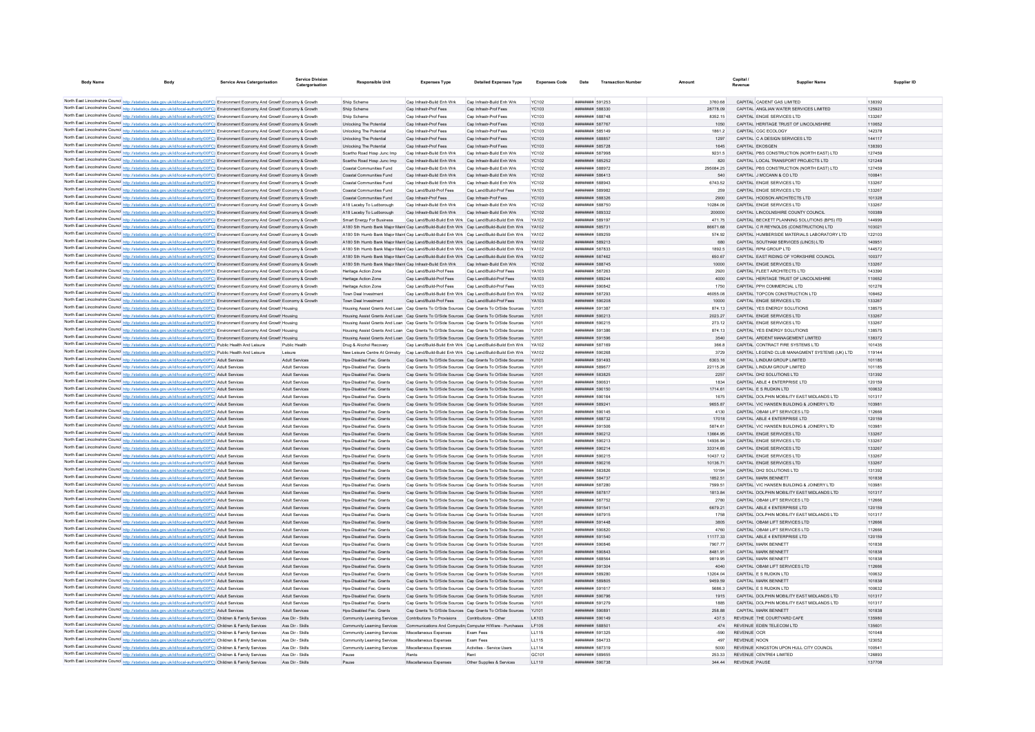| Body Name | Body | Service Area Catergorisation | Service Division Catergorisation | Responsible Unit | Expenses Type | Detailed Expenses Type | Expenses Code | Date | Transaction Number | Amount | Capital / Revenue | Supplier Name | Supplier ID |
|---|---|---|---|---|---|---|---|---|---|---|---|---|---|
| North East Lincolnshire Council | http://statistics.data.gov.uk/id/local-authority/00FC) | Environment Economy And Growth | Economy & Growth | Ship Scheme | Cap Infrastr-Build Enh Wrk | Cap Infrastr-Build Enh Wrk | YC102 | ######## | 591253 | 3760.68 | CAPITAL | CADENT GAS LIMITED | 138392 |
| North East Lincolnshire Council | http://statistics.data.gov.uk/id/local-authority/00FC) | Environment Economy And Growth | Economy & Growth | Ship Scheme | Cap Infrastr-Prof Fees | Cap Infrastr-Prof Fees | YC103 | ######## | 588330 | 28778.09 | CAPITAL | ANGLIAN WATER SERVICES LIMITED | 125923 |
| North East Lincolnshire Council | http://statistics.data.gov.uk/id/local-authority/00FC) | Environment Economy And Growth | Economy & Growth | Ship Scheme | Cap Infrastr-Prof Fees | Cap Infrastr-Prof Fees | YC103 | ######## | 588748 | 8352.15 | CAPITAL | ENGIE SERVICES LTD | 133267 |
| North East Lincolnshire Council | http://statistics.data.gov.uk/id/local-authority/00FC) | Environment Economy And Growth | Economy & Growth | Unlocking The Potential | Cap Infrastr-Prof Fees | Cap Infrastr-Prof Fees | YC103 | ######## | 587767 | 1050 | CAPITAL | HERITAGE TRUST OF LINCOLNSHIRE | 110652 |
| North East Lincolnshire Council | http://statistics.data.gov.uk/id/local-authority/00FC) | Environment Economy And Growth | Economy & Growth | Unlocking The Potential | Cap Infrastr-Prof Fees | Cap Infrastr-Prof Fees | YC103 | ######## | 585149 | 1861.2 | CAPITAL | CGC ECOLOGY | 142378 |
| North East Lincolnshire Council | http://statistics.data.gov.uk/id/local-authority/00FC) | Environment Economy And Growth | Economy & Growth | Unlocking The Potential | Cap Infrastr-Prof Fees | Cap Infrastr-Prof Fees | YC103 | ######## | 588857 | 1297 | CAPITAL | C A DESIGN SERVICES LTD | 144117 |
| North East Lincolnshire Council | http://statistics.data.gov.uk/id/local-authority/00FC) | Environment Economy And Growth | Economy & Growth | Unlocking The Potential | Cap Infrastr-Prof Fees | Cap Infrastr-Prof Fees | YC103 | ######## | 585728 | 1645 | CAPITAL | EKOSGEN | 138393 |
| North East Lincolnshire Council | http://statistics.data.gov.uk/id/local-authority/00FC) | Environment Economy And Growth | Economy & Growth | Scartho Road Hosp Junc Imp | Cap Infrastr-Build Enh Wrk | Cap Infrastr-Build Enh Wrk | YC102 | ######## | 587998 | 9231.5 | CAPITAL | PBS CONSTRUCTION (NORTH EAST) LTD | 127459 |
| North East Lincolnshire Council | http://statistics.data.gov.uk/id/local-authority/00FC) | Environment Economy And Growth | Economy & Growth | Scartho Road Hosp Junc Imp | Cap Infrastr-Build Enh Wrk | Cap Infrastr-Build Enh Wrk | YC102 | ######## | 585252 | 820 | CAPITAL | LOCAL TRANSPORT PROJECTS LTD | 121248 |
| North East Lincolnshire Council | http://statistics.data.gov.uk/id/local-authority/00FC) | Environment Economy And Growth | Economy & Growth | Coastal Communities Fund | Cap Infrastr-Build Enh Wrk | Cap Infrastr-Build Enh Wrk | YC102 | ######## | 588972 | 295084.25 | CAPITAL | PBS CONSTRUCTION (NORTH EAST) LTD | 127459 |
| North East Lincolnshire Council | http://statistics.data.gov.uk/id/local-authority/00FC) | Environment Economy And Growth | Economy & Growth | Coastal Communities Fund | Cap Infrastr-Build Enh Wrk | Cap Infrastr-Build Enh Wrk | YC102 | ######## | 586413 | 540 | CAPITAL | J MCCANN & CO LTD | 100841 |
| North East Lincolnshire Council | http://statistics.data.gov.uk/id/local-authority/00FC) | Environment Economy And Growth | Economy & Growth | Coastal Communities Fund | Cap Infrastr-Build Enh Wrk | Cap Infrastr-Build Enh Wrk | YC102 | ######## | 588943 | 6743.52 | CAPITAL | ENGIE SERVICES LTD | 133267 |
| North East Lincolnshire Council | http://statistics.data.gov.uk/id/local-authority/00FC) | Environment Economy And Growth | Economy & Growth | Coastal Communities Fund | Cap Land/Build-Prof Fees | Cap Land/Build-Prof Fees | YA103 | ######## | 589982 | 259 | CAPITAL | ENGIE SERVICES LTD | 133267 |
| North East Lincolnshire Council | http://statistics.data.gov.uk/id/local-authority/00FC) | Environment Economy And Growth | Economy & Growth | Coastal Communities Fund | Cap Infrastr-Prof Fees | Cap Infrastr-Prof Fees | YC103 | ######## | 588326 | 2900 | CAPITAL | HODSON ARCHITECTS LTD | 101328 |
| North East Lincolnshire Council | http://statistics.data.gov.uk/id/local-authority/00FC) | Environment Economy And Growth | Economy & Growth | A18 Laceby To Ludborough | Cap Infrastr-Build Enh Wrk | Cap Infrastr-Build Enh Wrk | YC102 | ######## | 588750 | 10284.06 | CAPITAL | ENGIE SERVICES LTD | 133267 |
| North East Lincolnshire Council | http://statistics.data.gov.uk/id/local-authority/00FC) | Environment Economy And Growth | Economy & Growth | A18 Laceby To Ludborough | Cap Infrastr-Build Enh Wrk | Cap Infrastr-Build Enh Wrk | YC102 | ######## | 589332 | 200000 | CAPITAL | LINCOLNSHIRE COUNTY COUNCIL | 100389 |
| North East Lincolnshire Council | http://statistics.data.gov.uk/id/local-authority/00FC) | Environment Economy And Growth | Economy & Growth | Smart Energy For Business | Cap Land/Build-Build Enh Wrk | Cap Land/Build-Build Enh Wrk | YA102 | ######## | 589197 | 471.75 | CAPITAL | BECKETT PLANNING SOLUTIONS (BPS) ITD | 144999 |
| North East Lincolnshire Council | http://statistics.data.gov.uk/id/local-authority/00FC) | Environment Economy And Growth | Economy & Growth | A180 Sth Humb Bank Major Maint | Cap Land/Build-Build Enh Wrk | Cap Land/Build-Build Enh Wrk | YA102 | ######## | 585731 | 86671.68 | CAPITAL | C R REYNOLDS (CONSTRUCTION) LTD | 103021 |
| North East Lincolnshire Council | http://statistics.data.gov.uk/id/local-authority/00FC) | Environment Economy And Growth | Economy & Growth | A180 Sth Humb Bank Major Maint | Cap Land/Build-Build Enh Wrk | Cap Land/Build-Build Enh Wrk | YA102 | ######## | 589259 | 574.92 | CAPITAL | HUMBERSIDE MATERIALS LABORATORY LTD | 122103 |
| North East Lincolnshire Council | http://statistics.data.gov.uk/id/local-authority/00FC) | Environment Economy And Growth | Economy & Growth | A180 Sth Humb Bank Major Maint | Cap Land/Build-Build Enh Wrk | Cap Land/Build-Build Enh Wrk | YA102 | ######## | 589213 | 680 | CAPITAL | SOUTHAM SERVICES (LINCS) LTD | 140951 |
| North East Lincolnshire Council | http://statistics.data.gov.uk/id/local-authority/00FC) | Environment Economy And Growth | Economy & Growth | A180 Sth Humb Bank Major Maint | Cap Land/Build-Build Enh Wrk | Cap Land/Build-Build Enh Wrk | YA102 | ######## | 587833 | 1892.5 | CAPITAL | RPM GROUP LTD | 144572 |
| North East Lincolnshire Council | http://statistics.data.gov.uk/id/local-authority/00FC) | Environment Economy And Growth | Economy & Growth | A180 Sth Humb Bank Major Maint | Cap Land/Build-Build Enh Wrk | Cap Land/Build-Build Enh Wrk | YA102 | ######## | 587482 | 850.67 | CAPITAL | EAST RIDING OF YORKSHIRE COUNCIL | 100377 |
| North East Lincolnshire Council | http://statistics.data.gov.uk/id/local-authority/00FC) | Environment Economy And Growth | Economy & Growth | A180 Sth Humb Bank Major Maint | Cap Infrastr-Build Enh Wrk | Cap Infrastr-Build Enh Wrk | YC102 | ######## | 588745 | 10000 | CAPITAL | ENGIE SERVICES LTD | 133267 |
| North East Lincolnshire Council | http://statistics.data.gov.uk/id/local-authority/00FC) | Environment Economy And Growth | Economy & Growth | Heritage Action Zone | Cap Land/Build-Prof Fees | Cap Land/Build-Prof Fees | YA103 | ######## | 587263 | 2920 | CAPITAL | FLEET ARCHITECTS LTD | 143390 |
| North East Lincolnshire Council | http://statistics.data.gov.uk/id/local-authority/00FC) | Environment Economy And Growth | Economy & Growth | Heritage Action Zone | Cap Land/Build-Prof Fees | Cap Land/Build-Prof Fees | YA103 | ######## | 589244 | 4000 | CAPITAL | HERITAGE TRUST OF LINCOLNSHIRE | 110652 |
| North East Lincolnshire Council | http://statistics.data.gov.uk/id/local-authority/00FC) | Environment Economy And Growth | Economy & Growth | Heritage Action Zone | Cap Land/Build-Prof Fees | Cap Land/Build-Prof Fees | YA103 | ######## | 590842 | 1750 | CAPITAL | PPH COMMERCIAL LTD | 101276 |
| North East Lincolnshire Council | http://statistics.data.gov.uk/id/local-authority/00FC) | Environment Economy And Growth | Economy & Growth | Town Deal Investment | Cap Land/Build-Build Enh Wrk | Cap Land/Build-Build Enh Wrk | YA102 | ######## | 587293 | 46055.08 | CAPITAL | TOPCON CONSTRUCTION LTD | 108462 |
| North East Lincolnshire Council | http://statistics.data.gov.uk/id/local-authority/00FC) | Environment Economy And Growth | Economy & Growth | Town Deal Investment | Cap Land/Build-Prof Fees | Cap Land/Build-Prof Fees | YA103 | ######## | 590208 | 10000 | CAPITAL | ENGIE SERVICES LTD | 133267 |
| North East Lincolnshire Council | http://statistics.data.gov.uk/id/local-authority/00FC) | Environment Economy And Growth | Housing | Housing Assist Grants And Loan | Cap Grants To O/Side Sources | Cap Grants To O/Side Sources | YJ101 | ######## | 591387 | 874.13 | CAPITAL | YES ENERGY SOLUTIONS | 138575 |
| North East Lincolnshire Council | http://statistics.data.gov.uk/id/local-authority/00FC) | Environment Economy And Growth | Housing | Housing Assist Grants And Loan | Cap Grants To O/Side Sources | Cap Grants To O/Side Sources | YJ101 | ######## | 590213 | 2023.27 | CAPITAL | ENGIE SERVICES LTD | 133267 |
| North East Lincolnshire Council | http://statistics.data.gov.uk/id/local-authority/00FC) | Environment Economy And Growth | Housing | Housing Assist Grants And Loan | Cap Grants To O/Side Sources | Cap Grants To O/Side Sources | YJ101 | ######## | 590215 | 273.12 | CAPITAL | ENGIE SERVICES LTD | 133267 |
| North East Lincolnshire Council | http://statistics.data.gov.uk/id/local-authority/00FC) | Environment Economy And Growth | Housing | Housing Assist Grants And Loan | Cap Grants To O/Side Sources | Cap Grants To O/Side Sources | YJ101 | ######## | 591386 | 874.13 | CAPITAL | YES ENERGY SOLUTIONS | 138575 |
| North East Lincolnshire Council | http://statistics.data.gov.uk/id/local-authority/00FC) | Environment Economy And Growth | Housing | Housing Assist Grants And Loan | Cap Grants To O/Side Sources | Cap Grants To O/Side Sources | YJ101 | ######## | 591596 | 3540 | CAPITAL | ARDENT MANAGEMENT LIMITED | 138372 |
| North East Lincolnshire Council | http://statistics.data.gov.uk/id/local-authority/00FC) | Public Health And Leisure | Public Health | Drug & Alcohol Recovery | Cap Land/Build-Build Enh Wrk | Cap Land/Build-Build Enh Wrk | YA102 | ######## | 587169 | 366.8 | CAPITAL | CONTRACT FIRE SYSTEMS LTD | 101435 |
| North East Lincolnshire Council | http://statistics.data.gov.uk/id/local-authority/00FC) | Public Health And Leisure | Leisure | New Leisure Centre At Grimsby | Cap Land/Build-Build Enh Wrk | Cap Land/Build-Build Enh Wrk | YA102 | ######## | 590268 | 3729 | CAPITAL | LEGEND CLUB MANAGMENT SYSTEMS (UK) LTD | 119144 |
| North East Lincolnshire Council | http://statistics.data.gov.uk/id/local-authority/00FC) | Adult Services | Adult Services | Hps-Disabled Fac. Grants | Cap Grants To O/Side Sources | Cap Grants To O/Side Sources | YJ101 | ######## | 591493 | 6303.16 | CAPITAL | LINDUM GROUP LIMITED | 101185 |
| North East Lincolnshire Council | http://statistics.data.gov.uk/id/local-authority/00FC) | Adult Services | Adult Services | Hps-Disabled Fac. Grants | Cap Grants To O/Side Sources | Cap Grants To O/Side Sources | YJ101 | ######## | 589577 | 22115.26 | CAPITAL | LINDUM GROUP LIMITED | 101185 |
| North East Lincolnshire Council | http://statistics.data.gov.uk/id/local-authority/00FC) | Adult Services | Adult Services | Hps-Disabled Fac. Grants | Cap Grants To O/Side Sources | Cap Grants To O/Side Sources | YJ101 | ######## | 583825 | 2257 | CAPITAL | DH2 SOLUTIONS LTD | 131392 |
| North East Lincolnshire Council | http://statistics.data.gov.uk/id/local-authority/00FC) | Adult Services | Adult Services | Hps-Disabled Fac. Grants | Cap Grants To O/Side Sources | Cap Grants To O/Side Sources | YJ101 | ######## | 590631 | 1834 | CAPITAL | ABLE 4 ENTERPRISE LTD | 120159 |
| North East Lincolnshire Council | http://statistics.data.gov.uk/id/local-authority/00FC) | Adult Services | Adult Services | Hps-Disabled Fac. Grants | Cap Grants To O/Side Sources | Cap Grants To O/Side Sources | YJ101 | ######## | 590150 | 1714.61 | CAPITAL | E S RUDKIN LTD | 100632 |
| North East Lincolnshire Council | http://statistics.data.gov.uk/id/local-authority/00FC) | Adult Services | Adult Services | Hps-Disabled Fac. Grants | Cap Grants To O/Side Sources | Cap Grants To O/Side Sources | YJ101 | ######## | 590164 | 1675 | CAPITAL | DOLPHIN MOBILITY EAST MIDLANDS LTD | 101317 |
| North East Lincolnshire Council | http://statistics.data.gov.uk/id/local-authority/00FC) | Adult Services | Adult Services | Hps-Disabled Fac. Grants | Cap Grants To O/Side Sources | Cap Grants To O/Side Sources | YJ101 | ######## | 589241 | 9655.87 | CAPITAL | VIC HANSEN BUILDING & JOINERY LTD | 103981 |
| North East Lincolnshire Council | http://statistics.data.gov.uk/id/local-authority/00FC) | Adult Services | Adult Services | Hps-Disabled Fac. Grants | Cap Grants To O/Side Sources | Cap Grants To O/Side Sources | YJ101 | ######## | 590145 | 4130 | CAPITAL | OBAM LIFT SERVICES LTD | 112666 |
| North East Lincolnshire Council | http://statistics.data.gov.uk/id/local-authority/00FC) | Adult Services | Adult Services | Hps-Disabled Fac. Grants | Cap Grants To O/Side Sources | Cap Grants To O/Side Sources | YJ101 | ######## | 588732 | 17018 | CAPITAL | ABLE 4 ENTERPRISE LTD | 120159 |
| North East Lincolnshire Council | http://statistics.data.gov.uk/id/local-authority/00FC) | Adult Services | Adult Services | Hps-Disabled Fac. Grants | Cap Grants To O/Side Sources | Cap Grants To O/Side Sources | YJ101 | ######## | 591506 | 5874.61 | CAPITAL | VIC HANSEN BUILDING & JOINERY LTD | 103981 |
| North East Lincolnshire Council | http://statistics.data.gov.uk/id/local-authority/00FC) | Adult Services | Adult Services | Hps-Disabled Fac. Grants | Cap Grants To O/Side Sources | Cap Grants To O/Side Sources | YJ101 | ######## | 590212 | 13684.95 | CAPITAL | ENGIE SERVICES LTD | 133267 |
| North East Lincolnshire Council | http://statistics.data.gov.uk/id/local-authority/00FC) | Adult Services | Adult Services | Hps-Disabled Fac. Grants | Cap Grants To O/Side Sources | Cap Grants To O/Side Sources | YJ101 | ######## | 590213 | 14936.94 | CAPITAL | ENGIE SERVICES LTD | 133267 |
| North East Lincolnshire Council | http://statistics.data.gov.uk/id/local-authority/00FC) | Adult Services | Adult Services | Hps-Disabled Fac. Grants | Cap Grants To O/Side Sources | Cap Grants To O/Side Sources | YJ101 | ######## | 590214 | 33314.65 | CAPITAL | ENGIE SERVICES LTD | 133267 |
| North East Lincolnshire Council | http://statistics.data.gov.uk/id/local-authority/00FC) | Adult Services | Adult Services | Hps-Disabled Fac. Grants | Cap Grants To O/Side Sources | Cap Grants To O/Side Sources | YJ101 | ######## | 590215 | 10437.12 | CAPITAL | ENGIE SERVICES LTD | 133267 |
| North East Lincolnshire Council | http://statistics.data.gov.uk/id/local-authority/00FC) | Adult Services | Adult Services | Hps-Disabled Fac. Grants | Cap Grants To O/Side Sources | Cap Grants To O/Side Sources | YJ101 | ######## | 590216 | 10136.71 | CAPITAL | ENGIE SERVICES LTD | 133267 |
| North East Lincolnshire Council | http://statistics.data.gov.uk/id/local-authority/00FC) | Adult Services | Adult Services | Hps-Disabled Fac. Grants | Cap Grants To O/Side Sources | Cap Grants To O/Side Sources | YJ101 | ######## | 583826 | 10194 | CAPITAL | DH2 SOLUTIONS LTD | 131392 |
| North East Lincolnshire Council | http://statistics.data.gov.uk/id/local-authority/00FC) | Adult Services | Adult Services | Hps-Disabled Fac. Grants | Cap Grants To O/Side Sources | Cap Grants To O/Side Sources | YJ101 | ######## | 584737 | 1852.51 | CAPITAL | MARK BENNETT | 101838 |
| North East Lincolnshire Council | http://statistics.data.gov.uk/id/local-authority/00FC) | Adult Services | Adult Services | Hps-Disabled Fac. Grants | Cap Grants To O/Side Sources | Cap Grants To O/Side Sources | YJ101 | ######## | 587280 | 7599.51 | CAPITAL | VIC HANSEN BUILDING & JOINERY LTD | 103981 |
| North East Lincolnshire Council | http://statistics.data.gov.uk/id/local-authority/00FC) | Adult Services | Adult Services | Hps-Disabled Fac. Grants | Cap Grants To O/Side Sources | Cap Grants To O/Side Sources | YJ101 | ######## | 587817 | 1813.84 | CAPITAL | DOLPHIN MOBILITY EAST MIDLANDS LTD | 101317 |
| North East Lincolnshire Council | http://statistics.data.gov.uk/id/local-authority/00FC) | Adult Services | Adult Services | Hps-Disabled Fac. Grants | Cap Grants To O/Side Sources | Cap Grants To O/Side Sources | YJ101 | ######## | 587752 | 2780 | CAPITAL | OBAM LIFT SERVICES LTD | 112666 |
| North East Lincolnshire Council | http://statistics.data.gov.uk/id/local-authority/00FC) | Adult Services | Adult Services | Hps-Disabled Fac. Grants | Cap Grants To O/Side Sources | Cap Grants To O/Side Sources | YJ101 | ######## | 591541 | 6679.21 | CAPITAL | ABLE 4 ENTERPRISE LTD | 120159 |
| North East Lincolnshire Council | http://statistics.data.gov.uk/id/local-authority/00FC) | Adult Services | Adult Services | Hps-Disabled Fac. Grants | Cap Grants To O/Side Sources | Cap Grants To O/Side Sources | YJ101 | ######## | 587915 | 1758 | CAPITAL | DOLPHIN MOBILITY EAST MIDLANDS LTD | 101317 |
| North East Lincolnshire Council | http://statistics.data.gov.uk/id/local-authority/00FC) | Adult Services | Adult Services | Hps-Disabled Fac. Grants | Cap Grants To O/Side Sources | Cap Grants To O/Side Sources | YJ101 | ######## | 591448 | 3805 | CAPITAL | OBAM LIFT SERVICES LTD | 112666 |
| North East Lincolnshire Council | http://statistics.data.gov.uk/id/local-authority/00FC) | Adult Services | Adult Services | Hps-Disabled Fac. Grants | Cap Grants To O/Side Sources | Cap Grants To O/Side Sources | YJ101 | ######## | 590820 | 4760 | CAPITAL | OBAM LIFT SERVICES LTD | 112666 |
| North East Lincolnshire Council | http://statistics.data.gov.uk/id/local-authority/00FC) | Adult Services | Adult Services | Hps-Disabled Fac. Grants | Cap Grants To O/Side Sources | Cap Grants To O/Side Sources | YJ101 | ######## | 591540 | 11177.33 | CAPITAL | ABLE 4 ENTERPRISE LTD | 120159 |
| North East Lincolnshire Council | http://statistics.data.gov.uk/id/local-authority/00FC) | Adult Services | Adult Services | Hps-Disabled Fac. Grants | Cap Grants To O/Side Sources | Cap Grants To O/Side Sources | YJ101 | ######## | 590846 | 7907.77 | CAPITAL | MARK BENNETT | 101838 |
| North East Lincolnshire Council | http://statistics.data.gov.uk/id/local-authority/00FC) | Adult Services | Adult Services | Hps-Disabled Fac. Grants | Cap Grants To O/Side Sources | Cap Grants To O/Side Sources | YJ101 | ######## | 590843 | 8481.91 | CAPITAL | MARK BENNETT | 101838 |
| North East Lincolnshire Council | http://statistics.data.gov.uk/id/local-authority/00FC) | Adult Services | Adult Services | Hps-Disabled Fac. Grants | Cap Grants To O/Side Sources | Cap Grants To O/Side Sources | YJ101 | ######## | 588564 | 9819.95 | CAPITAL | MARK BENNETT | 101838 |
| North East Lincolnshire Council | http://statistics.data.gov.uk/id/local-authority/00FC) | Adult Services | Adult Services | Hps-Disabled Fac. Grants | Cap Grants To O/Side Sources | Cap Grants To O/Side Sources | YJ101 | ######## | 591304 | 4040 | CAPITAL | OBAM LIFT SERVICES LTD | 112666 |
| North East Lincolnshire Council | http://statistics.data.gov.uk/id/local-authority/00FC) | Adult Services | Adult Services | Hps-Disabled Fac. Grants | Cap Grants To O/Side Sources | Cap Grants To O/Side Sources | YJ101 | ######## | 589280 | 13204.04 | CAPITAL | E S RUDKIN LTD | 100632 |
| North East Lincolnshire Council | http://statistics.data.gov.uk/id/local-authority/00FC) | Adult Services | Adult Services | Hps-Disabled Fac. Grants | Cap Grants To O/Side Sources | Cap Grants To O/Side Sources | YJ101 | ######## | 589805 | 9459.59 | CAPITAL | MARK BENNETT | 101838 |
| North East Lincolnshire Council | http://statistics.data.gov.uk/id/local-authority/00FC) | Adult Services | Adult Services | Hps-Disabled Fac. Grants | Cap Grants To O/Side Sources | Cap Grants To O/Side Sources | YJ101 | ######## | 591617 | 5686.3 | CAPITAL | E S RUDKIN LTD | 100632 |
| North East Lincolnshire Council | http://statistics.data.gov.uk/id/local-authority/00FC) | Adult Services | Adult Services | Hps-Disabled Fac. Grants | Cap Grants To O/Side Sources | Cap Grants To O/Side Sources | YJ101 | ######## | 590796 | 1915 | CAPITAL | DOLPHIN MOBILITY EAST MIDLANDS LTD | 101317 |
| North East Lincolnshire Council | http://statistics.data.gov.uk/id/local-authority/00FC) | Adult Services | Adult Services | Hps-Disabled Fac. Grants | Cap Grants To O/Side Sources | Cap Grants To O/Side Sources | YJ101 | ######## | 591279 | 1885 | CAPITAL | DOLPHIN MOBILITY EAST MIDLANDS LTD | 101317 |
| North East Lincolnshire Council | http://statistics.data.gov.uk/id/local-authority/00FC) | Adult Services | Adult Services | Hps-Disabled Fac. Grants | Cap Grants To O/Side Sources | Cap Grants To O/Side Sources | YJ101 | ######## | 590891 | 258.88 | CAPITAL | MARK BENNETT | 101838 |
| North East Lincolnshire Council | http://statistics.data.gov.uk/id/local-authority/00FC) | Children & Family Services | Ass Dir - Skills | Community Learning Services | Contributions To Provisions | Contributions - Other | LK103 | ######## | 590149 | 437.5 | REVENUE | THE COURTYARD CAFE | 135980 |
| North East Lincolnshire Council | http://statistics.data.gov.uk/id/local-authority/00FC) | Children & Family Services | Ass Dir - Skills | Community Learning Services | Communications And Computing | Computer H/Ware - Purchases | LF105 | ######## | 588501 | 474 | REVENUE | EDEN TELECOM LTD | 135601 |
| North East Lincolnshire Council | http://statistics.data.gov.uk/id/local-authority/00FC) | Children & Family Services | Ass Dir - Skills | Community Learning Services | Miscellaneous Expenses | Exam Fees | LL115 | ######## | 591325 | -590 | REVENUE | OCR | 101048 |
| North East Lincolnshire Council | http://statistics.data.gov.uk/id/local-authority/00FC) | Children & Family Services | Ass Dir - Skills | Community Learning Services | Miscellaneous Expenses | Exam Fees | LL115 | ######## | 584733 | 497 | REVENUE | NOCN | 123052 |
| North East Lincolnshire Council | http://statistics.data.gov.uk/id/local-authority/00FC) | Children & Family Services | Ass Dir - Skills | Community Learning Services | Miscellaneous Expenses | Activities - Service Users | LL114 | ######## | 587319 | 5000 | REVENUE | KINGSTON UPON HULL CITY COUNCIL | 100541 |
| North East Lincolnshire Council | http://statistics.data.gov.uk/id/local-authority/00FC) | Children & Family Services | Ass Dir - Skills | Pause | Rents | Rent | GC101 | ######## | 589655 | 253.33 | REVENUE | CENTRE4 LIMITED | 128850 |
| North East Lincolnshire Council | http://statistics.data.gov.uk/id/local-authority/00FC) | Children & Family Services | Ass Dir - Skills | Pause | Miscellaneous Expenses | Other Supplies & Services | LL110 | ######## | 590738 | 344.44 | REVENUE | PAUSE | 137708 |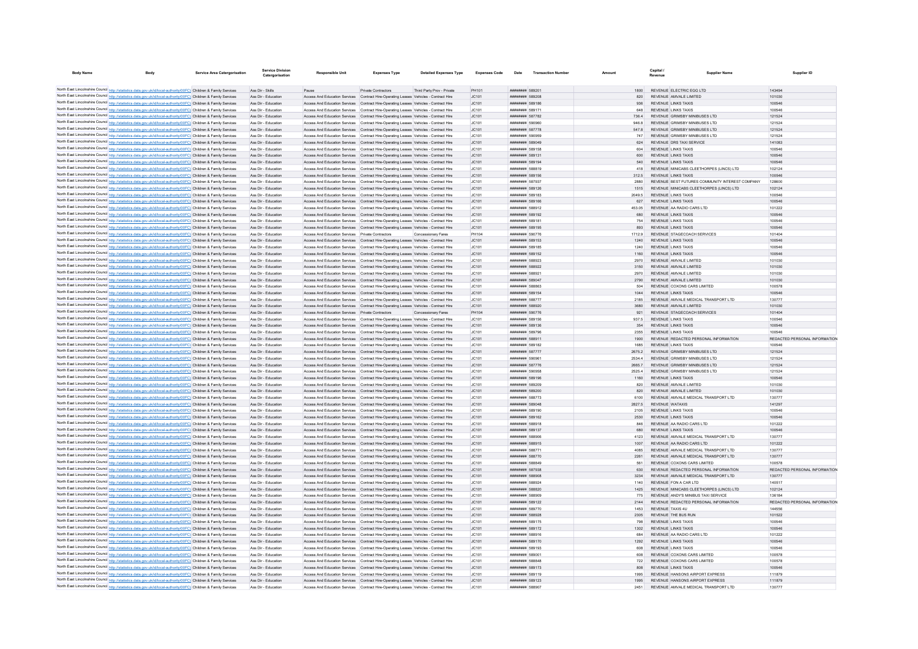| Body Name | Body | Service Area Catergorisation | Service Division Catergorisation | Responsible Unit | Expenses Type | Detailed Expenses Type | Expenses Code | Date | Transaction Number | Amount | Capital / Revenue | Supplier Name | Supplier ID |
|---|---|---|---|---|---|---|---|---|---|---|---|---|---|
| North East Lincolnshire Council | http://statistics.data.gov.uk/id/local-authority/00FC) | Children & Family Services | Ass Dir - Skills | Pause | Private Contractors | Third Party Prov - Private | PH101 | ######## | 589201 | 1800 | REVENUE | ELECTRIC EGG LTD | 143494 |
| North East Lincolnshire Council | http://statistics.data.gov.uk/id/local-authority/00FC) | Children & Family Services | Ass Dir - Education | Access And Education Services | Contract Hire-Operating Leases | Vehicles - Contract Hire | JC101 | ######## | 589208 | 820 | REVENUE | AMVALE LIMITED | 101030 |
| North East Lincolnshire Council | http://statistics.data.gov.uk/id/local-authority/00FC) | Children & Family Services | Ass Dir - Education | Access And Education Services | Contract Hire-Operating Leases | Vehicles - Contract Hire | JC101 | ######## | 589186 | 936 | REVENUE | LINKS TAXIS | 100546 |
| North East Lincolnshire Council | http://statistics.data.gov.uk/id/local-authority/00FC) | Children & Family Services | Ass Dir - Education | Access And Education Services | Contract Hire-Operating Leases | Vehicles - Contract Hire | JC101 | ######## | 589171 | 648 | REVENUE | LINKS TAXIS | 100546 |
| North East Lincolnshire Council | http://statistics.data.gov.uk/id/local-authority/00FC) | Children & Family Services | Ass Dir - Education | Access And Education Services | Contract Hire-Operating Leases | Vehicles - Contract Hire | JC101 | ######## | 587782 | 736.4 | REVENUE | GRIMSBY MINIBUSES LTD | 121524 |
| North East Lincolnshire Council | http://statistics.data.gov.uk/id/local-authority/00FC) | Children & Family Services | Ass Dir - Education | Access And Education Services | Contract Hire-Operating Leases | Vehicles - Contract Hire | JC101 | ######## | 590960 | 946.8 | REVENUE | GRIMSBY MINIBUSES LTD | 121524 |
| North East Lincolnshire Council | http://statistics.data.gov.uk/id/local-authority/00FC) | Children & Family Services | Ass Dir - Education | Access And Education Services | Contract Hire-Operating Leases | Vehicles - Contract Hire | JC101 | ######## | 587778 | 547.8 | REVENUE | GRIMSBY MINIBUSES LTD | 121524 |
| North East Lincolnshire Council | http://statistics.data.gov.uk/id/local-authority/00FC) | Children & Family Services | Ass Dir - Education | Access And Education Services | Contract Hire-Operating Leases | Vehicles - Contract Hire | JC101 | ######## | 590959 | 747 | REVENUE | GRIMSBY MINIBUSES LTD | 121524 |
| North East Lincolnshire Council | http://statistics.data.gov.uk/id/local-authority/00FC) | Children & Family Services | Ass Dir - Education | Access And Education Services | Contract Hire-Operating Leases | Vehicles - Contract Hire | JC101 | ######## | 589049 | 624 | REVENUE | DRS TAXI SERVICE | 141083 |
| North East Lincolnshire Council | http://statistics.data.gov.uk/id/local-authority/00FC) | Children & Family Services | Ass Dir - Education | Access And Education Services | Contract Hire-Operating Leases | Vehicles - Contract Hire | JC101 | ######## | 589158 | 604 | REVENUE | LINKS TAXIS | 100546 |
| North East Lincolnshire Council | http://statistics.data.gov.uk/id/local-authority/00FC) | Children & Family Services | Ass Dir - Education | Access And Education Services | Contract Hire-Operating Leases | Vehicles - Contract Hire | JC101 | ######## | 589131 | 600 | REVENUE | LINKS TAXIS | 100546 |
| North East Lincolnshire Council | http://statistics.data.gov.uk/id/local-authority/00FC) | Children & Family Services | Ass Dir - Education | Access And Education Services | Contract Hire-Operating Leases | Vehicles - Contract Hire | JC101 | ######## | 589194 | 540 | REVENUE | LINKS TAXIS | 100546 |
| North East Lincolnshire Council | http://statistics.data.gov.uk/id/local-authority/00FC) | Children & Family Services | Ass Dir - Education | Access And Education Services | Contract Hire-Operating Leases | Vehicles - Contract Hire | JC101 | ######## | 588819 | 418 | REVENUE | MINICABS CLEETHORPES (LINCS) LTD | 102124 |
| North East Lincolnshire Council | http://statistics.data.gov.uk/id/local-authority/00FC) | Children & Family Services | Ass Dir - Education | Access And Education Services | Contract Hire-Operating Leases | Vehicles - Contract Hire | JC101 | ######## | 589156 | 312.5 | REVENUE | LINKS TAXIS | 100546 |
| North East Lincolnshire Council | http://statistics.data.gov.uk/id/local-authority/00FC) | Children & Family Services | Ass Dir - Education | Access And Education Services | Contract Hire-Operating Leases | Vehicles - Contract Hire | JC101 | ######## | 587937 | 2880 | REVENUE | BEST FUTURES COMMUNITY INTEREST COMPANY | 128600 |
| North East Lincolnshire Council | http://statistics.data.gov.uk/id/local-authority/00FC) | Children & Family Services | Ass Dir - Education | Access And Education Services | Contract Hire-Operating Leases | Vehicles - Contract Hire | JC101 | ######## | 589126 | 1515 | REVENUE | MINICABS CLEETHORPES (LINCS) LTD | 102124 |
| North East Lincolnshire Council | http://statistics.data.gov.uk/id/local-authority/00FC) | Children & Family Services | Ass Dir - Education | Access And Education Services | Contract Hire-Operating Leases | Vehicles - Contract Hire | JC101 | ######## | 589183 | 2049.5 | REVENUE | LINKS TAXIS | 100546 |
| North East Lincolnshire Council | http://statistics.data.gov.uk/id/local-authority/00FC) | Children & Family Services | Ass Dir - Education | Access And Education Services | Contract Hire-Operating Leases | Vehicles - Contract Hire | JC101 | ######## | 589166 | 627 | REVENUE | LINKS TAXIS | 100546 |
| North East Lincolnshire Council | http://statistics.data.gov.uk/id/local-authority/00FC) | Children & Family Services | Ass Dir - Education | Access And Education Services | Contract Hire-Operating Leases | Vehicles - Contract Hire | JC101 | ######## | 588912 | 453.05 | REVENUE | AA RADIO CARS LTD | 101222 |
| North East Lincolnshire Council | http://statistics.data.gov.uk/id/local-authority/00FC) | Children & Family Services | Ass Dir - Education | Access And Education Services | Contract Hire-Operating Leases | Vehicles - Contract Hire | JC101 | ######## | 589192 | 680 | REVENUE | LINKS TAXIS | 100546 |
| North East Lincolnshire Council | http://statistics.data.gov.uk/id/local-authority/00FC) | Children & Family Services | Ass Dir - Education | Access And Education Services | Contract Hire-Operating Leases | Vehicles - Contract Hire | JC101 | ######## | 589181 | 754 | REVENUE | LINKS TAXIS | 100546 |
| North East Lincolnshire Council | http://statistics.data.gov.uk/id/local-authority/00FC) | Children & Family Services | Ass Dir - Education | Access And Education Services | Contract Hire-Operating Leases | Vehicles - Contract Hire | JC101 | ######## | 589195 | 893 | REVENUE | LINKS TAXIS | 100546 |
| North East Lincolnshire Council | http://statistics.data.gov.uk/id/local-authority/00FC) | Children & Family Services | Ass Dir - Education | Access And Education Services | Private Contractors | Concessionary Fares | PH104 | ######## | 590776 | 1712.9 | REVENUE | STAGECOACH SERVICES | 101404 |
| North East Lincolnshire Council | http://statistics.data.gov.uk/id/local-authority/00FC) | Children & Family Services | Ass Dir - Education | Access And Education Services | Contract Hire-Operating Leases | Vehicles - Contract Hire | JC101 | ######## | 589153 | 1240 | REVENUE | LINKS TAXIS | 100546 |
| North East Lincolnshire Council | http://statistics.data.gov.uk/id/local-authority/00FC) | Children & Family Services | Ass Dir - Education | Access And Education Services | Contract Hire-Operating Leases | Vehicles - Contract Hire | JC101 | ######## | 589185 | 1240 | REVENUE | LINKS TAXIS | 100546 |
| North East Lincolnshire Council | http://statistics.data.gov.uk/id/local-authority/00FC) | Children & Family Services | Ass Dir - Education | Access And Education Services | Contract Hire-Operating Leases | Vehicles - Contract Hire | JC101 | ######## | 589152 | 1160 | REVENUE | LINKS TAXIS | 100546 |
| North East Lincolnshire Council | http://statistics.data.gov.uk/id/local-authority/00FC) | Children & Family Services | Ass Dir - Education | Access And Education Services | Contract Hire-Operating Leases | Vehicles - Contract Hire | JC101 | ######## | 588923 | 2970 | REVENUE | AMVALE LIMITED | 101030 |
| North East Lincolnshire Council | http://statistics.data.gov.uk/id/local-authority/00FC) | Children & Family Services | Ass Dir - Education | Access And Education Services | Contract Hire-Operating Leases | Vehicles - Contract Hire | JC101 | ######## | 588922 | 3150 | REVENUE | AMVALE LIMITED | 101030 |
| North East Lincolnshire Council | http://statistics.data.gov.uk/id/local-authority/00FC) | Children & Family Services | Ass Dir - Education | Access And Education Services | Contract Hire-Operating Leases | Vehicles - Contract Hire | JC101 | ######## | 588921 | 2970 | REVENUE | AMVALE LIMITED | 101030 |
| North East Lincolnshire Council | http://statistics.data.gov.uk/id/local-authority/00FC) | Children & Family Services | Ass Dir - Education | Access And Education Services | Contract Hire-Operating Leases | Vehicles - Contract Hire | JC101 | ######## | 589047 | 2790 | REVENUE | AMVALE LIMITED | 101030 |
| North East Lincolnshire Council | http://statistics.data.gov.uk/id/local-authority/00FC) | Children & Family Services | Ass Dir - Education | Access And Education Services | Contract Hire-Operating Leases | Vehicles - Contract Hire | JC101 | ######## | 588863 | 504 | REVENUE | COXONS CARS LIMITED | 100578 |
| North East Lincolnshire Council | http://statistics.data.gov.uk/id/local-authority/00FC) | Children & Family Services | Ass Dir - Education | Access And Education Services | Contract Hire-Operating Leases | Vehicles - Contract Hire | JC101 | ######## | 589154 | 1044 | REVENUE | LINKS TAXIS | 100546 |
| North East Lincolnshire Council | http://statistics.data.gov.uk/id/local-authority/00FC) | Children & Family Services | Ass Dir - Education | Access And Education Services | Contract Hire-Operating Leases | Vehicles - Contract Hire | JC101 | ######## | 588777 | 2185 | REVENUE | AMVALE MEDICAL TRANSPORT LTD | 130777 |
| North East Lincolnshire Council | http://statistics.data.gov.uk/id/local-authority/00FC) | Children & Family Services | Ass Dir - Education | Access And Education Services | Contract Hire-Operating Leases | Vehicles - Contract Hire | JC101 | ######## | 588920 | 3680 | REVENUE | AMVALE LIMITED | 101030 |
| North East Lincolnshire Council | http://statistics.data.gov.uk/id/local-authority/00FC) | Children & Family Services | Ass Dir - Education | Access And Education Services | Private Contractors | Concessionary Fares | PH104 | ######## | 590776 | 921 | REVENUE | STAGECOACH SERVICES | 101404 |
| North East Lincolnshire Council | http://statistics.data.gov.uk/id/local-authority/00FC) | Children & Family Services | Ass Dir - Education | Access And Education Services | Contract Hire-Operating Leases | Vehicles - Contract Hire | JC101 | ######## | 589156 | 937.5 | REVENUE | LINKS TAXIS | 100546 |
| North East Lincolnshire Council | http://statistics.data.gov.uk/id/local-authority/00FC) | Children & Family Services | Ass Dir - Education | Access And Education Services | Contract Hire-Operating Leases | Vehicles - Contract Hire | JC101 | ######## | 589136 | 354 | REVENUE | LINKS TAXIS | 100546 |
| North East Lincolnshire Council | http://statistics.data.gov.uk/id/local-authority/00FC) | Children & Family Services | Ass Dir - Education | Access And Education Services | Contract Hire-Operating Leases | Vehicles - Contract Hire | JC101 | ######## | 589796 | 2355 | REVENUE | LINKS TAXIS | 100546 |
| North East Lincolnshire Council | http://statistics.data.gov.uk/id/local-authority/00FC) | Children & Family Services | Ass Dir - Education | Access And Education Services | Contract Hire-Operating Leases | Vehicles - Contract Hire | JC101 | ######## | 588911 | 1900 | REVENUE | REDACTED PERSONAL INFORMATION | REDACTED PERSONAL INFORMATION |
| North East Lincolnshire Council | http://statistics.data.gov.uk/id/local-authority/00FC) | Children & Family Services | Ass Dir - Education | Access And Education Services | Contract Hire-Operating Leases | Vehicles - Contract Hire | JC101 | ######## | 589182 | 1685 | REVENUE | LINKS TAXIS | 100546 |
| North East Lincolnshire Council | http://statistics.data.gov.uk/id/local-authority/00FC) | Children & Family Services | Ass Dir - Education | Access And Education Services | Contract Hire-Operating Leases | Vehicles - Contract Hire | JC101 | ######## | 587777 | 2675.2 | REVENUE | GRIMSBY MINIBUSES LTD | 121524 |
| North East Lincolnshire Council | http://statistics.data.gov.uk/id/local-authority/00FC) | Children & Family Services | Ass Dir - Education | Access And Education Services | Contract Hire-Operating Leases | Vehicles - Contract Hire | JC101 | ######## | 590961 | 2534.4 | REVENUE | GRIMSBY MINIBUSES LTD | 121524 |
| North East Lincolnshire Council | http://statistics.data.gov.uk/id/local-authority/00FC) | Children & Family Services | Ass Dir - Education | Access And Education Services | Contract Hire-Operating Leases | Vehicles - Contract Hire | JC101 | ######## | 587776 | 2665.7 | REVENUE | GRIMSBY MINIBUSES LTD | 121524 |
| North East Lincolnshire Council | http://statistics.data.gov.uk/id/local-authority/00FC) | Children & Family Services | Ass Dir - Education | Access And Education Services | Contract Hire-Operating Leases | Vehicles - Contract Hire | JC101 | ######## | 590958 | 2525.4 | REVENUE | GRIMSBY MINIBUSES LTD | 121524 |
| North East Lincolnshire Council | http://statistics.data.gov.uk/id/local-authority/00FC) | Children & Family Services | Ass Dir - Education | Access And Education Services | Contract Hire-Operating Leases | Vehicles - Contract Hire | JC101 | ######## | 589196 | 1160 | REVENUE | LINKS TAXIS | 100546 |
| North East Lincolnshire Council | http://statistics.data.gov.uk/id/local-authority/00FC) | Children & Family Services | Ass Dir - Education | Access And Education Services | Contract Hire-Operating Leases | Vehicles - Contract Hire | JC101 | ######## | 589209 | 820 | REVENUE | AMVALE LIMITED | 101030 |
| North East Lincolnshire Council | http://statistics.data.gov.uk/id/local-authority/00FC) | Children & Family Services | Ass Dir - Education | Access And Education Services | Contract Hire-Operating Leases | Vehicles - Contract Hire | JC101 | ######## | 589200 | 820 | REVENUE | AMVALE LIMITED | 101030 |
| North East Lincolnshire Council | http://statistics.data.gov.uk/id/local-authority/00FC) | Children & Family Services | Ass Dir - Education | Access And Education Services | Contract Hire-Operating Leases | Vehicles - Contract Hire | JC101 | ######## | 588773 | 6100 | REVENUE | AMVALE MEDICAL TRANSPORT LTD | 130777 |
| North East Lincolnshire Council | http://statistics.data.gov.uk/id/local-authority/00FC) | Children & Family Services | Ass Dir - Education | Access And Education Services | Contract Hire-Operating Leases | Vehicles - Contract Hire | JC101 | ######## | 589048 | 2827.5 | REVENUE | WATAXIS | 141297 |
| North East Lincolnshire Council | http://statistics.data.gov.uk/id/local-authority/00FC) | Children & Family Services | Ass Dir - Education | Access And Education Services | Contract Hire-Operating Leases | Vehicles - Contract Hire | JC101 | ######## | 589190 | 2105 | REVENUE | LINKS TAXIS | 100546 |
| North East Lincolnshire Council | http://statistics.data.gov.uk/id/local-authority/00FC) | Children & Family Services | Ass Dir - Education | Access And Education Services | Contract Hire-Operating Leases | Vehicles - Contract Hire | JC101 | ######## | 589162 | 2530 | REVENUE | LINKS TAXIS | 100546 |
| North East Lincolnshire Council | http://statistics.data.gov.uk/id/local-authority/00FC) | Children & Family Services | Ass Dir - Education | Access And Education Services | Contract Hire-Operating Leases | Vehicles - Contract Hire | JC101 | ######## | 588918 | 848 | REVENUE | AA RADIO CARS LTD | 101222 |
| North East Lincolnshire Council | http://statistics.data.gov.uk/id/local-authority/00FC) | Children & Family Services | Ass Dir - Education | Access And Education Services | Contract Hire-Operating Leases | Vehicles - Contract Hire | JC101 | ######## | 589137 | 680 | REVENUE | LINKS TAXIS | 100546 |
| North East Lincolnshire Council | http://statistics.data.gov.uk/id/local-authority/00FC) | Children & Family Services | Ass Dir - Education | Access And Education Services | Contract Hire-Operating Leases | Vehicles - Contract Hire | JC101 | ######## | 588906 | 4123 | REVENUE | AMVALE MEDICAL TRANSPORT LTD | 130777 |
| North East Lincolnshire Council | http://statistics.data.gov.uk/id/local-authority/00FC) | Children & Family Services | Ass Dir - Education | Access And Education Services | Contract Hire-Operating Leases | Vehicles - Contract Hire | JC101 | ######## | 588915 | 1007 | REVENUE | AA RADIO CARS LTD | 101222 |
| North East Lincolnshire Council | http://statistics.data.gov.uk/id/local-authority/00FC) | Children & Family Services | Ass Dir - Education | Access And Education Services | Contract Hire-Operating Leases | Vehicles - Contract Hire | JC101 | ######## | 588771 | 4085 | REVENUE | AMVALE MEDICAL TRANSPORT LTD | 130777 |
| North East Lincolnshire Council | http://statistics.data.gov.uk/id/local-authority/00FC) | Children & Family Services | Ass Dir - Education | Access And Education Services | Contract Hire-Operating Leases | Vehicles - Contract Hire | JC101 | ######## | 588770 | 2261 | REVENUE | AMVALE MEDICAL TRANSPORT LTD | 130777 |
| North East Lincolnshire Council | http://statistics.data.gov.uk/id/local-authority/00FC) | Children & Family Services | Ass Dir - Education | Access And Education Services | Contract Hire-Operating Leases | Vehicles - Contract Hire | JC101 | ######## | 588849 | 561 | REVENUE | COXONS CARS LIMITED | 100578 |
| North East Lincolnshire Council | http://statistics.data.gov.uk/id/local-authority/00FC) | Children & Family Services | Ass Dir - Education | Access And Education Services | Contract Hire-Operating Leases | Vehicles - Contract Hire | JC101 | ######## | 587938 | 630 | REVENUE | REDACTED PERSONAL INFORMATION | REDACTED PERSONAL INFORMATION |
| North East Lincolnshire Council | http://statistics.data.gov.uk/id/local-authority/00FC) | Children & Family Services | Ass Dir - Education | Access And Education Services | Contract Hire-Operating Leases | Vehicles - Contract Hire | JC101 | ######## | 588908 | 3234 | REVENUE | AMVALE MEDICAL TRANSPORT LTD | 130777 |
| North East Lincolnshire Council | http://statistics.data.gov.uk/id/local-authority/00FC) | Children & Family Services | Ass Dir - Education | Access And Education Services | Contract Hire-Operating Leases | Vehicles - Contract Hire | JC101 | ######## | 588924 | 1140 | REVENUE | FON A CAR LTD | 140517 |
| North East Lincolnshire Council | http://statistics.data.gov.uk/id/local-authority/00FC) | Children & Family Services | Ass Dir - Education | Access And Education Services | Contract Hire-Operating Leases | Vehicles - Contract Hire | JC101 | ######## | 588820 | 1425 | REVENUE | MINICABS CLEETHORPES (LINCS) LTD | 102124 |
| North East Lincolnshire Council | http://statistics.data.gov.uk/id/local-authority/00FC) | Children & Family Services | Ass Dir - Education | Access And Education Services | Contract Hire-Operating Leases | Vehicles - Contract Hire | JC101 | ######## | 588909 | 775 | REVENUE | ANDY'S MINIBUS TAXI SERVICE | 136184 |
| North East Lincolnshire Council | http://statistics.data.gov.uk/id/local-authority/00FC) | Children & Family Services | Ass Dir - Education | Access And Education Services | Contract Hire-Operating Leases | Vehicles - Contract Hire | JC101 | ######## | 589122 | 2144 | REVENUE | REDACTED PERSONAL INFORMATION | REDACTED PERSONAL INFORMATION |
| North East Lincolnshire Council | http://statistics.data.gov.uk/id/local-authority/00FC) | Children & Family Services | Ass Dir - Education | Access And Education Services | Contract Hire-Operating Leases | Vehicles - Contract Hire | JC101 | ######## | 589770 | 1453 | REVENUE | TAXIS 4U | 144556 |
| North East Lincolnshire Council | http://statistics.data.gov.uk/id/local-authority/00FC) | Children & Family Services | Ass Dir - Education | Access And Education Services | Contract Hire-Operating Leases | Vehicles - Contract Hire | JC101 | ######## | 588928 | 2305 | REVENUE | THE BUS RUN | 101522 |
| North East Lincolnshire Council | http://statistics.data.gov.uk/id/local-authority/00FC) | Children & Family Services | Ass Dir - Education | Access And Education Services | Contract Hire-Operating Leases | Vehicles - Contract Hire | JC101 | ######## | 589175 | 798 | REVENUE | LINKS TAXIS | 100546 |
| North East Lincolnshire Council | http://statistics.data.gov.uk/id/local-authority/00FC) | Children & Family Services | Ass Dir - Education | Access And Education Services | Contract Hire-Operating Leases | Vehicles - Contract Hire | JC101 | ######## | 589172 | 1302 | REVENUE | LINKS TAXIS | 100546 |
| North East Lincolnshire Council | http://statistics.data.gov.uk/id/local-authority/00FC) | Children & Family Services | Ass Dir - Education | Access And Education Services | Contract Hire-Operating Leases | Vehicles - Contract Hire | JC101 | ######## | 588916 | 684 | REVENUE | AA RADIO CARS LTD | 101222 |
| North East Lincolnshire Council | http://statistics.data.gov.uk/id/local-authority/00FC) | Children & Family Services | Ass Dir - Education | Access And Education Services | Contract Hire-Operating Leases | Vehicles - Contract Hire | JC101 | ######## | 589170 | 1292 | REVENUE | LINKS TAXIS | 100546 |
| North East Lincolnshire Council | http://statistics.data.gov.uk/id/local-authority/00FC) | Children & Family Services | Ass Dir - Education | Access And Education Services | Contract Hire-Operating Leases | Vehicles - Contract Hire | JC101 | ######## | 589193 | 608 | REVENUE | LINKS TAXIS | 100546 |
| North East Lincolnshire Council | http://statistics.data.gov.uk/id/local-authority/00FC) | Children & Family Services | Ass Dir - Education | Access And Education Services | Contract Hire-Operating Leases | Vehicles - Contract Hire | JC101 | ######## | 589001 | 608 | REVENUE | COXONS CARS LIMITED | 100578 |
| North East Lincolnshire Council | http://statistics.data.gov.uk/id/local-authority/00FC) | Children & Family Services | Ass Dir - Education | Access And Education Services | Contract Hire-Operating Leases | Vehicles - Contract Hire | JC101 | ######## | 588848 | 722 | REVENUE | COXONS CARS LIMITED | 100578 |
| North East Lincolnshire Council | http://statistics.data.gov.uk/id/local-authority/00FC) | Children & Family Services | Ass Dir - Education | Access And Education Services | Contract Hire-Operating Leases | Vehicles - Contract Hire | JC101 | ######## | 589173 | 808 | REVENUE | LINKS TAXIS | 100546 |
| North East Lincolnshire Council | http://statistics.data.gov.uk/id/local-authority/00FC) | Children & Family Services | Ass Dir - Education | Access And Education Services | Contract Hire-Operating Leases | Vehicles - Contract Hire | JC101 | ######## | 589119 | 1995 | REVENUE | HANSONS AIRPORT EXPRESS | 111879 |
| North East Lincolnshire Council | http://statistics.data.gov.uk/id/local-authority/00FC) | Children & Family Services | Ass Dir - Education | Access And Education Services | Contract Hire-Operating Leases | Vehicles - Contract Hire | JC101 | ######## | 589123 | 1995 | REVENUE | HANSONS AIRPORT EXPRESS | 111879 |
| North East Lincolnshire Council | http://statistics.data.gov.uk/id/local-authority/00FC) | Children & Family Services | Ass Dir - Education | Access And Education Services | Contract Hire-Operating Leases | Vehicles - Contract Hire | JC101 | ######## | 588907 | 2451 | REVENUE | AMVALE MEDICAL TRANSPORT LTD | 130777 |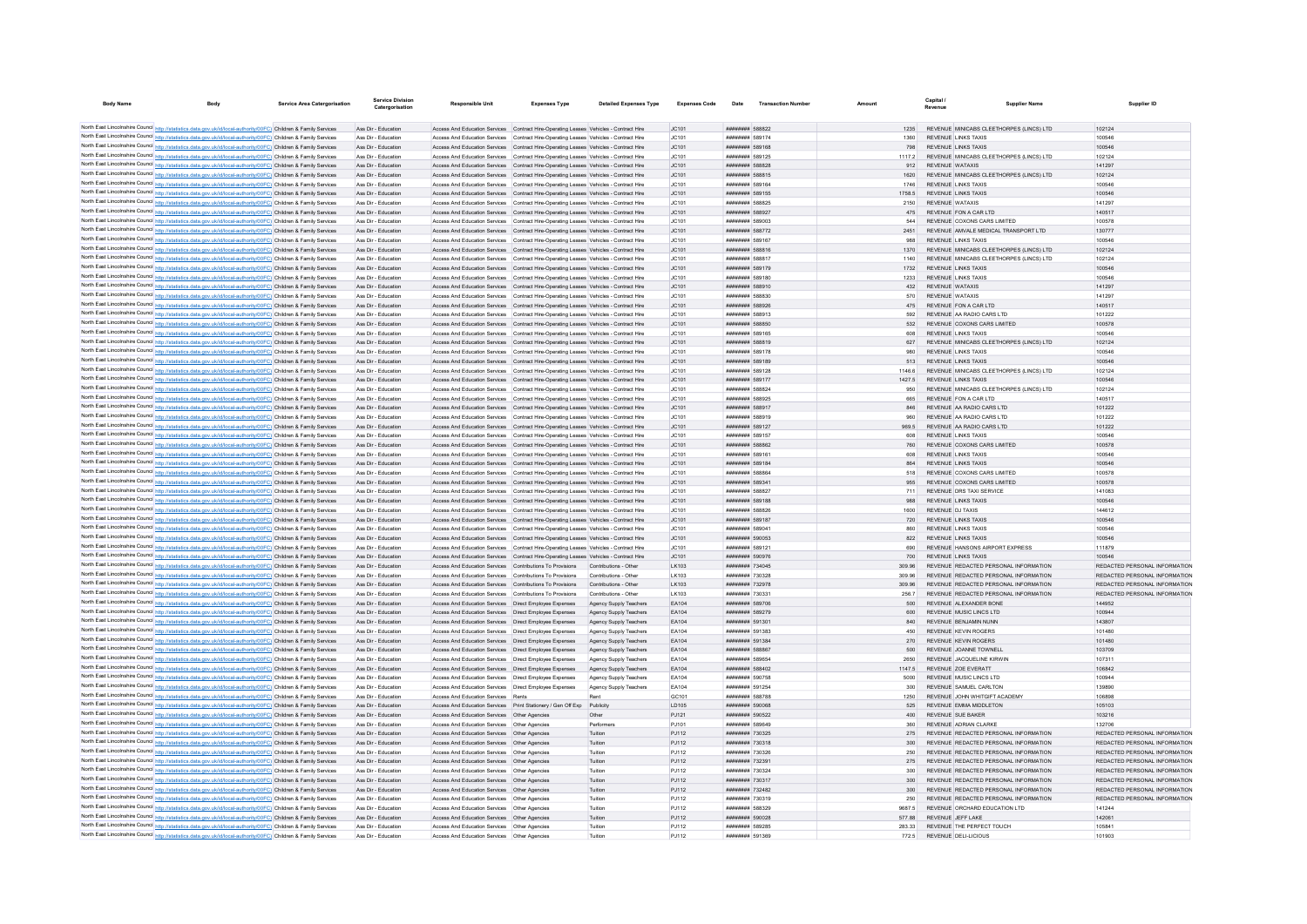| Body Name | Body | Service Area Catergorisation | Service Division Catergorisation | Responsible Unit | Expenses Type | Detailed Expenses Type | Expenses Code | Date | Transaction Number | Amount | Capital / Revenue | Supplier Name | Supplier ID |
|---|---|---|---|---|---|---|---|---|---|---|---|---|---|
| North East Lincolnshire Council | http://statistics.data.gov.uk/id/local-authority/00FC) | Children & Family Services | Ass Dir - Education | Access And Education Services | Contract Hire-Operating Leases | Vehicles - Contract Hire | JC101 | ######## | 588822 | 1235 | REVENUE | MINICABS CLEETHORPES (LINCS) LTD | 102124 |
| North East Lincolnshire Council | http://statistics.data.gov.uk/id/local-authority/00FC) | Children & Family Services | Ass Dir - Education | Access And Education Services | Contract Hire-Operating Leases | Vehicles - Contract Hire | JC101 | ######## | 589174 | 1360 | REVENUE | LINKS TAXIS | 100546 |
| North East Lincolnshire Council | http://statistics.data.gov.uk/id/local-authority/00FC) | Children & Family Services | Ass Dir - Education | Access And Education Services | Contract Hire-Operating Leases | Vehicles - Contract Hire | JC101 | ######## | 589168 | 798 | REVENUE | LINKS TAXIS | 100546 |
| North East Lincolnshire Council | http://statistics.data.gov.uk/id/local-authority/00FC) | Children & Family Services | Ass Dir - Education | Access And Education Services | Contract Hire-Operating Leases | Vehicles - Contract Hire | JC101 | ######## | 589125 | 1117.2 | REVENUE | MINICABS CLEETHORPES (LINCS) LTD | 102124 |
| North East Lincolnshire Council | http://statistics.data.gov.uk/id/local-authority/00FC) | Children & Family Services | Ass Dir - Education | Access And Education Services | Contract Hire-Operating Leases | Vehicles - Contract Hire | JC101 | ######## | 588828 | 912 | REVENUE | WATAXIS | 141297 |
| North East Lincolnshire Council | http://statistics.data.gov.uk/id/local-authority/00FC) | Children & Family Services | Ass Dir - Education | Access And Education Services | Contract Hire-Operating Leases | Vehicles - Contract Hire | JC101 | ######## | 588815 | 1620 | REVENUE | MINICABS CLEETHORPES (LINCS) LTD | 102124 |
| North East Lincolnshire Council | http://statistics.data.gov.uk/id/local-authority/00FC) | Children & Family Services | Ass Dir - Education | Access And Education Services | Contract Hire-Operating Leases | Vehicles - Contract Hire | JC101 | ######## | 589164 | 1746 | REVENUE | LINKS TAXIS | 100546 |
| North East Lincolnshire Council | http://statistics.data.gov.uk/id/local-authority/00FC) | Children & Family Services | Ass Dir - Education | Access And Education Services | Contract Hire-Operating Leases | Vehicles - Contract Hire | JC101 | ######## | 589155 | 1758.5 | REVENUE | LINKS TAXIS | 100546 |
| North East Lincolnshire Council | http://statistics.data.gov.uk/id/local-authority/00FC) | Children & Family Services | Ass Dir - Education | Access And Education Services | Contract Hire-Operating Leases | Vehicles - Contract Hire | JC101 | ######## | 588825 | 2150 | REVENUE | WATAXIS | 141297 |
| North East Lincolnshire Council | http://statistics.data.gov.uk/id/local-authority/00FC) | Children & Family Services | Ass Dir - Education | Access And Education Services | Contract Hire-Operating Leases | Vehicles - Contract Hire | JC101 | ######## | 588927 | 475 | REVENUE | FON A CAR LTD | 140517 |
| North East Lincolnshire Council | http://statistics.data.gov.uk/id/local-authority/00FC) | Children & Family Services | Ass Dir - Education | Access And Education Services | Contract Hire-Operating Leases | Vehicles - Contract Hire | JC101 | ######## | 589003 | 544 | REVENUE | COXONS CARS LIMITED | 100578 |
| North East Lincolnshire Council | http://statistics.data.gov.uk/id/local-authority/00FC) | Children & Family Services | Ass Dir - Education | Access And Education Services | Contract Hire-Operating Leases | Vehicles - Contract Hire | JC101 | ######## | 588772 | 2451 | REVENUE | AMVALE MEDICAL TRANSPORT LTD | 130777 |
| North East Lincolnshire Council | http://statistics.data.gov.uk/id/local-authority/00FC) | Children & Family Services | Ass Dir - Education | Access And Education Services | Contract Hire-Operating Leases | Vehicles - Contract Hire | JC101 | ######## | 589167 | 988 | REVENUE | LINKS TAXIS | 100546 |
| North East Lincolnshire Council | http://statistics.data.gov.uk/id/local-authority/00FC) | Children & Family Services | Ass Dir - Education | Access And Education Services | Contract Hire-Operating Leases | Vehicles - Contract Hire | JC101 | ######## | 588816 | 1370 | REVENUE | MINICABS CLEETHORPES (LINCS) LTD | 102124 |
| North East Lincolnshire Council | http://statistics.data.gov.uk/id/local-authority/00FC) | Children & Family Services | Ass Dir - Education | Access And Education Services | Contract Hire-Operating Leases | Vehicles - Contract Hire | JC101 | ######## | 588817 | 1140 | REVENUE | MINICABS CLEETHORPES (LINCS) LTD | 102124 |
| North East Lincolnshire Council | http://statistics.data.gov.uk/id/local-authority/00FC) | Children & Family Services | Ass Dir - Education | Access And Education Services | Contract Hire-Operating Leases | Vehicles - Contract Hire | JC101 | ######## | 589179 | 1732 | REVENUE | LINKS TAXIS | 100546 |
| North East Lincolnshire Council | http://statistics.data.gov.uk/id/local-authority/00FC) | Children & Family Services | Ass Dir - Education | Access And Education Services | Contract Hire-Operating Leases | Vehicles - Contract Hire | JC101 | ######## | 589180 | 1233 | REVENUE | LINKS TAXIS | 100546 |
| North East Lincolnshire Council | http://statistics.data.gov.uk/id/local-authority/00FC) | Children & Family Services | Ass Dir - Education | Access And Education Services | Contract Hire-Operating Leases | Vehicles - Contract Hire | JC101 | ######## | 588910 | 432 | REVENUE | WATAXIS | 141297 |
| North East Lincolnshire Council | http://statistics.data.gov.uk/id/local-authority/00FC) | Children & Family Services | Ass Dir - Education | Access And Education Services | Contract Hire-Operating Leases | Vehicles - Contract Hire | JC101 | ######## | 588830 | 570 | REVENUE | WATAXIS | 141297 |
| North East Lincolnshire Council | http://statistics.data.gov.uk/id/local-authority/00FC) | Children & Family Services | Ass Dir - Education | Access And Education Services | Contract Hire-Operating Leases | Vehicles - Contract Hire | JC101 | ######## | 588926 | 475 | REVENUE | FON A CAR LTD | 140517 |
| North East Lincolnshire Council | http://statistics.data.gov.uk/id/local-authority/00FC) | Children & Family Services | Ass Dir - Education | Access And Education Services | Contract Hire-Operating Leases | Vehicles - Contract Hire | JC101 | ######## | 588913 | 592 | REVENUE | AA RADIO CARS LTD | 101222 |
| North East Lincolnshire Council | http://statistics.data.gov.uk/id/local-authority/00FC) | Children & Family Services | Ass Dir - Education | Access And Education Services | Contract Hire-Operating Leases | Vehicles - Contract Hire | JC101 | ######## | 588850 | 532 | REVENUE | COXONS CARS LIMITED | 100578 |
| North East Lincolnshire Council | http://statistics.data.gov.uk/id/local-authority/00FC) | Children & Family Services | Ass Dir - Education | Access And Education Services | Contract Hire-Operating Leases | Vehicles - Contract Hire | JC101 | ######## | 589165 | 608 | REVENUE | LINKS TAXIS | 100546 |
| North East Lincolnshire Council | http://statistics.data.gov.uk/id/local-authority/00FC) | Children & Family Services | Ass Dir - Education | Access And Education Services | Contract Hire-Operating Leases | Vehicles - Contract Hire | JC101 | ######## | 588819 | 627 | REVENUE | MINICABS CLEETHORPES (LINCS) LTD | 102124 |
| North East Lincolnshire Council | http://statistics.data.gov.uk/id/local-authority/00FC) | Children & Family Services | Ass Dir - Education | Access And Education Services | Contract Hire-Operating Leases | Vehicles - Contract Hire | JC101 | ######## | 589178 | 980 | REVENUE | LINKS TAXIS | 100546 |
| North East Lincolnshire Council | http://statistics.data.gov.uk/id/local-authority/00FC) | Children & Family Services | Ass Dir - Education | Access And Education Services | Contract Hire-Operating Leases | Vehicles - Contract Hire | JC101 | ######## | 589189 | 513 | REVENUE | LINKS TAXIS | 100546 |
| North East Lincolnshire Council | http://statistics.data.gov.uk/id/local-authority/00FC) | Children & Family Services | Ass Dir - Education | Access And Education Services | Contract Hire-Operating Leases | Vehicles - Contract Hire | JC101 | ######## | 589128 | 1146.6 | REVENUE | MINICABS CLEETHORPES (LINCS) LTD | 102124 |
| North East Lincolnshire Council | http://statistics.data.gov.uk/id/local-authority/00FC) | Children & Family Services | Ass Dir - Education | Access And Education Services | Contract Hire-Operating Leases | Vehicles - Contract Hire | JC101 | ######## | 589177 | 1427.5 | REVENUE | LINKS TAXIS | 100546 |
| North East Lincolnshire Council | http://statistics.data.gov.uk/id/local-authority/00FC) | Children & Family Services | Ass Dir - Education | Access And Education Services | Contract Hire-Operating Leases | Vehicles - Contract Hire | JC101 | ######## | 588824 | 950 | REVENUE | MINICABS CLEETHORPES (LINCS) LTD | 102124 |
| North East Lincolnshire Council | http://statistics.data.gov.uk/id/local-authority/00FC) | Children & Family Services | Ass Dir - Education | Access And Education Services | Contract Hire-Operating Leases | Vehicles - Contract Hire | JC101 | ######## | 588925 | 665 | REVENUE | FON A CAR LTD | 140517 |
| North East Lincolnshire Council | http://statistics.data.gov.uk/id/local-authority/00FC) | Children & Family Services | Ass Dir - Education | Access And Education Services | Contract Hire-Operating Leases | Vehicles - Contract Hire | JC101 | ######## | 588917 | 846 | REVENUE | AA RADIO CARS LTD | 101222 |
| North East Lincolnshire Council | http://statistics.data.gov.uk/id/local-authority/00FC) | Children & Family Services | Ass Dir - Education | Access And Education Services | Contract Hire-Operating Leases | Vehicles - Contract Hire | JC101 | ######## | 588919 | 960 | REVENUE | AA RADIO CARS LTD | 101222 |
| North East Lincolnshire Council | http://statistics.data.gov.uk/id/local-authority/00FC) | Children & Family Services | Ass Dir - Education | Access And Education Services | Contract Hire-Operating Leases | Vehicles - Contract Hire | JC101 | ######## | 589127 | 969.5 | REVENUE | AA RADIO CARS LTD | 101222 |
| North East Lincolnshire Council | http://statistics.data.gov.uk/id/local-authority/00FC) | Children & Family Services | Ass Dir - Education | Access And Education Services | Contract Hire-Operating Leases | Vehicles - Contract Hire | JC101 | ######## | 589157 | 608 | REVENUE | LINKS TAXIS | 100546 |
| North East Lincolnshire Council | http://statistics.data.gov.uk/id/local-authority/00FC) | Children & Family Services | Ass Dir - Education | Access And Education Services | Contract Hire-Operating Leases | Vehicles - Contract Hire | JC101 | ######## | 588862 | 760 | REVENUE | COXONS CARS LIMITED | 100578 |
| North East Lincolnshire Council | http://statistics.data.gov.uk/id/local-authority/00FC) | Children & Family Services | Ass Dir - Education | Access And Education Services | Contract Hire-Operating Leases | Vehicles - Contract Hire | JC101 | ######## | 589161 | 608 | REVENUE | LINKS TAXIS | 100546 |
| North East Lincolnshire Council | http://statistics.data.gov.uk/id/local-authority/00FC) | Children & Family Services | Ass Dir - Education | Access And Education Services | Contract Hire-Operating Leases | Vehicles - Contract Hire | JC101 | ######## | 589184 | 864 | REVENUE | LINKS TAXIS | 100546 |
| North East Lincolnshire Council | http://statistics.data.gov.uk/id/local-authority/00FC) | Children & Family Services | Ass Dir - Education | Access And Education Services | Contract Hire-Operating Leases | Vehicles - Contract Hire | JC101 | ######## | 588864 | 518 | REVENUE | COXONS CARS LIMITED | 100578 |
| North East Lincolnshire Council | http://statistics.data.gov.uk/id/local-authority/00FC) | Children & Family Services | Ass Dir - Education | Access And Education Services | Contract Hire-Operating Leases | Vehicles - Contract Hire | JC101 | ######## | 589341 | 955 | REVENUE | COXONS CARS LIMITED | 100578 |
| North East Lincolnshire Council | http://statistics.data.gov.uk/id/local-authority/00FC) | Children & Family Services | Ass Dir - Education | Access And Education Services | Contract Hire-Operating Leases | Vehicles - Contract Hire | JC101 | ######## | 588827 | 711 | REVENUE | DRS TAXI SERVICE | 141083 |
| North East Lincolnshire Council | http://statistics.data.gov.uk/id/local-authority/00FC) | Children & Family Services | Ass Dir - Education | Access And Education Services | Contract Hire-Operating Leases | Vehicles - Contract Hire | JC101 | ######## | 589188 | 988 | REVENUE | LINKS TAXIS | 100546 |
| North East Lincolnshire Council | http://statistics.data.gov.uk/id/local-authority/00FC) | Children & Family Services | Ass Dir - Education | Access And Education Services | Contract Hire-Operating Leases | Vehicles - Contract Hire | JC101 | ######## | 588826 | 1600 | REVENUE | DJ TAXIS | 144612 |
| North East Lincolnshire Council | http://statistics.data.gov.uk/id/local-authority/00FC) | Children & Family Services | Ass Dir - Education | Access And Education Services | Contract Hire-Operating Leases | Vehicles - Contract Hire | JC101 | ######## | 589187 | 720 | REVENUE | LINKS TAXIS | 100546 |
| North East Lincolnshire Council | http://statistics.data.gov.uk/id/local-authority/00FC) | Children & Family Services | Ass Dir - Education | Access And Education Services | Contract Hire-Operating Leases | Vehicles - Contract Hire | JC101 | ######## | 589041 | 860 | REVENUE | LINKS TAXIS | 100546 |
| North East Lincolnshire Council | http://statistics.data.gov.uk/id/local-authority/00FC) | Children & Family Services | Ass Dir - Education | Access And Education Services | Contract Hire-Operating Leases | Vehicles - Contract Hire | JC101 | ######## | 590053 | 822 | REVENUE | LINKS TAXIS | 100546 |
| North East Lincolnshire Council | http://statistics.data.gov.uk/id/local-authority/00FC) | Children & Family Services | Ass Dir - Education | Access And Education Services | Contract Hire-Operating Leases | Vehicles - Contract Hire | JC101 | ######## | 589121 | 690 | REVENUE | HANSONS AIRPORT EXPRESS | 111879 |
| North East Lincolnshire Council | http://statistics.data.gov.uk/id/local-authority/00FC) | Children & Family Services | Ass Dir - Education | Access And Education Services | Contract Hire-Operating Leases | Vehicles - Contract Hire | JC101 | ######## | 590976 | 700 | REVENUE | LINKS TAXIS | 100546 |
| North East Lincolnshire Council | http://statistics.data.gov.uk/id/local-authority/00FC) | Children & Family Services | Ass Dir - Education | Access And Education Services | Contributions To Provisions | Contributions - Other | LK103 | ######## | 734045 | 309.96 | REVENUE | REDACTED PERSONAL INFORMATION | REDACTED PERSONAL INFORMATION |
| North East Lincolnshire Council | http://statistics.data.gov.uk/id/local-authority/00FC) | Children & Family Services | Ass Dir - Education | Access And Education Services | Contributions To Provisions | Contributions - Other | LK103 | ######## | 730328 | 309.96 | REVENUE | REDACTED PERSONAL INFORMATION | REDACTED PERSONAL INFORMATION |
| North East Lincolnshire Council | http://statistics.data.gov.uk/id/local-authority/00FC) | Children & Family Services | Ass Dir - Education | Access And Education Services | Contributions To Provisions | Contributions - Other | LK103 | ######## | 732978 | 309.96 | REVENUE | REDACTED PERSONAL INFORMATION | REDACTED PERSONAL INFORMATION |
| North East Lincolnshire Council | http://statistics.data.gov.uk/id/local-authority/00FC) | Children & Family Services | Ass Dir - Education | Access And Education Services | Contributions To Provisions | Contributions - Other | LK103 | ######## | 730331 | 256.7 | REVENUE | REDACTED PERSONAL INFORMATION | REDACTED PERSONAL INFORMATION |
| North East Lincolnshire Council | http://statistics.data.gov.uk/id/local-authority/00FC) | Children & Family Services | Ass Dir - Education | Access And Education Services | Direct Employee Expenses | Agency Supply Teachers | EA104 | ######## | 589706 | 500 | REVENUE | ALEXANDER BONE | 144952 |
| North East Lincolnshire Council | http://statistics.data.gov.uk/id/local-authority/00FC) | Children & Family Services | Ass Dir - Education | Access And Education Services | Direct Employee Expenses | Agency Supply Teachers | EA104 | ######## | 589279 | 600 | REVENUE | MUSIC LINCS LTD | 100944 |
| North East Lincolnshire Council | http://statistics.data.gov.uk/id/local-authority/00FC) | Children & Family Services | Ass Dir - Education | Access And Education Services | Direct Employee Expenses | Agency Supply Teachers | EA104 | ######## | 591301 | 840 | REVENUE | BENJAMIN NUNN | 143807 |
| North East Lincolnshire Council | http://statistics.data.gov.uk/id/local-authority/00FC) | Children & Family Services | Ass Dir - Education | Access And Education Services | Direct Employee Expenses | Agency Supply Teachers | EA104 | ######## | 591383 | 450 | REVENUE | KEVIN ROGERS | 101480 |
| North East Lincolnshire Council | http://statistics.data.gov.uk/id/local-authority/00FC) | Children & Family Services | Ass Dir - Education | Access And Education Services | Direct Employee Expenses | Agency Supply Teachers | EA104 | ######## | 591384 | 270 | REVENUE | KEVIN ROGERS | 101480 |
| North East Lincolnshire Council | http://statistics.data.gov.uk/id/local-authority/00FC) | Children & Family Services | Ass Dir - Education | Access And Education Services | Direct Employee Expenses | Agency Supply Teachers | EA104 | ######## | 588867 | 500 | REVENUE | JOANNE TOWNELL | 103709 |
| North East Lincolnshire Council | http://statistics.data.gov.uk/id/local-authority/00FC) | Children & Family Services | Ass Dir - Education | Access And Education Services | Direct Employee Expenses | Agency Supply Teachers | EA104 | ######## | 589654 | 2650 | REVENUE | JACQUELINE KIRWIN | 107311 |
| North East Lincolnshire Council | http://statistics.data.gov.uk/id/local-authority/00FC) | Children & Family Services | Ass Dir - Education | Access And Education Services | Direct Employee Expenses | Agency Supply Teachers | EA104 | ######## | 588402 | 1147.5 | REVENUE | ZOE EVERATT | 106842 |
| North East Lincolnshire Council | http://statistics.data.gov.uk/id/local-authority/00FC) | Children & Family Services | Ass Dir - Education | Access And Education Services | Direct Employee Expenses | Agency Supply Teachers | EA104 | ######## | 590758 | 5000 | REVENUE | MUSIC LINCS LTD | 100944 |
| North East Lincolnshire Council | http://statistics.data.gov.uk/id/local-authority/00FC) | Children & Family Services | Ass Dir - Education | Access And Education Services | Direct Employee Expenses | Agency Supply Teachers | EA104 | ######## | 591254 | 300 | REVENUE | SAMUEL CARLTON | 139890 |
| North East Lincolnshire Council | http://statistics.data.gov.uk/id/local-authority/00FC) | Children & Family Services | Ass Dir - Education | Access And Education Services | Rents | Rent | GC101 | ######## | 588788 | 1250 | REVENUE | JOHN WHITGIFT ACADEMY | 106898 |
| North East Lincolnshire Council | http://statistics.data.gov.uk/id/local-authority/00FC) | Children & Family Services | Ass Dir - Education | Access And Education Services | Print Stationery / Gen Off Exp | Publicity | LD105 | ######## | 590068 | 525 | REVENUE | EMMA MIDDLETON | 105103 |
| North East Lincolnshire Council | http://statistics.data.gov.uk/id/local-authority/00FC) | Children & Family Services | Ass Dir - Education | Access And Education Services | Other Agencies | Other | PJ121 | ######## | 590522 | 400 | REVENUE | SUE BAKER | 103216 |
| North East Lincolnshire Council | http://statistics.data.gov.uk/id/local-authority/00FC) | Children & Family Services | Ass Dir - Education | Access And Education Services | Other Agencies | Performers | PJ101 | ######## | 589649 | 360 | REVENUE | ADRIAN CLARKE | 132706 |
| North East Lincolnshire Council | http://statistics.data.gov.uk/id/local-authority/00FC) | Children & Family Services | Ass Dir - Education | Access And Education Services | Other Agencies | Tuition | PJ112 | ######## | 730325 | 275 | REVENUE | REDACTED PERSONAL INFORMATION | REDACTED PERSONAL INFORMATION |
| North East Lincolnshire Council | http://statistics.data.gov.uk/id/local-authority/00FC) | Children & Family Services | Ass Dir - Education | Access And Education Services | Other Agencies | Tuition | PJ112 | ######## | 730318 | 300 | REVENUE | REDACTED PERSONAL INFORMATION | REDACTED PERSONAL INFORMATION |
| North East Lincolnshire Council | http://statistics.data.gov.uk/id/local-authority/00FC) | Children & Family Services | Ass Dir - Education | Access And Education Services | Other Agencies | Tuition | PJ112 | ######## | 730326 | 250 | REVENUE | REDACTED PERSONAL INFORMATION | REDACTED PERSONAL INFORMATION |
| North East Lincolnshire Council | http://statistics.data.gov.uk/id/local-authority/00FC) | Children & Family Services | Ass Dir - Education | Access And Education Services | Other Agencies | Tuition | PJ112 | ######## | 732391 | 275 | REVENUE | REDACTED PERSONAL INFORMATION | REDACTED PERSONAL INFORMATION |
| North East Lincolnshire Council | http://statistics.data.gov.uk/id/local-authority/00FC) | Children & Family Services | Ass Dir - Education | Access And Education Services | Other Agencies | Tuition | PJ112 | ######## | 730324 | 300 | REVENUE | REDACTED PERSONAL INFORMATION | REDACTED PERSONAL INFORMATION |
| North East Lincolnshire Council | http://statistics.data.gov.uk/id/local-authority/00FC) | Children & Family Services | Ass Dir - Education | Access And Education Services | Other Agencies | Tuition | PJ112 | ######## | 730317 | 300 | REVENUE | REDACTED PERSONAL INFORMATION | REDACTED PERSONAL INFORMATION |
| North East Lincolnshire Council | http://statistics.data.gov.uk/id/local-authority/00FC) | Children & Family Services | Ass Dir - Education | Access And Education Services | Other Agencies | Tuition | PJ112 | ######## | 732482 | 300 | REVENUE | REDACTED PERSONAL INFORMATION | REDACTED PERSONAL INFORMATION |
| North East Lincolnshire Council | http://statistics.data.gov.uk/id/local-authority/00FC) | Children & Family Services | Ass Dir - Education | Access And Education Services | Other Agencies | Tuition | PJ112 | ######## | 730319 | 250 | REVENUE | REDACTED PERSONAL INFORMATION | REDACTED PERSONAL INFORMATION |
| North East Lincolnshire Council | http://statistics.data.gov.uk/id/local-authority/00FC) | Children & Family Services | Ass Dir - Education | Access And Education Services | Other Agencies | Tuition | PJ112 | ######## | 588329 | 9687.5 | REVENUE | ORCHARD EDUCATION LTD | 141244 |
| North East Lincolnshire Council | http://statistics.data.gov.uk/id/local-authority/00FC) | Children & Family Services | Ass Dir - Education | Access And Education Services | Other Agencies | Tuition | PJ112 | ######## | 590028 | 577.88 | REVENUE | JEFF LAKE | 142061 |
| North East Lincolnshire Council | http://statistics.data.gov.uk/id/local-authority/00FC) | Children & Family Services | Ass Dir - Education | Access And Education Services | Other Agencies | Tuition | PJ112 | ######## | 589285 | 283.33 | REVENUE | THE PERFECT TOUCH | 105841 |
| North East Lincolnshire Council | http://statistics.data.gov.uk/id/local-authority/00FC) | Children & Family Services | Ass Dir - Education | Access And Education Services | Other Agencies | Tuition | PJ112 | ######## | 591369 | 772.5 | REVENUE | DELI-LICIOUS | 101903 |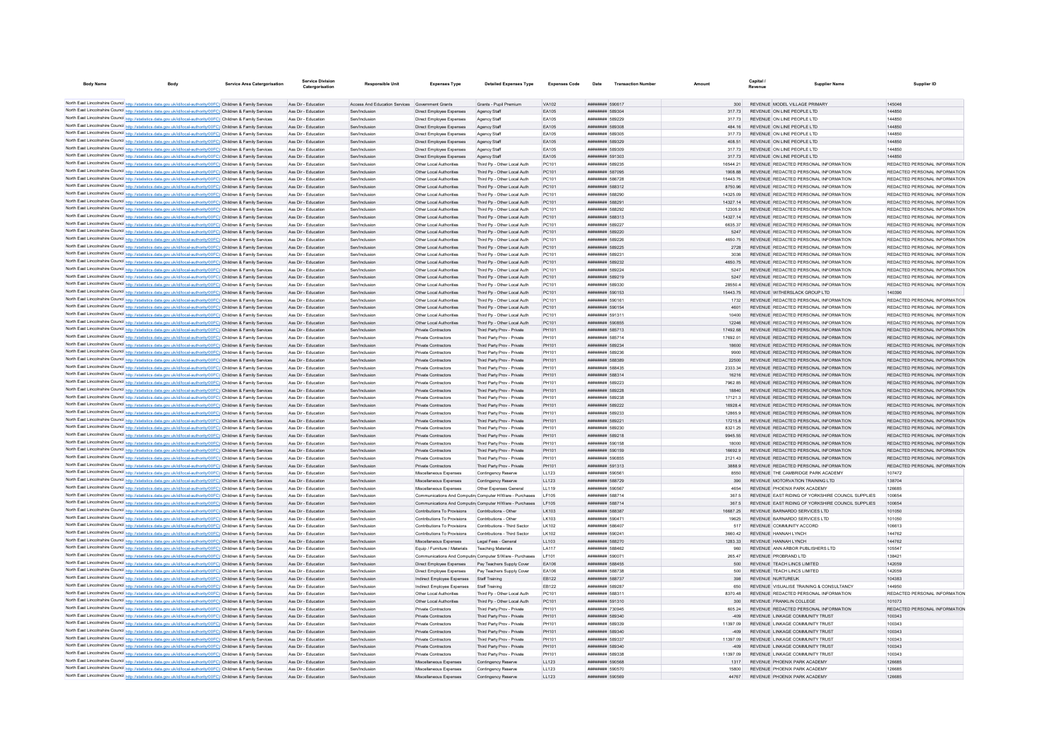| Body Name | Body | Service Area Catergorisation | Service Division Catergorisation | Responsible Unit | Expenses Type | Detailed Expenses Type | Expenses Code | Date | Transaction Number | Amount | Capital / Revenue | Supplier Name | Supplier ID |
|---|---|---|---|---|---|---|---|---|---|---|---|---|---|
| North East Lincolnshire Council | http://statistics.data.gov.uk/id/local-authority/00FC) | Children & Family Services | Ass Dir - Education | Access And Education Services | Government Grants | Grants - Pupil Premium | VA102 | ######## | 590617 | 300 | REVENUE | MODEL VILLAGE PRIMARY | 145046 |
| North East Lincolnshire Council | http://statistics.data.gov.uk/id/local-authority/00FC) | Children & Family Services | Ass Dir - Education | Sen/Inclusion | Direct Employee Expenses | Agency Staff | EA105 | ######## | 589304 | 317.73 | REVENUE | ON LINE PEOPLE LTD | 144850 |
| North East Lincolnshire Council | http://statistics.data.gov.uk/id/local-authority/00FC) | Children & Family Services | Ass Dir - Education | Sen/Inclusion | Direct Employee Expenses | Agency Staff | EA105 | ######## | 589229 | 317.73 | REVENUE | ON LINE PEOPLE LTD | 144850 |
| North East Lincolnshire Council | http://statistics.data.gov.uk/id/local-authority/00FC) | Children & Family Services | Ass Dir - Education | Sen/Inclusion | Direct Employee Expenses | Agency Staff | EA105 | ######## | 589308 | 484.16 | REVENUE | ON LINE PEOPLE LTD | 144850 |
| North East Lincolnshire Council | http://statistics.data.gov.uk/id/local-authority/00FC) | Children & Family Services | Ass Dir - Education | Sen/Inclusion | Direct Employee Expenses | Agency Staff | EA105 | ######## | 589305 | 317.73 | REVENUE | ON LINE PEOPLE LTD | 144850 |
| North East Lincolnshire Council | http://statistics.data.gov.uk/id/local-authority/00FC) | Children & Family Services | Ass Dir - Education | Sen/Inclusion | Direct Employee Expenses | Agency Staff | EA105 | ######## | 589329 | 408.51 | REVENUE | ON LINE PEOPLE LTD | 144850 |
| North East Lincolnshire Council | http://statistics.data.gov.uk/id/local-authority/00FC) | Children & Family Services | Ass Dir - Education | Sen/Inclusion | Direct Employee Expenses | Agency Staff | EA105 | ######## | 589309 | 317.73 | REVENUE | ON LINE PEOPLE LTD | 144850 |
| North East Lincolnshire Council | http://statistics.data.gov.uk/id/local-authority/00FC) | Children & Family Services | Ass Dir - Education | Sen/Inclusion | Direct Employee Expenses | Agency Staff | EA105 | ######## | 591303 | 317.73 | REVENUE | ON LINE PEOPLE LTD | 144850 |
| North East Lincolnshire Council | http://statistics.data.gov.uk/id/local-authority/00FC) | Children & Family Services | Ass Dir - Education | Sen/Inclusion | Other Local Authorities | Third Pp - Other Local Auth | PC101 | ######## | 589235 | 16544.21 | REVENUE | REDACTED PERSONAL INFORMATION | REDACTED PERSONAL INFORMATION |
| North East Lincolnshire Council | http://statistics.data.gov.uk/id/local-authority/00FC) | Children & Family Services | Ass Dir - Education | Sen/Inclusion | Other Local Authorities | Third Pp - Other Local Auth | PC101 | ######## | 587095 | 1908.88 | REVENUE | REDACTED PERSONAL INFORMATION | REDACTED PERSONAL INFORMATION |
| North East Lincolnshire Council | http://statistics.data.gov.uk/id/local-authority/00FC) | Children & Family Services | Ass Dir - Education | Sen/Inclusion | Other Local Authorities | Third Pp - Other Local Auth | PC101 | ######## | 586728 | 15443.75 | REVENUE | REDACTED PERSONAL INFORMATION | REDACTED PERSONAL INFORMATION |
| North East Lincolnshire Council | http://statistics.data.gov.uk/id/local-authority/00FC) | Children & Family Services | Ass Dir - Education | Sen/Inclusion | Other Local Authorities | Third Pp - Other Local Auth | PC101 | ######## | 588312 | 8750.96 | REVENUE | REDACTED PERSONAL INFORMATION | REDACTED PERSONAL INFORMATION |
| North East Lincolnshire Council | http://statistics.data.gov.uk/id/local-authority/00FC) | Children & Family Services | Ass Dir - Education | Sen/Inclusion | Other Local Authorities | Third Pp - Other Local Auth | PC101 | ######## | 588290 | 14325.09 | REVENUE | REDACTED PERSONAL INFORMATION | REDACTED PERSONAL INFORMATION |
| North East Lincolnshire Council | http://statistics.data.gov.uk/id/local-authority/00FC) | Children & Family Services | Ass Dir - Education | Sen/Inclusion | Other Local Authorities | Third Pp - Other Local Auth | PC101 | ######## | 588291 | 14327.14 | REVENUE | REDACTED PERSONAL INFORMATION | REDACTED PERSONAL INFORMATION |
| North East Lincolnshire Council | http://statistics.data.gov.uk/id/local-authority/00FC) | Children & Family Services | Ass Dir - Education | Sen/Inclusion | Other Local Authorities | Third Pp - Other Local Auth | PC101 | ######## | 588292 | 12305.9 | REVENUE | REDACTED PERSONAL INFORMATION | REDACTED PERSONAL INFORMATION |
| North East Lincolnshire Council | http://statistics.data.gov.uk/id/local-authority/00FC) | Children & Family Services | Ass Dir - Education | Sen/Inclusion | Other Local Authorities | Third Pp - Other Local Auth | PC101 | ######## | 588313 | 14327.14 | REVENUE | REDACTED PERSONAL INFORMATION | REDACTED PERSONAL INFORMATION |
| North East Lincolnshire Council | http://statistics.data.gov.uk/id/local-authority/00FC) | Children & Family Services | Ass Dir - Education | Sen/Inclusion | Other Local Authorities | Third Pp - Other Local Auth | PC101 | ######## | 589227 | 6635.37 | REVENUE | REDACTED PERSONAL INFORMATION | REDACTED PERSONAL INFORMATION |
| North East Lincolnshire Council | http://statistics.data.gov.uk/id/local-authority/00FC) | Children & Family Services | Ass Dir - Education | Sen/Inclusion | Other Local Authorities | Third Pp - Other Local Auth | PC101 | ######## | 589220 | 5247 | REVENUE | REDACTED PERSONAL INFORMATION | REDACTED PERSONAL INFORMATION |
| North East Lincolnshire Council | http://statistics.data.gov.uk/id/local-authority/00FC) | Children & Family Services | Ass Dir - Education | Sen/Inclusion | Other Local Authorities | Third Pp - Other Local Auth | PC101 | ######## | 589226 | 4650.75 | REVENUE | REDACTED PERSONAL INFORMATION | REDACTED PERSONAL INFORMATION |
| North East Lincolnshire Council | http://statistics.data.gov.uk/id/local-authority/00FC) | Children & Family Services | Ass Dir - Education | Sen/Inclusion | Other Local Authorities | Third Pp - Other Local Auth | PC101 | ######## | 589225 | 2728 | REVENUE | REDACTED PERSONAL INFORMATION | REDACTED PERSONAL INFORMATION |
| North East Lincolnshire Council | http://statistics.data.gov.uk/id/local-authority/00FC) | Children & Family Services | Ass Dir - Education | Sen/Inclusion | Other Local Authorities | Third Pp - Other Local Auth | PC101 | ######## | 589231 | 3036 | REVENUE | REDACTED PERSONAL INFORMATION | REDACTED PERSONAL INFORMATION |
| North East Lincolnshire Council | http://statistics.data.gov.uk/id/local-authority/00FC) | Children & Family Services | Ass Dir - Education | Sen/Inclusion | Other Local Authorities | Third Pp - Other Local Auth | PC101 | ######## | 589232 | 4650.75 | REVENUE | REDACTED PERSONAL INFORMATION | REDACTED PERSONAL INFORMATION |
| North East Lincolnshire Council | http://statistics.data.gov.uk/id/local-authority/00FC) | Children & Family Services | Ass Dir - Education | Sen/Inclusion | Other Local Authorities | Third Pp - Other Local Auth | PC101 | ######## | 589224 | 5247 | REVENUE | REDACTED PERSONAL INFORMATION | REDACTED PERSONAL INFORMATION |
| North East Lincolnshire Council | http://statistics.data.gov.uk/id/local-authority/00FC) | Children & Family Services | Ass Dir - Education | Sen/Inclusion | Other Local Authorities | Third Pp - Other Local Auth | PC101 | ######## | 589219 | 5247 | REVENUE | REDACTED PERSONAL INFORMATION | REDACTED PERSONAL INFORMATION |
| North East Lincolnshire Council | http://statistics.data.gov.uk/id/local-authority/00FC) | Children & Family Services | Ass Dir - Education | Sen/Inclusion | Other Local Authorities | Third Pp - Other Local Auth | PC101 | ######## | 589330 | 28550.4 | REVENUE | REDACTED PERSONAL INFORMATION | REDACTED PERSONAL INFORMATION |
| North East Lincolnshire Council | http://statistics.data.gov.uk/id/local-authority/00FC) | Children & Family Services | Ass Dir - Education | Sen/Inclusion | Other Local Authorities | Third Pp - Other Local Auth | PC101 | ######## | 590153 | 15443.75 | REVENUE | WITHERSLACK GROUP LTD | 140390 |
| North East Lincolnshire Council | http://statistics.data.gov.uk/id/local-authority/00FC) | Children & Family Services | Ass Dir - Education | Sen/Inclusion | Other Local Authorities | Third Pp - Other Local Auth | PC101 | ######## | 590161 | 1732 | REVENUE | REDACTED PERSONAL INFORMATION | REDACTED PERSONAL INFORMATION |
| North East Lincolnshire Council | http://statistics.data.gov.uk/id/local-authority/00FC) | Children & Family Services | Ass Dir - Education | Sen/Inclusion | Other Local Authorities | Third Pp - Other Local Auth | PC101 | ######## | 590154 | 4601 | REVENUE | REDACTED PERSONAL INFORMATION | REDACTED PERSONAL INFORMATION |
| North East Lincolnshire Council | http://statistics.data.gov.uk/id/local-authority/00FC) | Children & Family Services | Ass Dir - Education | Sen/Inclusion | Other Local Authorities | Third Pp - Other Local Auth | PC101 | ######## | 591311 | 10400 | REVENUE | REDACTED PERSONAL INFORMATION | REDACTED PERSONAL INFORMATION |
| North East Lincolnshire Council | http://statistics.data.gov.uk/id/local-authority/00FC) | Children & Family Services | Ass Dir - Education | Sen/Inclusion | Other Local Authorities | Third Pp - Other Local Auth | PC101 | ######## | 590855 | 12246 | REVENUE | REDACTED PERSONAL INFORMATION | REDACTED PERSONAL INFORMATION |
| North East Lincolnshire Council | http://statistics.data.gov.uk/id/local-authority/00FC) | Children & Family Services | Ass Dir - Education | Sen/Inclusion | Private Contractors | Third Party Prov - Private | PH101 | ######## | 585713 | 17492.68 | REVENUE | REDACTED PERSONAL INFORMATION | REDACTED PERSONAL INFORMATION |
| North East Lincolnshire Council | http://statistics.data.gov.uk/id/local-authority/00FC) | Children & Family Services | Ass Dir - Education | Sen/Inclusion | Private Contractors | Third Party Prov - Private | PH101 | ######## | 585714 | 17692.01 | REVENUE | REDACTED PERSONAL INFORMATION | REDACTED PERSONAL INFORMATION |
| North East Lincolnshire Council | http://statistics.data.gov.uk/id/local-authority/00FC) | Children & Family Services | Ass Dir - Education | Sen/Inclusion | Private Contractors | Third Party Prov - Private | PH101 | ######## | 589234 | 18600 | REVENUE | REDACTED PERSONAL INFORMATION | REDACTED PERSONAL INFORMATION |
| North East Lincolnshire Council | http://statistics.data.gov.uk/id/local-authority/00FC) | Children & Family Services | Ass Dir - Education | Sen/Inclusion | Private Contractors | Third Party Prov - Private | PH101 | ######## | 589236 | 9900 | REVENUE | REDACTED PERSONAL INFORMATION | REDACTED PERSONAL INFORMATION |
| North East Lincolnshire Council | http://statistics.data.gov.uk/id/local-authority/00FC) | Children & Family Services | Ass Dir - Education | Sen/Inclusion | Private Contractors | Third Party Prov - Private | PH101 | ######## | 588389 | 22500 | REVENUE | REDACTED PERSONAL INFORMATION | REDACTED PERSONAL INFORMATION |
| North East Lincolnshire Council | http://statistics.data.gov.uk/id/local-authority/00FC) | Children & Family Services | Ass Dir - Education | Sen/Inclusion | Private Contractors | Third Party Prov - Private | PH101 | ######## | 588435 | 2333.34 | REVENUE | REDACTED PERSONAL INFORMATION | REDACTED PERSONAL INFORMATION |
| North East Lincolnshire Council | http://statistics.data.gov.uk/id/local-authority/00FC) | Children & Family Services | Ass Dir - Education | Sen/Inclusion | Private Contractors | Third Party Prov - Private | PH101 | ######## | 588314 | 16216 | REVENUE | REDACTED PERSONAL INFORMATION | REDACTED PERSONAL INFORMATION |
| North East Lincolnshire Council | http://statistics.data.gov.uk/id/local-authority/00FC) | Children & Family Services | Ass Dir - Education | Sen/Inclusion | Private Contractors | Third Party Prov - Private | PH101 | ######## | 589223 | 7962.85 | REVENUE | REDACTED PERSONAL INFORMATION | REDACTED PERSONAL INFORMATION |
| North East Lincolnshire Council | http://statistics.data.gov.uk/id/local-authority/00FC) | Children & Family Services | Ass Dir - Education | Sen/Inclusion | Private Contractors | Third Party Prov - Private | PH101 | ######## | 589228 | 18840 | REVENUE | REDACTED PERSONAL INFORMATION | REDACTED PERSONAL INFORMATION |
| North East Lincolnshire Council | http://statistics.data.gov.uk/id/local-authority/00FC) | Children & Family Services | Ass Dir - Education | Sen/Inclusion | Private Contractors | Third Party Prov - Private | PH101 | ######## | 589238 | 17121.3 | REVENUE | REDACTED PERSONAL INFORMATION | REDACTED PERSONAL INFORMATION |
| North East Lincolnshire Council | http://statistics.data.gov.uk/id/local-authority/00FC) | Children & Family Services | Ass Dir - Education | Sen/Inclusion | Private Contractors | Third Party Prov - Private | PH101 | ######## | 589222 | 18928.4 | REVENUE | REDACTED PERSONAL INFORMATION | REDACTED PERSONAL INFORMATION |
| North East Lincolnshire Council | http://statistics.data.gov.uk/id/local-authority/00FC) | Children & Family Services | Ass Dir - Education | Sen/Inclusion | Private Contractors | Third Party Prov - Private | PH101 | ######## | 589233 | 12865.9 | REVENUE | REDACTED PERSONAL INFORMATION | REDACTED PERSONAL INFORMATION |
| North East Lincolnshire Council | http://statistics.data.gov.uk/id/local-authority/00FC) | Children & Family Services | Ass Dir - Education | Sen/Inclusion | Private Contractors | Third Party Prov - Private | PH101 | ######## | 589221 | 17215.8 | REVENUE | REDACTED PERSONAL INFORMATION | REDACTED PERSONAL INFORMATION |
| North East Lincolnshire Council | http://statistics.data.gov.uk/id/local-authority/00FC) | Children & Family Services | Ass Dir - Education | Sen/Inclusion | Private Contractors | Third Party Prov - Private | PH101 | ######## | 589230 | 8321.25 | REVENUE | REDACTED PERSONAL INFORMATION | REDACTED PERSONAL INFORMATION |
| North East Lincolnshire Council | http://statistics.data.gov.uk/id/local-authority/00FC) | Children & Family Services | Ass Dir - Education | Sen/Inclusion | Private Contractors | Third Party Prov - Private | PH101 | ######## | 589218 | 9945.55 | REVENUE | REDACTED PERSONAL INFORMATION | REDACTED PERSONAL INFORMATION |
| North East Lincolnshire Council | http://statistics.data.gov.uk/id/local-authority/00FC) | Children & Family Services | Ass Dir - Education | Sen/Inclusion | Private Contractors | Third Party Prov - Private | PH101 | ######## | 590158 | 18000 | REVENUE | REDACTED PERSONAL INFORMATION | REDACTED PERSONAL INFORMATION |
| North East Lincolnshire Council | http://statistics.data.gov.uk/id/local-authority/00FC) | Children & Family Services | Ass Dir - Education | Sen/Inclusion | Private Contractors | Third Party Prov - Private | PH101 | ######## | 590159 | 16692.9 | REVENUE | REDACTED PERSONAL INFORMATION | REDACTED PERSONAL INFORMATION |
| North East Lincolnshire Council | http://statistics.data.gov.uk/id/local-authority/00FC) | Children & Family Services | Ass Dir - Education | Sen/Inclusion | Private Contractors | Third Party Prov - Private | PH101 | ######## | 590855 | 2121.43 | REVENUE | REDACTED PERSONAL INFORMATION | REDACTED PERSONAL INFORMATION |
| North East Lincolnshire Council | http://statistics.data.gov.uk/id/local-authority/00FC) | Children & Family Services | Ass Dir - Education | Sen/Inclusion | Private Contractors | Third Party Prov - Private | PH101 | ######## | 591313 | 3888.9 | REVENUE | REDACTED PERSONAL INFORMATION | REDACTED PERSONAL INFORMATION |
| North East Lincolnshire Council | http://statistics.data.gov.uk/id/local-authority/00FC) | Children & Family Services | Ass Dir - Education | Sen/Inclusion | Miscellaneous Expenses | Contingency Reserve | LL123 | ######## | 590561 | 8550 | REVENUE | THE CAMBRIDGE PARK ACADEMY | 107472 |
| North East Lincolnshire Council | http://statistics.data.gov.uk/id/local-authority/00FC) | Children & Family Services | Ass Dir - Education | Sen/Inclusion | Miscellaneous Expenses | Contingency Reserve | LL123 | ######## | 588729 | 390 | REVENUE | MOTORVATION TRAINING LTD | 138704 |
| North East Lincolnshire Council | http://statistics.data.gov.uk/id/local-authority/00FC) | Children & Family Services | Ass Dir - Education | Sen/Inclusion | Miscellaneous Expenses | Other Expenses General | LL119 | ######## | 590567 | 4654 | REVENUE | PHOENIX PARK ACADEMY | 126685 |
| North East Lincolnshire Council | http://statistics.data.gov.uk/id/local-authority/00FC) | Children & Family Services | Ass Dir - Education | Sen/Inclusion | Communications And Computing | Computer H/Ware - Purchases | LF105 | ######## | 588714 | 367.5 | REVENUE | EAST RIDING OF YORKSHIRE COUNCIL SUPPLIES | 100654 |
| North East Lincolnshire Council | http://statistics.data.gov.uk/id/local-authority/00FC) | Children & Family Services | Ass Dir - Education | Sen/Inclusion | Communications And Computing | Computer H/Ware - Purchases | LF105 | ######## | 588714 | 367.5 | REVENUE | EAST RIDING OF YORKSHIRE COUNCIL SUPPLIES | 100654 |
| North East Lincolnshire Council | http://statistics.data.gov.uk/id/local-authority/00FC) | Children & Family Services | Ass Dir - Education | Sen/Inclusion | Contributions To Provisions | Contributions - Other | LK103 | ######## | 588387 | 16687.25 | REVENUE | BARNARDO SERVICES LTD | 101050 |
| North East Lincolnshire Council | http://statistics.data.gov.uk/id/local-authority/00FC) | Children & Family Services | Ass Dir - Education | Sen/Inclusion | Contributions To Provisions | Contributions - Other | LK103 | ######## | 590471 | 19625 | REVENUE | BARNARDO SERVICES LTD | 101050 |
| North East Lincolnshire Council | http://statistics.data.gov.uk/id/local-authority/00FC) | Children & Family Services | Ass Dir - Education | Sen/Inclusion | Contributions To Provisions | Contributions - Third Sector | LK102 | ######## | 586407 | 517 | REVENUE | COMMUNITY ACCORD | 106613 |
| North East Lincolnshire Council | http://statistics.data.gov.uk/id/local-authority/00FC) | Children & Family Services | Ass Dir - Education | Sen/Inclusion | Contributions To Provisions | Contributions - Third Sector | LK102 | ######## | 590241 | 3860.42 | REVENUE | HANNAH LYNCH | 144762 |
| North East Lincolnshire Council | http://statistics.data.gov.uk/id/local-authority/00FC) | Children & Family Services | Ass Dir - Education | Sen/Inclusion | Miscellaneous Expenses | Legal Fees - General | LL103 | ######## | 588270 | 1283.33 | REVENUE | HANNAH LYNCH | 144762 |
| North East Lincolnshire Council | http://statistics.data.gov.uk/id/local-authority/00FC) | Children & Family Services | Ass Dir - Education | Sen/Inclusion | Equip / Furniture / Materials | Teaching Materials | LA117 | ######## | 588482 | 960 | REVENUE | ANN ARBOR PUBLISHERS LTD | 105547 |
| North East Lincolnshire Council | http://statistics.data.gov.uk/id/local-authority/00FC) | Children & Family Services | Ass Dir - Education | Sen/Inclusion | Communications And Computing | Computer S/Ware - Purchases | LF101 | ######## | 590071 | 265.47 | REVENUE | PROBRAND LTD | 138421 |
| North East Lincolnshire Council | http://statistics.data.gov.uk/id/local-authority/00FC) | Children & Family Services | Ass Dir - Education | Sen/Inclusion | Direct Employee Expenses | Pay Teachers Supply Cover | EA106 | ######## | 588455 | 500 | REVENUE | TEACH LINCS LIMITED | 142059 |
| North East Lincolnshire Council | http://statistics.data.gov.uk/id/local-authority/00FC) | Children & Family Services | Ass Dir - Education | Sen/Inclusion | Direct Employee Expenses | Pay Teachers Supply Cover | EA106 | ######## | 588738 | 500 | REVENUE | TEACH LINCS LIMITED | 142059 |
| North East Lincolnshire Council | http://statistics.data.gov.uk/id/local-authority/00FC) | Children & Family Services | Ass Dir - Education | Sen/Inclusion | Indirect Employee Expenses | Staff Training | EB122 | ######## | 588737 | 398 | REVENUE | NURTUREUK | 104383 |
| North East Lincolnshire Council | http://statistics.data.gov.uk/id/local-authority/00FC) | Children & Family Services | Ass Dir - Education | Sen/Inclusion | Indirect Employee Expenses | Staff Training | EB122 | ######## | 589287 | 650 | REVENUE | VISUALISE TRAINING & CONSULTANCY | 144950 |
| North East Lincolnshire Council | http://statistics.data.gov.uk/id/local-authority/00FC) | Children & Family Services | Ass Dir - Education | Sen/Inclusion | Other Local Authorities | Third Pp - Other Local Auth | PC101 | ######## | 588311 | 8370.48 | REVENUE | REDACTED PERSONAL INFORMATION | REDACTED PERSONAL INFORMATION |
| North East Lincolnshire Council | http://statistics.data.gov.uk/id/local-authority/00FC) | Children & Family Services | Ass Dir - Education | Sen/Inclusion | Other Local Authorities | Third Pp - Other Local Auth | PC101 | ######## | 591310 | 300 | REVENUE | FRANKLIN COLLEGE | 101073 |
| North East Lincolnshire Council | http://statistics.data.gov.uk/id/local-authority/00FC) | Children & Family Services | Ass Dir - Education | Sen/Inclusion | Private Contractors | Third Party Prov - Private | PH101 | ######## | 730945 | 605.24 | REVENUE | REDACTED PERSONAL INFORMATION | REDACTED PERSONAL INFORMATION |
| North East Lincolnshire Council | http://statistics.data.gov.uk/id/local-authority/00FC) | Children & Family Services | Ass Dir - Education | Sen/Inclusion | Private Contractors | Third Party Prov - Private | PH101 | ######## | 589340 | -409 | REVENUE | LINKAGE COMMUNITY TRUST | 100343 |
| North East Lincolnshire Council | http://statistics.data.gov.uk/id/local-authority/00FC) | Children & Family Services | Ass Dir - Education | Sen/Inclusion | Private Contractors | Third Party Prov - Private | PH101 | ######## | 589339 | 11397.09 | REVENUE | LINKAGE COMMUNITY TRUST | 100343 |
| North East Lincolnshire Council | http://statistics.data.gov.uk/id/local-authority/00FC) | Children & Family Services | Ass Dir - Education | Sen/Inclusion | Private Contractors | Third Party Prov - Private | PH101 | ######## | 589340 | -409 | REVENUE | LINKAGE COMMUNITY TRUST | 100343 |
| North East Lincolnshire Council | http://statistics.data.gov.uk/id/local-authority/00FC) | Children & Family Services | Ass Dir - Education | Sen/Inclusion | Private Contractors | Third Party Prov - Private | PH101 | ######## | 589337 | 11397.09 | REVENUE | LINKAGE COMMUNITY TRUST | 100343 |
| North East Lincolnshire Council | http://statistics.data.gov.uk/id/local-authority/00FC) | Children & Family Services | Ass Dir - Education | Sen/Inclusion | Private Contractors | Third Party Prov - Private | PH101 | ######## | 589340 | -409 | REVENUE | LINKAGE COMMUNITY TRUST | 100343 |
| North East Lincolnshire Council | http://statistics.data.gov.uk/id/local-authority/00FC) | Children & Family Services | Ass Dir - Education | Sen/Inclusion | Private Contractors | Third Party Prov - Private | PH101 | ######## | 589338 | 11397.09 | REVENUE | LINKAGE COMMUNITY TRUST | 100343 |
| North East Lincolnshire Council | http://statistics.data.gov.uk/id/local-authority/00FC) | Children & Family Services | Ass Dir - Education | Sen/Inclusion | Miscellaneous Expenses | Contingency Reserve | LL123 | ######## | 590568 | 1317 | REVENUE | PHOENIX PARK ACADEMY | 126685 |
| North East Lincolnshire Council | http://statistics.data.gov.uk/id/local-authority/00FC) | Children & Family Services | Ass Dir - Education | Sen/Inclusion | Miscellaneous Expenses | Contingency Reserve | LL123 | ######## | 590570 | 15800 | REVENUE | PHOENIX PARK ACADEMY | 126685 |
| North East Lincolnshire Council | http://statistics.data.gov.uk/id/local-authority/00FC) | Children & Family Services | Ass Dir - Education | Sen/Inclusion | Miscellaneous Expenses | Contingency Reserve | LL123 | ######## | 590569 | 44767 | REVENUE | PHOENIX PARK ACADEMY | 126685 |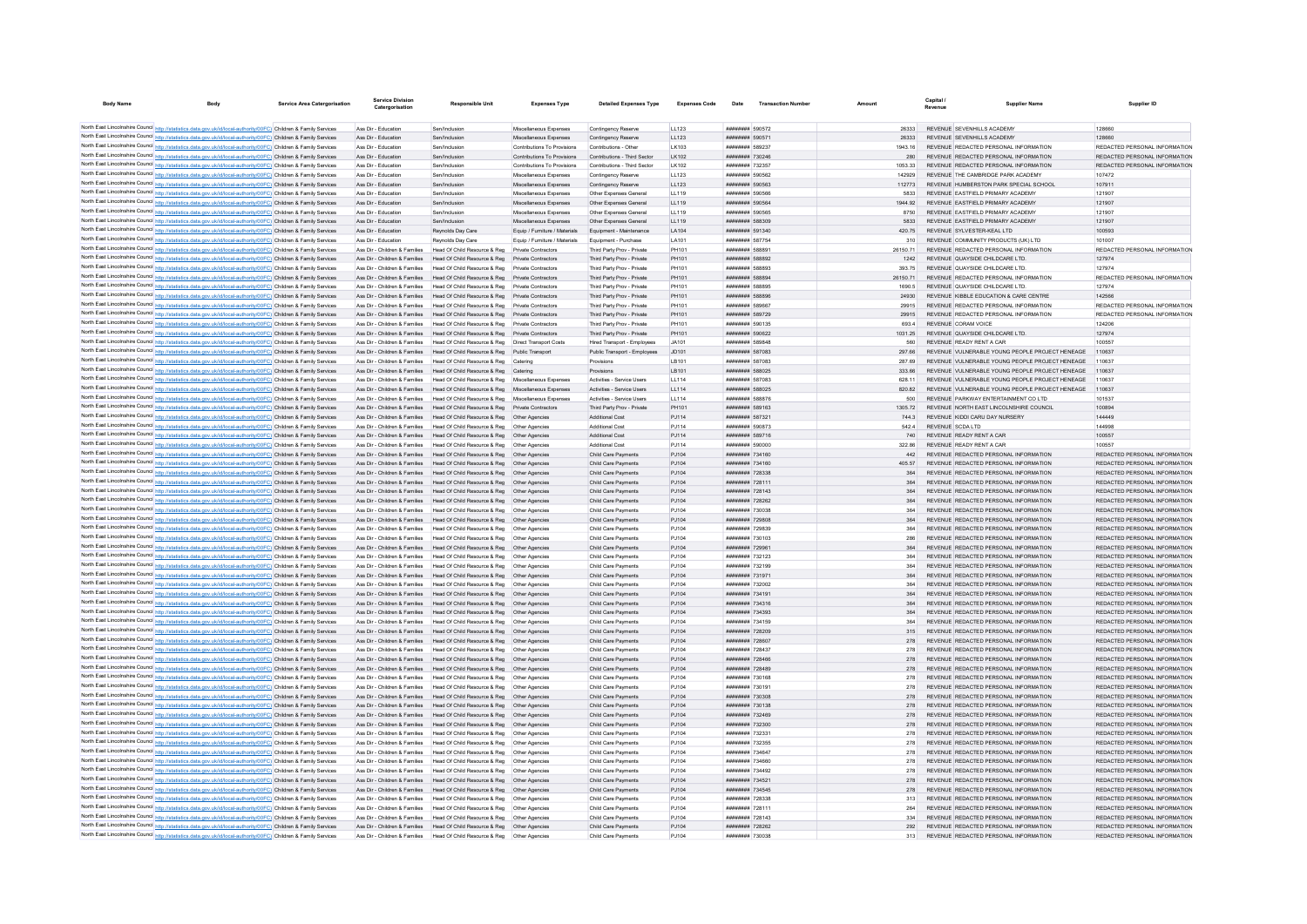| Body Name | Body | Service Area Catergorisation | Service Division Catergorisation | Responsible Unit | Expenses Type | Detailed Expenses Type | Expenses Code | Date | Transaction Number | Amount | Capital / Revenue | Supplier Name | Supplier ID |
|---|---|---|---|---|---|---|---|---|---|---|---|---|---|
| North East Lincolnshire Council | http://statistics.data.gov.uk/id/local-authority/00FC | Children & Family Services | Ass Dir - Education | Sen/Inclusion | Miscellaneous Expenses | Contingency Reserve | LL123 | ######## | 590572 | 26333 | REVENUE | SEVENHILLS ACADEMY | 128660 |
| North East Lincolnshire Council | http://statistics.data.gov.uk/id/local-authority/00FC | Children & Family Services | Ass Dir - Education | Sen/Inclusion | Miscellaneous Expenses | Contingency Reserve | LL123 | ######## | 590571 | 26333 | REVENUE | SEVENHILLS ACADEMY | 128660 |
| North East Lincolnshire Council | http://statistics.data.gov.uk/id/local-authority/00FC | Children & Family Services | Ass Dir - Education | Sen/Inclusion | Contributions To Provisions | Contributions - Other | LK103 | ######## | 589237 | 1943.16 | REVENUE | REDACTED PERSONAL INFORMATION | REDACTED PERSONAL INFORMATION |
| North East Lincolnshire Council | http://statistics.data.gov.uk/id/local-authority/00FC | Children & Family Services | Ass Dir - Education | Sen/Inclusion | Contributions To Provisions | Contributions - Third Sector | LK102 | ######## | 730246 | 280 | REVENUE | REDACTED PERSONAL INFORMATION | REDACTED PERSONAL INFORMATION |
| North East Lincolnshire Council | http://statistics.data.gov.uk/id/local-authority/00FC | Children & Family Services | Ass Dir - Education | Sen/Inclusion | Contributions To Provisions | Contributions - Third Sector | LK102 | ######## | 732357 | 1053.33 | REVENUE | REDACTED PERSONAL INFORMATION | REDACTED PERSONAL INFORMATION |
| North East Lincolnshire Council | http://statistics.data.gov.uk/id/local-authority/00FC | Children & Family Services | Ass Dir - Education | Sen/Inclusion | Miscellaneous Expenses | Contingency Reserve | LL123 | ######## | 590562 | 142929 | REVENUE | THE CAMBRIDGE PARK ACADEMY | 107472 |
| North East Lincolnshire Council | http://statistics.data.gov.uk/id/local-authority/00FC | Children & Family Services | Ass Dir - Education | Sen/Inclusion | Miscellaneous Expenses | Contingency Reserve | LL123 | ######## | 590563 | 112773 | REVENUE | HUMBERSTON PARK SPECIAL SCHOOL | 107911 |
| North East Lincolnshire Council | http://statistics.data.gov.uk/id/local-authority/00FC | Children & Family Services | Ass Dir - Education | Sen/Inclusion | Miscellaneous Expenses | Other Expenses General | LL119 | ######## | 590566 | 5833 | REVENUE | EASTFIELD PRIMARY ACADEMY | 121907 |
| North East Lincolnshire Council | http://statistics.data.gov.uk/id/local-authority/00FC | Children & Family Services | Ass Dir - Education | Sen/Inclusion | Miscellaneous Expenses | Other Expenses General | LL119 | ######## | 590564 | 1944.92 | REVENUE | EASTFIELD PRIMARY ACADEMY | 121907 |
| North East Lincolnshire Council | http://statistics.data.gov.uk/id/local-authority/00FC | Children & Family Services | Ass Dir - Education | Sen/Inclusion | Miscellaneous Expenses | Other Expenses General | LL119 | ######## | 590565 | 8750 | REVENUE | EASTFIELD PRIMARY ACADEMY | 121907 |
| North East Lincolnshire Council | http://statistics.data.gov.uk/id/local-authority/00FC | Children & Family Services | Ass Dir - Education | Sen/Inclusion | Miscellaneous Expenses | Other Expenses General | LL119 | ######## | 588309 | 5833 | REVENUE | EASTFIELD PRIMARY ACADEMY | 121907 |
| North East Lincolnshire Council | http://statistics.data.gov.uk/id/local-authority/00FC | Children & Family Services | Ass Dir - Education | Reynolds Day Care | Equip / Furniture / Materials | Equipment - Maintenance | LA104 | ######## | 591340 | 420.75 | REVENUE | SYLVESTER-KEAL LTD | 100593 |
| North East Lincolnshire Council | http://statistics.data.gov.uk/id/local-authority/00FC | Children & Family Services | Ass Dir - Education | Reynolds Day Care | Equip / Furniture / Materials | Equipment - Purchase | LA101 | ######## | 587754 | 310 | REVENUE | COMMUNITY PRODUCTS (UK) LTD | 101007 |
| North East Lincolnshire Council | http://statistics.data.gov.uk/id/local-authority/00FC | Children & Family Services | Ass Dir - Children & Families | Head Of Child Resource & Reg | Private Contractors | Third Party Prov - Private | PH101 | ######## | 588891 | 26150.71 | REVENUE | REDACTED PERSONAL INFORMATION | REDACTED PERSONAL INFORMATION |
| North East Lincolnshire Council | http://statistics.data.gov.uk/id/local-authority/00FC | Children & Family Services | Ass Dir - Children & Families | Head Of Child Resource & Reg | Private Contractors | Third Party Prov - Private | PH101 | ######## | 588892 | 1242 | REVENUE | QUAYSIDE CHILDCARE LTD. | 127974 |
| North East Lincolnshire Council | http://statistics.data.gov.uk/id/local-authority/00FC | Children & Family Services | Ass Dir - Children & Families | Head Of Child Resource & Reg | Private Contractors | Third Party Prov - Private | PH101 | ######## | 588893 | 393.75 | REVENUE | QUAYSIDE CHILDCARE LTD. | 127974 |
| North East Lincolnshire Council | http://statistics.data.gov.uk/id/local-authority/00FC | Children & Family Services | Ass Dir - Children & Families | Head Of Child Resource & Reg | Private Contractors | Third Party Prov - Private | PH101 | ######## | 588894 | 26150.71 | REVENUE | REDACTED PERSONAL INFORMATION | REDACTED PERSONAL INFORMATION |
| North East Lincolnshire Council | http://statistics.data.gov.uk/id/local-authority/00FC | Children & Family Services | Ass Dir - Children & Families | Head Of Child Resource & Reg | Private Contractors | Third Party Prov - Private | PH101 | ######## | 588895 | 1690.5 | REVENUE | QUAYSIDE CHILDCARE LTD. | 127974 |
| North East Lincolnshire Council | http://statistics.data.gov.uk/id/local-authority/00FC | Children & Family Services | Ass Dir - Children & Families | Head Of Child Resource & Reg | Private Contractors | Third Party Prov - Private | PH101 | ######## | 588896 | 24930 | REVENUE | KIBBLE EDUCATION & CARE CENTRE | 142566 |
| North East Lincolnshire Council | http://statistics.data.gov.uk/id/local-authority/00FC | Children & Family Services | Ass Dir - Children & Families | Head Of Child Resource & Reg | Private Contractors | Third Party Prov - Private | PH101 | ######## | 589667 | 29915 | REVENUE | REDACTED PERSONAL INFORMATION | REDACTED PERSONAL INFORMATION |
| North East Lincolnshire Council | http://statistics.data.gov.uk/id/local-authority/00FC | Children & Family Services | Ass Dir - Children & Families | Head Of Child Resource & Reg | Private Contractors | Third Party Prov - Private | PH101 | ######## | 589729 | 29915 | REVENUE | REDACTED PERSONAL INFORMATION | REDACTED PERSONAL INFORMATION |
| North East Lincolnshire Council | http://statistics.data.gov.uk/id/local-authority/00FC | Children & Family Services | Ass Dir - Children & Families | Head Of Child Resource & Reg | Private Contractors | Third Party Prov - Private | PH101 | ######## | 590135 | 693.4 | REVENUE | CORAM VOICE | 124208 |
| North East Lincolnshire Council | http://statistics.data.gov.uk/id/local-authority/00FC | Children & Family Services | Ass Dir - Children & Families | Head Of Child Resource & Reg | Private Contractors | Third Party Prov - Private | PH101 | ######## | 590622 | 1031.25 | REVENUE | QUAYSIDE CHILDCARE LTD. | 127974 |
| North East Lincolnshire Council | http://statistics.data.gov.uk/id/local-authority/00FC | Children & Family Services | Ass Dir - Children & Families | Head Of Child Resource & Reg | Direct Transport Costs | Hired Transport - Employees | JA101 | ######## | 589848 | 560 | REVENUE | READY RENT A CAR | 100557 |
| North East Lincolnshire Council | http://statistics.data.gov.uk/id/local-authority/00FC | Children & Family Services | Ass Dir - Children & Families | Head Of Child Resource & Reg | Public Transport | Public Transport - Employees | JD101 | ######## | 587083 | 297.66 | REVENUE | VULNERABLE YOUNG PEOPLE PROJECT HENEAGE | 110637 |
| North East Lincolnshire Council | http://statistics.data.gov.uk/id/local-authority/00FC | Children & Family Services | Ass Dir - Children & Families | Head Of Child Resource & Reg | Catering | Provisions | LB101 | ######## | 587083 | 287.69 | REVENUE | VULNERABLE YOUNG PEOPLE PROJECT HENEAGE | 110637 |
| North East Lincolnshire Council | http://statistics.data.gov.uk/id/local-authority/00FC | Children & Family Services | Ass Dir - Children & Families | Head Of Child Resource & Reg | Catering | Provisions | LB101 | ######## | 588025 | 333.66 | REVENUE | VULNERABLE YOUNG PEOPLE PROJECT HENEAGE | 110637 |
| North East Lincolnshire Council | http://statistics.data.gov.uk/id/local-authority/00FC | Children & Family Services | Ass Dir - Children & Families | Head Of Child Resource & Reg | Miscellaneous Expenses | Activities - Service Users | LL114 | ######## | 587083 | 628.11 | REVENUE | VULNERABLE YOUNG PEOPLE PROJECT HENEAGE | 110637 |
| North East Lincolnshire Council | http://statistics.data.gov.uk/id/local-authority/00FC | Children & Family Services | Ass Dir - Children & Families | Head Of Child Resource & Reg | Miscellaneous Expenses | Activities - Service Users | LL114 | ######## | 588025 | 820.82 | REVENUE | VULNERABLE YOUNG PEOPLE PROJECT HENEAGE | 110637 |
| North East Lincolnshire Council | http://statistics.data.gov.uk/id/local-authority/00FC | Children & Family Services | Ass Dir - Children & Families | Head Of Child Resource & Reg | Miscellaneous Expenses | Activities - Service Users | LL114 | ######## | 588876 | 500 | REVENUE | PARKWAY ENTERTAINMENT CO LTD | 101537 |
| North East Lincolnshire Council | http://statistics.data.gov.uk/id/local-authority/00FC | Children & Family Services | Ass Dir - Children & Families | Head Of Child Resource & Reg | Private Contractors | Third Party Prov - Private | PH101 | ######## | 589163 | 1305.72 | REVENUE | NORTH EAST LINCOLNSHIRE COUNCIL | 100894 |
| North East Lincolnshire Council | http://statistics.data.gov.uk/id/local-authority/00FC | Children & Family Services | Ass Dir - Children & Families | Head Of Child Resource & Reg | Other Agencies | Additional Cost | PJ114 | ######## | 587321 | 744.3 | REVENUE | KIDDI CARU DAY NURSERY | 144449 |
| North East Lincolnshire Council | http://statistics.data.gov.uk/id/local-authority/00FC | Children & Family Services | Ass Dir - Children & Families | Head Of Child Resource & Reg | Other Agencies | Additional Cost | PJ114 | ######## | 590873 | 542.4 | REVENUE | SCDA LTD | 144998 |
| North East Lincolnshire Council | http://statistics.data.gov.uk/id/local-authority/00FC | Children & Family Services | Ass Dir - Children & Families | Head Of Child Resource & Reg | Other Agencies | Additional Cost | PJ114 | ######## | 589716 | 740 | REVENUE | READY RENT A CAR | 100557 |
| North East Lincolnshire Council | http://statistics.data.gov.uk/id/local-authority/00FC | Children & Family Services | Ass Dir - Children & Families | Head Of Child Resource & Reg | Other Agencies | Additional Cost | PJ114 | ######## | 590000 | 322.86 | REVENUE | READY RENT A CAR | 100557 |
| North East Lincolnshire Council | http://statistics.data.gov.uk/id/local-authority/00FC | Children & Family Services | Ass Dir - Children & Families | Head Of Child Resource & Reg | Other Agencies | Child Care Payments | PJ104 | ######## | 734160 | 442 | REVENUE | REDACTED PERSONAL INFORMATION | REDACTED PERSONAL INFORMATION |
| North East Lincolnshire Council | http://statistics.data.gov.uk/id/local-authority/00FC | Children & Family Services | Ass Dir - Children & Families | Head Of Child Resource & Reg | Other Agencies | Child Care Payments | PJ104 | ######## | 734160 | 405.57 | REVENUE | REDACTED PERSONAL INFORMATION | REDACTED PERSONAL INFORMATION |
| North East Lincolnshire Council | http://statistics.data.gov.uk/id/local-authority/00FC | Children & Family Services | Ass Dir - Children & Families | Head Of Child Resource & Reg | Other Agencies | Child Care Payments | PJ104 | ######## | 728338 | 364 | REVENUE | REDACTED PERSONAL INFORMATION | REDACTED PERSONAL INFORMATION |
| North East Lincolnshire Council | http://statistics.data.gov.uk/id/local-authority/00FC | Children & Family Services | Ass Dir - Children & Families | Head Of Child Resource & Reg | Other Agencies | Child Care Payments | PJ104 | ######## | 728111 | 364 | REVENUE | REDACTED PERSONAL INFORMATION | REDACTED PERSONAL INFORMATION |
| North East Lincolnshire Council | http://statistics.data.gov.uk/id/local-authority/00FC | Children & Family Services | Ass Dir - Children & Families | Head Of Child Resource & Reg | Other Agencies | Child Care Payments | PJ104 | ######## | 728143 | 364 | REVENUE | REDACTED PERSONAL INFORMATION | REDACTED PERSONAL INFORMATION |
| North East Lincolnshire Council | http://statistics.data.gov.uk/id/local-authority/00FC | Children & Family Services | Ass Dir - Children & Families | Head Of Child Resource & Reg | Other Agencies | Child Care Payments | PJ104 | ######## | 728262 | 364 | REVENUE | REDACTED PERSONAL INFORMATION | REDACTED PERSONAL INFORMATION |
| North East Lincolnshire Council | http://statistics.data.gov.uk/id/local-authority/00FC | Children & Family Services | Ass Dir - Children & Families | Head Of Child Resource & Reg | Other Agencies | Child Care Payments | PJ104 | ######## | 730038 | 364 | REVENUE | REDACTED PERSONAL INFORMATION | REDACTED PERSONAL INFORMATION |
| North East Lincolnshire Council | http://statistics.data.gov.uk/id/local-authority/00FC | Children & Family Services | Ass Dir - Children & Families | Head Of Child Resource & Reg | Other Agencies | Child Care Payments | PJ104 | ######## | 729808 | 364 | REVENUE | REDACTED PERSONAL INFORMATION | REDACTED PERSONAL INFORMATION |
| North East Lincolnshire Council | http://statistics.data.gov.uk/id/local-authority/00FC | Children & Family Services | Ass Dir - Children & Families | Head Of Child Resource & Reg | Other Agencies | Child Care Payments | PJ104 | ######## | 729839 | 364 | REVENUE | REDACTED PERSONAL INFORMATION | REDACTED PERSONAL INFORMATION |
| North East Lincolnshire Council | http://statistics.data.gov.uk/id/local-authority/00FC | Children & Family Services | Ass Dir - Children & Families | Head Of Child Resource & Reg | Other Agencies | Child Care Payments | PJ104 | ######## | 730103 | 286 | REVENUE | REDACTED PERSONAL INFORMATION | REDACTED PERSONAL INFORMATION |
| North East Lincolnshire Council | http://statistics.data.gov.uk/id/local-authority/00FC | Children & Family Services | Ass Dir - Children & Families | Head Of Child Resource & Reg | Other Agencies | Child Care Payments | PJ104 | ######## | 729961 | 364 | REVENUE | REDACTED PERSONAL INFORMATION | REDACTED PERSONAL INFORMATION |
| North East Lincolnshire Council | http://statistics.data.gov.uk/id/local-authority/00FC | Children & Family Services | Ass Dir - Children & Families | Head Of Child Resource & Reg | Other Agencies | Child Care Payments | PJ104 | ######## | 732123 | 364 | REVENUE | REDACTED PERSONAL INFORMATION | REDACTED PERSONAL INFORMATION |
| North East Lincolnshire Council | http://statistics.data.gov.uk/id/local-authority/00FC | Children & Family Services | Ass Dir - Children & Families | Head Of Child Resource & Reg | Other Agencies | Child Care Payments | PJ104 | ######## | 732199 | 364 | REVENUE | REDACTED PERSONAL INFORMATION | REDACTED PERSONAL INFORMATION |
| North East Lincolnshire Council | http://statistics.data.gov.uk/id/local-authority/00FC | Children & Family Services | Ass Dir - Children & Families | Head Of Child Resource & Reg | Other Agencies | Child Care Payments | PJ104 | ######## | 731971 | 364 | REVENUE | REDACTED PERSONAL INFORMATION | REDACTED PERSONAL INFORMATION |
| North East Lincolnshire Council | http://statistics.data.gov.uk/id/local-authority/00FC | Children & Family Services | Ass Dir - Children & Families | Head Of Child Resource & Reg | Other Agencies | Child Care Payments | PJ104 | ######## | 732002 | 364 | REVENUE | REDACTED PERSONAL INFORMATION | REDACTED PERSONAL INFORMATION |
| North East Lincolnshire Council | http://statistics.data.gov.uk/id/local-authority/00FC | Children & Family Services | Ass Dir - Children & Families | Head Of Child Resource & Reg | Other Agencies | Child Care Payments | PJ104 | ######## | 734191 | 364 | REVENUE | REDACTED PERSONAL INFORMATION | REDACTED PERSONAL INFORMATION |
| North East Lincolnshire Council | http://statistics.data.gov.uk/id/local-authority/00FC | Children & Family Services | Ass Dir - Children & Families | Head Of Child Resource & Reg | Other Agencies | Child Care Payments | PJ104 | ######## | 734316 | 364 | REVENUE | REDACTED PERSONAL INFORMATION | REDACTED PERSONAL INFORMATION |
| North East Lincolnshire Council | http://statistics.data.gov.uk/id/local-authority/00FC | Children & Family Services | Ass Dir - Children & Families | Head Of Child Resource & Reg | Other Agencies | Child Care Payments | PJ104 | ######## | 734393 | 364 | REVENUE | REDACTED PERSONAL INFORMATION | REDACTED PERSONAL INFORMATION |
| North East Lincolnshire Council | http://statistics.data.gov.uk/id/local-authority/00FC | Children & Family Services | Ass Dir - Children & Families | Head Of Child Resource & Reg | Other Agencies | Child Care Payments | PJ104 | ######## | 734159 | 364 | REVENUE | REDACTED PERSONAL INFORMATION | REDACTED PERSONAL INFORMATION |
| North East Lincolnshire Council | http://statistics.data.gov.uk/id/local-authority/00FC | Children & Family Services | Ass Dir - Children & Families | Head Of Child Resource & Reg | Other Agencies | Child Care Payments | PJ104 | ######## | 728209 | 315 | REVENUE | REDACTED PERSONAL INFORMATION | REDACTED PERSONAL INFORMATION |
| North East Lincolnshire Council | http://statistics.data.gov.uk/id/local-authority/00FC | Children & Family Services | Ass Dir - Children & Families | Head Of Child Resource & Reg | Other Agencies | Child Care Payments | PJ104 | ######## | 728607 | 278 | REVENUE | REDACTED PERSONAL INFORMATION | REDACTED PERSONAL INFORMATION |
| North East Lincolnshire Council | http://statistics.data.gov.uk/id/local-authority/00FC | Children & Family Services | Ass Dir - Children & Families | Head Of Child Resource & Reg | Other Agencies | Child Care Payments | PJ104 | ######## | 728437 | 278 | REVENUE | REDACTED PERSONAL INFORMATION | REDACTED PERSONAL INFORMATION |
| North East Lincolnshire Council | http://statistics.data.gov.uk/id/local-authority/00FC | Children & Family Services | Ass Dir - Children & Families | Head Of Child Resource & Reg | Other Agencies | Child Care Payments | PJ104 | ######## | 728466 | 278 | REVENUE | REDACTED PERSONAL INFORMATION | REDACTED PERSONAL INFORMATION |
| North East Lincolnshire Council | http://statistics.data.gov.uk/id/local-authority/00FC | Children & Family Services | Ass Dir - Children & Families | Head Of Child Resource & Reg | Other Agencies | Child Care Payments | PJ104 | ######## | 728489 | 278 | REVENUE | REDACTED PERSONAL INFORMATION | REDACTED PERSONAL INFORMATION |
| North East Lincolnshire Council | http://statistics.data.gov.uk/id/local-authority/00FC | Children & Family Services | Ass Dir - Children & Families | Head Of Child Resource & Reg | Other Agencies | Child Care Payments | PJ104 | ######## | 730168 | 278 | REVENUE | REDACTED PERSONAL INFORMATION | REDACTED PERSONAL INFORMATION |
| North East Lincolnshire Council | http://statistics.data.gov.uk/id/local-authority/00FC | Children & Family Services | Ass Dir - Children & Families | Head Of Child Resource & Reg | Other Agencies | Child Care Payments | PJ104 | ######## | 730191 | 278 | REVENUE | REDACTED PERSONAL INFORMATION | REDACTED PERSONAL INFORMATION |
| North East Lincolnshire Council | http://statistics.data.gov.uk/id/local-authority/00FC | Children & Family Services | Ass Dir - Children & Families | Head Of Child Resource & Reg | Other Agencies | Child Care Payments | PJ104 | ######## | 730308 | 278 | REVENUE | REDACTED PERSONAL INFORMATION | REDACTED PERSONAL INFORMATION |
| North East Lincolnshire Council | http://statistics.data.gov.uk/id/local-authority/00FC | Children & Family Services | Ass Dir - Children & Families | Head Of Child Resource & Reg | Other Agencies | Child Care Payments | PJ104 | ######## | 730138 | 278 | REVENUE | REDACTED PERSONAL INFORMATION | REDACTED PERSONAL INFORMATION |
| North East Lincolnshire Council | http://statistics.data.gov.uk/id/local-authority/00FC | Children & Family Services | Ass Dir - Children & Families | Head Of Child Resource & Reg | Other Agencies | Child Care Payments | PJ104 | ######## | 732469 | 278 | REVENUE | REDACTED PERSONAL INFORMATION | REDACTED PERSONAL INFORMATION |
| North East Lincolnshire Council | http://statistics.data.gov.uk/id/local-authority/00FC | Children & Family Services | Ass Dir - Children & Families | Head Of Child Resource & Reg | Other Agencies | Child Care Payments | PJ104 | ######## | 732300 | 278 | REVENUE | REDACTED PERSONAL INFORMATION | REDACTED PERSONAL INFORMATION |
| North East Lincolnshire Council | http://statistics.data.gov.uk/id/local-authority/00FC | Children & Family Services | Ass Dir - Children & Families | Head Of Child Resource & Reg | Other Agencies | Child Care Payments | PJ104 | ######## | 732331 | 278 | REVENUE | REDACTED PERSONAL INFORMATION | REDACTED PERSONAL INFORMATION |
| North East Lincolnshire Council | http://statistics.data.gov.uk/id/local-authority/00FC | Children & Family Services | Ass Dir - Children & Families | Head Of Child Resource & Reg | Other Agencies | Child Care Payments | PJ104 | ######## | 732355 | 278 | REVENUE | REDACTED PERSONAL INFORMATION | REDACTED PERSONAL INFORMATION |
| North East Lincolnshire Council | http://statistics.data.gov.uk/id/local-authority/00FC | Children & Family Services | Ass Dir - Children & Families | Head Of Child Resource & Reg | Other Agencies | Child Care Payments | PJ104 | ######## | 734647 | 278 | REVENUE | REDACTED PERSONAL INFORMATION | REDACTED PERSONAL INFORMATION |
| North East Lincolnshire Council | http://statistics.data.gov.uk/id/local-authority/00FC | Children & Family Services | Ass Dir - Children & Families | Head Of Child Resource & Reg | Other Agencies | Child Care Payments | PJ104 | ######## | 734660 | 278 | REVENUE | REDACTED PERSONAL INFORMATION | REDACTED PERSONAL INFORMATION |
| North East Lincolnshire Council | http://statistics.data.gov.uk/id/local-authority/00FC | Children & Family Services | Ass Dir - Children & Families | Head Of Child Resource & Reg | Other Agencies | Child Care Payments | PJ104 | ######## | 734492 | 278 | REVENUE | REDACTED PERSONAL INFORMATION | REDACTED PERSONAL INFORMATION |
| North East Lincolnshire Council | http://statistics.data.gov.uk/id/local-authority/00FC | Children & Family Services | Ass Dir - Children & Families | Head Of Child Resource & Reg | Other Agencies | Child Care Payments | PJ104 | ######## | 734521 | 278 | REVENUE | REDACTED PERSONAL INFORMATION | REDACTED PERSONAL INFORMATION |
| North East Lincolnshire Council | http://statistics.data.gov.uk/id/local-authority/00FC | Children & Family Services | Ass Dir - Children & Families | Head Of Child Resource & Reg | Other Agencies | Child Care Payments | PJ104 | ######## | 734545 | 278 | REVENUE | REDACTED PERSONAL INFORMATION | REDACTED PERSONAL INFORMATION |
| North East Lincolnshire Council | http://statistics.data.gov.uk/id/local-authority/00FC | Children & Family Services | Ass Dir - Children & Families | Head Of Child Resource & Reg | Other Agencies | Child Care Payments | PJ104 | ######## | 728338 | 313 | REVENUE | REDACTED PERSONAL INFORMATION | REDACTED PERSONAL INFORMATION |
| North East Lincolnshire Council | http://statistics.data.gov.uk/id/local-authority/00FC | Children & Family Services | Ass Dir - Children & Families | Head Of Child Resource & Reg | Other Agencies | Child Care Payments | PJ104 | ######## | 728111 | 264 | REVENUE | REDACTED PERSONAL INFORMATION | REDACTED PERSONAL INFORMATION |
| North East Lincolnshire Council | http://statistics.data.gov.uk/id/local-authority/00FC | Children & Family Services | Ass Dir - Children & Families | Head Of Child Resource & Reg | Other Agencies | Child Care Payments | PJ104 | ######## | 728143 | 334 | REVENUE | REDACTED PERSONAL INFORMATION | REDACTED PERSONAL INFORMATION |
| North East Lincolnshire Council | http://statistics.data.gov.uk/id/local-authority/00FC | Children & Family Services | Ass Dir - Children & Families | Head Of Child Resource & Reg | Other Agencies | Child Care Payments | PJ104 | ######## | 728262 | 292 | REVENUE | REDACTED PERSONAL INFORMATION | REDACTED PERSONAL INFORMATION |
| North East Lincolnshire Council | http://statistics.data.gov.uk/id/local-authority/00FC | Children & Family Services | Ass Dir - Children & Families | Head Of Child Resource & Reg | Other Agencies | Child Care Payments | PJ104 | ######## | 730038 | 313 | REVENUE | REDACTED PERSONAL INFORMATION | REDACTED PERSONAL INFORMATION |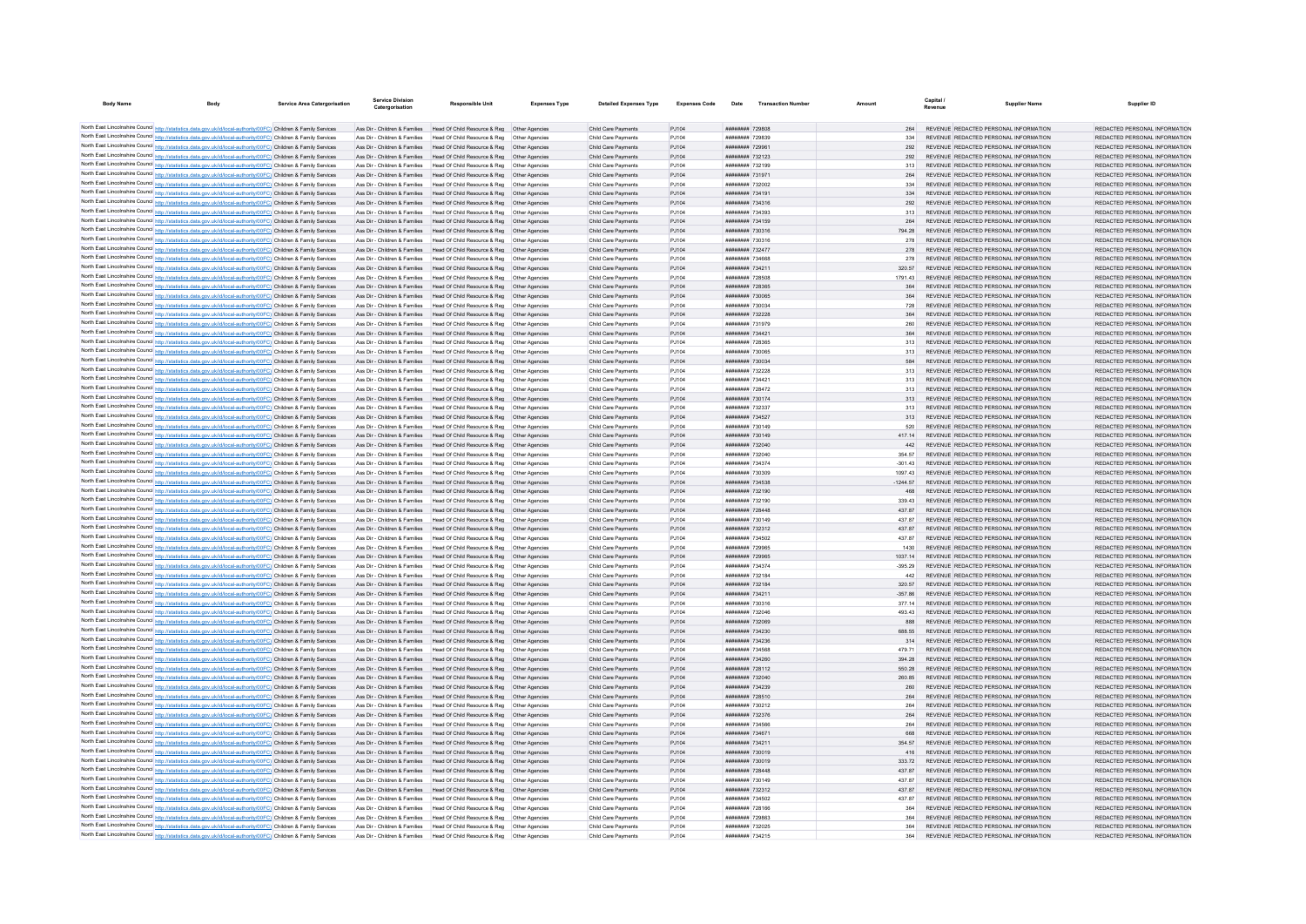| Body Name | Body | Service Area Catergorisation | Service Division Catergorisation | Responsible Unit | Expenses Type | Detailed Expenses Type | Expenses Code | Date | Transaction Number | Amount | Capital / Revenue | Supplier Name | Supplier ID |
|---|---|---|---|---|---|---|---|---|---|---|---|---|---|
| North East Lincolnshire Council | http://statistics.data.gov.uk/id/local-authority/00FC | Children & Family Services | Ass Dir - Children & Families | Head Of Child Resource & Reg | Other Agencies | Child Care Payments | PJ104 | ######## | 729808 | 264 | REVENUE | REDACTED PERSONAL INFORMATION | REDACTED PERSONAL INFORMATION |
| North East Lincolnshire Council | http://statistics.data.gov.uk/id/local-authority/00FC | Children & Family Services | Ass Dir - Children & Families | Head Of Child Resource & Reg | Other Agencies | Child Care Payments | PJ104 | ######## | 729839 | 334 | REVENUE | REDACTED PERSONAL INFORMATION | REDACTED PERSONAL INFORMATION |
| North East Lincolnshire Council | http://statistics.data.gov.uk/id/local-authority/00FC | Children & Family Services | Ass Dir - Children & Families | Head Of Child Resource & Reg | Other Agencies | Child Care Payments | PJ104 | ######## | 729961 | 292 | REVENUE | REDACTED PERSONAL INFORMATION | REDACTED PERSONAL INFORMATION |
| North East Lincolnshire Council | http://statistics.data.gov.uk/id/local-authority/00FC | Children & Family Services | Ass Dir - Children & Families | Head Of Child Resource & Reg | Other Agencies | Child Care Payments | PJ104 | ######## | 732123 | 292 | REVENUE | REDACTED PERSONAL INFORMATION | REDACTED PERSONAL INFORMATION |
| North East Lincolnshire Council | http://statistics.data.gov.uk/id/local-authority/00FC | Children & Family Services | Ass Dir - Children & Families | Head Of Child Resource & Reg | Other Agencies | Child Care Payments | PJ104 | ######## | 732199 | 313 | REVENUE | REDACTED PERSONAL INFORMATION | REDACTED PERSONAL INFORMATION |
| North East Lincolnshire Council | http://statistics.data.gov.uk/id/local-authority/00FC | Children & Family Services | Ass Dir - Children & Families | Head Of Child Resource & Reg | Other Agencies | Child Care Payments | PJ104 | ######## | 731971 | 264 | REVENUE | REDACTED PERSONAL INFORMATION | REDACTED PERSONAL INFORMATION |
| North East Lincolnshire Council | http://statistics.data.gov.uk/id/local-authority/00FC | Children & Family Services | Ass Dir - Children & Families | Head Of Child Resource & Reg | Other Agencies | Child Care Payments | PJ104 | ######## | 732002 | 334 | REVENUE | REDACTED PERSONAL INFORMATION | REDACTED PERSONAL INFORMATION |
| North East Lincolnshire Council | http://statistics.data.gov.uk/id/local-authority/00FC | Children & Family Services | Ass Dir - Children & Families | Head Of Child Resource & Reg | Other Agencies | Child Care Payments | PJ104 | ######## | 734191 | 334 | REVENUE | REDACTED PERSONAL INFORMATION | REDACTED PERSONAL INFORMATION |
| North East Lincolnshire Council | http://statistics.data.gov.uk/id/local-authority/00FC | Children & Family Services | Ass Dir - Children & Families | Head Of Child Resource & Reg | Other Agencies | Child Care Payments | PJ104 | ######## | 734316 | 292 | REVENUE | REDACTED PERSONAL INFORMATION | REDACTED PERSONAL INFORMATION |
| North East Lincolnshire Council | http://statistics.data.gov.uk/id/local-authority/00FC | Children & Family Services | Ass Dir - Children & Families | Head Of Child Resource & Reg | Other Agencies | Child Care Payments | PJ104 | ######## | 734393 | 313 | REVENUE | REDACTED PERSONAL INFORMATION | REDACTED PERSONAL INFORMATION |
| North East Lincolnshire Council | http://statistics.data.gov.uk/id/local-authority/00FC | Children & Family Services | Ass Dir - Children & Families | Head Of Child Resource & Reg | Other Agencies | Child Care Payments | PJ104 | ######## | 734159 | 264 | REVENUE | REDACTED PERSONAL INFORMATION | REDACTED PERSONAL INFORMATION |
| North East Lincolnshire Council | http://statistics.data.gov.uk/id/local-authority/00FC | Children & Family Services | Ass Dir - Children & Families | Head Of Child Resource & Reg | Other Agencies | Child Care Payments | PJ104 | ######## | 730316 | 794.28 | REVENUE | REDACTED PERSONAL INFORMATION | REDACTED PERSONAL INFORMATION |
| North East Lincolnshire Council | http://statistics.data.gov.uk/id/local-authority/00FC | Children & Family Services | Ass Dir - Children & Families | Head Of Child Resource & Reg | Other Agencies | Child Care Payments | PJ104 | ######## | 730316 | 278 | REVENUE | REDACTED PERSONAL INFORMATION | REDACTED PERSONAL INFORMATION |
| North East Lincolnshire Council | http://statistics.data.gov.uk/id/local-authority/00FC | Children & Family Services | Ass Dir - Children & Families | Head Of Child Resource & Reg | Other Agencies | Child Care Payments | PJ104 | ######## | 732477 | 278 | REVENUE | REDACTED PERSONAL INFORMATION | REDACTED PERSONAL INFORMATION |
| North East Lincolnshire Council | http://statistics.data.gov.uk/id/local-authority/00FC | Children & Family Services | Ass Dir - Children & Families | Head Of Child Resource & Reg | Other Agencies | Child Care Payments | PJ104 | ######## | 734668 | 278 | REVENUE | REDACTED PERSONAL INFORMATION | REDACTED PERSONAL INFORMATION |
| North East Lincolnshire Council | http://statistics.data.gov.uk/id/local-authority/00FC | Children & Family Services | Ass Dir - Children & Families | Head Of Child Resource & Reg | Other Agencies | Child Care Payments | PJ104 | ######## | 734211 | 320.57 | REVENUE | REDACTED PERSONAL INFORMATION | REDACTED PERSONAL INFORMATION |
| North East Lincolnshire Council | http://statistics.data.gov.uk/id/local-authority/00FC | Children & Family Services | Ass Dir - Children & Families | Head Of Child Resource & Reg | Other Agencies | Child Care Payments | PJ104 | ######## | 728508 | 1791.43 | REVENUE | REDACTED PERSONAL INFORMATION | REDACTED PERSONAL INFORMATION |
| North East Lincolnshire Council | http://statistics.data.gov.uk/id/local-authority/00FC | Children & Family Services | Ass Dir - Children & Families | Head Of Child Resource & Reg | Other Agencies | Child Care Payments | PJ104 | ######## | 728365 | 364 | REVENUE | REDACTED PERSONAL INFORMATION | REDACTED PERSONAL INFORMATION |
| North East Lincolnshire Council | http://statistics.data.gov.uk/id/local-authority/00FC | Children & Family Services | Ass Dir - Children & Families | Head Of Child Resource & Reg | Other Agencies | Child Care Payments | PJ104 | ######## | 730065 | 364 | REVENUE | REDACTED PERSONAL INFORMATION | REDACTED PERSONAL INFORMATION |
| North East Lincolnshire Council | http://statistics.data.gov.uk/id/local-authority/00FC | Children & Family Services | Ass Dir - Children & Families | Head Of Child Resource & Reg | Other Agencies | Child Care Payments | PJ104 | ######## | 730034 | 728 | REVENUE | REDACTED PERSONAL INFORMATION | REDACTED PERSONAL INFORMATION |
| North East Lincolnshire Council | http://statistics.data.gov.uk/id/local-authority/00FC | Children & Family Services | Ass Dir - Children & Families | Head Of Child Resource & Reg | Other Agencies | Child Care Payments | PJ104 | ######## | 732228 | 364 | REVENUE | REDACTED PERSONAL INFORMATION | REDACTED PERSONAL INFORMATION |
| North East Lincolnshire Council | http://statistics.data.gov.uk/id/local-authority/00FC | Children & Family Services | Ass Dir - Children & Families | Head Of Child Resource & Reg | Other Agencies | Child Care Payments | PJ104 | ######## | 731979 | 260 | REVENUE | REDACTED PERSONAL INFORMATION | REDACTED PERSONAL INFORMATION |
| North East Lincolnshire Council | http://statistics.data.gov.uk/id/local-authority/00FC | Children & Family Services | Ass Dir - Children & Families | Head Of Child Resource & Reg | Other Agencies | Child Care Payments | PJ104 | ######## | 734421 | 364 | REVENUE | REDACTED PERSONAL INFORMATION | REDACTED PERSONAL INFORMATION |
| North East Lincolnshire Council | http://statistics.data.gov.uk/id/local-authority/00FC | Children & Family Services | Ass Dir - Children & Families | Head Of Child Resource & Reg | Other Agencies | Child Care Payments | PJ104 | ######## | 728365 | 313 | REVENUE | REDACTED PERSONAL INFORMATION | REDACTED PERSONAL INFORMATION |
| North East Lincolnshire Council | http://statistics.data.gov.uk/id/local-authority/00FC | Children & Family Services | Ass Dir - Children & Families | Head Of Child Resource & Reg | Other Agencies | Child Care Payments | PJ104 | ######## | 730065 | 313 | REVENUE | REDACTED PERSONAL INFORMATION | REDACTED PERSONAL INFORMATION |
| North East Lincolnshire Council | http://statistics.data.gov.uk/id/local-authority/00FC | Children & Family Services | Ass Dir - Children & Families | Head Of Child Resource & Reg | Other Agencies | Child Care Payments | PJ104 | ######## | 730034 | 584 | REVENUE | REDACTED PERSONAL INFORMATION | REDACTED PERSONAL INFORMATION |
| North East Lincolnshire Council | http://statistics.data.gov.uk/id/local-authority/00FC | Children & Family Services | Ass Dir - Children & Families | Head Of Child Resource & Reg | Other Agencies | Child Care Payments | PJ104 | ######## | 732228 | 313 | REVENUE | REDACTED PERSONAL INFORMATION | REDACTED PERSONAL INFORMATION |
| North East Lincolnshire Council | http://statistics.data.gov.uk/id/local-authority/00FC | Children & Family Services | Ass Dir - Children & Families | Head Of Child Resource & Reg | Other Agencies | Child Care Payments | PJ104 | ######## | 734421 | 313 | REVENUE | REDACTED PERSONAL INFORMATION | REDACTED PERSONAL INFORMATION |
| North East Lincolnshire Council | http://statistics.data.gov.uk/id/local-authority/00FC | Children & Family Services | Ass Dir - Children & Families | Head Of Child Resource & Reg | Other Agencies | Child Care Payments | PJ104 | ######## | 728472 | 313 | REVENUE | REDACTED PERSONAL INFORMATION | REDACTED PERSONAL INFORMATION |
| North East Lincolnshire Council | http://statistics.data.gov.uk/id/local-authority/00FC | Children & Family Services | Ass Dir - Children & Families | Head Of Child Resource & Reg | Other Agencies | Child Care Payments | PJ104 | ######## | 730174 | 313 | REVENUE | REDACTED PERSONAL INFORMATION | REDACTED PERSONAL INFORMATION |
| North East Lincolnshire Council | http://statistics.data.gov.uk/id/local-authority/00FC | Children & Family Services | Ass Dir - Children & Families | Head Of Child Resource & Reg | Other Agencies | Child Care Payments | PJ104 | ######## | 732337 | 313 | REVENUE | REDACTED PERSONAL INFORMATION | REDACTED PERSONAL INFORMATION |
| North East Lincolnshire Council | http://statistics.data.gov.uk/id/local-authority/00FC | Children & Family Services | Ass Dir - Children & Families | Head Of Child Resource & Reg | Other Agencies | Child Care Payments | PJ104 | ######## | 734527 | 313 | REVENUE | REDACTED PERSONAL INFORMATION | REDACTED PERSONAL INFORMATION |
| North East Lincolnshire Council | http://statistics.data.gov.uk/id/local-authority/00FC | Children & Family Services | Ass Dir - Children & Families | Head Of Child Resource & Reg | Other Agencies | Child Care Payments | PJ104 | ######## | 730149 | 520 | REVENUE | REDACTED PERSONAL INFORMATION | REDACTED PERSONAL INFORMATION |
| North East Lincolnshire Council | http://statistics.data.gov.uk/id/local-authority/00FC | Children & Family Services | Ass Dir - Children & Families | Head Of Child Resource & Reg | Other Agencies | Child Care Payments | PJ104 | ######## | 730149 | 417.14 | REVENUE | REDACTED PERSONAL INFORMATION | REDACTED PERSONAL INFORMATION |
| North East Lincolnshire Council | http://statistics.data.gov.uk/id/local-authority/00FC | Children & Family Services | Ass Dir - Children & Families | Head Of Child Resource & Reg | Other Agencies | Child Care Payments | PJ104 | ######## | 732040 | 442 | REVENUE | REDACTED PERSONAL INFORMATION | REDACTED PERSONAL INFORMATION |
| North East Lincolnshire Council | http://statistics.data.gov.uk/id/local-authority/00FC | Children & Family Services | Ass Dir - Children & Families | Head Of Child Resource & Reg | Other Agencies | Child Care Payments | PJ104 | ######## | 732040 | 354.57 | REVENUE | REDACTED PERSONAL INFORMATION | REDACTED PERSONAL INFORMATION |
| North East Lincolnshire Council | http://statistics.data.gov.uk/id/local-authority/00FC | Children & Family Services | Ass Dir - Children & Families | Head Of Child Resource & Reg | Other Agencies | Child Care Payments | PJ104 | ######## | 734374 | -301.43 | REVENUE | REDACTED PERSONAL INFORMATION | REDACTED PERSONAL INFORMATION |
| North East Lincolnshire Council | http://statistics.data.gov.uk/id/local-authority/00FC | Children & Family Services | Ass Dir - Children & Families | Head Of Child Resource & Reg | Other Agencies | Child Care Payments | PJ104 | ######## | 730309 | 1097.43 | REVENUE | REDACTED PERSONAL INFORMATION | REDACTED PERSONAL INFORMATION |
| North East Lincolnshire Council | http://statistics.data.gov.uk/id/local-authority/00FC | Children & Family Services | Ass Dir - Children & Families | Head Of Child Resource & Reg | Other Agencies | Child Care Payments | PJ104 | ######## | 734538 | -1244.57 | REVENUE | REDACTED PERSONAL INFORMATION | REDACTED PERSONAL INFORMATION |
| North East Lincolnshire Council | http://statistics.data.gov.uk/id/local-authority/00FC | Children & Family Services | Ass Dir - Children & Families | Head Of Child Resource & Reg | Other Agencies | Child Care Payments | PJ104 | ######## | 732190 | 468 | REVENUE | REDACTED PERSONAL INFORMATION | REDACTED PERSONAL INFORMATION |
| North East Lincolnshire Council | http://statistics.data.gov.uk/id/local-authority/00FC | Children & Family Services | Ass Dir - Children & Families | Head Of Child Resource & Reg | Other Agencies | Child Care Payments | PJ104 | ######## | 732190 | 339.43 | REVENUE | REDACTED PERSONAL INFORMATION | REDACTED PERSONAL INFORMATION |
| North East Lincolnshire Council | http://statistics.data.gov.uk/id/local-authority/00FC | Children & Family Services | Ass Dir - Children & Families | Head Of Child Resource & Reg | Other Agencies | Child Care Payments | PJ104 | ######## | 728448 | 437.87 | REVENUE | REDACTED PERSONAL INFORMATION | REDACTED PERSONAL INFORMATION |
| North East Lincolnshire Council | http://statistics.data.gov.uk/id/local-authority/00FC | Children & Family Services | Ass Dir - Children & Families | Head Of Child Resource & Reg | Other Agencies | Child Care Payments | PJ104 | ######## | 730149 | 437.87 | REVENUE | REDACTED PERSONAL INFORMATION | REDACTED PERSONAL INFORMATION |
| North East Lincolnshire Council | http://statistics.data.gov.uk/id/local-authority/00FC | Children & Family Services | Ass Dir - Children & Families | Head Of Child Resource & Reg | Other Agencies | Child Care Payments | PJ104 | ######## | 732312 | 437.87 | REVENUE | REDACTED PERSONAL INFORMATION | REDACTED PERSONAL INFORMATION |
| North East Lincolnshire Council | http://statistics.data.gov.uk/id/local-authority/00FC | Children & Family Services | Ass Dir - Children & Families | Head Of Child Resource & Reg | Other Agencies | Child Care Payments | PJ104 | ######## | 734502 | 437.87 | REVENUE | REDACTED PERSONAL INFORMATION | REDACTED PERSONAL INFORMATION |
| North East Lincolnshire Council | http://statistics.data.gov.uk/id/local-authority/00FC | Children & Family Services | Ass Dir - Children & Families | Head Of Child Resource & Reg | Other Agencies | Child Care Payments | PJ104 | ######## | 729965 | 1430 | REVENUE | REDACTED PERSONAL INFORMATION | REDACTED PERSONAL INFORMATION |
| North East Lincolnshire Council | http://statistics.data.gov.uk/id/local-authority/00FC | Children & Family Services | Ass Dir - Children & Families | Head Of Child Resource & Reg | Other Agencies | Child Care Payments | PJ104 | ######## | 729965 | 1037.14 | REVENUE | REDACTED PERSONAL INFORMATION | REDACTED PERSONAL INFORMATION |
| North East Lincolnshire Council | http://statistics.data.gov.uk/id/local-authority/00FC | Children & Family Services | Ass Dir - Children & Families | Head Of Child Resource & Reg | Other Agencies | Child Care Payments | PJ104 | ######## | 734374 | -395.29 | REVENUE | REDACTED PERSONAL INFORMATION | REDACTED PERSONAL INFORMATION |
| North East Lincolnshire Council | http://statistics.data.gov.uk/id/local-authority/00FC | Children & Family Services | Ass Dir - Children & Families | Head Of Child Resource & Reg | Other Agencies | Child Care Payments | PJ104 | ######## | 732184 | 442 | REVENUE | REDACTED PERSONAL INFORMATION | REDACTED PERSONAL INFORMATION |
| North East Lincolnshire Council | http://statistics.data.gov.uk/id/local-authority/00FC | Children & Family Services | Ass Dir - Children & Families | Head Of Child Resource & Reg | Other Agencies | Child Care Payments | PJ104 | ######## | 732184 | 320.57 | REVENUE | REDACTED PERSONAL INFORMATION | REDACTED PERSONAL INFORMATION |
| North East Lincolnshire Council | http://statistics.data.gov.uk/id/local-authority/00FC | Children & Family Services | Ass Dir - Children & Families | Head Of Child Resource & Reg | Other Agencies | Child Care Payments | PJ104 | ######## | 734211 | -357.86 | REVENUE | REDACTED PERSONAL INFORMATION | REDACTED PERSONAL INFORMATION |
| North East Lincolnshire Council | http://statistics.data.gov.uk/id/local-authority/00FC | Children & Family Services | Ass Dir - Children & Families | Head Of Child Resource & Reg | Other Agencies | Child Care Payments | PJ104 | ######## | 730316 | 377.14 | REVENUE | REDACTED PERSONAL INFORMATION | REDACTED PERSONAL INFORMATION |
| North East Lincolnshire Council | http://statistics.data.gov.uk/id/local-authority/00FC | Children & Family Services | Ass Dir - Children & Families | Head Of Child Resource & Reg | Other Agencies | Child Care Payments | PJ104 | ######## | 732046 | 493.43 | REVENUE | REDACTED PERSONAL INFORMATION | REDACTED PERSONAL INFORMATION |
| North East Lincolnshire Council | http://statistics.data.gov.uk/id/local-authority/00FC | Children & Family Services | Ass Dir - Children & Families | Head Of Child Resource & Reg | Other Agencies | Child Care Payments | PJ104 | ######## | 732069 | 888 | REVENUE | REDACTED PERSONAL INFORMATION | REDACTED PERSONAL INFORMATION |
| North East Lincolnshire Council | http://statistics.data.gov.uk/id/local-authority/00FC | Children & Family Services | Ass Dir - Children & Families | Head Of Child Resource & Reg | Other Agencies | Child Care Payments | PJ104 | ######## | 734230 | 688.55 | REVENUE | REDACTED PERSONAL INFORMATION | REDACTED PERSONAL INFORMATION |
| North East Lincolnshire Council | http://statistics.data.gov.uk/id/local-authority/00FC | Children & Family Services | Ass Dir - Children & Families | Head Of Child Resource & Reg | Other Agencies | Child Care Payments | PJ104 | ######## | 734236 | 314 | REVENUE | REDACTED PERSONAL INFORMATION | REDACTED PERSONAL INFORMATION |
| North East Lincolnshire Council | http://statistics.data.gov.uk/id/local-authority/00FC | Children & Family Services | Ass Dir - Children & Families | Head Of Child Resource & Reg | Other Agencies | Child Care Payments | PJ104 | ######## | 734568 | 479.71 | REVENUE | REDACTED PERSONAL INFORMATION | REDACTED PERSONAL INFORMATION |
| North East Lincolnshire Council | http://statistics.data.gov.uk/id/local-authority/00FC | Children & Family Services | Ass Dir - Children & Families | Head Of Child Resource & Reg | Other Agencies | Child Care Payments | PJ104 | ######## | 734260 | 394.28 | REVENUE | REDACTED PERSONAL INFORMATION | REDACTED PERSONAL INFORMATION |
| North East Lincolnshire Council | http://statistics.data.gov.uk/id/local-authority/00FC | Children & Family Services | Ass Dir - Children & Families | Head Of Child Resource & Reg | Other Agencies | Child Care Payments | PJ104 | ######## | 728112 | 550.28 | REVENUE | REDACTED PERSONAL INFORMATION | REDACTED PERSONAL INFORMATION |
| North East Lincolnshire Council | http://statistics.data.gov.uk/id/local-authority/00FC | Children & Family Services | Ass Dir - Children & Families | Head Of Child Resource & Reg | Other Agencies | Child Care Payments | PJ104 | ######## | 732040 | 260.85 | REVENUE | REDACTED PERSONAL INFORMATION | REDACTED PERSONAL INFORMATION |
| North East Lincolnshire Council | http://statistics.data.gov.uk/id/local-authority/00FC | Children & Family Services | Ass Dir - Children & Families | Head Of Child Resource & Reg | Other Agencies | Child Care Payments | PJ104 | ######## | 734239 | 260 | REVENUE | REDACTED PERSONAL INFORMATION | REDACTED PERSONAL INFORMATION |
| North East Lincolnshire Council | http://statistics.data.gov.uk/id/local-authority/00FC | Children & Family Services | Ass Dir - Children & Families | Head Of Child Resource & Reg | Other Agencies | Child Care Payments | PJ104 | ######## | 728510 | 264 | REVENUE | REDACTED PERSONAL INFORMATION | REDACTED PERSONAL INFORMATION |
| North East Lincolnshire Council | http://statistics.data.gov.uk/id/local-authority/00FC | Children & Family Services | Ass Dir - Children & Families | Head Of Child Resource & Reg | Other Agencies | Child Care Payments | PJ104 | ######## | 730212 | 264 | REVENUE | REDACTED PERSONAL INFORMATION | REDACTED PERSONAL INFORMATION |
| North East Lincolnshire Council | http://statistics.data.gov.uk/id/local-authority/00FC | Children & Family Services | Ass Dir - Children & Families | Head Of Child Resource & Reg | Other Agencies | Child Care Payments | PJ104 | ######## | 732376 | 264 | REVENUE | REDACTED PERSONAL INFORMATION | REDACTED PERSONAL INFORMATION |
| North East Lincolnshire Council | http://statistics.data.gov.uk/id/local-authority/00FC | Children & Family Services | Ass Dir - Children & Families | Head Of Child Resource & Reg | Other Agencies | Child Care Payments | PJ104 | ######## | 734566 | 264 | REVENUE | REDACTED PERSONAL INFORMATION | REDACTED PERSONAL INFORMATION |
| North East Lincolnshire Council | http://statistics.data.gov.uk/id/local-authority/00FC | Children & Family Services | Ass Dir - Children & Families | Head Of Child Resource & Reg | Other Agencies | Child Care Payments | PJ104 | ######## | 734671 | 668 | REVENUE | REDACTED PERSONAL INFORMATION | REDACTED PERSONAL INFORMATION |
| North East Lincolnshire Council | http://statistics.data.gov.uk/id/local-authority/00FC | Children & Family Services | Ass Dir - Children & Families | Head Of Child Resource & Reg | Other Agencies | Child Care Payments | PJ104 | ######## | 734211 | 354.57 | REVENUE | REDACTED PERSONAL INFORMATION | REDACTED PERSONAL INFORMATION |
| North East Lincolnshire Council | http://statistics.data.gov.uk/id/local-authority/00FC | Children & Family Services | Ass Dir - Children & Families | Head Of Child Resource & Reg | Other Agencies | Child Care Payments | PJ104 | ######## | 730019 | 416 | REVENUE | REDACTED PERSONAL INFORMATION | REDACTED PERSONAL INFORMATION |
| North East Lincolnshire Council | http://statistics.data.gov.uk/id/local-authority/00FC | Children & Family Services | Ass Dir - Children & Families | Head Of Child Resource & Reg | Other Agencies | Child Care Payments | PJ104 | ######## | 730019 | 333.72 | REVENUE | REDACTED PERSONAL INFORMATION | REDACTED PERSONAL INFORMATION |
| North East Lincolnshire Council | http://statistics.data.gov.uk/id/local-authority/00FC | Children & Family Services | Ass Dir - Children & Families | Head Of Child Resource & Reg | Other Agencies | Child Care Payments | PJ104 | ######## | 728448 | 437.87 | REVENUE | REDACTED PERSONAL INFORMATION | REDACTED PERSONAL INFORMATION |
| North East Lincolnshire Council | http://statistics.data.gov.uk/id/local-authority/00FC | Children & Family Services | Ass Dir - Children & Families | Head Of Child Resource & Reg | Other Agencies | Child Care Payments | PJ104 | ######## | 730149 | 437.87 | REVENUE | REDACTED PERSONAL INFORMATION | REDACTED PERSONAL INFORMATION |
| North East Lincolnshire Council | http://statistics.data.gov.uk/id/local-authority/00FC | Children & Family Services | Ass Dir - Children & Families | Head Of Child Resource & Reg | Other Agencies | Child Care Payments | PJ104 | ######## | 732312 | 437.87 | REVENUE | REDACTED PERSONAL INFORMATION | REDACTED PERSONAL INFORMATION |
| North East Lincolnshire Council | http://statistics.data.gov.uk/id/local-authority/00FC | Children & Family Services | Ass Dir - Children & Families | Head Of Child Resource & Reg | Other Agencies | Child Care Payments | PJ104 | ######## | 734502 | 437.87 | REVENUE | REDACTED PERSONAL INFORMATION | REDACTED PERSONAL INFORMATION |
| North East Lincolnshire Council | http://statistics.data.gov.uk/id/local-authority/00FC | Children & Family Services | Ass Dir - Children & Families | Head Of Child Resource & Reg | Other Agencies | Child Care Payments | PJ104 | ######## | 728166 | 364 | REVENUE | REDACTED PERSONAL INFORMATION | REDACTED PERSONAL INFORMATION |
| North East Lincolnshire Council | http://statistics.data.gov.uk/id/local-authority/00FC | Children & Family Services | Ass Dir - Children & Families | Head Of Child Resource & Reg | Other Agencies | Child Care Payments | PJ104 | ######## | 729863 | 364 | REVENUE | REDACTED PERSONAL INFORMATION | REDACTED PERSONAL INFORMATION |
| North East Lincolnshire Council | http://statistics.data.gov.uk/id/local-authority/00FC | Children & Family Services | Ass Dir - Children & Families | Head Of Child Resource & Reg | Other Agencies | Child Care Payments | PJ104 | ######## | 732025 | 364 | REVENUE | REDACTED PERSONAL INFORMATION | REDACTED PERSONAL INFORMATION |
| North East Lincolnshire Council | http://statistics.data.gov.uk/id/local-authority/00FC | Children & Family Services | Ass Dir - Children & Families | Head Of Child Resource & Reg | Other Agencies | Child Care Payments | PJ104 | ######## | 734215 | 364 | REVENUE | REDACTED PERSONAL INFORMATION | REDACTED PERSONAL INFORMATION |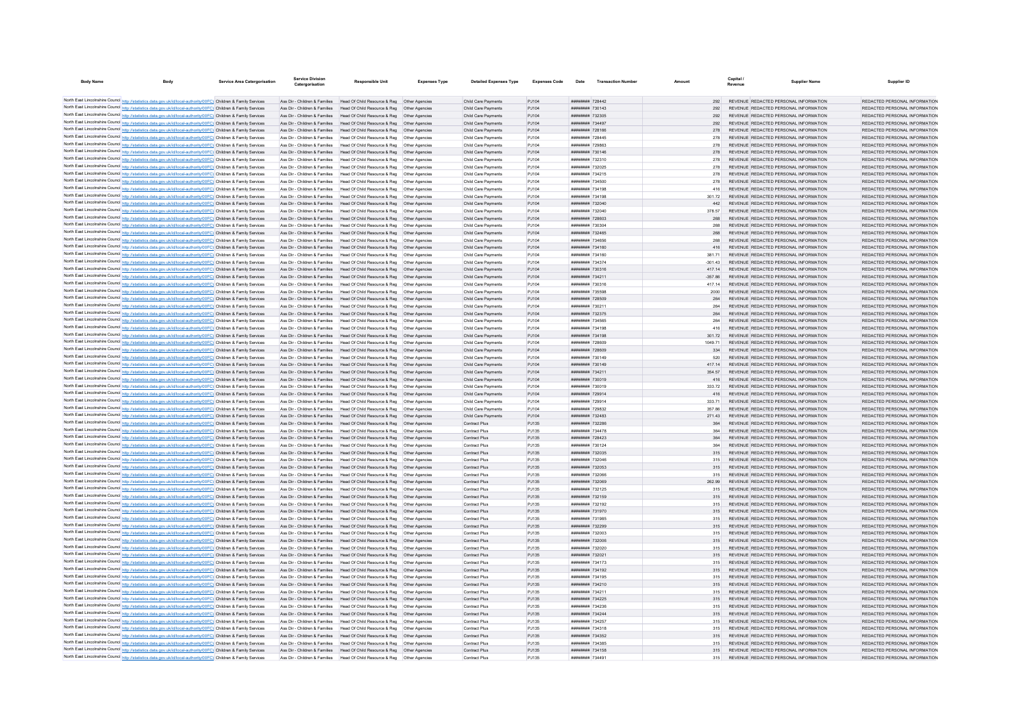| Body Name | Body | Service Area Catergorisation | Service Division Catergorisation | Responsible Unit | Expenses Type | Detailed Expenses Type | Expenses Code | Date | Transaction Number | Amount | Capital / Revenue | Supplier Name | Supplier ID |
|---|---|---|---|---|---|---|---|---|---|---|---|---|---|
| North East Lincolnshire Council | http://statistics.data.gov.uk/id/local-authority/00FC) | Children & Family Services | Ass Dir - Children & Families | Head Of Child Resource & Reg | Other Agencies | Child Care Payments | PJ104 | ######## | 728442 | 292 | REVENUE | REDACTED PERSONAL INFORMATION | REDACTED PERSONAL INFORMATION |
| North East Lincolnshire Council | http://statistics.data.gov.uk/id/local-authority/00FC) | Children & Family Services | Ass Dir - Children & Families | Head Of Child Resource & Reg | Other Agencies | Child Care Payments | PJ104 | ######## | 730143 | 292 | REVENUE | REDACTED PERSONAL INFORMATION | REDACTED PERSONAL INFORMATION |
| North East Lincolnshire Council | http://statistics.data.gov.uk/id/local-authority/00FC) | Children & Family Services | Ass Dir - Children & Families | Head Of Child Resource & Reg | Other Agencies | Child Care Payments | PJ104 | ######## | 732305 | 292 | REVENUE | REDACTED PERSONAL INFORMATION | REDACTED PERSONAL INFORMATION |
| North East Lincolnshire Council | http://statistics.data.gov.uk/id/local-authority/00FC) | Children & Family Services | Ass Dir - Children & Families | Head Of Child Resource & Reg | Other Agencies | Child Care Payments | PJ104 | ######## | 734497 | 292 | REVENUE | REDACTED PERSONAL INFORMATION | REDACTED PERSONAL INFORMATION |
| North East Lincolnshire Council | http://statistics.data.gov.uk/id/local-authority/00FC) | Children & Family Services | Ass Dir - Children & Families | Head Of Child Resource & Reg | Other Agencies | Child Care Payments | PJ104 | ######## | 728166 | 278 | REVENUE | REDACTED PERSONAL INFORMATION | REDACTED PERSONAL INFORMATION |
| North East Lincolnshire Council | http://statistics.data.gov.uk/id/local-authority/00FC) | Children & Family Services | Ass Dir - Children & Families | Head Of Child Resource & Reg | Other Agencies | Child Care Payments | PJ104 | ######## | 728445 | 278 | REVENUE | REDACTED PERSONAL INFORMATION | REDACTED PERSONAL INFORMATION |
| North East Lincolnshire Council | http://statistics.data.gov.uk/id/local-authority/00FC) | Children & Family Services | Ass Dir - Children & Families | Head Of Child Resource & Reg | Other Agencies | Child Care Payments | PJ104 | ######## | 729863 | 278 | REVENUE | REDACTED PERSONAL INFORMATION | REDACTED PERSONAL INFORMATION |
| North East Lincolnshire Council | http://statistics.data.gov.uk/id/local-authority/00FC) | Children & Family Services | Ass Dir - Children & Families | Head Of Child Resource & Reg | Other Agencies | Child Care Payments | PJ104 | ######## | 730146 | 278 | REVENUE | REDACTED PERSONAL INFORMATION | REDACTED PERSONAL INFORMATION |
| North East Lincolnshire Council | http://statistics.data.gov.uk/id/local-authority/00FC) | Children & Family Services | Ass Dir - Children & Families | Head Of Child Resource & Reg | Other Agencies | Child Care Payments | PJ104 | ######## | 732310 | 278 | REVENUE | REDACTED PERSONAL INFORMATION | REDACTED PERSONAL INFORMATION |
| North East Lincolnshire Council | http://statistics.data.gov.uk/id/local-authority/00FC) | Children & Family Services | Ass Dir - Children & Families | Head Of Child Resource & Reg | Other Agencies | Child Care Payments | PJ104 | ######## | 732025 | 278 | REVENUE | REDACTED PERSONAL INFORMATION | REDACTED PERSONAL INFORMATION |
| North East Lincolnshire Council | http://statistics.data.gov.uk/id/local-authority/00FC) | Children & Family Services | Ass Dir - Children & Families | Head Of Child Resource & Reg | Other Agencies | Child Care Payments | PJ104 | ######## | 734215 | 278 | REVENUE | REDACTED PERSONAL INFORMATION | REDACTED PERSONAL INFORMATION |
| North East Lincolnshire Council | http://statistics.data.gov.uk/id/local-authority/00FC) | Children & Family Services | Ass Dir - Children & Families | Head Of Child Resource & Reg | Other Agencies | Child Care Payments | PJ104 | ######## | 734500 | 278 | REVENUE | REDACTED PERSONAL INFORMATION | REDACTED PERSONAL INFORMATION |
| North East Lincolnshire Council | http://statistics.data.gov.uk/id/local-authority/00FC) | Children & Family Services | Ass Dir - Children & Families | Head Of Child Resource & Reg | Other Agencies | Child Care Payments | PJ104 | ######## | 734198 | 416 | REVENUE | REDACTED PERSONAL INFORMATION | REDACTED PERSONAL INFORMATION |
| North East Lincolnshire Council | http://statistics.data.gov.uk/id/local-authority/00FC) | Children & Family Services | Ass Dir - Children & Families | Head Of Child Resource & Reg | Other Agencies | Child Care Payments | PJ104 | ######## | 734198 | 301.72 | REVENUE | REDACTED PERSONAL INFORMATION | REDACTED PERSONAL INFORMATION |
| North East Lincolnshire Council | http://statistics.data.gov.uk/id/local-authority/00FC) | Children & Family Services | Ass Dir - Children & Families | Head Of Child Resource & Reg | Other Agencies | Child Care Payments | PJ104 | ######## | 732040 | 442 | REVENUE | REDACTED PERSONAL INFORMATION | REDACTED PERSONAL INFORMATION |
| North East Lincolnshire Council | http://statistics.data.gov.uk/id/local-authority/00FC) | Children & Family Services | Ass Dir - Children & Families | Head Of Child Resource & Reg | Other Agencies | Child Care Payments | PJ104 | ######## | 732040 | 378.57 | REVENUE | REDACTED PERSONAL INFORMATION | REDACTED PERSONAL INFORMATION |
| North East Lincolnshire Council | http://statistics.data.gov.uk/id/local-authority/00FC) | Children & Family Services | Ass Dir - Children & Families | Head Of Child Resource & Reg | Other Agencies | Child Care Payments | PJ104 | ######## | 728603 | 268 | REVENUE | REDACTED PERSONAL INFORMATION | REDACTED PERSONAL INFORMATION |
| North East Lincolnshire Council | http://statistics.data.gov.uk/id/local-authority/00FC) | Children & Family Services | Ass Dir - Children & Families | Head Of Child Resource & Reg | Other Agencies | Child Care Payments | PJ104 | ######## | 730304 | 268 | REVENUE | REDACTED PERSONAL INFORMATION | REDACTED PERSONAL INFORMATION |
| North East Lincolnshire Council | http://statistics.data.gov.uk/id/local-authority/00FC) | Children & Family Services | Ass Dir - Children & Families | Head Of Child Resource & Reg | Other Agencies | Child Care Payments | PJ104 | ######## | 732465 | 268 | REVENUE | REDACTED PERSONAL INFORMATION | REDACTED PERSONAL INFORMATION |
| North East Lincolnshire Council | http://statistics.data.gov.uk/id/local-authority/00FC) | Children & Family Services | Ass Dir - Children & Families | Head Of Child Resource & Reg | Other Agencies | Child Care Payments | PJ104 | ######## | 734656 | 268 | REVENUE | REDACTED PERSONAL INFORMATION | REDACTED PERSONAL INFORMATION |
| North East Lincolnshire Council | http://statistics.data.gov.uk/id/local-authority/00FC) | Children & Family Services | Ass Dir - Children & Families | Head Of Child Resource & Reg | Other Agencies | Child Care Payments | PJ104 | ######## | 734160 | 416 | REVENUE | REDACTED PERSONAL INFORMATION | REDACTED PERSONAL INFORMATION |
| North East Lincolnshire Council | http://statistics.data.gov.uk/id/local-authority/00FC) | Children & Family Services | Ass Dir - Children & Families | Head Of Child Resource & Reg | Other Agencies | Child Care Payments | PJ104 | ######## | 734160 | 381.71 | REVENUE | REDACTED PERSONAL INFORMATION | REDACTED PERSONAL INFORMATION |
| North East Lincolnshire Council | http://statistics.data.gov.uk/id/local-authority/00FC) | Children & Family Services | Ass Dir - Children & Families | Head Of Child Resource & Reg | Other Agencies | Child Care Payments | PJ104 | ######## | 734374 | -301.43 | REVENUE | REDACTED PERSONAL INFORMATION | REDACTED PERSONAL INFORMATION |
| North East Lincolnshire Council | http://statistics.data.gov.uk/id/local-authority/00FC) | Children & Family Services | Ass Dir - Children & Families | Head Of Child Resource & Reg | Other Agencies | Child Care Payments | PJ104 | ######## | 730316 | 417.14 | REVENUE | REDACTED PERSONAL INFORMATION | REDACTED PERSONAL INFORMATION |
| North East Lincolnshire Council | http://statistics.data.gov.uk/id/local-authority/00FC) | Children & Family Services | Ass Dir - Children & Families | Head Of Child Resource & Reg | Other Agencies | Child Care Payments | PJ104 | ######## | 734211 | -357.86 | REVENUE | REDACTED PERSONAL INFORMATION | REDACTED PERSONAL INFORMATION |
| North East Lincolnshire Council | http://statistics.data.gov.uk/id/local-authority/00FC) | Children & Family Services | Ass Dir - Children & Families | Head Of Child Resource & Reg | Other Agencies | Child Care Payments | PJ104 | ######## | 730316 | 417.14 | REVENUE | REDACTED PERSONAL INFORMATION | REDACTED PERSONAL INFORMATION |
| North East Lincolnshire Council | http://statistics.data.gov.uk/id/local-authority/00FC) | Children & Family Services | Ass Dir - Children & Families | Head Of Child Resource & Reg | Other Agencies | Child Care Payments | PJ104 | ######## | 735598 | 2000 | REVENUE | REDACTED PERSONAL INFORMATION | REDACTED PERSONAL INFORMATION |
| North East Lincolnshire Council | http://statistics.data.gov.uk/id/local-authority/00FC) | Children & Family Services | Ass Dir - Children & Families | Head Of Child Resource & Reg | Other Agencies | Child Care Payments | PJ104 | ######## | 728509 | 264 | REVENUE | REDACTED PERSONAL INFORMATION | REDACTED PERSONAL INFORMATION |
| North East Lincolnshire Council | http://statistics.data.gov.uk/id/local-authority/00FC) | Children & Family Services | Ass Dir - Children & Families | Head Of Child Resource & Reg | Other Agencies | Child Care Payments | PJ104 | ######## | 730211 | 264 | REVENUE | REDACTED PERSONAL INFORMATION | REDACTED PERSONAL INFORMATION |
| North East Lincolnshire Council | http://statistics.data.gov.uk/id/local-authority/00FC) | Children & Family Services | Ass Dir - Children & Families | Head Of Child Resource & Reg | Other Agencies | Child Care Payments | PJ104 | ######## | 732375 | 264 | REVENUE | REDACTED PERSONAL INFORMATION | REDACTED PERSONAL INFORMATION |
| North East Lincolnshire Council | http://statistics.data.gov.uk/id/local-authority/00FC) | Children & Family Services | Ass Dir - Children & Families | Head Of Child Resource & Reg | Other Agencies | Child Care Payments | PJ104 | ######## | 734565 | 264 | REVENUE | REDACTED PERSONAL INFORMATION | REDACTED PERSONAL INFORMATION |
| North East Lincolnshire Council | http://statistics.data.gov.uk/id/local-authority/00FC) | Children & Family Services | Ass Dir - Children & Families | Head Of Child Resource & Reg | Other Agencies | Child Care Payments | PJ104 | ######## | 734198 | 416 | REVENUE | REDACTED PERSONAL INFORMATION | REDACTED PERSONAL INFORMATION |
| North East Lincolnshire Council | http://statistics.data.gov.uk/id/local-authority/00FC) | Children & Family Services | Ass Dir - Children & Families | Head Of Child Resource & Reg | Other Agencies | Child Care Payments | PJ104 | ######## | 734198 | 301.72 | REVENUE | REDACTED PERSONAL INFORMATION | REDACTED PERSONAL INFORMATION |
| North East Lincolnshire Council | http://statistics.data.gov.uk/id/local-authority/00FC) | Children & Family Services | Ass Dir - Children & Families | Head Of Child Resource & Reg | Other Agencies | Child Care Payments | PJ104 | ######## | 728609 | 1049.71 | REVENUE | REDACTED PERSONAL INFORMATION | REDACTED PERSONAL INFORMATION |
| North East Lincolnshire Council | http://statistics.data.gov.uk/id/local-authority/00FC) | Children & Family Services | Ass Dir - Children & Families | Head Of Child Resource & Reg | Other Agencies | Child Care Payments | PJ104 | ######## | 728609 | 334 | REVENUE | REDACTED PERSONAL INFORMATION | REDACTED PERSONAL INFORMATION |
| North East Lincolnshire Council | http://statistics.data.gov.uk/id/local-authority/00FC) | Children & Family Services | Ass Dir - Children & Families | Head Of Child Resource & Reg | Other Agencies | Child Care Payments | PJ104 | ######## | 730149 | 520 | REVENUE | REDACTED PERSONAL INFORMATION | REDACTED PERSONAL INFORMATION |
| North East Lincolnshire Council | http://statistics.data.gov.uk/id/local-authority/00FC) | Children & Family Services | Ass Dir - Children & Families | Head Of Child Resource & Reg | Other Agencies | Child Care Payments | PJ104 | ######## | 730149 | 417.14 | REVENUE | REDACTED PERSONAL INFORMATION | REDACTED PERSONAL INFORMATION |
| North East Lincolnshire Council | http://statistics.data.gov.uk/id/local-authority/00FC) | Children & Family Services | Ass Dir - Children & Families | Head Of Child Resource & Reg | Other Agencies | Child Care Payments | PJ104 | ######## | 734211 | 354.57 | REVENUE | REDACTED PERSONAL INFORMATION | REDACTED PERSONAL INFORMATION |
| North East Lincolnshire Council | http://statistics.data.gov.uk/id/local-authority/00FC) | Children & Family Services | Ass Dir - Children & Families | Head Of Child Resource & Reg | Other Agencies | Child Care Payments | PJ104 | ######## | 730019 | 416 | REVENUE | REDACTED PERSONAL INFORMATION | REDACTED PERSONAL INFORMATION |
| North East Lincolnshire Council | http://statistics.data.gov.uk/id/local-authority/00FC) | Children & Family Services | Ass Dir - Children & Families | Head Of Child Resource & Reg | Other Agencies | Child Care Payments | PJ104 | ######## | 730019 | 333.72 | REVENUE | REDACTED PERSONAL INFORMATION | REDACTED PERSONAL INFORMATION |
| North East Lincolnshire Council | http://statistics.data.gov.uk/id/local-authority/00FC) | Children & Family Services | Ass Dir - Children & Families | Head Of Child Resource & Reg | Other Agencies | Child Care Payments | PJ104 | ######## | 729914 | 416 | REVENUE | REDACTED PERSONAL INFORMATION | REDACTED PERSONAL INFORMATION |
| North East Lincolnshire Council | http://statistics.data.gov.uk/id/local-authority/00FC) | Children & Family Services | Ass Dir - Children & Families | Head Of Child Resource & Reg | Other Agencies | Child Care Payments | PJ104 | ######## | 729914 | 333.71 | REVENUE | REDACTED PERSONAL INFORMATION | REDACTED PERSONAL INFORMATION |
| North East Lincolnshire Council | http://statistics.data.gov.uk/id/local-authority/00FC) | Children & Family Services | Ass Dir - Children & Families | Head Of Child Resource & Reg | Other Agencies | Child Care Payments | PJ104 | ######## | 729832 | 357.86 | REVENUE | REDACTED PERSONAL INFORMATION | REDACTED PERSONAL INFORMATION |
| North East Lincolnshire Council | http://statistics.data.gov.uk/id/local-authority/00FC) | Children & Family Services | Ass Dir - Children & Families | Head Of Child Resource & Reg | Other Agencies | Child Care Payments | PJ104 | ######## | 732483 | 271.43 | REVENUE | REDACTED PERSONAL INFORMATION | REDACTED PERSONAL INFORMATION |
| North East Lincolnshire Council | http://statistics.data.gov.uk/id/local-authority/00FC) | Children & Family Services | Ass Dir - Children & Families | Head Of Child Resource & Reg | Other Agencies | Contract Plus | PJ135 | ######## | 732286 | 364 | REVENUE | REDACTED PERSONAL INFORMATION | REDACTED PERSONAL INFORMATION |
| North East Lincolnshire Council | http://statistics.data.gov.uk/id/local-authority/00FC) | Children & Family Services | Ass Dir - Children & Families | Head Of Child Resource & Reg | Other Agencies | Contract Plus | PJ135 | ######## | 734478 | 364 | REVENUE | REDACTED PERSONAL INFORMATION | REDACTED PERSONAL INFORMATION |
| North East Lincolnshire Council | http://statistics.data.gov.uk/id/local-authority/00FC) | Children & Family Services | Ass Dir - Children & Families | Head Of Child Resource & Reg | Other Agencies | Contract Plus | PJ135 | ######## | 728423 | 364 | REVENUE | REDACTED PERSONAL INFORMATION | REDACTED PERSONAL INFORMATION |
| North East Lincolnshire Council | http://statistics.data.gov.uk/id/local-authority/00FC) | Children & Family Services | Ass Dir - Children & Families | Head Of Child Resource & Reg | Other Agencies | Contract Plus | PJ135 | ######## | 730124 | 364 | REVENUE | REDACTED PERSONAL INFORMATION | REDACTED PERSONAL INFORMATION |
| North East Lincolnshire Council | http://statistics.data.gov.uk/id/local-authority/00FC) | Children & Family Services | Ass Dir - Children & Families | Head Of Child Resource & Reg | Other Agencies | Contract Plus | PJ135 | ######## | 732035 | 315 | REVENUE | REDACTED PERSONAL INFORMATION | REDACTED PERSONAL INFORMATION |
| North East Lincolnshire Council | http://statistics.data.gov.uk/id/local-authority/00FC) | Children & Family Services | Ass Dir - Children & Families | Head Of Child Resource & Reg | Other Agencies | Contract Plus | PJ135 | ######## | 732046 | 315 | REVENUE | REDACTED PERSONAL INFORMATION | REDACTED PERSONAL INFORMATION |
| North East Lincolnshire Council | http://statistics.data.gov.uk/id/local-authority/00FC) | Children & Family Services | Ass Dir - Children & Families | Head Of Child Resource & Reg | Other Agencies | Contract Plus | PJ135 | ######## | 732053 | 315 | REVENUE | REDACTED PERSONAL INFORMATION | REDACTED PERSONAL INFORMATION |
| North East Lincolnshire Council | http://statistics.data.gov.uk/id/local-authority/00FC) | Children & Family Services | Ass Dir - Children & Families | Head Of Child Resource & Reg | Other Agencies | Contract Plus | PJ135 | ######## | 732066 | 315 | REVENUE | REDACTED PERSONAL INFORMATION | REDACTED PERSONAL INFORMATION |
| North East Lincolnshire Council | http://statistics.data.gov.uk/id/local-authority/00FC) | Children & Family Services | Ass Dir - Children & Families | Head Of Child Resource & Reg | Other Agencies | Contract Plus | PJ135 | ######## | 732069 | 262.99 | REVENUE | REDACTED PERSONAL INFORMATION | REDACTED PERSONAL INFORMATION |
| North East Lincolnshire Council | http://statistics.data.gov.uk/id/local-authority/00FC) | Children & Family Services | Ass Dir - Children & Families | Head Of Child Resource & Reg | Other Agencies | Contract Plus | PJ135 | ######## | 732125 | 315 | REVENUE | REDACTED PERSONAL INFORMATION | REDACTED PERSONAL INFORMATION |
| North East Lincolnshire Council | http://statistics.data.gov.uk/id/local-authority/00FC) | Children & Family Services | Ass Dir - Children & Families | Head Of Child Resource & Reg | Other Agencies | Contract Plus | PJ135 | ######## | 732159 | 315 | REVENUE | REDACTED PERSONAL INFORMATION | REDACTED PERSONAL INFORMATION |
| North East Lincolnshire Council | http://statistics.data.gov.uk/id/local-authority/00FC) | Children & Family Services | Ass Dir - Children & Families | Head Of Child Resource & Reg | Other Agencies | Contract Plus | PJ135 | ######## | 732192 | 315 | REVENUE | REDACTED PERSONAL INFORMATION | REDACTED PERSONAL INFORMATION |
| North East Lincolnshire Council | http://statistics.data.gov.uk/id/local-authority/00FC) | Children & Family Services | Ass Dir - Children & Families | Head Of Child Resource & Reg | Other Agencies | Contract Plus | PJ135 | ######## | 731970 | 315 | REVENUE | REDACTED PERSONAL INFORMATION | REDACTED PERSONAL INFORMATION |
| North East Lincolnshire Council | http://statistics.data.gov.uk/id/local-authority/00FC) | Children & Family Services | Ass Dir - Children & Families | Head Of Child Resource & Reg | Other Agencies | Contract Plus | PJ135 | ######## | 731985 | 315 | REVENUE | REDACTED PERSONAL INFORMATION | REDACTED PERSONAL INFORMATION |
| North East Lincolnshire Council | http://statistics.data.gov.uk/id/local-authority/00FC) | Children & Family Services | Ass Dir - Children & Families | Head Of Child Resource & Reg | Other Agencies | Contract Plus | PJ135 | ######## | 732299 | 315 | REVENUE | REDACTED PERSONAL INFORMATION | REDACTED PERSONAL INFORMATION |
| North East Lincolnshire Council | http://statistics.data.gov.uk/id/local-authority/00FC) | Children & Family Services | Ass Dir - Children & Families | Head Of Child Resource & Reg | Other Agencies | Contract Plus | PJ135 | ######## | 732003 | 315 | REVENUE | REDACTED PERSONAL INFORMATION | REDACTED PERSONAL INFORMATION |
| North East Lincolnshire Council | http://statistics.data.gov.uk/id/local-authority/00FC) | Children & Family Services | Ass Dir - Children & Families | Head Of Child Resource & Reg | Other Agencies | Contract Plus | PJ135 | ######## | 732006 | 315 | REVENUE | REDACTED PERSONAL INFORMATION | REDACTED PERSONAL INFORMATION |
| North East Lincolnshire Council | http://statistics.data.gov.uk/id/local-authority/00FC) | Children & Family Services | Ass Dir - Children & Families | Head Of Child Resource & Reg | Other Agencies | Contract Plus | PJ135 | ######## | 732020 | 315 | REVENUE | REDACTED PERSONAL INFORMATION | REDACTED PERSONAL INFORMATION |
| North East Lincolnshire Council | http://statistics.data.gov.uk/id/local-authority/00FC) | Children & Family Services | Ass Dir - Children & Families | Head Of Child Resource & Reg | Other Agencies | Contract Plus | PJ135 | ######## | 732021 | 315 | REVENUE | REDACTED PERSONAL INFORMATION | REDACTED PERSONAL INFORMATION |
| North East Lincolnshire Council | http://statistics.data.gov.uk/id/local-authority/00FC) | Children & Family Services | Ass Dir - Children & Families | Head Of Child Resource & Reg | Other Agencies | Contract Plus | PJ135 | ######## | 734173 | 315 | REVENUE | REDACTED PERSONAL INFORMATION | REDACTED PERSONAL INFORMATION |
| North East Lincolnshire Council | http://statistics.data.gov.uk/id/local-authority/00FC) | Children & Family Services | Ass Dir - Children & Families | Head Of Child Resource & Reg | Other Agencies | Contract Plus | PJ135 | ######## | 734192 | 315 | REVENUE | REDACTED PERSONAL INFORMATION | REDACTED PERSONAL INFORMATION |
| North East Lincolnshire Council | http://statistics.data.gov.uk/id/local-authority/00FC) | Children & Family Services | Ass Dir - Children & Families | Head Of Child Resource & Reg | Other Agencies | Contract Plus | PJ135 | ######## | 734195 | 315 | REVENUE | REDACTED PERSONAL INFORMATION | REDACTED PERSONAL INFORMATION |
| North East Lincolnshire Council | http://statistics.data.gov.uk/id/local-authority/00FC) | Children & Family Services | Ass Dir - Children & Families | Head Of Child Resource & Reg | Other Agencies | Contract Plus | PJ135 | ######## | 734210 | 315 | REVENUE | REDACTED PERSONAL INFORMATION | REDACTED PERSONAL INFORMATION |
| North East Lincolnshire Council | http://statistics.data.gov.uk/id/local-authority/00FC) | Children & Family Services | Ass Dir - Children & Families | Head Of Child Resource & Reg | Other Agencies | Contract Plus | PJ135 | ######## | 734211 | 315 | REVENUE | REDACTED PERSONAL INFORMATION | REDACTED PERSONAL INFORMATION |
| North East Lincolnshire Council | http://statistics.data.gov.uk/id/local-authority/00FC) | Children & Family Services | Ass Dir - Children & Families | Head Of Child Resource & Reg | Other Agencies | Contract Plus | PJ135 | ######## | 734225 | 315 | REVENUE | REDACTED PERSONAL INFORMATION | REDACTED PERSONAL INFORMATION |
| North East Lincolnshire Council | http://statistics.data.gov.uk/id/local-authority/00FC) | Children & Family Services | Ass Dir - Children & Families | Head Of Child Resource & Reg | Other Agencies | Contract Plus | PJ135 | ######## | 734236 | 315 | REVENUE | REDACTED PERSONAL INFORMATION | REDACTED PERSONAL INFORMATION |
| North East Lincolnshire Council | http://statistics.data.gov.uk/id/local-authority/00FC) | Children & Family Services | Ass Dir - Children & Families | Head Of Child Resource & Reg | Other Agencies | Contract Plus | PJ135 | ######## | 734244 | 315 | REVENUE | REDACTED PERSONAL INFORMATION | REDACTED PERSONAL INFORMATION |
| North East Lincolnshire Council | http://statistics.data.gov.uk/id/local-authority/00FC) | Children & Family Services | Ass Dir - Children & Families | Head Of Child Resource & Reg | Other Agencies | Contract Plus | PJ135 | ######## | 734257 | 315 | REVENUE | REDACTED PERSONAL INFORMATION | REDACTED PERSONAL INFORMATION |
| North East Lincolnshire Council | http://statistics.data.gov.uk/id/local-authority/00FC) | Children & Family Services | Ass Dir - Children & Families | Head Of Child Resource & Reg | Other Agencies | Contract Plus | PJ135 | ######## | 734318 | 315 | REVENUE | REDACTED PERSONAL INFORMATION | REDACTED PERSONAL INFORMATION |
| North East Lincolnshire Council | http://statistics.data.gov.uk/id/local-authority/00FC) | Children & Family Services | Ass Dir - Children & Families | Head Of Child Resource & Reg | Other Agencies | Contract Plus | PJ135 | ######## | 734352 | 315 | REVENUE | REDACTED PERSONAL INFORMATION | REDACTED PERSONAL INFORMATION |
| North East Lincolnshire Council | http://statistics.data.gov.uk/id/local-authority/00FC) | Children & Family Services | Ass Dir - Children & Families | Head Of Child Resource & Reg | Other Agencies | Contract Plus | PJ135 | ######## | 734385 | 315 | REVENUE | REDACTED PERSONAL INFORMATION | REDACTED PERSONAL INFORMATION |
| North East Lincolnshire Council | http://statistics.data.gov.uk/id/local-authority/00FC) | Children & Family Services | Ass Dir - Children & Families | Head Of Child Resource & Reg | Other Agencies | Contract Plus | PJ135 | ######## | 734158 | 315 | REVENUE | REDACTED PERSONAL INFORMATION | REDACTED PERSONAL INFORMATION |
| North East Lincolnshire Council | http://statistics.data.gov.uk/id/local-authority/00FC) | Children & Family Services | Ass Dir - Children & Families | Head Of Child Resource & Reg | Other Agencies | Contract Plus | PJ135 | ######## | 734491 | 315 | REVENUE | REDACTED PERSONAL INFORMATION | REDACTED PERSONAL INFORMATION |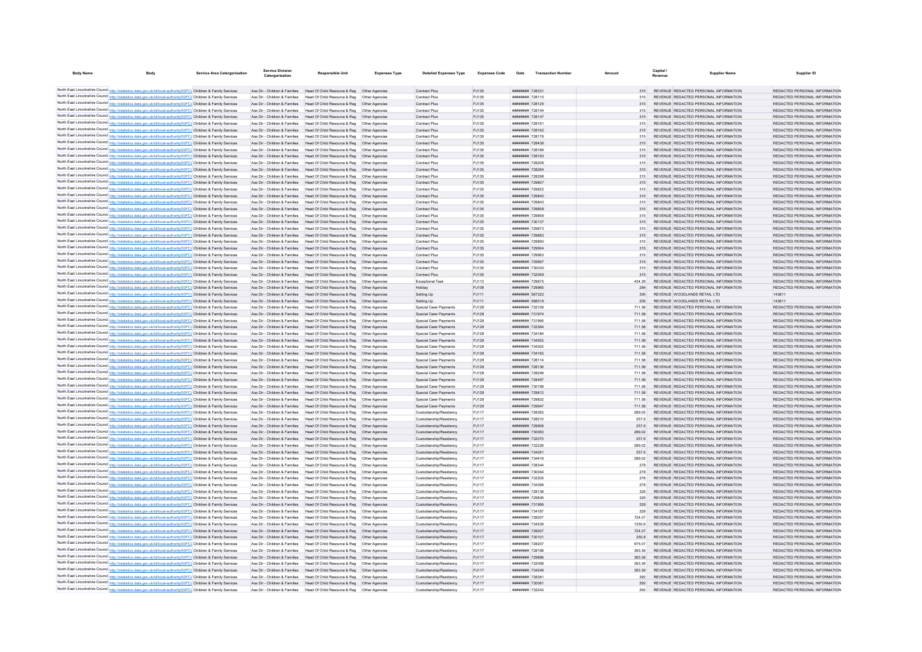| Body Name | Body | Service Area Catergorisation | Service Division Catergorisation | Responsible Unit | Expenses Type | Detailed Expenses Type | Expenses Code | Date | Transaction Number | Amount | Capital / Revenue | Supplier Name | Supplier ID |
|---|---|---|---|---|---|---|---|---|---|---|---|---|---|
| North East Lincolnshire Council | http://statistics.data.gov.uk/id/local-authority/00FC | Children & Family Services | Ass Dir - Children & Families | Head Of Child Resource & Reg | Other Agencies | Contract Plus | PJ135 | ######## | 728331 | 315 | REVENUE | REDACTED PERSONAL INFORMATION | REDACTED PERSONAL INFORMATION |
| North East Lincolnshire Council | http://statistics.data.gov.uk/id/local-authority/00FC | Children & Family Services | Ass Dir - Children & Families | Head Of Child Resource & Reg | Other Agencies | Contract Plus | PJ135 | ######## | 728110 | 315 | REVENUE | REDACTED PERSONAL INFORMATION | REDACTED PERSONAL INFORMATION |
| North East Lincolnshire Council | http://statistics.data.gov.uk/id/local-authority/00FC | Children & Family Services | Ass Dir - Children & Families | Head Of Child Resource & Reg | Other Agencies | Contract Plus | PJ135 | ######## | 728125 | 315 | REVENUE | REDACTED PERSONAL INFORMATION | REDACTED PERSONAL INFORMATION |
| North East Lincolnshire Council | http://statistics.data.gov.uk/id/local-authority/00FC | Children & Family Services | Ass Dir - Children & Families | Head Of Child Resource & Reg | Other Agencies | Contract Plus | PJ135 | ######## | 728144 | 315 | REVENUE | REDACTED PERSONAL INFORMATION | REDACTED PERSONAL INFORMATION |
| North East Lincolnshire Council | http://statistics.data.gov.uk/id/local-authority/00FC | Children & Family Services | Ass Dir - Children & Families | Head Of Child Resource & Reg | Other Agencies | Contract Plus | PJ135 | ######## | 728147 | 315 | REVENUE | REDACTED PERSONAL INFORMATION | REDACTED PERSONAL INFORMATION |
| North East Lincolnshire Council | http://statistics.data.gov.uk/id/local-authority/00FC | Children & Family Services | Ass Dir - Children & Families | Head Of Child Resource & Reg | Other Agencies | Contract Plus | PJ135 | ######## | 728161 | 315 | REVENUE | REDACTED PERSONAL INFORMATION | REDACTED PERSONAL INFORMATION |
| North East Lincolnshire Council | http://statistics.data.gov.uk/id/local-authority/00FC | Children & Family Services | Ass Dir - Children & Families | Head Of Child Resource & Reg | Other Agencies | Contract Plus | PJ135 | ######## | 728162 | 315 | REVENUE | REDACTED PERSONAL INFORMATION | REDACTED PERSONAL INFORMATION |
| North East Lincolnshire Council | http://statistics.data.gov.uk/id/local-authority/00FC | Children & Family Services | Ass Dir - Children & Families | Head Of Child Resource & Reg | Other Agencies | Contract Plus | PJ135 | ######## | 728176 | 315 | REVENUE | REDACTED PERSONAL INFORMATION | REDACTED PERSONAL INFORMATION |
| North East Lincolnshire Council | http://statistics.data.gov.uk/id/local-authority/00FC | Children & Family Services | Ass Dir - Children & Families | Head Of Child Resource & Reg | Other Agencies | Contract Plus | PJ135 | ######## | 728436 | 315 | REVENUE | REDACTED PERSONAL INFORMATION | REDACTED PERSONAL INFORMATION |
| North East Lincolnshire Council | http://statistics.data.gov.uk/id/local-authority/00FC | Children & Family Services | Ass Dir - Children & Families | Head Of Child Resource & Reg | Other Agencies | Contract Plus | PJ135 | ######## | 728186 | 315 | REVENUE | REDACTED PERSONAL INFORMATION | REDACTED PERSONAL INFORMATION |
| North East Lincolnshire Council | http://statistics.data.gov.uk/id/local-authority/00FC | Children & Family Services | Ass Dir - Children & Families | Head Of Child Resource & Reg | Other Agencies | Contract Plus | PJ135 | ######## | 728193 | 315 | REVENUE | REDACTED PERSONAL INFORMATION | REDACTED PERSONAL INFORMATION |
| North East Lincolnshire Council | http://statistics.data.gov.uk/id/local-authority/00FC | Children & Family Services | Ass Dir - Children & Families | Head Of Child Resource & Reg | Other Agencies | Contract Plus | PJ135 | ######## | 728205 | 315 | REVENUE | REDACTED PERSONAL INFORMATION | REDACTED PERSONAL INFORMATION |
| North East Lincolnshire Council | http://statistics.data.gov.uk/id/local-authority/00FC | Children & Family Services | Ass Dir - Children & Families | Head Of Child Resource & Reg | Other Agencies | Contract Plus | PJ135 | ######## | 728264 | 315 | REVENUE | REDACTED PERSONAL INFORMATION | REDACTED PERSONAL INFORMATION |
| North East Lincolnshire Council | http://statistics.data.gov.uk/id/local-authority/00FC | Children & Family Services | Ass Dir - Children & Families | Head Of Child Resource & Reg | Other Agencies | Contract Plus | PJ135 | ######## | 728298 | 315 | REVENUE | REDACTED PERSONAL INFORMATION | REDACTED PERSONAL INFORMATION |
| North East Lincolnshire Council | http://statistics.data.gov.uk/id/local-authority/00FC | Children & Family Services | Ass Dir - Children & Families | Head Of Child Resource & Reg | Other Agencies | Contract Plus | PJ135 | ######## | 729807 | 315 | REVENUE | REDACTED PERSONAL INFORMATION | REDACTED PERSONAL INFORMATION |
| North East Lincolnshire Council | http://statistics.data.gov.uk/id/local-authority/00FC | Children & Family Services | Ass Dir - Children & Families | Head Of Child Resource & Reg | Other Agencies | Contract Plus | PJ135 | ######## | 729822 | 315 | REVENUE | REDACTED PERSONAL INFORMATION | REDACTED PERSONAL INFORMATION |
| North East Lincolnshire Council | http://statistics.data.gov.uk/id/local-authority/00FC | Children & Family Services | Ass Dir - Children & Families | Head Of Child Resource & Reg | Other Agencies | Contract Plus | PJ135 | ######## | 729840 | 315 | REVENUE | REDACTED PERSONAL INFORMATION | REDACTED PERSONAL INFORMATION |
| North East Lincolnshire Council | http://statistics.data.gov.uk/id/local-authority/00FC | Children & Family Services | Ass Dir - Children & Families | Head Of Child Resource & Reg | Other Agencies | Contract Plus | PJ135 | ######## | 729843 | 315 | REVENUE | REDACTED PERSONAL INFORMATION | REDACTED PERSONAL INFORMATION |
| North East Lincolnshire Council | http://statistics.data.gov.uk/id/local-authority/00FC | Children & Family Services | Ass Dir - Children & Families | Head Of Child Resource & Reg | Other Agencies | Contract Plus | PJ135 | ######## | 729858 | 315 | REVENUE | REDACTED PERSONAL INFORMATION | REDACTED PERSONAL INFORMATION |
| North East Lincolnshire Council | http://statistics.data.gov.uk/id/local-authority/00FC | Children & Family Services | Ass Dir - Children & Families | Head Of Child Resource & Reg | Other Agencies | Contract Plus | PJ135 | ######## | 729859 | 315 | REVENUE | REDACTED PERSONAL INFORMATION | REDACTED PERSONAL INFORMATION |
| North East Lincolnshire Council | http://statistics.data.gov.uk/id/local-authority/00FC | Children & Family Services | Ass Dir - Children & Families | Head Of Child Resource & Reg | Other Agencies | Contract Plus | PJ135 | ######## | 730137 | 315 | REVENUE | REDACTED PERSONAL INFORMATION | REDACTED PERSONAL INFORMATION |
| North East Lincolnshire Council | http://statistics.data.gov.uk/id/local-authority/00FC | Children & Family Services | Ass Dir - Children & Families | Head Of Child Resource & Reg | Other Agencies | Contract Plus | PJ135 | ######## | 729873 | 315 | REVENUE | REDACTED PERSONAL INFORMATION | REDACTED PERSONAL INFORMATION |
| North East Lincolnshire Council | http://statistics.data.gov.uk/id/local-authority/00FC | Children & Family Services | Ass Dir - Children & Families | Head Of Child Resource & Reg | Other Agencies | Contract Plus | PJ135 | ######## | 729883 | 315 | REVENUE | REDACTED PERSONAL INFORMATION | REDACTED PERSONAL INFORMATION |
| North East Lincolnshire Council | http://statistics.data.gov.uk/id/local-authority/00FC | Children & Family Services | Ass Dir - Children & Families | Head Of Child Resource & Reg | Other Agencies | Contract Plus | PJ135 | ######## | 729890 | 315 | REVENUE | REDACTED PERSONAL INFORMATION | REDACTED PERSONAL INFORMATION |
| North East Lincolnshire Council | http://statistics.data.gov.uk/id/local-authority/00FC | Children & Family Services | Ass Dir - Children & Families | Head Of Child Resource & Reg | Other Agencies | Contract Plus | PJ135 | ######## | 729904 | 315 | REVENUE | REDACTED PERSONAL INFORMATION | REDACTED PERSONAL INFORMATION |
| North East Lincolnshire Council | http://statistics.data.gov.uk/id/local-authority/00FC | Children & Family Services | Ass Dir - Children & Families | Head Of Child Resource & Reg | Other Agencies | Contract Plus | PJ135 | ######## | 729963 | 315 | REVENUE | REDACTED PERSONAL INFORMATION | REDACTED PERSONAL INFORMATION |
| North East Lincolnshire Council | http://statistics.data.gov.uk/id/local-authority/00FC | Children & Family Services | Ass Dir - Children & Families | Head Of Child Resource & Reg | Other Agencies | Contract Plus | PJ135 | ######## | 729997 | 315 | REVENUE | REDACTED PERSONAL INFORMATION | REDACTED PERSONAL INFORMATION |
| North East Lincolnshire Council | http://statistics.data.gov.uk/id/local-authority/00FC | Children & Family Services | Ass Dir - Children & Families | Head Of Child Resource & Reg | Other Agencies | Contract Plus | PJ135 | ######## | 730030 | 315 | REVENUE | REDACTED PERSONAL INFORMATION | REDACTED PERSONAL INFORMATION |
| North East Lincolnshire Council | http://statistics.data.gov.uk/id/local-authority/00FC | Children & Family Services | Ass Dir - Children & Families | Head Of Child Resource & Reg | Other Agencies | Contract Plus | PJ135 | ######## | 732069 | 315 | REVENUE | REDACTED PERSONAL INFORMATION | REDACTED PERSONAL INFORMATION |
| North East Lincolnshire Council | http://statistics.data.gov.uk/id/local-authority/00FC | Children & Family Services | Ass Dir - Children & Families | Head Of Child Resource & Reg | Other Agencies | Exceptional Task | PJ113 | ######## | 729875 | 434.29 | REVENUE | REDACTED PERSONAL INFORMATION | REDACTED PERSONAL INFORMATION |
| North East Lincolnshire Council | http://statistics.data.gov.uk/id/local-authority/00FC | Children & Family Services | Ass Dir - Children & Families | Head Of Child Resource & Reg | Other Agencies | Holiday | PJ108 | ######## | 729965 | 264 | REVENUE | REDACTED PERSONAL INFORMATION | REDACTED PERSONAL INFORMATION |
| North East Lincolnshire Council | http://statistics.data.gov.uk/id/local-authority/00FC | Children & Family Services | Ass Dir - Children & Families | Head Of Child Resource & Reg | Other Agencies | Setting Up | PJ111 | ######## | 587322 | 300 | REVENUE | WOODLANDS RETAIL LTD | 143811 |
| North East Lincolnshire Council | http://statistics.data.gov.uk/id/local-authority/00FC | Children & Family Services | Ass Dir - Children & Families | Head Of Child Resource & Reg | Other Agencies | Setting Up | PJ111 | ######## | 588319 | 255 | REVENUE | WOODLANDS RETAIL LTD | 143811 |
| North East Lincolnshire Council | http://statistics.data.gov.uk/id/local-authority/00FC | Children & Family Services | Ass Dir - Children & Families | Head Of Child Resource & Reg | Other Agencies | Special Carer Payments | PJ128 | ######## | 732109 | 711.58 | REVENUE | REDACTED PERSONAL INFORMATION | REDACTED PERSONAL INFORMATION |
| North East Lincolnshire Council | http://statistics.data.gov.uk/id/local-authority/00FC | Children & Family Services | Ass Dir - Children & Families | Head Of Child Resource & Reg | Other Agencies | Special Carer Payments | PJ128 | ######## | 731974 | 711.58 | REVENUE | REDACTED PERSONAL INFORMATION | REDACTED PERSONAL INFORMATION |
| North East Lincolnshire Council | http://statistics.data.gov.uk/id/local-authority/00FC | Children & Family Services | Ass Dir - Children & Families | Head Of Child Resource & Reg | Other Agencies | Special Carer Payments | PJ128 | ######## | 731995 | 711.58 | REVENUE | REDACTED PERSONAL INFORMATION | REDACTED PERSONAL INFORMATION |
| North East Lincolnshire Council | http://statistics.data.gov.uk/id/local-authority/00FC | Children & Family Services | Ass Dir - Children & Families | Head Of Child Resource & Reg | Other Agencies | Special Carer Payments | PJ128 | ######## | 732364 | 711.58 | REVENUE | REDACTED PERSONAL INFORMATION | REDACTED PERSONAL INFORMATION |
| North East Lincolnshire Council | http://statistics.data.gov.uk/id/local-authority/00FC | Children & Family Services | Ass Dir - Children & Families | Head Of Child Resource & Reg | Other Agencies | Special Carer Payments | PJ128 | ######## | 734184 | 711.58 | REVENUE | REDACTED PERSONAL INFORMATION | REDACTED PERSONAL INFORMATION |
| North East Lincolnshire Council | http://statistics.data.gov.uk/id/local-authority/00FC | Children & Family Services | Ass Dir - Children & Families | Head Of Child Resource & Reg | Other Agencies | Special Carer Payments | PJ128 | ######## | 734553 | 711.58 | REVENUE | REDACTED PERSONAL INFORMATION | REDACTED PERSONAL INFORMATION |
| North East Lincolnshire Council | http://statistics.data.gov.uk/id/local-authority/00FC | Children & Family Services | Ass Dir - Children & Families | Head Of Child Resource & Reg | Other Agencies | Special Carer Payments | PJ128 | ######## | 734302 | 711.58 | REVENUE | REDACTED PERSONAL INFORMATION | REDACTED PERSONAL INFORMATION |
| North East Lincolnshire Council | http://statistics.data.gov.uk/id/local-authority/00FC | Children & Family Services | Ass Dir - Children & Families | Head Of Child Resource & Reg | Other Agencies | Special Carer Payments | PJ128 | ######## | 734163 | 711.58 | REVENUE | REDACTED PERSONAL INFORMATION | REDACTED PERSONAL INFORMATION |
| North East Lincolnshire Council | http://statistics.data.gov.uk/id/local-authority/00FC | Children & Family Services | Ass Dir - Children & Families | Head Of Child Resource & Reg | Other Agencies | Special Carer Payments | PJ128 | ######## | 728114 | 711.58 | REVENUE | REDACTED PERSONAL INFORMATION | REDACTED PERSONAL INFORMATION |
| North East Lincolnshire Council | http://statistics.data.gov.uk/id/local-authority/00FC | Children & Family Services | Ass Dir - Children & Families | Head Of Child Resource & Reg | Other Agencies | Special Carer Payments | PJ128 | ######## | 728136 | 711.58 | REVENUE | REDACTED PERSONAL INFORMATION | REDACTED PERSONAL INFORMATION |
| North East Lincolnshire Council | http://statistics.data.gov.uk/id/local-authority/00FC | Children & Family Services | Ass Dir - Children & Families | Head Of Child Resource & Reg | Other Agencies | Special Carer Payments | PJ128 | ######## | 728249 | 711.58 | REVENUE | REDACTED PERSONAL INFORMATION | REDACTED PERSONAL INFORMATION |
| North East Lincolnshire Council | http://statistics.data.gov.uk/id/local-authority/00FC | Children & Family Services | Ass Dir - Children & Families | Head Of Child Resource & Reg | Other Agencies | Special Carer Payments | PJ128 | ######## | 728497 | 711.58 | REVENUE | REDACTED PERSONAL INFORMATION | REDACTED PERSONAL INFORMATION |
| North East Lincolnshire Council | http://statistics.data.gov.uk/id/local-authority/00FC | Children & Family Services | Ass Dir - Children & Families | Head Of Child Resource & Reg | Other Agencies | Special Carer Payments | PJ128 | ######## | 730199 | 711.58 | REVENUE | REDACTED PERSONAL INFORMATION | REDACTED PERSONAL INFORMATION |
| North East Lincolnshire Council | http://statistics.data.gov.uk/id/local-authority/00FC | Children & Family Services | Ass Dir - Children & Families | Head Of Child Resource & Reg | Other Agencies | Special Carer Payments | PJ128 | ######## | 729812 | 711.58 | REVENUE | REDACTED PERSONAL INFORMATION | REDACTED PERSONAL INFORMATION |
| North East Lincolnshire Council | http://statistics.data.gov.uk/id/local-authority/00FC | Children & Family Services | Ass Dir - Children & Families | Head Of Child Resource & Reg | Other Agencies | Special Carer Payments | PJ128 | ######## | 729832 | 711.58 | REVENUE | REDACTED PERSONAL INFORMATION | REDACTED PERSONAL INFORMATION |
| North East Lincolnshire Council | http://statistics.data.gov.uk/id/local-authority/00FC | Children & Family Services | Ass Dir - Children & Families | Head Of Child Resource & Reg | Other Agencies | Special Carer Payments | PJ128 | ######## | 729947 | 711.58 | REVENUE | REDACTED PERSONAL INFORMATION | REDACTED PERSONAL INFORMATION |
| North East Lincolnshire Council | http://statistics.data.gov.uk/id/local-authority/00FC | Children & Family Services | Ass Dir - Children & Families | Head Of Child Resource & Reg | Other Agencies | Custodianship/Residency | PJ117 | ######## | 728363 | 289.02 | REVENUE | REDACTED PERSONAL INFORMATION | REDACTED PERSONAL INFORMATION |
| North East Lincolnshire Council | http://statistics.data.gov.uk/id/local-authority/00FC | Children & Family Services | Ass Dir - Children & Families | Head Of Child Resource & Reg | Other Agencies | Custodianship/Residency | PJ117 | ######## | 728210 | 257.6 | REVENUE | REDACTED PERSONAL INFORMATION | REDACTED PERSONAL INFORMATION |
| North East Lincolnshire Council | http://statistics.data.gov.uk/id/local-authority/00FC | Children & Family Services | Ass Dir - Children & Families | Head Of Child Resource & Reg | Other Agencies | Custodianship/Residency | PJ117 | ######## | 729908 | 257.6 | REVENUE | REDACTED PERSONAL INFORMATION | REDACTED PERSONAL INFORMATION |
| North East Lincolnshire Council | http://statistics.data.gov.uk/id/local-authority/00FC | Children & Family Services | Ass Dir - Children & Families | Head Of Child Resource & Reg | Other Agencies | Custodianship/Residency | PJ117 | ######## | 730063 | 289.02 | REVENUE | REDACTED PERSONAL INFORMATION | REDACTED PERSONAL INFORMATION |
| North East Lincolnshire Council | http://statistics.data.gov.uk/id/local-authority/00FC | Children & Family Services | Ass Dir - Children & Families | Head Of Child Resource & Reg | Other Agencies | Custodianship/Residency | PJ117 | ######## | 732070 | 257.6 | REVENUE | REDACTED PERSONAL INFORMATION | REDACTED PERSONAL INFORMATION |
| North East Lincolnshire Council | http://statistics.data.gov.uk/id/local-authority/00FC | Children & Family Services | Ass Dir - Children & Families | Head Of Child Resource & Reg | Other Agencies | Custodianship/Residency | PJ117 | ######## | 732226 | 289.02 | REVENUE | REDACTED PERSONAL INFORMATION | REDACTED PERSONAL INFORMATION |
| North East Lincolnshire Council | http://statistics.data.gov.uk/id/local-authority/00FC | Children & Family Services | Ass Dir - Children & Families | Head Of Child Resource & Reg | Other Agencies | Custodianship/Residency | PJ117 | ######## | 734261 | 257.6 | REVENUE | REDACTED PERSONAL INFORMATION | REDACTED PERSONAL INFORMATION |
| North East Lincolnshire Council | http://statistics.data.gov.uk/id/local-authority/00FC | Children & Family Services | Ass Dir - Children & Families | Head Of Child Resource & Reg | Other Agencies | Custodianship/Residency | PJ117 | ######## | 734419 | 289.02 | REVENUE | REDACTED PERSONAL INFORMATION | REDACTED PERSONAL INFORMATION |
| North East Lincolnshire Council | http://statistics.data.gov.uk/id/local-authority/00FC | Children & Family Services | Ass Dir - Children & Families | Head Of Child Resource & Reg | Other Agencies | Custodianship/Residency | PJ117 | ######## | 728344 | 278 | REVENUE | REDACTED PERSONAL INFORMATION | REDACTED PERSONAL INFORMATION |
| North East Lincolnshire Council | http://statistics.data.gov.uk/id/local-authority/00FC | Children & Family Services | Ass Dir - Children & Families | Head Of Child Resource & Reg | Other Agencies | Custodianship/Residency | PJ117 | ######## | 730044 | 278 | REVENUE | REDACTED PERSONAL INFORMATION | REDACTED PERSONAL INFORMATION |
| North East Lincolnshire Council | http://statistics.data.gov.uk/id/local-authority/00FC | Children & Family Services | Ass Dir - Children & Families | Head Of Child Resource & Reg | Other Agencies | Custodianship/Residency | PJ117 | ######## | 732205 | 278 | REVENUE | REDACTED PERSONAL INFORMATION | REDACTED PERSONAL INFORMATION |
| North East Lincolnshire Council | http://statistics.data.gov.uk/id/local-authority/00FC | Children & Family Services | Ass Dir - Children & Families | Head Of Child Resource & Reg | Other Agencies | Custodianship/Residency | PJ117 | ######## | 734399 | 278 | REVENUE | REDACTED PERSONAL INFORMATION | REDACTED PERSONAL INFORMATION |
| North East Lincolnshire Council | http://statistics.data.gov.uk/id/local-authority/00FC | Children & Family Services | Ass Dir - Children & Families | Head Of Child Resource & Reg | Other Agencies | Custodianship/Residency | PJ117 | ######## | 728138 | 328 | REVENUE | REDACTED PERSONAL INFORMATION | REDACTED PERSONAL INFORMATION |
| North East Lincolnshire Council | http://statistics.data.gov.uk/id/local-authority/00FC | Children & Family Services | Ass Dir - Children & Families | Head Of Child Resource & Reg | Other Agencies | Custodianship/Residency | PJ117 | ######## | 729836 | 328 | REVENUE | REDACTED PERSONAL INFORMATION | REDACTED PERSONAL INFORMATION |
| North East Lincolnshire Council | http://statistics.data.gov.uk/id/local-authority/00FC | Children & Family Services | Ass Dir - Children & Families | Head Of Child Resource & Reg | Other Agencies | Custodianship/Residency | PJ117 | ######## | 731999 | 328 | REVENUE | REDACTED PERSONAL INFORMATION | REDACTED PERSONAL INFORMATION |
| North East Lincolnshire Council | http://statistics.data.gov.uk/id/local-authority/00FC | Children & Family Services | Ass Dir - Children & Families | Head Of Child Resource & Reg | Other Agencies | Custodianship/Residency | PJ117 | ######## | 734187 | 328 | REVENUE | REDACTED PERSONAL INFORMATION | REDACTED PERSONAL INFORMATION |
| North East Lincolnshire Council | http://statistics.data.gov.uk/id/local-authority/00FC | Children & Family Services | Ass Dir - Children & Families | Head Of Child Resource & Reg | Other Agencies | Custodianship/Residency | PJ117 | ######## | 728207 | 724.07 | REVENUE | REDACTED PERSONAL INFORMATION | REDACTED PERSONAL INFORMATION |
| North East Lincolnshire Council | http://statistics.data.gov.uk/id/local-authority/00FC | Children & Family Services | Ass Dir - Children & Families | Head Of Child Resource & Reg | Other Agencies | Custodianship/Residency | PJ117 | ######## | 734539 | 1250.6 | REVENUE | REDACTED PERSONAL INFORMATION | REDACTED PERSONAL INFORMATION |
| North East Lincolnshire Council | http://statistics.data.gov.uk/id/local-authority/00FC | Children & Family Services | Ass Dir - Children & Families | Head Of Child Resource & Reg | Other Agencies | Custodianship/Residency | PJ117 | ######## | 728207 | 724.07 | REVENUE | REDACTED PERSONAL INFORMATION | REDACTED PERSONAL INFORMATION |
| North East Lincolnshire Council | http://statistics.data.gov.uk/id/local-authority/00FC | Children & Family Services | Ass Dir - Children & Families | Head Of Child Resource & Reg | Other Agencies | Custodianship/Residency | PJ117 | ######## | 730101 | 250.8 | REVENUE | REDACTED PERSONAL INFORMATION | REDACTED PERSONAL INFORMATION |
| North East Lincolnshire Council | http://statistics.data.gov.uk/id/local-authority/00FC | Children & Family Services | Ass Dir - Children & Families | Head Of Child Resource & Reg | Other Agencies | Custodianship/Residency | PJ117 | ######## | 728207 | 975.07 | REVENUE | REDACTED PERSONAL INFORMATION | REDACTED PERSONAL INFORMATION |
| North East Lincolnshire Council | http://statistics.data.gov.uk/id/local-authority/00FC | Children & Family Services | Ass Dir - Children & Families | Head Of Child Resource & Reg | Other Agencies | Custodianship/Residency | PJ117 | ######## | 728198 | 393.36 | REVENUE | REDACTED PERSONAL INFORMATION | REDACTED PERSONAL INFORMATION |
| North East Lincolnshire Council | http://statistics.data.gov.uk/id/local-authority/00FC | Children & Family Services | Ass Dir - Children & Families | Head Of Child Resource & Reg | Other Agencies | Custodianship/Residency | PJ117 | ######## | 729896 | 393.36 | REVENUE | REDACTED PERSONAL INFORMATION | REDACTED PERSONAL INFORMATION |
| North East Lincolnshire Council | http://statistics.data.gov.uk/id/local-authority/00FC | Children & Family Services | Ass Dir - Children & Families | Head Of Child Resource & Reg | Other Agencies | Custodianship/Residency | PJ117 | ######## | 732058 | 393.36 | REVENUE | REDACTED PERSONAL INFORMATION | REDACTED PERSONAL INFORMATION |
| North East Lincolnshire Council | http://statistics.data.gov.uk/id/local-authority/00FC | Children & Family Services | Ass Dir - Children & Families | Head Of Child Resource & Reg | Other Agencies | Custodianship/Residency | PJ117 | ######## | 734249 | 393.36 | REVENUE | REDACTED PERSONAL INFORMATION | REDACTED PERSONAL INFORMATION |
| North East Lincolnshire Council | http://statistics.data.gov.uk/id/local-authority/00FC | Children & Family Services | Ass Dir - Children & Families | Head Of Child Resource & Reg | Other Agencies | Custodianship/Residency | PJ117 | ######## | 728381 | 292 | REVENUE | REDACTED PERSONAL INFORMATION | REDACTED PERSONAL INFORMATION |
| North East Lincolnshire Council | http://statistics.data.gov.uk/id/local-authority/00FC | Children & Family Services | Ass Dir - Children & Families | Head Of Child Resource & Reg | Other Agencies | Custodianship/Residency | PJ117 | ######## | 730081 | 292 | REVENUE | REDACTED PERSONAL INFORMATION | REDACTED PERSONAL INFORMATION |
| North East Lincolnshire Council | http://statistics.data.gov.uk/id/local-authority/00FC | Children & Family Services | Ass Dir - Children & Families | Head Of Child Resource & Reg | Other Agencies | Custodianship/Residency | PJ117 | ######## | 732243 | 292 | REVENUE | REDACTED PERSONAL INFORMATION | REDACTED PERSONAL INFORMATION |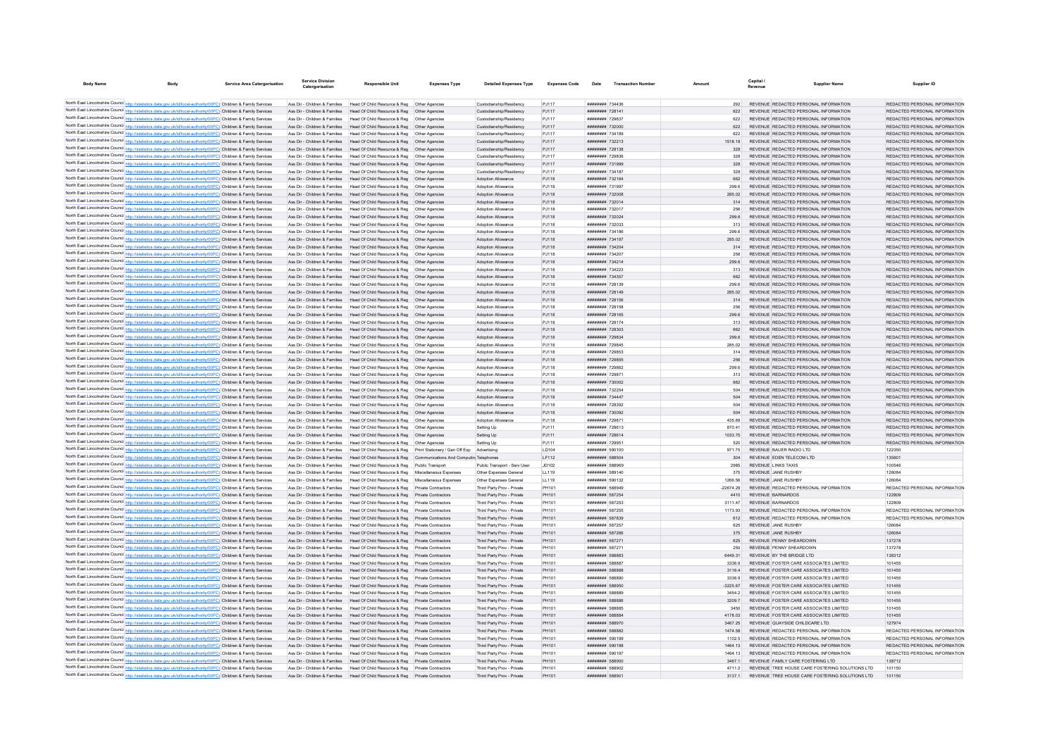| Body Name | Body | Service Area Catergorisation | Service Division Catergorisation | Responsible Unit | Expenses Type | Detailed Expenses Type | Expenses Code | Date | Transaction Number | Amount | Capital / Revenue | Supplier Name | Supplier ID |
|---|---|---|---|---|---|---|---|---|---|---|---|---|---|
| North East Lincolnshire Council | http://statistics.data.gov.uk/id/local-authority/00FC | Children & Family Services | Ass Dir - Children & Families | Head Of Child Resource & Reg | Other Agencies | Custodianship/Residency | PJ117 | ######## | 734436 | 292 | REVENUE | REDACTED PERSONAL INFORMATION | REDACTED PERSONAL INFORMATION |
| North East Lincolnshire Council | http://statistics.data.gov.uk/id/local-authority/00FC | Children & Family Services | Ass Dir - Children & Families | Head Of Child Resource & Reg | Other Agencies | Custodianship/Residency | PJ117 | ######## | 728141 | 622 | REVENUE | REDACTED PERSONAL INFORMATION | REDACTED PERSONAL INFORMATION |
| North East Lincolnshire Council | http://statistics.data.gov.uk/id/local-authority/00FC | Children & Family Services | Ass Dir - Children & Families | Head Of Child Resource & Reg | Other Agencies | Custodianship/Residency | PJ117 | ######## | 729837 | 622 | REVENUE | REDACTED PERSONAL INFORMATION | REDACTED PERSONAL INFORMATION |
| North East Lincolnshire Council | http://statistics.data.gov.uk/id/local-authority/00FC | Children & Family Services | Ass Dir - Children & Families | Head Of Child Resource & Reg | Other Agencies | Custodianship/Residency | PJ117 | ######## | 732000 | 622 | REVENUE | REDACTED PERSONAL INFORMATION | REDACTED PERSONAL INFORMATION |
| North East Lincolnshire Council | http://statistics.data.gov.uk/id/local-authority/00FC | Children & Family Services | Ass Dir - Children & Families | Head Of Child Resource & Reg | Other Agencies | Custodianship/Residency | PJ117 | ######## | 734189 | 622 | REVENUE | REDACTED PERSONAL INFORMATION | REDACTED PERSONAL INFORMATION |
| North East Lincolnshire Council | http://statistics.data.gov.uk/id/local-authority/00FC | Children & Family Services | Ass Dir - Children & Families | Head Of Child Resource & Reg | Other Agencies | Custodianship/Residency | PJ117 | ######## | 732213 | 1518.18 | REVENUE | REDACTED PERSONAL INFORMATION | REDACTED PERSONAL INFORMATION |
| North East Lincolnshire Council | http://statistics.data.gov.uk/id/local-authority/00FC | Children & Family Services | Ass Dir - Children & Families | Head Of Child Resource & Reg | Other Agencies | Custodianship/Residency | PJ117 | ######## | 728138 | 328 | REVENUE | REDACTED PERSONAL INFORMATION | REDACTED PERSONAL INFORMATION |
| North East Lincolnshire Council | http://statistics.data.gov.uk/id/local-authority/00FC | Children & Family Services | Ass Dir - Children & Families | Head Of Child Resource & Reg | Other Agencies | Custodianship/Residency | PJ117 | ######## | 729836 | 328 | REVENUE | REDACTED PERSONAL INFORMATION | REDACTED PERSONAL INFORMATION |
| North East Lincolnshire Council | http://statistics.data.gov.uk/id/local-authority/00FC | Children & Family Services | Ass Dir - Children & Families | Head Of Child Resource & Reg | Other Agencies | Custodianship/Residency | PJ117 | ######## | 731999 | 328 | REVENUE | REDACTED PERSONAL INFORMATION | REDACTED PERSONAL INFORMATION |
| North East Lincolnshire Council | http://statistics.data.gov.uk/id/local-authority/00FC | Children & Family Services | Ass Dir - Children & Families | Head Of Child Resource & Reg | Other Agencies | Custodianship/Residency | PJ117 | ######## | 734187 | 328 | REVENUE | REDACTED PERSONAL INFORMATION | REDACTED PERSONAL INFORMATION |
| North East Lincolnshire Council | http://statistics.data.gov.uk/id/local-authority/00FC | Children & Family Services | Ass Dir - Children & Families | Head Of Child Resource & Reg | Other Agencies | Adoption Allowance | PJ118 | ######## | 732164 | 662 | REVENUE | REDACTED PERSONAL INFORMATION | REDACTED PERSONAL INFORMATION |
| North East Lincolnshire Council | http://statistics.data.gov.uk/id/local-authority/00FC | Children & Family Services | Ass Dir - Children & Families | Head Of Child Resource & Reg | Other Agencies | Adoption Allowance | PJ118 | ######## | 731997 | 299.6 | REVENUE | REDACTED PERSONAL INFORMATION | REDACTED PERSONAL INFORMATION |
| North East Lincolnshire Council | http://statistics.data.gov.uk/id/local-authority/00FC | Children & Family Services | Ass Dir - Children & Families | Head Of Child Resource & Reg | Other Agencies | Adoption Allowance | PJ118 | ######## | 732008 | 285.02 | REVENUE | REDACTED PERSONAL INFORMATION | REDACTED PERSONAL INFORMATION |
| North East Lincolnshire Council | http://statistics.data.gov.uk/id/local-authority/00FC | Children & Family Services | Ass Dir - Children & Families | Head Of Child Resource & Reg | Other Agencies | Adoption Allowance | PJ118 | ######## | 732014 | 314 | REVENUE | REDACTED PERSONAL INFORMATION | REDACTED PERSONAL INFORMATION |
| North East Lincolnshire Council | http://statistics.data.gov.uk/id/local-authority/00FC | Children & Family Services | Ass Dir - Children & Families | Head Of Child Resource & Reg | Other Agencies | Adoption Allowance | PJ118 | ######## | 732017 | 256 | REVENUE | REDACTED PERSONAL INFORMATION | REDACTED PERSONAL INFORMATION |
| North East Lincolnshire Council | http://statistics.data.gov.uk/id/local-authority/00FC | Children & Family Services | Ass Dir - Children & Families | Head Of Child Resource & Reg | Other Agencies | Adoption Allowance | PJ118 | ######## | 732024 | 299.6 | REVENUE | REDACTED PERSONAL INFORMATION | REDACTED PERSONAL INFORMATION |
| North East Lincolnshire Council | http://statistics.data.gov.uk/id/local-authority/00FC | Children & Family Services | Ass Dir - Children & Families | Head Of Child Resource & Reg | Other Agencies | Adoption Allowance | PJ118 | ######## | 732033 | 313 | REVENUE | REDACTED PERSONAL INFORMATION | REDACTED PERSONAL INFORMATION |
| North East Lincolnshire Council | http://statistics.data.gov.uk/id/local-authority/00FC | Children & Family Services | Ass Dir - Children & Families | Head Of Child Resource & Reg | Other Agencies | Adoption Allowance | PJ118 | ######## | 734186 | 299.6 | REVENUE | REDACTED PERSONAL INFORMATION | REDACTED PERSONAL INFORMATION |
| North East Lincolnshire Council | http://statistics.data.gov.uk/id/local-authority/00FC | Children & Family Services | Ass Dir - Children & Families | Head Of Child Resource & Reg | Other Agencies | Adoption Allowance | PJ118 | ######## | 734197 | 285.02 | REVENUE | REDACTED PERSONAL INFORMATION | REDACTED PERSONAL INFORMATION |
| North East Lincolnshire Council | http://statistics.data.gov.uk/id/local-authority/00FC | Children & Family Services | Ass Dir - Children & Families | Head Of Child Resource & Reg | Other Agencies | Adoption Allowance | PJ118 | ######## | 734204 | 314 | REVENUE | REDACTED PERSONAL INFORMATION | REDACTED PERSONAL INFORMATION |
| North East Lincolnshire Council | http://statistics.data.gov.uk/id/local-authority/00FC | Children & Family Services | Ass Dir - Children & Families | Head Of Child Resource & Reg | Other Agencies | Adoption Allowance | PJ118 | ######## | 734207 | 256 | REVENUE | REDACTED PERSONAL INFORMATION | REDACTED PERSONAL INFORMATION |
| North East Lincolnshire Council | http://statistics.data.gov.uk/id/local-authority/00FC | Children & Family Services | Ass Dir - Children & Families | Head Of Child Resource & Reg | Other Agencies | Adoption Allowance | PJ118 | ######## | 734214 | 299.6 | REVENUE | REDACTED PERSONAL INFORMATION | REDACTED PERSONAL INFORMATION |
| North East Lincolnshire Council | http://statistics.data.gov.uk/id/local-authority/00FC | Children & Family Services | Ass Dir - Children & Families | Head Of Child Resource & Reg | Other Agencies | Adoption Allowance | PJ118 | ######## | 734223 | 313 | REVENUE | REDACTED PERSONAL INFORMATION | REDACTED PERSONAL INFORMATION |
| North East Lincolnshire Council | http://statistics.data.gov.uk/id/local-authority/00FC | Children & Family Services | Ass Dir - Children & Families | Head Of Child Resource & Reg | Other Agencies | Adoption Allowance | PJ118 | ######## | 734357 | 662 | REVENUE | REDACTED PERSONAL INFORMATION | REDACTED PERSONAL INFORMATION |
| North East Lincolnshire Council | http://statistics.data.gov.uk/id/local-authority/00FC | Children & Family Services | Ass Dir - Children & Families | Head Of Child Resource & Reg | Other Agencies | Adoption Allowance | PJ118 | ######## | 728139 | 299.6 | REVENUE | REDACTED PERSONAL INFORMATION | REDACTED PERSONAL INFORMATION |
| North East Lincolnshire Council | http://statistics.data.gov.uk/id/local-authority/00FC | Children & Family Services | Ass Dir - Children & Families | Head Of Child Resource & Reg | Other Agencies | Adoption Allowance | PJ118 | ######## | 728149 | 285.02 | REVENUE | REDACTED PERSONAL INFORMATION | REDACTED PERSONAL INFORMATION |
| North East Lincolnshire Council | http://statistics.data.gov.uk/id/local-authority/00FC | Children & Family Services | Ass Dir - Children & Families | Head Of Child Resource & Reg | Other Agencies | Adoption Allowance | PJ118 | ######## | 728156 | 314 | REVENUE | REDACTED PERSONAL INFORMATION | REDACTED PERSONAL INFORMATION |
| North East Lincolnshire Council | http://statistics.data.gov.uk/id/local-authority/00FC | Children & Family Services | Ass Dir - Children & Families | Head Of Child Resource & Reg | Other Agencies | Adoption Allowance | PJ118 | ######## | 728158 | 256 | REVENUE | REDACTED PERSONAL INFORMATION | REDACTED PERSONAL INFORMATION |
| North East Lincolnshire Council | http://statistics.data.gov.uk/id/local-authority/00FC | Children & Family Services | Ass Dir - Children & Families | Head Of Child Resource & Reg | Other Agencies | Adoption Allowance | PJ118 | ######## | 728165 | 299.6 | REVENUE | REDACTED PERSONAL INFORMATION | REDACTED PERSONAL INFORMATION |
| North East Lincolnshire Council | http://statistics.data.gov.uk/id/local-authority/00FC | Children & Family Services | Ass Dir - Children & Families | Head Of Child Resource & Reg | Other Agencies | Adoption Allowance | PJ118 | ######## | 728174 | 313 | REVENUE | REDACTED PERSONAL INFORMATION | REDACTED PERSONAL INFORMATION |
| North East Lincolnshire Council | http://statistics.data.gov.uk/id/local-authority/00FC | Children & Family Services | Ass Dir - Children & Families | Head Of Child Resource & Reg | Other Agencies | Adoption Allowance | PJ118 | ######## | 728303 | 662 | REVENUE | REDACTED PERSONAL INFORMATION | REDACTED PERSONAL INFORMATION |
| North East Lincolnshire Council | http://statistics.data.gov.uk/id/local-authority/00FC | Children & Family Services | Ass Dir - Children & Families | Head Of Child Resource & Reg | Other Agencies | Adoption Allowance | PJ118 | ######## | 729834 | 299.6 | REVENUE | REDACTED PERSONAL INFORMATION | REDACTED PERSONAL INFORMATION |
| North East Lincolnshire Council | http://statistics.data.gov.uk/id/local-authority/00FC | Children & Family Services | Ass Dir - Children & Families | Head Of Child Resource & Reg | Other Agencies | Adoption Allowance | PJ118 | ######## | 729845 | 285.02 | REVENUE | REDACTED PERSONAL INFORMATION | REDACTED PERSONAL INFORMATION |
| North East Lincolnshire Council | http://statistics.data.gov.uk/id/local-authority/00FC | Children & Family Services | Ass Dir - Children & Families | Head Of Child Resource & Reg | Other Agencies | Adoption Allowance | PJ118 | ######## | 729853 | 314 | REVENUE | REDACTED PERSONAL INFORMATION | REDACTED PERSONAL INFORMATION |
| North East Lincolnshire Council | http://statistics.data.gov.uk/id/local-authority/00FC | Children & Family Services | Ass Dir - Children & Families | Head Of Child Resource & Reg | Other Agencies | Adoption Allowance | PJ118 | ######## | 729855 | 256 | REVENUE | REDACTED PERSONAL INFORMATION | REDACTED PERSONAL INFORMATION |
| North East Lincolnshire Council | http://statistics.data.gov.uk/id/local-authority/00FC | Children & Family Services | Ass Dir - Children & Families | Head Of Child Resource & Reg | Other Agencies | Adoption Allowance | PJ118 | ######## | 729862 | 299.6 | REVENUE | REDACTED PERSONAL INFORMATION | REDACTED PERSONAL INFORMATION |
| North East Lincolnshire Council | http://statistics.data.gov.uk/id/local-authority/00FC | Children & Family Services | Ass Dir - Children & Families | Head Of Child Resource & Reg | Other Agencies | Adoption Allowance | PJ118 | ######## | 729871 | 313 | REVENUE | REDACTED PERSONAL INFORMATION | REDACTED PERSONAL INFORMATION |
| North East Lincolnshire Council | http://statistics.data.gov.uk/id/local-authority/00FC | Children & Family Services | Ass Dir - Children & Families | Head Of Child Resource & Reg | Other Agencies | Adoption Allowance | PJ118 | ######## | 730002 | 662 | REVENUE | REDACTED PERSONAL INFORMATION | REDACTED PERSONAL INFORMATION |
| North East Lincolnshire Council | http://statistics.data.gov.uk/id/local-authority/00FC | Children & Family Services | Ass Dir - Children & Families | Head Of Child Resource & Reg | Other Agencies | Adoption Allowance | PJ118 | ######## | 732294 | 504 | REVENUE | REDACTED PERSONAL INFORMATION | REDACTED PERSONAL INFORMATION |
| North East Lincolnshire Council | http://statistics.data.gov.uk/id/local-authority/00FC | Children & Family Services | Ass Dir - Children & Families | Head Of Child Resource & Reg | Other Agencies | Adoption Allowance | PJ118 | ######## | 734447 | 504 | REVENUE | REDACTED PERSONAL INFORMATION | REDACTED PERSONAL INFORMATION |
| North East Lincolnshire Council | http://statistics.data.gov.uk/id/local-authority/00FC | Children & Family Services | Ass Dir - Children & Families | Head Of Child Resource & Reg | Other Agencies | Adoption Allowance | PJ118 | ######## | 728392 | 504 | REVENUE | REDACTED PERSONAL INFORMATION | REDACTED PERSONAL INFORMATION |
| North East Lincolnshire Council | http://statistics.data.gov.uk/id/local-authority/00FC | Children & Family Services | Ass Dir - Children & Families | Head Of Child Resource & Reg | Other Agencies | Adoption Allowance | PJ118 | ######## | 730092 | 504 | REVENUE | REDACTED PERSONAL INFORMATION | REDACTED PERSONAL INFORMATION |
| North East Lincolnshire Council | http://statistics.data.gov.uk/id/local-authority/00FC | Children & Family Services | Ass Dir - Children & Families | Head Of Child Resource & Reg | Other Agencies | Adoption Allowance | PJ118 | ######## | 729871 | 435.69 | REVENUE | REDACTED PERSONAL INFORMATION | REDACTED PERSONAL INFORMATION |
| North East Lincolnshire Council | http://statistics.data.gov.uk/id/local-authority/00FC | Children & Family Services | Ass Dir - Children & Families | Head Of Child Resource & Reg | Other Agencies | Setting Up | PJ111 | ######## | 728613 | 870.41 | REVENUE | REDACTED PERSONAL INFORMATION | REDACTED PERSONAL INFORMATION |
| North East Lincolnshire Council | http://statistics.data.gov.uk/id/local-authority/00FC | Children & Family Services | Ass Dir - Children & Families | Head Of Child Resource & Reg | Other Agencies | Setting Up | PJ111 | ######## | 728614 | 1033.75 | REVENUE | REDACTED PERSONAL INFORMATION | REDACTED PERSONAL INFORMATION |
| North East Lincolnshire Council | http://statistics.data.gov.uk/id/local-authority/00FC | Children & Family Services | Ass Dir - Children & Families | Head Of Child Resource & Reg | Other Agencies | Setting Up | PJ111 | ######## | 729951 | 530 | REVENUE | REDACTED PERSONAL INFORMATION | REDACTED PERSONAL INFORMATION |
| North East Lincolnshire Council | http://statistics.data.gov.uk/id/local-authority/00FC | Children & Family Services | Ass Dir - Children & Families | Head Of Child Resource & Reg | Print Stationery / Gen Off Exp | Advertising | LD104 | ######## | 590100 | 971.75 | REVENUE | BAUER RADIO LTD | 122350 |
| North East Lincolnshire Council | http://statistics.data.gov.uk/id/local-authority/00FC | Children & Family Services | Ass Dir - Children & Families | Head Of Child Resource & Reg | Communications And Computing | Telephones | LF112 | ######## | 588504 | 304 | REVENUE | EDEN TELECOM LTD | 135601 |
| North East Lincolnshire Council | http://statistics.data.gov.uk/id/local-authority/00FC | Children & Family Services | Ass Dir - Children & Families | Head Of Child Resource & Reg | Public Transport | Public Transport - Serv User | JD102 | ######## | 588969 | 2985 | REVENUE | LINKS TAXIS | 100546 |
| North East Lincolnshire Council | http://statistics.data.gov.uk/id/local-authority/00FC | Children & Family Services | Ass Dir - Children & Families | Head Of Child Resource & Reg | Miscellaneous Expenses | Other Expenses General | LL119 | ######## | 589140 | 375 | REVENUE | JANE RUSHBY | 126084 |
| North East Lincolnshire Council | http://statistics.data.gov.uk/id/local-authority/00FC | Children & Family Services | Ass Dir - Children & Families | Head Of Child Resource & Reg | Miscellaneous Expenses | Other Expenses General | LL119 | ######## | 590132 | 1266.56 | REVENUE | JANE RUSHBY | 126084 |
| North East Lincolnshire Council | http://statistics.data.gov.uk/id/local-authority/00FC | Children & Family Services | Ass Dir - Children & Families | Head Of Child Resource & Reg | Private Contractors | Third Party Prov - Private | PH101 | ######## | 588949 | -22674.29 | REVENUE | REDACTED PERSONAL INFORMATION | REDACTED PERSONAL INFORMATION |
| North East Lincolnshire Council | http://statistics.data.gov.uk/id/local-authority/00FC | Children & Family Services | Ass Dir - Children & Families | Head Of Child Resource & Reg | Private Contractors | Third Party Prov - Private | PH101 | ######## | 587254 | 4410 | REVENUE | BARNARDOS | 122809 |
| North East Lincolnshire Council | http://statistics.data.gov.uk/id/local-authority/00FC | Children & Family Services | Ass Dir - Children & Families | Head Of Child Resource & Reg | Private Contractors | Third Party Prov - Private | PH101 | ######## | 587253 | 3111.47 | REVENUE | BARNARDOS | 122809 |
| North East Lincolnshire Council | http://statistics.data.gov.uk/id/local-authority/00FC | Children & Family Services | Ass Dir - Children & Families | Head Of Child Resource & Reg | Private Contractors | Third Party Prov - Private | PH101 | ######## | 587255 | 1173.93 | REVENUE | REDACTED PERSONAL INFORMATION | REDACTED PERSONAL INFORMATION |
| North East Lincolnshire Council | http://statistics.data.gov.uk/id/local-authority/00FC | Children & Family Services | Ass Dir - Children & Families | Head Of Child Resource & Reg | Private Contractors | Third Party Prov - Private | PH101 | ######## | 587839 | 612 | REVENUE | REDACTED PERSONAL INFORMATION | REDACTED PERSONAL INFORMATION |
| North East Lincolnshire Council | http://statistics.data.gov.uk/id/local-authority/00FC | Children & Family Services | Ass Dir - Children & Families | Head Of Child Resource & Reg | Private Contractors | Third Party Prov - Private | PH101 | ######## | 587257 | 625 | REVENUE | JANE RUSHBY | 126084 |
| North East Lincolnshire Council | http://statistics.data.gov.uk/id/local-authority/00FC | Children & Family Services | Ass Dir - Children & Families | Head Of Child Resource & Reg | Private Contractors | Third Party Prov - Private | PH101 | ######## | 587266 | 375 | REVENUE | JANE RUSHBY | 126084 |
| North East Lincolnshire Council | http://statistics.data.gov.uk/id/local-authority/00FC | Children & Family Services | Ass Dir - Children & Families | Head Of Child Resource & Reg | Private Contractors | Third Party Prov - Private | PH101 | ######## | 587271 | 625 | REVENUE | PENNY SHEARDOWN | 137278 |
| North East Lincolnshire Council | http://statistics.data.gov.uk/id/local-authority/00FC | Children & Family Services | Ass Dir - Children & Families | Head Of Child Resource & Reg | Private Contractors | Third Party Prov - Private | PH101 | ######## | 587271 | 250 | REVENUE | PENNY SHEARDOWN | 137278 |
| North East Lincolnshire Council | http://statistics.data.gov.uk/id/local-authority/00FC | Children & Family Services | Ass Dir - Children & Families | Head Of Child Resource & Reg | Private Contractors | Third Party Prov - Private | PH101 | ######## | 588883 | 6449.31 | REVENUE | BY THE BRIDGE LTD | 138312 |
| North East Lincolnshire Council | http://statistics.data.gov.uk/id/local-authority/00FC | Children & Family Services | Ass Dir - Children & Families | Head Of Child Resource & Reg | Private Contractors | Third Party Prov - Private | PH101 | ######## | 588887 | 3336.9 | REVENUE | FOSTER CARE ASSOCIATES LIMITED | 101455 |
| North East Lincolnshire Council | http://statistics.data.gov.uk/id/local-authority/00FC | Children & Family Services | Ass Dir - Children & Families | Head Of Child Resource & Reg | Private Contractors | Third Party Prov - Private | PH101 | ######## | 588888 | 3118.4 | REVENUE | FOSTER CARE ASSOCIATES LIMITED | 101455 |
| North East Lincolnshire Council | http://statistics.data.gov.uk/id/local-authority/00FC | Children & Family Services | Ass Dir - Children & Families | Head Of Child Resource & Reg | Private Contractors | Third Party Prov - Private | PH101 | ######## | 588890 | 3336.9 | REVENUE | FOSTER CARE ASSOCIATES LIMITED | 101455 |
| North East Lincolnshire Council | http://statistics.data.gov.uk/id/local-authority/00FC | Children & Family Services | Ass Dir - Children & Families | Head Of Child Resource & Reg | Private Contractors | Third Party Prov - Private | PH101 | ######## | 588950 | -3225.67 | REVENUE | FOSTER CARE ASSOCIATES LIMITED | 101455 |
| North East Lincolnshire Council | http://statistics.data.gov.uk/id/local-authority/00FC | Children & Family Services | Ass Dir - Children & Families | Head Of Child Resource & Reg | Private Contractors | Third Party Prov - Private | PH101 | ######## | 588889 | 3454.2 | REVENUE | FOSTER CARE ASSOCIATES LIMITED | 101455 |
| North East Lincolnshire Council | http://statistics.data.gov.uk/id/local-authority/00FC | Children & Family Services | Ass Dir - Children & Families | Head Of Child Resource & Reg | Private Contractors | Third Party Prov - Private | PH101 | ######## | 588886 | 3209.7 | REVENUE | FOSTER CARE ASSOCIATES LIMITED | 101455 |
| North East Lincolnshire Council | http://statistics.data.gov.uk/id/local-authority/00FC | Children & Family Services | Ass Dir - Children & Families | Head Of Child Resource & Reg | Private Contractors | Third Party Prov - Private | PH101 | ######## | 588885 | 3450 | REVENUE | FOSTER CARE ASSOCIATES LIMITED | 101455 |
| North East Lincolnshire Council | http://statistics.data.gov.uk/id/local-authority/00FC | Children & Family Services | Ass Dir - Children & Families | Head Of Child Resource & Reg | Private Contractors | Third Party Prov - Private | PH101 | ######## | 588884 | 4178.03 | REVENUE | FOSTER CARE ASSOCIATES LIMITED | 101455 |
| North East Lincolnshire Council | http://statistics.data.gov.uk/id/local-authority/00FC | Children & Family Services | Ass Dir - Children & Families | Head Of Child Resource & Reg | Private Contractors | Third Party Prov - Private | PH101 | ######## | 588970 | 3467.25 | REVENUE | QUAYSIDE CHILDCARE LTD | 127974 |
| North East Lincolnshire Council | http://statistics.data.gov.uk/id/local-authority/00FC | Children & Family Services | Ass Dir - Children & Families | Head Of Child Resource & Reg | Private Contractors | Third Party Prov - Private | PH101 | ######## | 588882 | 1474.58 | REVENUE | REDACTED PERSONAL INFORMATION | REDACTED PERSONAL INFORMATION |
| North East Lincolnshire Council | http://statistics.data.gov.uk/id/local-authority/00FC | Children & Family Services | Ass Dir - Children & Families | Head Of Child Resource & Reg | Private Contractors | Third Party Prov - Private | PH101 | ######## | 590199 | 1102.5 | REVENUE | REDACTED PERSONAL INFORMATION | REDACTED PERSONAL INFORMATION |
| North East Lincolnshire Council | http://statistics.data.gov.uk/id/local-authority/00FC | Children & Family Services | Ass Dir - Children & Families | Head Of Child Resource & Reg | Private Contractors | Third Party Prov - Private | PH101 | ######## | 590198 | 1464.13 | REVENUE | REDACTED PERSONAL INFORMATION | REDACTED PERSONAL INFORMATION |
| North East Lincolnshire Council | http://statistics.data.gov.uk/id/local-authority/00FC | Children & Family Services | Ass Dir - Children & Families | Head Of Child Resource & Reg | Private Contractors | Third Party Prov - Private | PH101 | ######## | 590197 | 1464.13 | REVENUE | REDACTED PERSONAL INFORMATION | REDACTED PERSONAL INFORMATION |
| North East Lincolnshire Council | http://statistics.data.gov.uk/id/local-authority/00FC | Children & Family Services | Ass Dir - Children & Families | Head Of Child Resource & Reg | Private Contractors | Third Party Prov - Private | PH101 | ######## | 588900 | 3467.1 | REVENUE | FAMILY CARE FOSTERING LTD | 138712 |
| North East Lincolnshire Council | http://statistics.data.gov.uk/id/local-authority/00FC | Children & Family Services | Ass Dir - Children & Families | Head Of Child Resource & Reg | Private Contractors | Third Party Prov - Private | PH101 | ######## | 588902 | 4711.2 | REVENUE | TREE HOUSE CARE FOSTERING SOLUTIONS LTD | 101150 |
| North East Lincolnshire Council | http://statistics.data.gov.uk/id/local-authority/00FC | Children & Family Services | Ass Dir - Children & Families | Head Of Child Resource & Reg | Private Contractors | Third Party Prov - Private | PH101 | ######## | 588901 | 3137.1 | REVENUE | TREE HOUSE CARE FOSTERING SOLUTIONS LTD | 101150 |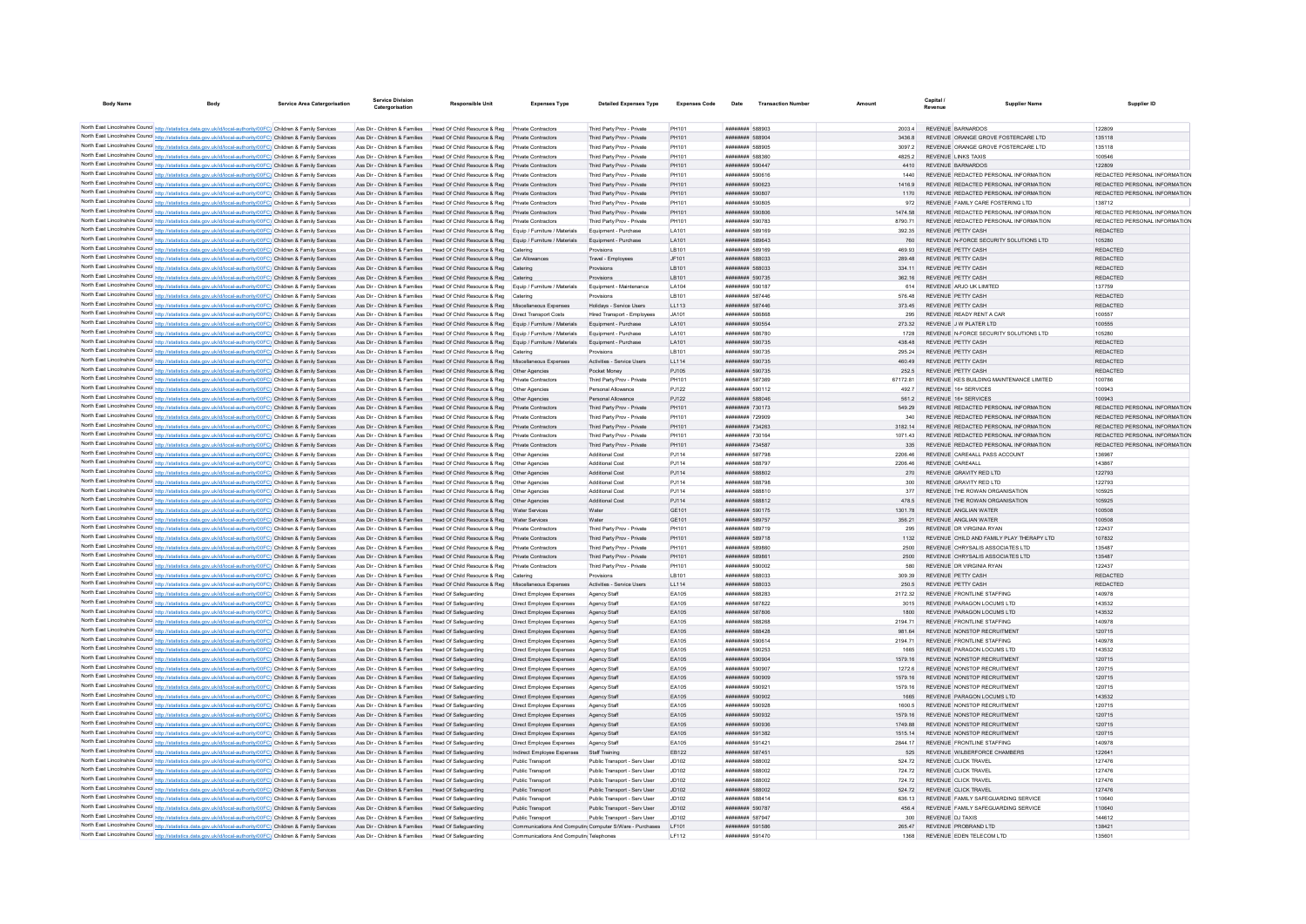| Body Name | Body | Service Area Catergorisation | Service Division Catergorisation | Responsible Unit | Expenses Type | Detailed Expenses Type | Expenses Code | Date | Transaction Number | Amount | Capital / Revenue | Supplier Name | Supplier ID |
|---|---|---|---|---|---|---|---|---|---|---|---|---|---|
| North East Lincolnshire Council | http://statistics.data.gov.uk/id/local-authority/00FC) | Children & Family Services | Ass Dir - Children & Families | Head Of Child Resource & Reg | Private Contractors | Third Party Prov - Private | PH101 | ######## | 588903 | 2003.4 | REVENUE | BARNARDOS | 122809 |
| North East Lincolnshire Council | http://statistics.data.gov.uk/id/local-authority/00FC) | Children & Family Services | Ass Dir - Children & Families | Head Of Child Resource & Reg | Private Contractors | Third Party Prov - Private | PH101 | ######## | 588904 | 3436.8 | REVENUE | ORANGE GROVE FOSTERCARE LTD | 135118 |
| North East Lincolnshire Council | http://statistics.data.gov.uk/id/local-authority/00FC) | Children & Family Services | Ass Dir - Children & Families | Head Of Child Resource & Reg | Private Contractors | Third Party Prov - Private | PH101 | ######## | 588905 | 3097.2 | REVENUE | ORANGE GROVE FOSTERCARE LTD | 135118 |
| North East Lincolnshire Council | http://statistics.data.gov.uk/id/local-authority/00FC) | Children & Family Services | Ass Dir - Children & Families | Head Of Child Resource & Reg | Private Contractors | Third Party Prov - Private | PH101 | ######## | 588380 | 4825.2 | REVENUE | LINKS TAXIS | 100546 |
| North East Lincolnshire Council | http://statistics.data.gov.uk/id/local-authority/00FC) | Children & Family Services | Ass Dir - Children & Families | Head Of Child Resource & Reg | Private Contractors | Third Party Prov - Private | PH101 | ######## | 590447 | 4410 | REVENUE | BARNARDOS | 122809 |
| North East Lincolnshire Council | http://statistics.data.gov.uk/id/local-authority/00FC) | Children & Family Services | Ass Dir - Children & Families | Head Of Child Resource & Reg | Private Contractors | Third Party Prov - Private | PH101 | ######## | 590616 | 1440 | REVENUE | REDACTED PERSONAL INFORMATION | REDACTED PERSONAL INFORMATION |
| North East Lincolnshire Council | http://statistics.data.gov.uk/id/local-authority/00FC) | Children & Family Services | Ass Dir - Children & Families | Head Of Child Resource & Reg | Private Contractors | Third Party Prov - Private | PH101 | ######## | 590623 | 1416.9 | REVENUE | REDACTED PERSONAL INFORMATION | REDACTED PERSONAL INFORMATION |
| North East Lincolnshire Council | http://statistics.data.gov.uk/id/local-authority/00FC) | Children & Family Services | Ass Dir - Children & Families | Head Of Child Resource & Reg | Private Contractors | Third Party Prov - Private | PH101 | ######## | 590807 | 1170 | REVENUE | REDACTED PERSONAL INFORMATION | REDACTED PERSONAL INFORMATION |
| North East Lincolnshire Council | http://statistics.data.gov.uk/id/local-authority/00FC) | Children & Family Services | Ass Dir - Children & Families | Head Of Child Resource & Reg | Private Contractors | Third Party Prov - Private | PH101 | ######## | 590805 | 972 | REVENUE | FAMILY CARE FOSTERING LTD | 138712 |
| North East Lincolnshire Council | http://statistics.data.gov.uk/id/local-authority/00FC) | Children & Family Services | Ass Dir - Children & Families | Head Of Child Resource & Reg | Private Contractors | Third Party Prov - Private | PH101 | ######## | 590806 | 1474.58 | REVENUE | REDACTED PERSONAL INFORMATION | REDACTED PERSONAL INFORMATION |
| North East Lincolnshire Council | http://statistics.data.gov.uk/id/local-authority/00FC) | Children & Family Services | Ass Dir - Children & Families | Head Of Child Resource & Reg | Private Contractors | Third Party Prov - Private | PH101 | ######## | 590783 | 8790.71 | REVENUE | REDACTED PERSONAL INFORMATION | REDACTED PERSONAL INFORMATION |
| North East Lincolnshire Council | http://statistics.data.gov.uk/id/local-authority/00FC) | Children & Family Services | Ass Dir - Children & Families | Head Of Child Resource & Reg | Equip / Furniture / Materials | Equipment - Purchase | LA101 | ######## | 589169 | 392.35 | REVENUE | PETTY CASH | REDACTED |
| North East Lincolnshire Council | http://statistics.data.gov.uk/id/local-authority/00FC) | Children & Family Services | Ass Dir - Children & Families | Head Of Child Resource & Reg | Equip / Furniture / Materials | Equipment - Purchase | LA101 | ######## | 589643 | 760 | REVENUE | N-FORCE SECURITY SOLUTIONS LTD | 105280 |
| North East Lincolnshire Council | http://statistics.data.gov.uk/id/local-authority/00FC) | Children & Family Services | Ass Dir - Children & Families | Head Of Child Resource & Reg | Catering | Provisions | LB101 | ######## | 589169 | 469.93 | REVENUE | PETTY CASH | REDACTED |
| North East Lincolnshire Council | http://statistics.data.gov.uk/id/local-authority/00FC) | Children & Family Services | Ass Dir - Children & Families | Head Of Child Resource & Reg | Car Allowances | Travel - Employees | JF101 | ######## | 588033 | 289.48 | REVENUE | PETTY CASH | REDACTED |
| North East Lincolnshire Council | http://statistics.data.gov.uk/id/local-authority/00FC) | Children & Family Services | Ass Dir - Children & Families | Head Of Child Resource & Reg | Catering | Provisions | LB101 | ######## | 588033 | 334.11 | REVENUE | PETTY CASH | REDACTED |
| North East Lincolnshire Council | http://statistics.data.gov.uk/id/local-authority/00FC) | Children & Family Services | Ass Dir - Children & Families | Head Of Child Resource & Reg | Catering | Provisions | LB101 | ######## | 590735 | 362.16 | REVENUE | PETTY CASH | REDACTED |
| North East Lincolnshire Council | http://statistics.data.gov.uk/id/local-authority/00FC) | Children & Family Services | Ass Dir - Children & Families | Head Of Child Resource & Reg | Equip / Furniture / Materials | Equipment - Maintenance | LA104 | ######## | 590187 | 614 | REVENUE | ARJO UK LIMITED | 137759 |
| North East Lincolnshire Council | http://statistics.data.gov.uk/id/local-authority/00FC) | Children & Family Services | Ass Dir - Children & Families | Head Of Child Resource & Reg | Catering | Provisions | LB101 | ######## | 587446 | 576.48 | REVENUE | PETTY CASH | REDACTED |
| North East Lincolnshire Council | http://statistics.data.gov.uk/id/local-authority/00FC) | Children & Family Services | Ass Dir - Children & Families | Head Of Child Resource & Reg | Miscellaneous Expenses | Holidays - Service Users | LL113 | ######## | 587446 | 373.45 | REVENUE | PETTY CASH | REDACTED |
| North East Lincolnshire Council | http://statistics.data.gov.uk/id/local-authority/00FC) | Children & Family Services | Ass Dir - Children & Families | Head Of Child Resource & Reg | Direct Transport Costs | Hired Transport - Employees | JA101 | ######## | 586868 | 295 | REVENUE | READY RENT A CAR | 100557 |
| North East Lincolnshire Council | http://statistics.data.gov.uk/id/local-authority/00FC) | Children & Family Services | Ass Dir - Children & Families | Head Of Child Resource & Reg | Equip / Furniture / Materials | Equipment - Purchase | LA101 | ######## | 590554 | 273.32 | REVENUE | J W PLATER LTD | 100555 |
| North East Lincolnshire Council | http://statistics.data.gov.uk/id/local-authority/00FC) | Children & Family Services | Ass Dir - Children & Families | Head Of Child Resource & Reg | Equip / Furniture / Materials | Equipment - Purchase | LA101 | ######## | 586780 | 1728 | REVENUE | N-FORCE SECURITY SOLUTIONS LTD | 105280 |
| North East Lincolnshire Council | http://statistics.data.gov.uk/id/local-authority/00FC) | Children & Family Services | Ass Dir - Children & Families | Head Of Child Resource & Reg | Equip / Furniture / Materials | Equipment - Purchase | LA101 | ######## | 590735 | 438.48 | REVENUE | PETTY CASH | REDACTED |
| North East Lincolnshire Council | http://statistics.data.gov.uk/id/local-authority/00FC) | Children & Family Services | Ass Dir - Children & Families | Head Of Child Resource & Reg | Catering | Provisions | LB101 | ######## | 590735 | 295.24 | REVENUE | PETTY CASH | REDACTED |
| North East Lincolnshire Council | http://statistics.data.gov.uk/id/local-authority/00FC) | Children & Family Services | Ass Dir - Children & Families | Head Of Child Resource & Reg | Miscellaneous Expenses | Activities - Service Users | LL114 | ######## | 590735 | 460.49 | REVENUE | PETTY CASH | REDACTED |
| North East Lincolnshire Council | http://statistics.data.gov.uk/id/local-authority/00FC) | Children & Family Services | Ass Dir - Children & Families | Head Of Child Resource & Reg | Other Agencies | Pocket Money | PJ105 | ######## | 590735 | 252.5 | REVENUE | PETTY CASH | REDACTED |
| North East Lincolnshire Council | http://statistics.data.gov.uk/id/local-authority/00FC) | Children & Family Services | Ass Dir - Children & Families | Head Of Child Resource & Reg | Private Contractors | Third Party Prov - Private | PH101 | ######## | 587369 | 67172.81 | REVENUE | KES BUILDING MAINTENANCE LIMITED | 100786 |
| North East Lincolnshire Council | http://statistics.data.gov.uk/id/local-authority/00FC) | Children & Family Services | Ass Dir - Children & Families | Head Of Child Resource & Reg | Other Agencies | Personal Allowance | PJ122 | ######## | 590112 | 492.7 | REVENUE | 16+ SERVICES | 100943 |
| North East Lincolnshire Council | http://statistics.data.gov.uk/id/local-authority/00FC) | Children & Family Services | Ass Dir - Children & Families | Head Of Child Resource & Reg | Other Agencies | Personal Allowance | PJ122 | ######## | 588046 | 561.2 | REVENUE | 16+ SERVICES | 100943 |
| North East Lincolnshire Council | http://statistics.data.gov.uk/id/local-authority/00FC) | Children & Family Services | Ass Dir - Children & Families | Head Of Child Resource & Reg | Private Contractors | Third Party Prov - Private | PH101 | ######## | 730173 | 549.29 | REVENUE | REDACTED PERSONAL INFORMATION | REDACTED PERSONAL INFORMATION |
| North East Lincolnshire Council | http://statistics.data.gov.uk/id/local-authority/00FC) | Children & Family Services | Ass Dir - Children & Families | Head Of Child Resource & Reg | Private Contractors | Third Party Prov - Private | PH101 | ######## | 729909 | 340 | REVENUE | REDACTED PERSONAL INFORMATION | REDACTED PERSONAL INFORMATION |
| North East Lincolnshire Council | http://statistics.data.gov.uk/id/local-authority/00FC) | Children & Family Services | Ass Dir - Children & Families | Head Of Child Resource & Reg | Private Contractors | Third Party Prov - Private | PH101 | ######## | 734263 | 3192.14 | REVENUE | REDACTED PERSONAL INFORMATION | REDACTED PERSONAL INFORMATION |
| North East Lincolnshire Council | http://statistics.data.gov.uk/id/local-authority/00FC) | Children & Family Services | Ass Dir - Children & Families | Head Of Child Resource & Reg | Private Contractors | Third Party Prov - Private | PH101 | ######## | 730184 | 1071.43 | REVENUE | REDACTED PERSONAL INFORMATION | REDACTED PERSONAL INFORMATION |
| North East Lincolnshire Council | http://statistics.data.gov.uk/id/local-authority/00FC) | Children & Family Services | Ass Dir - Children & Families | Head Of Child Resource & Reg | Private Contractors | Third Party Prov - Private | PH101 | ######## | 734587 | 335 | REVENUE | REDACTED PERSONAL INFORMATION | REDACTED PERSONAL INFORMATION |
| North East Lincolnshire Council | http://statistics.data.gov.uk/id/local-authority/00FC) | Children & Family Services | Ass Dir - Children & Families | Head Of Child Resource & Reg | Other Agencies | Additional Cost | PJ114 | ######## | 587798 | 2206.46 | REVENUE | CARE4ALL PASS ACCOUNT | 136967 |
| North East Lincolnshire Council | http://statistics.data.gov.uk/id/local-authority/00FC) | Children & Family Services | Ass Dir - Children & Families | Head Of Child Resource & Reg | Other Agencies | Additional Cost | PJ114 | ######## | 588797 | 2206.46 | REVENUE | CARE4ALL | 143867 |
| North East Lincolnshire Council | http://statistics.data.gov.uk/id/local-authority/00FC) | Children & Family Services | Ass Dir - Children & Families | Head Of Child Resource & Reg | Other Agencies | Additional Cost | PJ114 | ######## | 588802 | 270 | REVENUE | GRAVITY RED LTD | 122793 |
| North East Lincolnshire Council | http://statistics.data.gov.uk/id/local-authority/00FC) | Children & Family Services | Ass Dir - Children & Families | Head Of Child Resource & Reg | Other Agencies | Additional Cost | PJ114 | ######## | 588798 | 300 | REVENUE | GRAVITY RED LTD | 122793 |
| North East Lincolnshire Council | http://statistics.data.gov.uk/id/local-authority/00FC) | Children & Family Services | Ass Dir - Children & Families | Head Of Child Resource & Reg | Other Agencies | Additional Cost | PJ114 | ######## | 588810 | 377 | REVENUE | THE ROWAN ORGANISATION | 105925 |
| North East Lincolnshire Council | http://statistics.data.gov.uk/id/local-authority/00FC) | Children & Family Services | Ass Dir - Children & Families | Head Of Child Resource & Reg | Other Agencies | Additional Cost | PJ114 | ######## | 588812 | 478.5 | REVENUE | THE ROWAN ORGANISATION | 105925 |
| North East Lincolnshire Council | http://statistics.data.gov.uk/id/local-authority/00FC) | Children & Family Services | Ass Dir - Children & Families | Head Of Child Resource & Reg | Water Services | Water | GE101 | ######## | 590175 | 1301.78 | REVENUE | ANGLIAN WATER | 100508 |
| North East Lincolnshire Council | http://statistics.data.gov.uk/id/local-authority/00FC) | Children & Family Services | Ass Dir - Children & Families | Head Of Child Resource & Reg | Water Services | Water | GE101 | ######## | 589757 | 356.21 | REVENUE | ANGLIAN WATER | 100508 |
| North East Lincolnshire Council | http://statistics.data.gov.uk/id/local-authority/00FC) | Children & Family Services | Ass Dir - Children & Families | Head Of Child Resource & Reg | Private Contractors | Third Party Prov - Private | PH101 | ######## | 589719 | 295 | REVENUE | DR VIRGINIA RYAN | 122437 |
| North East Lincolnshire Council | http://statistics.data.gov.uk/id/local-authority/00FC) | Children & Family Services | Ass Dir - Children & Families | Head Of Child Resource & Reg | Private Contractors | Third Party Prov - Private | PH101 | ######## | 589718 | 1132 | REVENUE | CHILD AND FAMILY PLAY THERAPY LTD | 107832 |
| North East Lincolnshire Council | http://statistics.data.gov.uk/id/local-authority/00FC) | Children & Family Services | Ass Dir - Children & Families | Head Of Child Resource & Reg | Private Contractors | Third Party Prov - Private | PH101 | ######## | 589860 | 2500 | REVENUE | CHRYSALIS ASSOCIATES LTD | 135487 |
| North East Lincolnshire Council | http://statistics.data.gov.uk/id/local-authority/00FC) | Children & Family Services | Ass Dir - Children & Families | Head Of Child Resource & Reg | Private Contractors | Third Party Prov - Private | PH101 | ######## | 589861 | 2500 | REVENUE | CHRYSALIS ASSOCIATES LTD | 135487 |
| North East Lincolnshire Council | http://statistics.data.gov.uk/id/local-authority/00FC) | Children & Family Services | Ass Dir - Children & Families | Head Of Child Resource & Reg | Private Contractors | Third Party Prov - Private | PH101 | ######## | 590002 | 580 | REVENUE | DR VIRGINIA RYAN | 122437 |
| North East Lincolnshire Council | http://statistics.data.gov.uk/id/local-authority/00FC) | Children & Family Services | Ass Dir - Children & Families | Head Of Child Resource & Reg | Catering | Provisions | LB101 | ######## | 588033 | 309.39 | REVENUE | PETTY CASH | REDACTED |
| North East Lincolnshire Council | http://statistics.data.gov.uk/id/local-authority/00FC) | Children & Family Services | Ass Dir - Children & Families | Head Of Child Resource & Reg | Miscellaneous Expenses | Activities - Service Users | LL114 | ######## | 588033 | 250.5 | REVENUE | PETTY CASH | REDACTED |
| North East Lincolnshire Council | http://statistics.data.gov.uk/id/local-authority/00FC) | Children & Family Services | Ass Dir - Children & Families | Head Of Safeguarding | Direct Employee Expenses | Agency Staff | EA105 | ######## | 588283 | 2172.32 | REVENUE | FRONTLINE STAFFING | 140978 |
| North East Lincolnshire Council | http://statistics.data.gov.uk/id/local-authority/00FC) | Children & Family Services | Ass Dir - Children & Families | Head Of Safeguarding | Direct Employee Expenses | Agency Staff | EA105 | ######## | 587822 | 3015 | REVENUE | PARAGON LOCUMS LTD | 143532 |
| North East Lincolnshire Council | http://statistics.data.gov.uk/id/local-authority/00FC) | Children & Family Services | Ass Dir - Children & Families | Head Of Safeguarding | Direct Employee Expenses | Agency Staff | EA105 | ######## | 587806 | 1800 | REVENUE | PARAGON LOCUMS LTD | 143532 |
| North East Lincolnshire Council | http://statistics.data.gov.uk/id/local-authority/00FC) | Children & Family Services | Ass Dir - Children & Families | Head Of Safeguarding | Direct Employee Expenses | Agency Staff | EA105 | ######## | 588268 | 2194.71 | REVENUE | FRONTLINE STAFFING | 140978 |
| North East Lincolnshire Council | http://statistics.data.gov.uk/id/local-authority/00FC) | Children & Family Services | Ass Dir - Children & Families | Head Of Safeguarding | Direct Employee Expenses | Agency Staff | EA105 | ######## | 588428 | 981.64 | REVENUE | NONSTOP RECRUITMENT | 120715 |
| North East Lincolnshire Council | http://statistics.data.gov.uk/id/local-authority/00FC) | Children & Family Services | Ass Dir - Children & Families | Head Of Safeguarding | Direct Employee Expenses | Agency Staff | EA105 | ######## | 590614 | 2194.71 | REVENUE | FRONTLINE STAFFING | 140978 |
| North East Lincolnshire Council | http://statistics.data.gov.uk/id/local-authority/00FC) | Children & Family Services | Ass Dir - Children & Families | Head Of Safeguarding | Direct Employee Expenses | Agency Staff | EA105 | ######## | 590253 | 1665 | REVENUE | PARAGON LOCUMS LTD | 143532 |
| North East Lincolnshire Council | http://statistics.data.gov.uk/id/local-authority/00FC) | Children & Family Services | Ass Dir - Children & Families | Head Of Safeguarding | Direct Employee Expenses | Agency Staff | EA105 | ######## | 590904 | 1579.16 | REVENUE | NONSTOP RECRUITMENT | 120715 |
| North East Lincolnshire Council | http://statistics.data.gov.uk/id/local-authority/00FC) | Children & Family Services | Ass Dir - Children & Families | Head Of Safeguarding | Direct Employee Expenses | Agency Staff | EA105 | ######## | 590907 | 1272.6 | REVENUE | NONSTOP RECRUITMENT | 120715 |
| North East Lincolnshire Council | http://statistics.data.gov.uk/id/local-authority/00FC) | Children & Family Services | Ass Dir - Children & Families | Head Of Safeguarding | Direct Employee Expenses | Agency Staff | EA105 | ######## | 590909 | 1579.16 | REVENUE | NONSTOP RECRUITMENT | 120715 |
| North East Lincolnshire Council | http://statistics.data.gov.uk/id/local-authority/00FC) | Children & Family Services | Ass Dir - Children & Families | Head Of Safeguarding | Direct Employee Expenses | Agency Staff | EA105 | ######## | 590921 | 1579.16 | REVENUE | NONSTOP RECRUITMENT | 120715 |
| North East Lincolnshire Council | http://statistics.data.gov.uk/id/local-authority/00FC) | Children & Family Services | Ass Dir - Children & Families | Head Of Safeguarding | Direct Employee Expenses | Agency Staff | EA105 | ######## | 590902 | 1665 | REVENUE | PARAGON LOCUMS LTD | 143532 |
| North East Lincolnshire Council | http://statistics.data.gov.uk/id/local-authority/00FC) | Children & Family Services | Ass Dir - Children & Families | Head Of Safeguarding | Direct Employee Expenses | Agency Staff | EA105 | ######## | 590928 | 1600.5 | REVENUE | NONSTOP RECRUITMENT | 120715 |
| North East Lincolnshire Council | http://statistics.data.gov.uk/id/local-authority/00FC) | Children & Family Services | Ass Dir - Children & Families | Head Of Safeguarding | Direct Employee Expenses | Agency Staff | EA105 | ######## | 590932 | 1579.16 | REVENUE | NONSTOP RECRUITMENT | 120715 |
| North East Lincolnshire Council | http://statistics.data.gov.uk/id/local-authority/00FC) | Children & Family Services | Ass Dir - Children & Families | Head Of Safeguarding | Direct Employee Expenses | Agency Staff | EA105 | ######## | 590936 | 1749.88 | REVENUE | NONSTOP RECRUITMENT | 120715 |
| North East Lincolnshire Council | http://statistics.data.gov.uk/id/local-authority/00FC) | Children & Family Services | Ass Dir - Children & Families | Head Of Safeguarding | Direct Employee Expenses | Agency Staff | EA105 | ######## | 591382 | 1515.14 | REVENUE | NONSTOP RECRUITMENT | 120715 |
| North East Lincolnshire Council | http://statistics.data.gov.uk/id/local-authority/00FC) | Children & Family Services | Ass Dir - Children & Families | Head Of Safeguarding | Direct Employee Expenses | Agency Staff | EA105 | ######## | 591421 | 2844.17 | REVENUE | FRONTLINE STAFFING | 140978 |
| North East Lincolnshire Council | http://statistics.data.gov.uk/id/local-authority/00FC) | Children & Family Services | Ass Dir - Children & Families | Head Of Safeguarding | Indirect Employee Expenses | Staff Training | EB122 | ######## | 587451 | 525 | REVENUE | WILBERFORCE CHAMBERS | 122641 |
| North East Lincolnshire Council | http://statistics.data.gov.uk/id/local-authority/00FC) | Children & Family Services | Ass Dir - Children & Families | Head Of Safeguarding | Public Transport | Public Transport - Serv User | JD102 | ######## | 588002 | 524.72 | REVENUE | CLICK TRAVEL | 127476 |
| North East Lincolnshire Council | http://statistics.data.gov.uk/id/local-authority/00FC) | Children & Family Services | Ass Dir - Children & Families | Head Of Safeguarding | Public Transport | Public Transport - Serv User | JD102 | ######## | 588002 | 724.72 | REVENUE | CLICK TRAVEL | 127476 |
| North East Lincolnshire Council | http://statistics.data.gov.uk/id/local-authority/00FC) | Children & Family Services | Ass Dir - Children & Families | Head Of Safeguarding | Public Transport | Public Transport - Serv User | JD102 | ######## | 588002 | 724.72 | REVENUE | CLICK TRAVEL | 127476 |
| North East Lincolnshire Council | http://statistics.data.gov.uk/id/local-authority/00FC) | Children & Family Services | Ass Dir - Children & Families | Head Of Safeguarding | Public Transport | Public Transport - Serv User | JD102 | ######## | 588002 | 524.72 | REVENUE | CLICK TRAVEL | 127476 |
| North East Lincolnshire Council | http://statistics.data.gov.uk/id/local-authority/00FC) | Children & Family Services | Ass Dir - Children & Families | Head Of Safeguarding | Public Transport | Public Transport - Serv User | JD102 | ######## | 588414 | 636.13 | REVENUE | FAMILY SAFEGUARDING SERVICE | 110640 |
| North East Lincolnshire Council | http://statistics.data.gov.uk/id/local-authority/00FC) | Children & Family Services | Ass Dir - Children & Families | Head Of Safeguarding | Public Transport | Public Transport - Serv User | JD102 | ######## | 590787 | 456.4 | REVENUE | FAMILY SAFEGUARDING SERVICE | 110640 |
| North East Lincolnshire Council | http://statistics.data.gov.uk/id/local-authority/00FC) | Children & Family Services | Ass Dir - Children & Families | Head Of Safeguarding | Public Transport | Public Transport - Serv User | JD102 | ######## | 587947 | 300 | REVENUE | DJ TAXIS | 144612 |
| North East Lincolnshire Council | http://statistics.data.gov.uk/id/local-authority/00FC) | Children & Family Services | Ass Dir - Children & Families | Head Of Safeguarding | Communications And Computing | Computer S/Ware - Purchases | LF101 | ######## | 591586 | 265.47 | REVENUE | PROBRAND LTD | 138421 |
| North East Lincolnshire Council | http://statistics.data.gov.uk/id/local-authority/00FC) | Children & Family Services | Ass Dir - Children & Families | Head Of Safeguarding | Communications And Computing | Telephones | LF112 | ######## | 591470 | 1368 | REVENUE | EDEN TELECOM LTD | 135601 |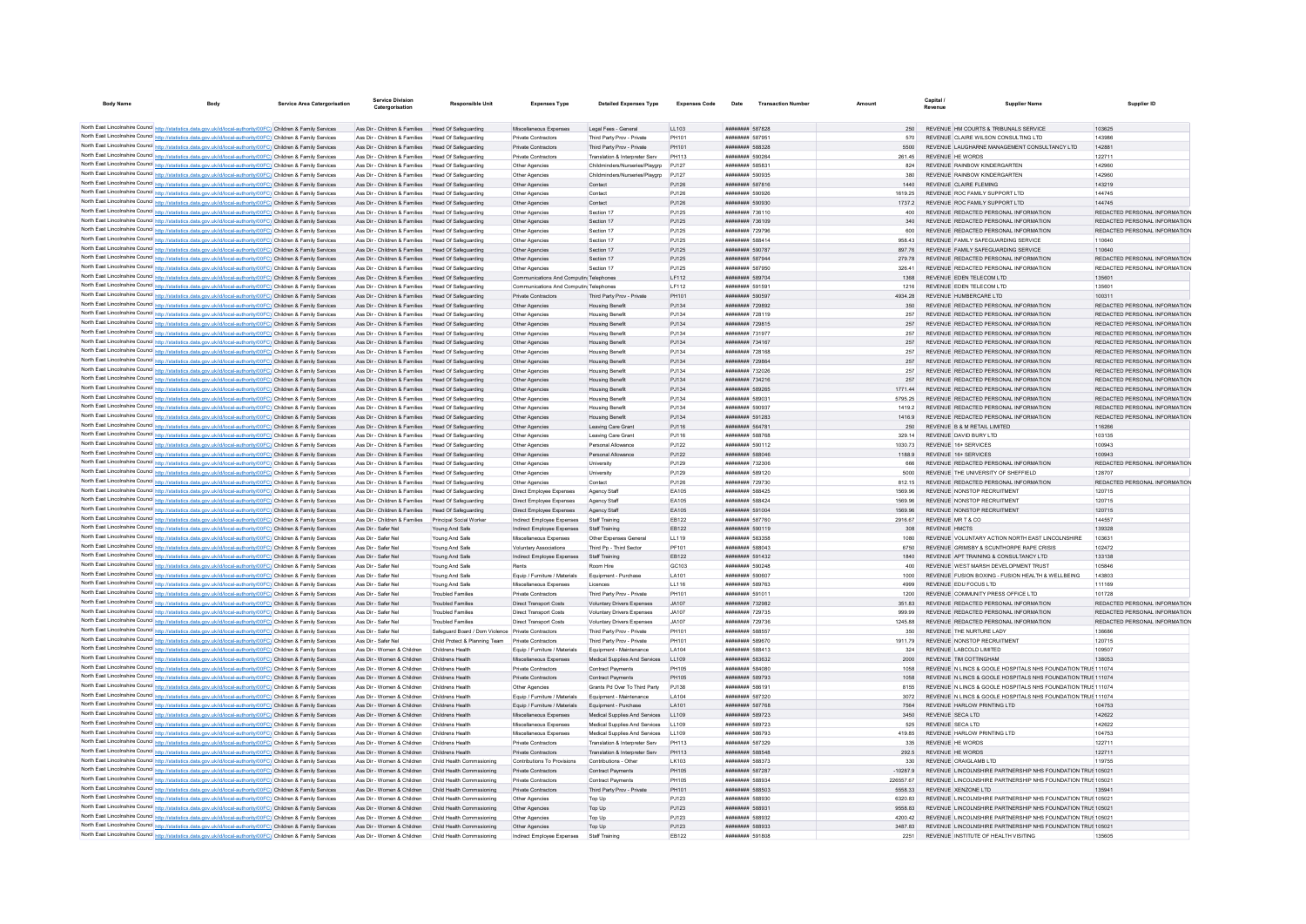| Body Name | Body | Service Area Catergorisation | Service Division Catergorisation | Responsible Unit | Expenses Type | Detailed Expenses Type | Expenses Code | Date | Transaction Number | Amount | Capital / Revenue | Supplier Name | Supplier ID |
|---|---|---|---|---|---|---|---|---|---|---|---|---|---|
| North East Lincolnshire Council | http://statistics.data.gov.uk/id/local-authority/00FC) | Children & Family Services | Ass Dir - Children & Families | Head Of Safeguarding | Miscellaneous Expenses | Legal Fees - General | LL103 | ######## | 587828 | 250 | REVENUE | HM COURTS & TRIBUNALS SERVICE | 103625 |
| North East Lincolnshire Council | http://statistics.data.gov.uk/id/local-authority/00FC) | Children & Family Services | Ass Dir - Children & Families | Head Of Safeguarding | Private Contractors | Third Party Prov - Private | PH101 | ######## | 587951 | 570 | REVENUE | CLAIRE WILSON CONSULTING LTD | 143986 |
| North East Lincolnshire Council | http://statistics.data.gov.uk/id/local-authority/00FC) | Children & Family Services | Ass Dir - Children & Families | Head Of Safeguarding | Private Contractors | Third Party Prov - Private | PH101 | ######## | 588328 | 5500 | REVENUE | LAUGHARNE MANAGEMENT CONSULTANCY LTD | 142881 |
| North East Lincolnshire Council | http://statistics.data.gov.uk/id/local-authority/00FC) | Children & Family Services | Ass Dir - Children & Families | Head Of Safeguarding | Private Contractors | Translation & Interpreter Serv | PH113 | ######## | 590264 | 261.45 | REVENUE | HE WORDS | 122711 |
| North East Lincolnshire Council | http://statistics.data.gov.uk/id/local-authority/00FC) | Children & Family Services | Ass Dir - Children & Families | Head Of Safeguarding | Other Agencies | Childminders/Nurseries/Playgrp | PJ127 | ######## | 585831 | 824 | REVENUE | RAINBOW KINDERGARTEN | 142960 |
| North East Lincolnshire Council | http://statistics.data.gov.uk/id/local-authority/00FC) | Children & Family Services | Ass Dir - Children & Families | Head Of Safeguarding | Other Agencies | Childminders/Nurseries/Playgrp | PJ127 | ######## | 590935 | 380 | REVENUE | RAINBOW KINDERGARTEN | 142960 |
| North East Lincolnshire Council | http://statistics.data.gov.uk/id/local-authority/00FC) | Children & Family Services | Ass Dir - Children & Families | Head Of Safeguarding | Other Agencies | Contact | PJ126 | ######## | 587816 | 1440 | REVENUE | CLAIRE FLEMING | 143219 |
| North East Lincolnshire Council | http://statistics.data.gov.uk/id/local-authority/00FC) | Children & Family Services | Ass Dir - Children & Families | Head Of Safeguarding | Other Agencies | Contact | PJ126 | ######## | 590926 | 1619.25 | REVENUE | ROC FAMILY SUPPORT LTD | 144745 |
| North East Lincolnshire Council | http://statistics.data.gov.uk/id/local-authority/00FC) | Children & Family Services | Ass Dir - Children & Families | Head Of Safeguarding | Other Agencies | Contact | PJ126 | ######## | 590930 | 1737.2 | REVENUE | ROC FAMILY SUPPORT LTD | 144745 |
| North East Lincolnshire Council | http://statistics.data.gov.uk/id/local-authority/00FC) | Children & Family Services | Ass Dir - Children & Families | Head Of Safeguarding | Other Agencies | Section 17 | PJ125 | ######## | 736110 | 400 | REVENUE | REDACTED PERSONAL INFORMATION | REDACTED PERSONAL INFORMATION |
| North East Lincolnshire Council | http://statistics.data.gov.uk/id/local-authority/00FC) | Children & Family Services | Ass Dir - Children & Families | Head Of Safeguarding | Other Agencies | Section 17 | PJ125 | ######## | 736109 | 340 | REVENUE | REDACTED PERSONAL INFORMATION | REDACTED PERSONAL INFORMATION |
| North East Lincolnshire Council | http://statistics.data.gov.uk/id/local-authority/00FC) | Children & Family Services | Ass Dir - Children & Families | Head Of Safeguarding | Other Agencies | Section 17 | PJ125 | ######## | 729796 | 600 | REVENUE | REDACTED PERSONAL INFORMATION | REDACTED PERSONAL INFORMATION |
| North East Lincolnshire Council | http://statistics.data.gov.uk/id/local-authority/00FC) | Children & Family Services | Ass Dir - Children & Families | Head Of Safeguarding | Other Agencies | Section 17 | PJ125 | ######## | 588414 | 958.43 | REVENUE | FAMILY SAFEGUARDING SERVICE | 110640 |
| North East Lincolnshire Council | http://statistics.data.gov.uk/id/local-authority/00FC) | Children & Family Services | Ass Dir - Children & Families | Head Of Safeguarding | Other Agencies | Section 17 | PJ125 | ######## | 590787 | 897.76 | REVENUE | FAMILY SAFEGUARDING SERVICE | 110640 |
| North East Lincolnshire Council | http://statistics.data.gov.uk/id/local-authority/00FC) | Children & Family Services | Ass Dir - Children & Families | Head Of Safeguarding | Other Agencies | Section 17 | PJ125 | ######## | 587944 | 279.78 | REVENUE | REDACTED PERSONAL INFORMATION | REDACTED PERSONAL INFORMATION |
| North East Lincolnshire Council | http://statistics.data.gov.uk/id/local-authority/00FC) | Children & Family Services | Ass Dir - Children & Families | Head Of Safeguarding | Other Agencies | Section 17 | PJ125 | ######## | 587950 | 326.41 | REVENUE | REDACTED PERSONAL INFORMATION | REDACTED PERSONAL INFORMATION |
| North East Lincolnshire Council | http://statistics.data.gov.uk/id/local-authority/00FC) | Children & Family Services | Ass Dir - Children & Families | Head Of Safeguarding | Communications And Computing | Telephones | LF112 | ######## | 589704 | 1368 | REVENUE | EDEN TELECOM LTD | 135601 |
| North East Lincolnshire Council | http://statistics.data.gov.uk/id/local-authority/00FC) | Children & Family Services | Ass Dir - Children & Families | Head Of Safeguarding | Communications And Computing | Telephones | LF112 | ######## | 591591 | 1216 | REVENUE | EDEN TELECOM LTD | 135601 |
| North East Lincolnshire Council | http://statistics.data.gov.uk/id/local-authority/00FC) | Children & Family Services | Ass Dir - Children & Families | Head Of Safeguarding | Private Contractors | Third Party Prov - Private | PH101 | ######## | 590597 | 4934.28 | REVENUE | HUMBERCARE LTD | 100311 |
| North East Lincolnshire Council | http://statistics.data.gov.uk/id/local-authority/00FC) | Children & Family Services | Ass Dir - Children & Families | Head Of Safeguarding | Other Agencies | Housing Benefit | PJ134 | ######## | 729892 | 350 | REVENUE | REDACTED PERSONAL INFORMATION | REDACTED PERSONAL INFORMATION |
| North East Lincolnshire Council | http://statistics.data.gov.uk/id/local-authority/00FC) | Children & Family Services | Ass Dir - Children & Families | Head Of Safeguarding | Other Agencies | Housing Benefit | PJ134 | ######## | 728119 | 257 | REVENUE | REDACTED PERSONAL INFORMATION | REDACTED PERSONAL INFORMATION |
| North East Lincolnshire Council | http://statistics.data.gov.uk/id/local-authority/00FC) | Children & Family Services | Ass Dir - Children & Families | Head Of Safeguarding | Other Agencies | Housing Benefit | PJ134 | ######## | 729815 | 257 | REVENUE | REDACTED PERSONAL INFORMATION | REDACTED PERSONAL INFORMATION |
| North East Lincolnshire Council | http://statistics.data.gov.uk/id/local-authority/00FC) | Children & Family Services | Ass Dir - Children & Families | Head Of Safeguarding | Other Agencies | Housing Benefit | PJ134 | ######## | 731977 | 257 | REVENUE | REDACTED PERSONAL INFORMATION | REDACTED PERSONAL INFORMATION |
| North East Lincolnshire Council | http://statistics.data.gov.uk/id/local-authority/00FC) | Children & Family Services | Ass Dir - Children & Families | Head Of Safeguarding | Other Agencies | Housing Benefit | PJ134 | ######## | 734167 | 257 | REVENUE | REDACTED PERSONAL INFORMATION | REDACTED PERSONAL INFORMATION |
| North East Lincolnshire Council | http://statistics.data.gov.uk/id/local-authority/00FC) | Children & Family Services | Ass Dir - Children & Families | Head Of Safeguarding | Other Agencies | Housing Benefit | PJ134 | ######## | 728168 | 257 | REVENUE | REDACTED PERSONAL INFORMATION | REDACTED PERSONAL INFORMATION |
| North East Lincolnshire Council | http://statistics.data.gov.uk/id/local-authority/00FC) | Children & Family Services | Ass Dir - Children & Families | Head Of Safeguarding | Other Agencies | Housing Benefit | PJ134 | ######## | 729864 | 257 | REVENUE | REDACTED PERSONAL INFORMATION | REDACTED PERSONAL INFORMATION |
| North East Lincolnshire Council | http://statistics.data.gov.uk/id/local-authority/00FC) | Children & Family Services | Ass Dir - Children & Families | Head Of Safeguarding | Other Agencies | Housing Benefit | PJ134 | ######## | 732026 | 257 | REVENUE | REDACTED PERSONAL INFORMATION | REDACTED PERSONAL INFORMATION |
| North East Lincolnshire Council | http://statistics.data.gov.uk/id/local-authority/00FC) | Children & Family Services | Ass Dir - Children & Families | Head Of Safeguarding | Other Agencies | Housing Benefit | PJ134 | ######## | 734216 | 257 | REVENUE | REDACTED PERSONAL INFORMATION | REDACTED PERSONAL INFORMATION |
| North East Lincolnshire Council | http://statistics.data.gov.uk/id/local-authority/00FC) | Children & Family Services | Ass Dir - Children & Families | Head Of Safeguarding | Other Agencies | Housing Benefit | PJ134 | ######## | 589265 | 1771.44 | REVENUE | REDACTED PERSONAL INFORMATION | REDACTED PERSONAL INFORMATION |
| North East Lincolnshire Council | http://statistics.data.gov.uk/id/local-authority/00FC) | Children & Family Services | Ass Dir - Children & Families | Head Of Safeguarding | Other Agencies | Housing Benefit | PJ134 | ######## | 589031 | 5795.25 | REVENUE | REDACTED PERSONAL INFORMATION | REDACTED PERSONAL INFORMATION |
| North East Lincolnshire Council | http://statistics.data.gov.uk/id/local-authority/00FC) | Children & Family Services | Ass Dir - Children & Families | Head Of Safeguarding | Other Agencies | Housing Benefit | PJ134 | ######## | 590937 | 1419.2 | REVENUE | REDACTED PERSONAL INFORMATION | REDACTED PERSONAL INFORMATION |
| North East Lincolnshire Council | http://statistics.data.gov.uk/id/local-authority/00FC) | Children & Family Services | Ass Dir - Children & Families | Head Of Safeguarding | Other Agencies | Housing Benefit | PJ134 | ######## | 591283 | 1416.9 | REVENUE | REDACTED PERSONAL INFORMATION | REDACTED PERSONAL INFORMATION |
| North East Lincolnshire Council | http://statistics.data.gov.uk/id/local-authority/00FC) | Children & Family Services | Ass Dir - Children & Families | Head Of Safeguarding | Other Agencies | Leaving Care Grant | PJ116 | ######## | 564781 | 250 | REVENUE | B & M RETAIL LIMITED | 116266 |
| North East Lincolnshire Council | http://statistics.data.gov.uk/id/local-authority/00FC) | Children & Family Services | Ass Dir - Children & Families | Head Of Safeguarding | Other Agencies | Leaving Care Grant | PJ116 | ######## | 588768 | 329.14 | REVENUE | DAVID BURY LTD | 103135 |
| North East Lincolnshire Council | http://statistics.data.gov.uk/id/local-authority/00FC) | Children & Family Services | Ass Dir - Children & Families | Head Of Safeguarding | Other Agencies | Personal Allowance | PJ122 | ######## | 590112 | 1030.73 | REVENUE | 16+ SERVICES | 100943 |
| North East Lincolnshire Council | http://statistics.data.gov.uk/id/local-authority/00FC) | Children & Family Services | Ass Dir - Children & Families | Head Of Safeguarding | Other Agencies | Personal Allowance | PJ122 | ######## | 588046 | 1188.9 | REVENUE | 16+ SERVICES | 100943 |
| North East Lincolnshire Council | http://statistics.data.gov.uk/id/local-authority/00FC) | Children & Family Services | Ass Dir - Children & Families | Head Of Safeguarding | Other Agencies | University | PJ129 | ######## | 732305 | 666 | REVENUE | REDACTED PERSONAL INFORMATION | REDACTED PERSONAL INFORMATION |
| North East Lincolnshire Council | http://statistics.data.gov.uk/id/local-authority/00FC) | Children & Family Services | Ass Dir - Children & Families | Head Of Safeguarding | Other Agencies | University | PJ129 | ######## | 589120 | 5000 | REVENUE | THE UNIVERSITY OF SHEFFIELD | 128707 |
| North East Lincolnshire Council | http://statistics.data.gov.uk/id/local-authority/00FC) | Children & Family Services | Ass Dir - Children & Families | Head Of Safeguarding | Other Agencies | Contact | PJ126 | ######## | 729730 | 812.15 | REVENUE | REDACTED PERSONAL INFORMATION | REDACTED PERSONAL INFORMATION |
| North East Lincolnshire Council | http://statistics.data.gov.uk/id/local-authority/00FC) | Children & Family Services | Ass Dir - Children & Families | Head Of Safeguarding | Direct Employee Expenses | Agency Staff | EA105 | ######## | 588425 | 1569.96 | REVENUE | NONSTOP RECRUITMENT | 120715 |
| North East Lincolnshire Council | http://statistics.data.gov.uk/id/local-authority/00FC) | Children & Family Services | Ass Dir - Children & Families | Head Of Safeguarding | Direct Employee Expenses | Agency Staff | EA105 | ######## | 588424 | 1569.96 | REVENUE | NONSTOP RECRUITMENT | 120715 |
| North East Lincolnshire Council | http://statistics.data.gov.uk/id/local-authority/00FC) | Children & Family Services | Ass Dir - Children & Families | Head Of Safeguarding | Direct Employee Expenses | Agency Staff | EA105 | ######## | 591004 | 1569.96 | REVENUE | NONSTOP RECRUITMENT | 120715 |
| North East Lincolnshire Council | http://statistics.data.gov.uk/id/local-authority/00FC) | Children & Family Services | Ass Dir - Children & Families | Principal Social Worker | Indirect Employee Expenses | Staff Training | EB122 | ######## | 587760 | 2916.67 | REVENUE | MR T & CO | 144557 |
| North East Lincolnshire Council | http://statistics.data.gov.uk/id/local-authority/00FC) | Children & Family Services | Ass Dir - Safer Nel | Young And Safe | Indirect Employee Expenses | Staff Training | EB122 | ######## | 590119 | 308 | REVENUE | HMCTS | 139328 |
| North East Lincolnshire Council | http://statistics.data.gov.uk/id/local-authority/00FC) | Children & Family Services | Ass Dir - Safer Nel | Young And Safe | Miscellaneous Expenses | Other Expenses General | LL119 | ######## | 583358 | 1080 | REVENUE | VOLUNTARY ACTION NORTH EAST LINCOLNSHIRE | 103631 |
| North East Lincolnshire Council | http://statistics.data.gov.uk/id/local-authority/00FC) | Children & Family Services | Ass Dir - Safer Nel | Young And Safe | Voluntary Associations | Third Pp - Third Sector | PF101 | ######## | 588043 | 6750 | REVENUE | GRIMSBY & SCUNTHORPE RAPE CRISIS | 102472 |
| North East Lincolnshire Council | http://statistics.data.gov.uk/id/local-authority/00FC) | Children & Family Services | Ass Dir - Safer Nel | Young And Safe | Indirect Employee Expenses | Staff Training | EB122 | ######## | 591432 | 1840 | REVENUE | APT TRAINING & CONSULTANCY LTD | 133138 |
| North East Lincolnshire Council | http://statistics.data.gov.uk/id/local-authority/00FC) | Children & Family Services | Ass Dir - Safer Nel | Young And Safe | Rents | Room Hire | GC103 | ######## | 590248 | 400 | REVENUE | WEST MARSH DEVELOPMENT TRUST | 105846 |
| North East Lincolnshire Council | http://statistics.data.gov.uk/id/local-authority/00FC) | Children & Family Services | Ass Dir - Safer Nel | Young And Safe | Equip / Furniture / Materials | Equipment - Purchase | LA101 | ######## | 590607 | 1000 | REVENUE | FUSION BOXING - FUSION HEALTH & WELLBEING | 143803 |
| North East Lincolnshire Council | http://statistics.data.gov.uk/id/local-authority/00FC) | Children & Family Services | Ass Dir - Safer Nel | Young And Safe | Miscellaneous Expenses | Licences | LL116 | ######## | 589763 | 4999 | REVENUE | EDU FOCUS LTD | 111169 |
| North East Lincolnshire Council | http://statistics.data.gov.uk/id/local-authority/00FC) | Children & Family Services | Ass Dir - Safer Nel | Troubled Families | Private Contractors | Third Party Prov - Private | PH101 | ######## | 591011 | 1200 | REVENUE | COMMUNITY PRESS OFFICE LTD | 101728 |
| North East Lincolnshire Council | http://statistics.data.gov.uk/id/local-authority/00FC) | Children & Family Services | Ass Dir - Safer Nel | Troubled Families | Direct Transport Costs | Voluntary Drivers Expenses | JA107 | ######## | 732982 | 351.83 | REVENUE | REDACTED PERSONAL INFORMATION | REDACTED PERSONAL INFORMATION |
| North East Lincolnshire Council | http://statistics.data.gov.uk/id/local-authority/00FC) | Children & Family Services | Ass Dir - Safer Nel | Troubled Families | Direct Transport Costs | Voluntary Drivers Expenses | JA107 | ######## | 729735 | 999.99 | REVENUE | REDACTED PERSONAL INFORMATION | REDACTED PERSONAL INFORMATION |
| North East Lincolnshire Council | http://statistics.data.gov.uk/id/local-authority/00FC) | Children & Family Services | Ass Dir - Safer Nel | Troubled Families | Direct Transport Costs | Voluntary Drivers Expenses | JA107 | ######## | 729736 | 1245.88 | REVENUE | REDACTED PERSONAL INFORMATION | REDACTED PERSONAL INFORMATION |
| North East Lincolnshire Council | http://statistics.data.gov.uk/id/local-authority/00FC) | Children & Family Services | Ass Dir - Safer Nel | Safeguard Board / Dom Violence | Private Contractors | Third Party Prov - Private | PH101 | ######## | 588557 | 350 | REVENUE | THE NURTURE LADY | 136686 |
| North East Lincolnshire Council | http://statistics.data.gov.uk/id/local-authority/00FC) | Children & Family Services | Ass Dir - Safer Nel | Child Protect & Planning Team | Private Contractors | Third Party Prov - Private | PH101 | ######## | 589670 | 1911.79 | REVENUE | NONSTOP RECRUITMENT | 120715 |
| North East Lincolnshire Council | http://statistics.data.gov.uk/id/local-authority/00FC) | Children & Family Services | Ass Dir - Women & Children | Childrens Health | Equip / Furniture / Materials | Equipment - Maintenance | LA104 | ######## | 588413 | 324 | REVENUE | LABCOLD LIMITED | 109507 |
| North East Lincolnshire Council | http://statistics.data.gov.uk/id/local-authority/00FC) | Children & Family Services | Ass Dir - Women & Children | Childrens Health | Miscellaneous Expenses | Medical Supplies And Services | LL109 | ######## | 583632 | 2000 | REVENUE | TIM COTTINGHAM | 138053 |
| North East Lincolnshire Council | http://statistics.data.gov.uk/id/local-authority/00FC) | Children & Family Services | Ass Dir - Women & Children | Childrens Health | Private Contractors | Contract Payments | PH105 | ######## | 584080 | 1058 | REVENUE | N LINCS & GOOLE HOSPITALS NHS FOUNDATION TRUST | 111074 |
| North East Lincolnshire Council | http://statistics.data.gov.uk/id/local-authority/00FC) | Children & Family Services | Ass Dir - Women & Children | Childrens Health | Private Contractors | Contract Payments | PH105 | ######## | 589793 | 1058 | REVENUE | N LINCS & GOOLE HOSPITALS NHS FOUNDATION TRUST | 111074 |
| North East Lincolnshire Council | http://statistics.data.gov.uk/id/local-authority/00FC) | Children & Family Services | Ass Dir - Women & Children | Childrens Health | Other Agencies | Grants Pd Over To Third Party | PJ138 | ######## | 586191 | 8155 | REVENUE | N LINCS & GOOLE HOSPITALS NHS FOUNDATION TRUST | 111074 |
| North East Lincolnshire Council | http://statistics.data.gov.uk/id/local-authority/00FC) | Children & Family Services | Ass Dir - Women & Children | Childrens Health | Equip / Furniture / Materials | Equipment - Maintenance | LA104 | ######## | 587320 | 3072 | REVENUE | N LINCS & GOOLE HOSPITALS NHS FOUNDATION TRUST | 111074 |
| North East Lincolnshire Council | http://statistics.data.gov.uk/id/local-authority/00FC) | Children & Family Services | Ass Dir - Women & Children | Childrens Health | Equip / Furniture / Materials | Equipment - Purchase | LA101 | ######## | 587768 | 7564 | REVENUE | HARLOW PRINTING LTD | 104753 |
| North East Lincolnshire Council | http://statistics.data.gov.uk/id/local-authority/00FC) | Children & Family Services | Ass Dir - Women & Children | Childrens Health | Miscellaneous Expenses | Medical Supplies And Services | LL109 | ######## | 589723 | 3450 | REVENUE | SECA LTD | 142622 |
| North East Lincolnshire Council | http://statistics.data.gov.uk/id/local-authority/00FC) | Children & Family Services | Ass Dir - Women & Children | Childrens Health | Miscellaneous Expenses | Medical Supplies And Services | LL109 | ######## | 589723 | 525 | REVENUE | SECA LTD | 142622 |
| North East Lincolnshire Council | http://statistics.data.gov.uk/id/local-authority/00FC) | Children & Family Services | Ass Dir - Women & Children | Childrens Health | Miscellaneous Expenses | Medical Supplies And Services | LL109 | ######## | 586793 | 419.85 | REVENUE | HARLOW PRINTING LTD | 104753 |
| North East Lincolnshire Council | http://statistics.data.gov.uk/id/local-authority/00FC) | Children & Family Services | Ass Dir - Women & Children | Childrens Health | Private Contractors | Translation & Interpreter Serv | PH113 | ######## | 587329 | 335 | REVENUE | HE WORDS | 122711 |
| North East Lincolnshire Council | http://statistics.data.gov.uk/id/local-authority/00FC) | Children & Family Services | Ass Dir - Women & Children | Childrens Health | Private Contractors | Translation & Interpreter Serv | PH113 | ######## | 588548 | 292.5 | REVENUE | HE WORDS | 122711 |
| North East Lincolnshire Council | http://statistics.data.gov.uk/id/local-authority/00FC) | Children & Family Services | Ass Dir - Women & Children | Child Health Commissioning | Contributions To Provisions | Contributions - Other | LK103 | ######## | 588373 | 330 | REVENUE | CRAIGLAMB LTD | 119755 |
| North East Lincolnshire Council | http://statistics.data.gov.uk/id/local-authority/00FC) | Children & Family Services | Ass Dir - Women & Children | Child Health Commissioning | Private Contractors | Contract Payments | PH105 | ######## | 587287 | -10287.9 | REVENUE | LINCOLNSHIRE PARTNERSHIP NHS FOUNDATION TRUST | 105021 |
| North East Lincolnshire Council | http://statistics.data.gov.uk/id/local-authority/00FC) | Children & Family Services | Ass Dir - Women & Children | Child Health Commissioning | Private Contractors | Contract Payments | PH105 | ######## | 588934 | 226557.67 | REVENUE | LINCOLNSHIRE PARTNERSHIP NHS FOUNDATION TRUST | 105021 |
| North East Lincolnshire Council | http://statistics.data.gov.uk/id/local-authority/00FC) | Children & Family Services | Ass Dir - Women & Children | Child Health Commissioning | Private Contractors | Third Party Prov - Private | PH101 | ######## | 588503 | 5558.33 | REVENUE | XENZONE LTD | 135941 |
| North East Lincolnshire Council | http://statistics.data.gov.uk/id/local-authority/00FC) | Children & Family Services | Ass Dir - Women & Children | Child Health Commissioning | Other Agencies | Top Up | PJ123 | ######## | 588930 | 6320.83 | REVENUE | LINCOLNSHIRE PARTNERSHIP NHS FOUNDATION TRUST | 105021 |
| North East Lincolnshire Council | http://statistics.data.gov.uk/id/local-authority/00FC) | Children & Family Services | Ass Dir - Women & Children | Child Health Commissioning | Other Agencies | Top Up | PJ123 | ######## | 588931 | 9558.83 | REVENUE | LINCOLNSHIRE PARTNERSHIP NHS FOUNDATION TRUST | 105021 |
| North East Lincolnshire Council | http://statistics.data.gov.uk/id/local-authority/00FC) | Children & Family Services | Ass Dir - Women & Children | Child Health Commissioning | Other Agencies | Top Up | PJ123 | ######## | 588932 | 4200.42 | REVENUE | LINCOLNSHIRE PARTNERSHIP NHS FOUNDATION TRUST | 105021 |
| North East Lincolnshire Council | http://statistics.data.gov.uk/id/local-authority/00FC) | Children & Family Services | Ass Dir - Women & Children | Child Health Commissioning | Other Agencies | Top Up | PJ123 | ######## | 588933 | 3487.83 | REVENUE | LINCOLNSHIRE PARTNERSHIP NHS FOUNDATION TRUST | 105021 |
| North East Lincolnshire Council | http://statistics.data.gov.uk/id/local-authority/00FC) | Children & Family Services | Ass Dir - Women & Children | Child Health Commissioning | Indirect Employee Expenses | Staff Training | EB122 | ######## | 591808 | 2251 | REVENUE | INSTITUTE OF HEALTH VISITING | 135605 |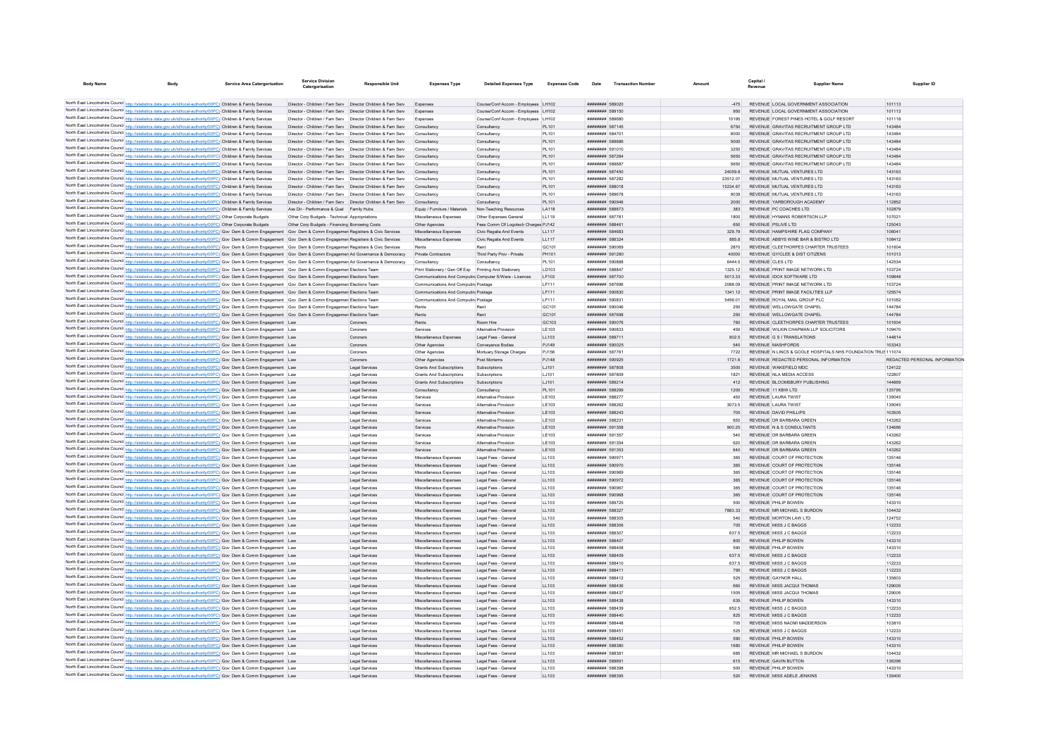| Body Name | Body | Service Area Catergorisation | Service Division Catergorisation | Responsible Unit | Expenses Type | Detailed Expenses Type | Expenses Code | Date | Transaction Number | Amount | Capital / Revenue | Supplier Name | Supplier ID |
|---|---|---|---|---|---|---|---|---|---|---|---|---|---|
| North East Lincolnshire Council | http://statistics.data.gov.uk/id/local-authority/00FC) | Children & Family Services | Director - Children / Fam Serv | Director Children & Fam Serv | Expenses | Course/Conf Accom - Employees | LH102 | ######## | 589020 | -475 | REVENUE | LOCAL GOVERNMENT ASSOCIATION | 101113 |
| North East Lincolnshire Council | http://statistics.data.gov.uk/id/local-authority/00FC) | Children & Family Services | Director - Children / Fam Serv | Director Children & Fam Serv | Expenses | Course/Conf Accom - Employees | LH102 | ######## | 589150 | 950 | REVENUE | LOCAL GOVERNMENT ASSOCIATION | 101113 |
| North East Lincolnshire Council | http://statistics.data.gov.uk/id/local-authority/00FC) | Children & Family Services | Director - Children / Fam Serv | Director Children & Fam Serv | Expenses | Course/Conf Accom - Employees | LH102 | ######## | 589680 | 10195 | REVENUE | FOREST PINES HOTEL & GOLF RESORT | 101118 |
| North East Lincolnshire Council | http://statistics.data.gov.uk/id/local-authority/00FC) | Children & Family Services | Director - Children / Fam Serv | Director Children & Fam Serv | Consultancy | Consultancy | PL101 | ######## | 587145 | 6750 | REVENUE | GRAVITAS RECRUITMENT GROUP LTD | 143484 |
| North East Lincolnshire Council | http://statistics.data.gov.uk/id/local-authority/00FC) | Children & Family Services | Director - Children / Fam Serv | Director Children & Fam Serv | Consultancy | Consultancy | PL101 | ######## | 584701 | 8000 | REVENUE | GRAVITAS RECRUITMENT GROUP LTD | 143484 |
| North East Lincolnshire Council | http://statistics.data.gov.uk/id/local-authority/00FC) | Children & Family Services | Director - Children / Fam Serv | Director Children & Fam Serv | Consultancy | Consultancy | PL101 | ######## | 589686 | 5000 | REVENUE | GRAVITAS RECRUITMENT GROUP LTD | 143484 |
| North East Lincolnshire Council | http://statistics.data.gov.uk/id/local-authority/00FC) | Children & Family Services | Director - Children / Fam Serv | Director Children & Fam Serv | Consultancy | Consultancy | PL101 | ######## | 591010 | 3250 | REVENUE | GRAVITAS RECRUITMENT GROUP LTD | 143484 |
| North East Lincolnshire Council | http://statistics.data.gov.uk/id/local-authority/00FC) | Children & Family Services | Director - Children / Fam Serv | Director Children & Fam Serv | Consultancy | Consultancy | PL101 | ######## | 587284 | 5650 | REVENUE | GRAVITAS RECRUITMENT GROUP LTD | 143484 |
| North East Lincolnshire Council | http://statistics.data.gov.uk/id/local-authority/00FC) | Children & Family Services | Director - Children / Fam Serv | Director Children & Fam Serv | Consultancy | Consultancy | PL101 | ######## | 589687 | 5650 | REVENUE | GRAVITAS RECRUITMENT GROUP LTD | 143484 |
| North East Lincolnshire Council | http://statistics.data.gov.uk/id/local-authority/00FC) | Children & Family Services | Director - Children / Fam Serv | Director Children & Fam Serv | Consultancy | Consultancy | PL101 | ######## | 587450 | 24059.8 | REVENUE | MUTUAL VENTURES LTD | 143163 |
| North East Lincolnshire Council | http://statistics.data.gov.uk/id/local-authority/00FC) | Children & Family Services | Director - Children / Fam Serv | Director Children & Fam Serv | Consultancy | Consultancy | PL101 | ######## | 587282 | 23512.07 | REVENUE | MUTUAL VENTURES LTD | 143163 |
| North East Lincolnshire Council | http://statistics.data.gov.uk/id/local-authority/00FC) | Children & Family Services | Director - Children / Fam Serv | Director Children & Fam Serv | Consultancy | Consultancy | PL101 | ######## | 588018 | 15234.67 | REVENUE | MUTUAL VENTURES LTD | 143163 |
| North East Lincolnshire Council | http://statistics.data.gov.uk/id/local-authority/00FC) | Children & Family Services | Director - Children / Fam Serv | Director Children & Fam Serv | Consultancy | Consultancy | PL101 | ######## | 589678 | 9039 | REVENUE | MUTUAL VENTURES LTD | 143163 |
| North East Lincolnshire Council | http://statistics.data.gov.uk/id/local-authority/00FC) | Children & Family Services | Director - Children / Fam Serv | Director Children & Fam Serv | Consultancy | Consultancy | PL101 | ######## | 590946 | 2000 | REVENUE | YARBOROUGH ACADEMY | 112852 |
| North East Lincolnshire Council | http://statistics.data.gov.uk/id/local-authority/00FC) | Children & Family Services | Ass Dir - Performance & Qual | Family Hubs | Equip / Furniture / Materials | Non-Teaching Resources | LA118 | ######## | 588873 | 383 | REVENUE | PC COACHES LTD | 102879 |
| North East Lincolnshire Council | http://statistics.data.gov.uk/id/local-authority/00FC) | Other Corporate Budgets | Other Corp Budgets - Technical | Appropriations | Miscellaneous Expenses | Other Expenses General | LL119 | ######## | 587781 | 1800 | REVENUE | HYMANS ROBERTSON LLP | 107021 |
| North East Lincolnshire Council | http://statistics.data.gov.uk/id/local-authority/00FC) | Other Corporate Budgets | Other Corp Budgets - Financing | Borrowing Costs | Other Agencies | Fees Comm Clf Logotech Charges | PJ142 | ######## | 588461 | 650 | REVENUE | PSLIVE LTD | 125043 |
| North East Lincolnshire Council | http://statistics.data.gov.uk/id/local-authority/00FC) | Gov Dem & Comm Engagement | Gov Dem & Comm Engagement | Registrars & Civic Services | Miscellaneous Expenses | Civic Regalia And Events | LL117 | ######## | 584683 | 329.79 | REVENUE | HAMPSHIRE FLAG COMPANY | 106041 |
| North East Lincolnshire Council | http://statistics.data.gov.uk/id/local-authority/00FC) | Gov Dem & Comm Engagement | Gov Dem & Comm Engagement | Registrars & Civic Services | Miscellaneous Expenses | Civic Regalia And Events | LL117 | ######## | 586324 | 885.8 | REVENUE | ABBYS WINE BAR & BISTRO LTD | 108412 |
| North East Lincolnshire Council | http://statistics.data.gov.uk/id/local-authority/00FC) | Gov Dem & Comm Engagement | Gov Dem & Comm Engagement | Registrars & Civic Services | Rents | Rent | GC101 | ######## | 590069 | 2870 | REVENUE | CLEETHORPES CHARTER TRUSTEES | 101604 |
| North East Lincolnshire Council | http://statistics.data.gov.uk/id/local-authority/00FC) | Gov Dem & Comm Engagement | Gov Dem & Comm Engagement | Ad Governance & Democracy | Private Contractors | Third Party Prov - Private | PH101 | ######## | 591280 | 40000 | REVENUE | GYCLEE & DIST CITIZENS | 101013 |
| North East Lincolnshire Council | http://statistics.data.gov.uk/id/local-authority/00FC) | Gov Dem & Comm Engagement | Gov Dem & Comm Engagement | Ad Governance & Democracy | Consultancy | Consultancy | PL101 | ######## | 590888 | 6444.5 | REVENUE | CLES LTD | 142534 |
| North East Lincolnshire Council | http://statistics.data.gov.uk/id/local-authority/00FC) | Gov Dem & Comm Engagement | Gov Dem & Comm Engagement | Elections Team | Print Stationery / Gen Off Exp | Printing And Stationery | LD103 | ######## | 588847 | 1325.12 | REVENUE | PRINT IMAGE NETWORK LTD | 103724 |
| North East Lincolnshire Council | http://statistics.data.gov.uk/id/local-authority/00FC) | Gov Dem & Comm Engagement | Gov Dem & Comm Engagement | Elections Team | Communications And Computing | Computer S/Ware - Licences | LF103 | ######## | 587700 | 5013.33 | REVENUE | IDOX SOFTWARE LTD | 109848 |
| North East Lincolnshire Council | http://statistics.data.gov.uk/id/local-authority/00FC) | Gov Dem & Comm Engagement | Gov Dem & Comm Engagement | Elections Team | Communications And Computing | Postage | LF111 | ######## | 587696 | 2088.09 | REVENUE | PRINT IMAGE NETWORK LTD | 103724 |
| North East Lincolnshire Council | http://statistics.data.gov.uk/id/local-authority/00FC) | Gov Dem & Comm Engagement | Gov Dem & Comm Engagement | Elections Team | Communications And Computing | Postage | LF111 | ######## | 590830 | 1341.12 | REVENUE | PRINT IMAGE FACILITIES LLP | 125574 |
| North East Lincolnshire Council | http://statistics.data.gov.uk/id/local-authority/00FC) | Gov Dem & Comm Engagement | Gov Dem & Comm Engagement | Elections Team | Communications And Computing | Postage | LF111 | ######## | 590831 | 5456.01 | REVENUE | ROYAL MAIL GROUP PLC | 101082 |
| North East Lincolnshire Council | http://statistics.data.gov.uk/id/local-authority/00FC) | Gov Dem & Comm Engagement | Gov Dem & Comm Engagement | Elections Team | Rents | Rent | GC101 | ######## | 590046 | 250 | REVENUE | WELLOWGATE CHAPEL | 144784 |
| North East Lincolnshire Council | http://statistics.data.gov.uk/id/local-authority/00FC) | Gov Dem & Comm Engagement | Gov Dem & Comm Engagement | Elections Team | Rents | Rent | GC101 | ######## | 587698 | 250 | REVENUE | WELLOWGATE CHAPEL | 144784 |
| North East Lincolnshire Council | http://statistics.data.gov.uk/id/local-authority/00FC) | Gov Dem & Comm Engagement | Law | Coroners | Rents | Room Hire | GC103 | ######## | 590076 | 760 | REVENUE | CLEETHORPES CHARTER TRUSTEES | 101604 |
| North East Lincolnshire Council | http://statistics.data.gov.uk/id/local-authority/00FC) | Gov Dem & Comm Engagement | Law | Coroners | Services | Alternative Provision | LE103 | ######## | 590833 | 450 | REVENUE | WILKIN CHAPMAN LLP SOLICITORS | 109470 |
| North East Lincolnshire Council | http://statistics.data.gov.uk/id/local-authority/00FC) | Gov Dem & Comm Engagement | Law | Coroners | Miscellaneous Expenses | Legal Fees - General | LL103 | ######## | 589711 | 802.5 | REVENUE | G S I TRANSLATIONS | 144814 |
| North East Lincolnshire Council | http://statistics.data.gov.uk/id/local-authority/00FC) | Gov Dem & Comm Engagement | Law | Coroners | Other Agencies | Conveyance Bodies | PJ149 | ######## | 590025 | 540 | REVENUE | MASHFORDS | 103343 |
| North East Lincolnshire Council | http://statistics.data.gov.uk/id/local-authority/00FC) | Gov Dem & Comm Engagement | Law | Coroners | Other Agencies | Mortuary Storage Charges | PJ156 | ######## | 587761 | 7722 | REVENUE | N LINCS & GOOLE HOSPITALS NHS FOUNDATION TRUST | 111074 |
| North East Lincolnshire Council | http://statistics.data.gov.uk/id/local-authority/00FC) | Gov Dem & Comm Engagement | Law | Coroners | Other Agencies | Post Mortems | PJ148 | ######## | 590925 | 1721.6 | REVENUE | REDACTED PERSONAL INFORMATION | REDACTED PERSONAL INFORMATION |
| North East Lincolnshire Council | http://statistics.data.gov.uk/id/local-authority/00FC) | Gov Dem & Comm Engagement | Law | Legal Services | Grants And Subscriptions | Subscriptions | LJ101 | ######## | 587808 | 3500 | REVENUE | WAKEFIELD MDC | 124122 |
| North East Lincolnshire Council | http://statistics.data.gov.uk/id/local-authority/00FC) | Gov Dem & Comm Engagement | Law | Legal Services | Grants And Subscriptions | Subscriptions | LJ101 | ######## | 587809 | 1821 | REVENUE | NLA MEDIA ACCESS | 122807 |
| North East Lincolnshire Council | http://statistics.data.gov.uk/id/local-authority/00FC) | Gov Dem & Comm Engagement | Law | Legal Services | Grants And Subscriptions | Subscriptions | LJ101 | ######## | 589274 | 412 | REVENUE | BLOOMSBURY PUBLISHING | 144869 |
| North East Lincolnshire Council | http://statistics.data.gov.uk/id/local-authority/00FC) | Gov Dem & Comm Engagement | Law | Legal Services | Consultancy | Consultancy | PL101 | ######## | 588299 | 1200 | REVENUE | 11 KBW LTD | 135795 |
| North East Lincolnshire Council | http://statistics.data.gov.uk/id/local-authority/00FC) | Gov Dem & Comm Engagement | Law | Legal Services | Services | Alternative Provision | LE103 | ######## | 588277 | 450 | REVENUE | LAURA TWIST | 139045 |
| North East Lincolnshire Council | http://statistics.data.gov.uk/id/local-authority/00FC) | Gov Dem & Comm Engagement | Law | Legal Services | Services | Alternative Provision | LE103 | ######## | 588262 | 3073.5 | REVENUE | LAURA TWIST | 139045 |
| North East Lincolnshire Council | http://statistics.data.gov.uk/id/local-authority/00FC) | Gov Dem & Comm Engagement | Law | Legal Services | Services | Alternative Provision | LE103 | ######## | 588243 | 700 | REVENUE | DAVID PHILLIPS | 103505 |
| North East Lincolnshire Council | http://statistics.data.gov.uk/id/local-authority/00FC) | Gov Dem & Comm Engagement | Law | Legal Services | Services | Alternative Provision | LE103 | ######## | 588231 | 650 | REVENUE | DR BARBARA GREEN | 143262 |
| North East Lincolnshire Council | http://statistics.data.gov.uk/id/local-authority/00FC) | Gov Dem & Comm Engagement | Law | Legal Services | Services | Alternative Provision | LE103 | ######## | 591358 | 900.25 | REVENUE | N & S CONSULTANTS | 134686 |
| North East Lincolnshire Council | http://statistics.data.gov.uk/id/local-authority/00FC) | Gov Dem & Comm Engagement | Law | Legal Services | Services | Alternative Provision | LE103 | ######## | 591357 | 540 | REVENUE | DR BARBARA GREEN | 143262 |
| North East Lincolnshire Council | http://statistics.data.gov.uk/id/local-authority/00FC) | Gov Dem & Comm Engagement | Law | Legal Services | Services | Alternative Provision | LE103 | ######## | 591354 | 620 | REVENUE | DR BARBARA GREEN | 143262 |
| North East Lincolnshire Council | http://statistics.data.gov.uk/id/local-authority/00FC) | Gov Dem & Comm Engagement | Law | Legal Services | Services | Alternative Provision | LE103 | ######## | 591353 | 640 | REVENUE | DR BARBARA GREEN | 143262 |
| North East Lincolnshire Council | http://statistics.data.gov.uk/id/local-authority/00FC) | Gov Dem & Comm Engagement | Law | Legal Services | Miscellaneous Expenses | Legal Fees - General | LL103 | ######## | 590971 | 365 | REVENUE | COURT OF PROTECTION | 135146 |
| North East Lincolnshire Council | http://statistics.data.gov.uk/id/local-authority/00FC) | Gov Dem & Comm Engagement | Law | Legal Services | Miscellaneous Expenses | Legal Fees - General | LL103 | ######## | 590970 | 365 | REVENUE | COURT OF PROTECTION | 135146 |
| North East Lincolnshire Council | http://statistics.data.gov.uk/id/local-authority/00FC) | Gov Dem & Comm Engagement | Law | Legal Services | Miscellaneous Expenses | Legal Fees - General | LL103 | ######## | 590969 | 365 | REVENUE | COURT OF PROTECTION | 135146 |
| North East Lincolnshire Council | http://statistics.data.gov.uk/id/local-authority/00FC) | Gov Dem & Comm Engagement | Law | Legal Services | Miscellaneous Expenses | Legal Fees - General | LL103 | ######## | 590972 | 365 | REVENUE | COURT OF PROTECTION | 135146 |
| North East Lincolnshire Council | http://statistics.data.gov.uk/id/local-authority/00FC) | Gov Dem & Comm Engagement | Law | Legal Services | Miscellaneous Expenses | Legal Fees - General | LL103 | ######## | 590967 | 365 | REVENUE | COURT OF PROTECTION | 135146 |
| North East Lincolnshire Council | http://statistics.data.gov.uk/id/local-authority/00FC) | Gov Dem & Comm Engagement | Law | Legal Services | Miscellaneous Expenses | Legal Fees - General | LL103 | ######## | 590968 | 365 | REVENUE | COURT OF PROTECTION | 135146 |
| North East Lincolnshire Council | http://statistics.data.gov.uk/id/local-authority/00FC) | Gov Dem & Comm Engagement | Law | Legal Services | Miscellaneous Expenses | Legal Fees - General | LL103 | ######## | 589725 | 500 | REVENUE | PHILIP BOWEN | 143310 |
| North East Lincolnshire Council | http://statistics.data.gov.uk/id/local-authority/00FC) | Gov Dem & Comm Engagement | Law | Legal Services | Miscellaneous Expenses | Legal Fees - General | LL103 | ######## | 588327 | 7883.33 | REVENUE | MR MICHAEL S BURDON | 104432 |
| North East Lincolnshire Council | http://statistics.data.gov.uk/id/local-authority/00FC) | Gov Dem & Comm Engagement | Law | Legal Services | Miscellaneous Expenses | Legal Fees - General | LL103 | ######## | 588305 | 540 | REVENUE | MORTON LAW LTD | 124752 |
| North East Lincolnshire Council | http://statistics.data.gov.uk/id/local-authority/00FC) | Gov Dem & Comm Engagement | Law | Legal Services | Miscellaneous Expenses | Legal Fees - General | LL103 | ######## | 588306 | 705 | REVENUE | MISS J C BAGGS | 112233 |
| North East Lincolnshire Council | http://statistics.data.gov.uk/id/local-authority/00FC) | Gov Dem & Comm Engagement | Law | Legal Services | Miscellaneous Expenses | Legal Fees - General | LL103 | ######## | 588307 | 637.5 | REVENUE | MISS J C BAGGS | 112233 |
| North East Lincolnshire Council | http://statistics.data.gov.uk/id/local-authority/00FC) | Gov Dem & Comm Engagement | Law | Legal Services | Miscellaneous Expenses | Legal Fees - General | LL103 | ######## | 588407 | 800 | REVENUE | PHILIP BOWEN | 143310 |
| North East Lincolnshire Council | http://statistics.data.gov.uk/id/local-authority/00FC) | Gov Dem & Comm Engagement | Law | Legal Services | Miscellaneous Expenses | Legal Fees - General | LL103 | ######## | 588408 | 590 | REVENUE | PHILIP BOWEN | 143310 |
| North East Lincolnshire Council | http://statistics.data.gov.uk/id/local-authority/00FC) | Gov Dem & Comm Engagement | Law | Legal Services | Miscellaneous Expenses | Legal Fees - General | LL103 | ######## | 588409 | 637.5 | REVENUE | MISS J C BAGGS | 112233 |
| North East Lincolnshire Council | http://statistics.data.gov.uk/id/local-authority/00FC) | Gov Dem & Comm Engagement | Law | Legal Services | Miscellaneous Expenses | Legal Fees - General | LL103 | ######## | 588410 | 637.5 | REVENUE | MISS J C BAGGS | 112233 |
| North East Lincolnshire Council | http://statistics.data.gov.uk/id/local-authority/00FC) | Gov Dem & Comm Engagement | Law | Legal Services | Miscellaneous Expenses | Legal Fees - General | LL103 | ######## | 588411 | 795 | REVENUE | MISS J C BAGGS | 112233 |
| North East Lincolnshire Council | http://statistics.data.gov.uk/id/local-authority/00FC) | Gov Dem & Comm Engagement | Law | Legal Services | Miscellaneous Expenses | Legal Fees - General | LL103 | ######## | 588412 | 525 | REVENUE | GAYNOR HALL | 135803 |
| North East Lincolnshire Council | http://statistics.data.gov.uk/id/local-authority/00FC) | Gov Dem & Comm Engagement | Law | Legal Services | Miscellaneous Expenses | Legal Fees - General | LL103 | ######## | 588436 | 660 | REVENUE | MISS JACQUI THOMAS | 129005 |
| North East Lincolnshire Council | http://statistics.data.gov.uk/id/local-authority/00FC) | Gov Dem & Comm Engagement | Law | Legal Services | Miscellaneous Expenses | Legal Fees - General | LL103 | ######## | 588437 | 1505 | REVENUE | MISS JACQUI THOMAS | 129005 |
| North East Lincolnshire Council | http://statistics.data.gov.uk/id/local-authority/00FC) | Gov Dem & Comm Engagement | Law | Legal Services | Miscellaneous Expenses | Legal Fees - General | LL103 | ######## | 588438 | 635 | REVENUE | PHILIP BOWEN | 143310 |
| North East Lincolnshire Council | http://statistics.data.gov.uk/id/local-authority/00FC) | Gov Dem & Comm Engagement | Law | Legal Services | Miscellaneous Expenses | Legal Fees - General | LL103 | ######## | 588439 | 652.5 | REVENUE | MISS J C BAGGS | 112233 |
| North East Lincolnshire Council | http://statistics.data.gov.uk/id/local-authority/00FC) | Gov Dem & Comm Engagement | Law | Legal Services | Miscellaneous Expenses | Legal Fees - General | LL103 | ######## | 588440 | 825 | REVENUE | MISS J C BAGGS | 112233 |
| North East Lincolnshire Council | http://statistics.data.gov.uk/id/local-authority/00FC) | Gov Dem & Comm Engagement | Law | Legal Services | Miscellaneous Expenses | Legal Fees - General | LL103 | ######## | 588448 | 705 | REVENUE | MISS NAOMI MADDERSON | 103810 |
| North East Lincolnshire Council | http://statistics.data.gov.uk/id/local-authority/00FC) | Gov Dem & Comm Engagement | Law | Legal Services | Miscellaneous Expenses | Legal Fees - General | LL103 | ######## | 588451 | 525 | REVENUE | MISS J C BAGGS | 112233 |
| North East Lincolnshire Council | http://statistics.data.gov.uk/id/local-authority/00FC) | Gov Dem & Comm Engagement | Law | Legal Services | Miscellaneous Expenses | Legal Fees - General | LL103 | ######## | 588452 | 590 | REVENUE | PHILIP BOWEN | 143310 |
| North East Lincolnshire Council | http://statistics.data.gov.uk/id/local-authority/00FC) | Gov Dem & Comm Engagement | Law | Legal Services | Miscellaneous Expenses | Legal Fees - General | LL103 | ######## | 588380 | 1680 | REVENUE | PHILIP BOWEN | 143310 |
| North East Lincolnshire Council | http://statistics.data.gov.uk/id/local-authority/00FC) | Gov Dem & Comm Engagement | Law | Legal Services | Miscellaneous Expenses | Legal Fees - General | LL103 | ######## | 588381 | 685 | REVENUE | MR MICHAEL S BURDON | 104432 |
| North East Lincolnshire Council | http://statistics.data.gov.uk/id/local-authority/00FC) | Gov Dem & Comm Engagement | Law | Legal Services | Miscellaneous Expenses | Legal Fees - General | LL103 | ######## | 589691 | 615 | REVENUE | GAVIN BUTTON | 136396 |
| North East Lincolnshire Council | http://statistics.data.gov.uk/id/local-authority/00FC) | Gov Dem & Comm Engagement | Law | Legal Services | Miscellaneous Expenses | Legal Fees - General | LL103 | ######## | 588398 | 500 | REVENUE | PHILIP BOWEN | 143310 |
| North East Lincolnshire Council | http://statistics.data.gov.uk/id/local-authority/00FC) | Gov Dem & Comm Engagement | Law | Legal Services | Miscellaneous Expenses | Legal Fees - General | LL103 | ######## | 588395 | 520 | REVENUE | MISS ADELE JENKINS | 139400 |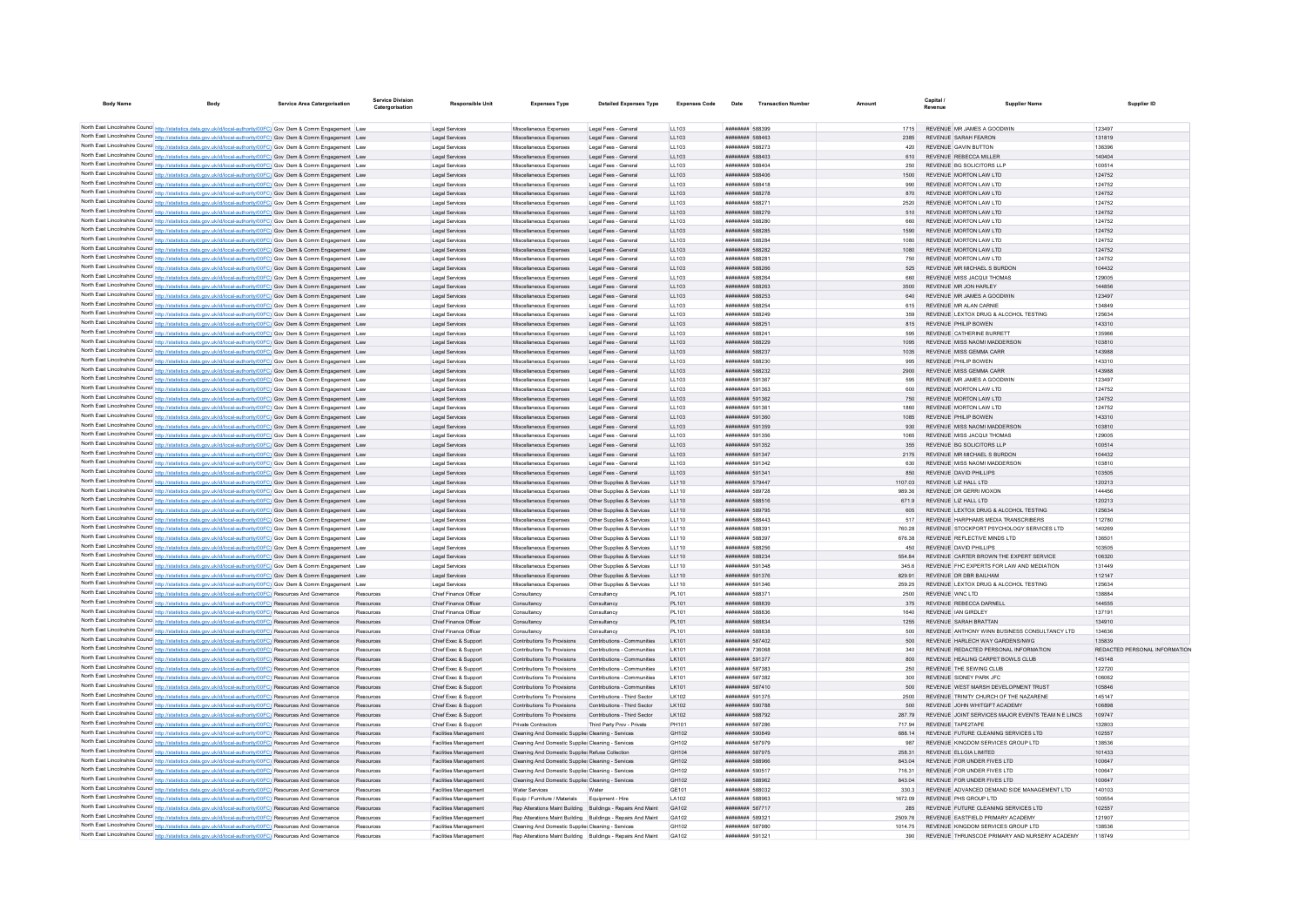| Body Name | Body | Service Area Catergorisation | Service Division Catergorisation | Responsible Unit | Expenses Type | Detailed Expenses Type | Expenses Code | Date | Transaction Number | Amount | Capital / Revenue | Supplier Name | Supplier ID |
|---|---|---|---|---|---|---|---|---|---|---|---|---|---|
| North East Lincolnshire Council | http://statistics.data.gov.uk/id/local-authority/00FC) | Gov Dem & Comm Engagement | Law | Legal Services | Miscellaneous Expenses | Legal Fees - General | LL103 | ######## | 588399 | 1715 | REVENUE | MR JAMES A GOODWIN | 123497 |
| North East Lincolnshire Council | http://statistics.data.gov.uk/id/local-authority/00FC) | Gov Dem & Comm Engagement | Law | Legal Services | Miscellaneous Expenses | Legal Fees - General | LL103 | ######## | 588463 | 2385 | REVENUE | SARAH FEARON | 131819 |
| North East Lincolnshire Council | http://statistics.data.gov.uk/id/local-authority/00FC) | Gov Dem & Comm Engagement | Law | Legal Services | Miscellaneous Expenses | Legal Fees - General | LL103 | ######## | 588273 | 420 | REVENUE | GAVIN BUTTON | 136396 |
| North East Lincolnshire Council | http://statistics.data.gov.uk/id/local-authority/00FC) | Gov Dem & Comm Engagement | Law | Legal Services | Miscellaneous Expenses | Legal Fees - General | LL103 | ######## | 588403 | 610 | REVENUE | REBECCA MILLER | 140404 |
| North East Lincolnshire Council | http://statistics.data.gov.uk/id/local-authority/00FC) | Gov Dem & Comm Engagement | Law | Legal Services | Miscellaneous Expenses | Legal Fees - General | LL103 | ######## | 588404 | 250 | REVENUE | BG SOLICITORS LLP | 100514 |
| North East Lincolnshire Council | http://statistics.data.gov.uk/id/local-authority/00FC) | Gov Dem & Comm Engagement | Law | Legal Services | Miscellaneous Expenses | Legal Fees - General | LL103 | ######## | 588406 | 1500 | REVENUE | MORTON LAW LTD | 124752 |
| North East Lincolnshire Council | http://statistics.data.gov.uk/id/local-authority/00FC) | Gov Dem & Comm Engagement | Law | Legal Services | Miscellaneous Expenses | Legal Fees - General | LL103 | ######## | 588418 | 990 | REVENUE | MORTON LAW LTD | 124752 |
| North East Lincolnshire Council | http://statistics.data.gov.uk/id/local-authority/00FC) | Gov Dem & Comm Engagement | Law | Legal Services | Miscellaneous Expenses | Legal Fees - General | LL103 | ######## | 588278 | 870 | REVENUE | MORTON LAW LTD | 124752 |
| North East Lincolnshire Council | http://statistics.data.gov.uk/id/local-authority/00FC) | Gov Dem & Comm Engagement | Law | Legal Services | Miscellaneous Expenses | Legal Fees - General | LL103 | ######## | 588271 | 2520 | REVENUE | MORTON LAW LTD | 124752 |
| North East Lincolnshire Council | http://statistics.data.gov.uk/id/local-authority/00FC) | Gov Dem & Comm Engagement | Law | Legal Services | Miscellaneous Expenses | Legal Fees - General | LL103 | ######## | 588279 | 510 | REVENUE | MORTON LAW LTD | 124752 |
| North East Lincolnshire Council | http://statistics.data.gov.uk/id/local-authority/00FC) | Gov Dem & Comm Engagement | Law | Legal Services | Miscellaneous Expenses | Legal Fees - General | LL103 | ######## | 588280 | 660 | REVENUE | MORTON LAW LTD | 124752 |
| North East Lincolnshire Council | http://statistics.data.gov.uk/id/local-authority/00FC) | Gov Dem & Comm Engagement | Law | Legal Services | Miscellaneous Expenses | Legal Fees - General | LL103 | ######## | 588285 | 1590 | REVENUE | MORTON LAW LTD | 124752 |
| North East Lincolnshire Council | http://statistics.data.gov.uk/id/local-authority/00FC) | Gov Dem & Comm Engagement | Law | Legal Services | Miscellaneous Expenses | Legal Fees - General | LL103 | ######## | 588284 | 1080 | REVENUE | MORTON LAW LTD | 124752 |
| North East Lincolnshire Council | http://statistics.data.gov.uk/id/local-authority/00FC) | Gov Dem & Comm Engagement | Law | Legal Services | Miscellaneous Expenses | Legal Fees - General | LL103 | ######## | 588282 | 1080 | REVENUE | MORTON LAW LTD | 124752 |
| North East Lincolnshire Council | http://statistics.data.gov.uk/id/local-authority/00FC) | Gov Dem & Comm Engagement | Law | Legal Services | Miscellaneous Expenses | Legal Fees - General | LL103 | ######## | 588281 | 750 | REVENUE | MORTON LAW LTD | 124752 |
| North East Lincolnshire Council | http://statistics.data.gov.uk/id/local-authority/00FC) | Gov Dem & Comm Engagement | Law | Legal Services | Miscellaneous Expenses | Legal Fees - General | LL103 | ######## | 588266 | 525 | REVENUE | MR MICHAEL S BURDON | 104432 |
| North East Lincolnshire Council | http://statistics.data.gov.uk/id/local-authority/00FC) | Gov Dem & Comm Engagement | Law | Legal Services | Miscellaneous Expenses | Legal Fees - General | LL103 | ######## | 588264 | 660 | REVENUE | MISS JACQUI THOMAS | 129005 |
| North East Lincolnshire Council | http://statistics.data.gov.uk/id/local-authority/00FC) | Gov Dem & Comm Engagement | Law | Legal Services | Miscellaneous Expenses | Legal Fees - General | LL103 | ######## | 588263 | 3500 | REVENUE | MR JON HARLEY | 144856 |
| North East Lincolnshire Council | http://statistics.data.gov.uk/id/local-authority/00FC) | Gov Dem & Comm Engagement | Law | Legal Services | Miscellaneous Expenses | Legal Fees - General | LL103 | ######## | 588253 | 640 | REVENUE | MR JAMES A GOODWIN | 123497 |
| North East Lincolnshire Council | http://statistics.data.gov.uk/id/local-authority/00FC) | Gov Dem & Comm Engagement | Law | Legal Services | Miscellaneous Expenses | Legal Fees - General | LL103 | ######## | 588254 | 615 | REVENUE | MR ALAN CARNIE | 134849 |
| North East Lincolnshire Council | http://statistics.data.gov.uk/id/local-authority/00FC) | Gov Dem & Comm Engagement | Law | Legal Services | Miscellaneous Expenses | Legal Fees - General | LL103 | ######## | 588249 | 359 | REVENUE | LEXTOX DRUG & ALCOHOL TESTING | 125634 |
| North East Lincolnshire Council | http://statistics.data.gov.uk/id/local-authority/00FC) | Gov Dem & Comm Engagement | Law | Legal Services | Miscellaneous Expenses | Legal Fees - General | LL103 | ######## | 588251 | 815 | REVENUE | PHILIP BOWEN | 143310 |
| North East Lincolnshire Council | http://statistics.data.gov.uk/id/local-authority/00FC) | Gov Dem & Comm Engagement | Law | Legal Services | Miscellaneous Expenses | Legal Fees - General | LL103 | ######## | 588241 | 595 | REVENUE | CATHERINE BURRETT | 135966 |
| North East Lincolnshire Council | http://statistics.data.gov.uk/id/local-authority/00FC) | Gov Dem & Comm Engagement | Law | Legal Services | Miscellaneous Expenses | Legal Fees - General | LL103 | ######## | 588229 | 1095 | REVENUE | MISS NAOMI MADDERSON | 103810 |
| North East Lincolnshire Council | http://statistics.data.gov.uk/id/local-authority/00FC) | Gov Dem & Comm Engagement | Law | Legal Services | Miscellaneous Expenses | Legal Fees - General | LL103 | ######## | 588237 | 1035 | REVENUE | MISS GEMMA CARR | 143988 |
| North East Lincolnshire Council | http://statistics.data.gov.uk/id/local-authority/00FC) | Gov Dem & Comm Engagement | Law | Legal Services | Miscellaneous Expenses | Legal Fees - General | LL103 | ######## | 588230 | 995 | REVENUE | PHILIP BOWEN | 143310 |
| North East Lincolnshire Council | http://statistics.data.gov.uk/id/local-authority/00FC) | Gov Dem & Comm Engagement | Law | Legal Services | Miscellaneous Expenses | Legal Fees - General | LL103 | ######## | 588232 | 2900 | REVENUE | MISS GEMMA CARR | 143988 |
| North East Lincolnshire Council | http://statistics.data.gov.uk/id/local-authority/00FC) | Gov Dem & Comm Engagement | Law | Legal Services | Miscellaneous Expenses | Legal Fees - General | LL103 | ######## | 591367 | 595 | REVENUE | MR JAMES A GOODWIN | 123497 |
| North East Lincolnshire Council | http://statistics.data.gov.uk/id/local-authority/00FC) | Gov Dem & Comm Engagement | Law | Legal Services | Miscellaneous Expenses | Legal Fees - General | LL103 | ######## | 591363 | 600 | REVENUE | MORTON LAW LTD | 124752 |
| North East Lincolnshire Council | http://statistics.data.gov.uk/id/local-authority/00FC) | Gov Dem & Comm Engagement | Law | Legal Services | Miscellaneous Expenses | Legal Fees - General | LL103 | ######## | 591362 | 750 | REVENUE | MORTON LAW LTD | 124752 |
| North East Lincolnshire Council | http://statistics.data.gov.uk/id/local-authority/00FC) | Gov Dem & Comm Engagement | Law | Legal Services | Miscellaneous Expenses | Legal Fees - General | LL103 | ######## | 591361 | 1860 | REVENUE | MORTON LAW LTD | 124752 |
| North East Lincolnshire Council | http://statistics.data.gov.uk/id/local-authority/00FC) | Gov Dem & Comm Engagement | Law | Legal Services | Miscellaneous Expenses | Legal Fees - General | LL103 | ######## | 591360 | 1085 | REVENUE | PHILIP BOWEN | 143310 |
| North East Lincolnshire Council | http://statistics.data.gov.uk/id/local-authority/00FC) | Gov Dem & Comm Engagement | Law | Legal Services | Miscellaneous Expenses | Legal Fees - General | LL103 | ######## | 591359 | 930 | REVENUE | MISS NAOMI MADDERSON | 103810 |
| North East Lincolnshire Council | http://statistics.data.gov.uk/id/local-authority/00FC) | Gov Dem & Comm Engagement | Law | Legal Services | Miscellaneous Expenses | Legal Fees - General | LL103 | ######## | 591356 | 1065 | REVENUE | MISS JACQUI THOMAS | 129005 |
| North East Lincolnshire Council | http://statistics.data.gov.uk/id/local-authority/00FC) | Gov Dem & Comm Engagement | Law | Legal Services | Miscellaneous Expenses | Legal Fees - General | LL103 | ######## | 591352 | 355 | REVENUE | BG SOLICITORS LLP | 100514 |
| North East Lincolnshire Council | http://statistics.data.gov.uk/id/local-authority/00FC) | Gov Dem & Comm Engagement | Law | Legal Services | Miscellaneous Expenses | Legal Fees - General | LL103 | ######## | 591347 | 2175 | REVENUE | MR MICHAEL S BURDON | 104432 |
| North East Lincolnshire Council | http://statistics.data.gov.uk/id/local-authority/00FC) | Gov Dem & Comm Engagement | Law | Legal Services | Miscellaneous Expenses | Legal Fees - General | LL103 | ######## | 591342 | 630 | REVENUE | MISS NAOMI MADDERSON | 103810 |
| North East Lincolnshire Council | http://statistics.data.gov.uk/id/local-authority/00FC) | Gov Dem & Comm Engagement | Law | Legal Services | Miscellaneous Expenses | Legal Fees - General | LL103 | ######## | 591341 | 850 | REVENUE | DAVID PHILLIPS | 103505 |
| North East Lincolnshire Council | http://statistics.data.gov.uk/id/local-authority/00FC) | Gov Dem & Comm Engagement | Law | Legal Services | Miscellaneous Expenses | Other Supplies & Services | LL110 | ######## | 579447 | 1107.03 | REVENUE | LIZ HALL LTD | 120213 |
| North East Lincolnshire Council | http://statistics.data.gov.uk/id/local-authority/00FC) | Gov Dem & Comm Engagement | Law | Legal Services | Miscellaneous Expenses | Other Supplies & Services | LL110 | ######## | 589728 | 989.36 | REVENUE | DR GERRI MOXON | 144456 |
| North East Lincolnshire Council | http://statistics.data.gov.uk/id/local-authority/00FC) | Gov Dem & Comm Engagement | Law | Legal Services | Miscellaneous Expenses | Other Supplies & Services | LL110 | ######## | 588516 | 671.9 | REVENUE | LIZ HALL LTD | 120213 |
| North East Lincolnshire Council | http://statistics.data.gov.uk/id/local-authority/00FC) | Gov Dem & Comm Engagement | Law | Legal Services | Miscellaneous Expenses | Other Supplies & Services | LL110 | ######## | 589795 | 605 | REVENUE | LEXTOX DRUG & ALCOHOL TESTING | 125634 |
| North East Lincolnshire Council | http://statistics.data.gov.uk/id/local-authority/00FC) | Gov Dem & Comm Engagement | Law | Legal Services | Miscellaneous Expenses | Other Supplies & Services | LL110 | ######## | 588443 | 517 | REVENUE | HARPHAMS MEDIA TRANSCRIBERS | 112780 |
| North East Lincolnshire Council | http://statistics.data.gov.uk/id/local-authority/00FC) | Gov Dem & Comm Engagement | Law | Legal Services | Miscellaneous Expenses | Other Supplies & Services | LL110 | ######## | 588391 | 760.28 | REVENUE | STOCKPORT PSYCHOLOGY SERVICES LTD | 140269 |
| North East Lincolnshire Council | http://statistics.data.gov.uk/id/local-authority/00FC) | Gov Dem & Comm Engagement | Law | Legal Services | Miscellaneous Expenses | Other Supplies & Services | LL110 | ######## | 588397 | 676.38 | REVENUE | REFLECTIVE MINDS LTD | 136501 |
| North East Lincolnshire Council | http://statistics.data.gov.uk/id/local-authority/00FC) | Gov Dem & Comm Engagement | Law | Legal Services | Miscellaneous Expenses | Other Supplies & Services | LL110 | ######## | 588256 | 450 | REVENUE | DAVID PHILLIPS | 103505 |
| North East Lincolnshire Council | http://statistics.data.gov.uk/id/local-authority/00FC) | Gov Dem & Comm Engagement | Law | Legal Services | Miscellaneous Expenses | Other Supplies & Services | LL110 | ######## | 588234 | 554.84 | REVENUE | CARTER BROWN THE EXPERT SERVICE | 106320 |
| North East Lincolnshire Council | http://statistics.data.gov.uk/id/local-authority/00FC) | Gov Dem & Comm Engagement | Law | Legal Services | Miscellaneous Expenses | Other Supplies & Services | LL110 | ######## | 591348 | 345.6 | REVENUE | FHC EXPERTS FOR LAW AND MEDIATION | 131449 |
| North East Lincolnshire Council | http://statistics.data.gov.uk/id/local-authority/00FC) | Gov Dem & Comm Engagement | Law | Legal Services | Miscellaneous Expenses | Other Supplies & Services | LL110 | ######## | 591376 | 829.91 | REVENUE | DR DBR BAILHAM | 112147 |
| North East Lincolnshire Council | http://statistics.data.gov.uk/id/local-authority/00FC) | Gov Dem & Comm Engagement | Law | Legal Services | Miscellaneous Expenses | Other Supplies & Services | LL110 | ######## | 591346 | 259.25 | REVENUE | LEXTOX DRUG & ALCOHOL TESTING | 125634 |
| North East Lincolnshire Council | http://statistics.data.gov.uk/id/local-authority/00FC) | Resources And Governance | Resources | Chief Finance Officer | Consultancy | Consultancy | PL101 | ######## | 588371 | 2500 | REVENUE | WNC LTD | 138884 |
| North East Lincolnshire Council | http://statistics.data.gov.uk/id/local-authority/00FC) | Resources And Governance | Resources | Chief Finance Officer | Consultancy | Consultancy | PL101 | ######## | 588839 | 375 | REVENUE | REBECCA DARNELL | 144555 |
| North East Lincolnshire Council | http://statistics.data.gov.uk/id/local-authority/00FC) | Resources And Governance | Resources | Chief Finance Officer | Consultancy | Consultancy | PL101 | ######## | 588836 | 1640 | REVENUE | IAN GIRDLEY | 137191 |
| North East Lincolnshire Council | http://statistics.data.gov.uk/id/local-authority/00FC) | Resources And Governance | Resources | Chief Finance Officer | Consultancy | Consultancy | PL101 | ######## | 588834 | 1255 | REVENUE | SARAH BRATTAN | 134910 |
| North East Lincolnshire Council | http://statistics.data.gov.uk/id/local-authority/00FC) | Resources And Governance | Resources | Chief Finance Officer | Consultancy | Consultancy | PL101 | ######## | 588838 | 500 | REVENUE | ANTHONY WINN BUSINESS CONSULTANCY LTD | 134636 |
| North East Lincolnshire Council | http://statistics.data.gov.uk/id/local-authority/00FC) | Resources And Governance | Resources | Chief Exec & Support | Contributions To Provisions | Contributions - Communities | LK101 | ######## | 587402 | 500 | REVENUE | HARLECH WAY GARDENS/NWG | 135839 |
| North East Lincolnshire Council | http://statistics.data.gov.uk/id/local-authority/00FC) | Resources And Governance | Resources | Chief Exec & Support | Contributions To Provisions | Contributions - Communities | LK101 | ######## | 736068 | 340 | REVENUE | REDACTED PERSONAL INFORMATION | REDACTED PERSONAL INFORMATION |
| North East Lincolnshire Council | http://statistics.data.gov.uk/id/local-authority/00FC) | Resources And Governance | Resources | Chief Exec & Support | Contributions To Provisions | Contributions - Communities | LK101 | ######## | 591377 | 800 | REVENUE | HEALING CARPET BOWLS CLUB | 145148 |
| North East Lincolnshire Council | http://statistics.data.gov.uk/id/local-authority/00FC) | Resources And Governance | Resources | Chief Exec & Support | Contributions To Provisions | Contributions - Communities | LK101 | ######## | 587383 | 250 | REVENUE | THE SEWING CLUB | 122720 |
| North East Lincolnshire Council | http://statistics.data.gov.uk/id/local-authority/00FC) | Resources And Governance | Resources | Chief Exec & Support | Contributions To Provisions | Contributions - Communities | LK101 | ######## | 587382 | 300 | REVENUE | SIDNEY PARK JFC | 106062 |
| North East Lincolnshire Council | http://statistics.data.gov.uk/id/local-authority/00FC) | Resources And Governance | Resources | Chief Exec & Support | Contributions To Provisions | Contributions - Communities | LK101 | ######## | 587410 | 500 | REVENUE | WEST MARSH DEVELOPMENT TRUST | 105846 |
| North East Lincolnshire Council | http://statistics.data.gov.uk/id/local-authority/00FC) | Resources And Governance | Resources | Chief Exec & Support | Contributions To Provisions | Contributions - Third Sector | LK102 | ######## | 591375 | 2500 | REVENUE | TRINITY CHURCH OF THE NAZARENE | 145147 |
| North East Lincolnshire Council | http://statistics.data.gov.uk/id/local-authority/00FC) | Resources And Governance | Resources | Chief Exec & Support | Contributions To Provisions | Contributions - Third Sector | LK102 | ######## | 590788 | 500 | REVENUE | JOHN WHITGIFT ACADEMY | 106898 |
| North East Lincolnshire Council | http://statistics.data.gov.uk/id/local-authority/00FC) | Resources And Governance | Resources | Chief Exec & Support | Contributions To Provisions | Contributions - Third Sector | LK102 | ######## | 588792 | 287.79 | REVENUE | JOINT SERVICES MAJOR EVENTS TEAM N E LINCS | 109747 |
| North East Lincolnshire Council | http://statistics.data.gov.uk/id/local-authority/00FC) | Resources And Governance | Resources | Chief Exec & Support | Private Contractors | Third Party Prov - Private | PH101 | ######## | 587286 | 717.94 | REVENUE | TAPE2TAPE | 132803 |
| North East Lincolnshire Council | http://statistics.data.gov.uk/id/local-authority/00FC) | Resources And Governance | Resources | Facilities Management | Cleaning And Domestic Supplies | Cleaning - Services | GH102 | ######## | 590849 | 688.14 | REVENUE | FUTURE CLEANING SERVICES LTD | 102557 |
| North East Lincolnshire Council | http://statistics.data.gov.uk/id/local-authority/00FC) | Resources And Governance | Resources | Facilities Management | Cleaning And Domestic Supplies | Cleaning - Services | GH102 | ######## | 587979 | 987 | REVENUE | KINGDOM SERVICES GROUP LTD | 138536 |
| North East Lincolnshire Council | http://statistics.data.gov.uk/id/local-authority/00FC) | Resources And Governance | Resources | Facilities Management | Cleaning And Domestic Supplies | Refuse Collection | GH104 | ######## | 587975 | 258.31 | REVENUE | ELLGIA LIMITED | 101433 |
| North East Lincolnshire Council | http://statistics.data.gov.uk/id/local-authority/00FC) | Resources And Governance | Resources | Facilities Management | Cleaning And Domestic Supplies | Cleaning - Services | GH102 | ######## | 588966 | 843.04 | REVENUE | FOR UNDER FIVES LTD | 100647 |
| North East Lincolnshire Council | http://statistics.data.gov.uk/id/local-authority/00FC) | Resources And Governance | Resources | Facilities Management | Cleaning And Domestic Supplies | Cleaning - Services | GH102 | ######## | 590517 | 716.31 | REVENUE | FOR UNDER FIVES LTD | 100647 |
| North East Lincolnshire Council | http://statistics.data.gov.uk/id/local-authority/00FC) | Resources And Governance | Resources | Facilities Management | Cleaning And Domestic Supplies | Cleaning - Services | GH102 | ######## | 588962 | 843.04 | REVENUE | FOR UNDER FIVES LTD | 100647 |
| North East Lincolnshire Council | http://statistics.data.gov.uk/id/local-authority/00FC) | Resources And Governance | Resources | Facilities Management | Water Services | Water | GE101 | ######## | 588032 | 330.3 | REVENUE | ADVANCED DEMAND SIDE MANAGEMENT LTD | 140103 |
| North East Lincolnshire Council | http://statistics.data.gov.uk/id/local-authority/00FC) | Resources And Governance | Resources | Facilities Management | Equip / Furniture / Materials | Equipment - Hire | LA102 | ######## | 588963 | 1672.09 | REVENUE | PHS GROUP LTD | 100554 |
| North East Lincolnshire Council | http://statistics.data.gov.uk/id/local-authority/00FC) | Resources And Governance | Resources | Facilities Management | Rep Alterations Maint Building | Buildings - Repairs And Maint | GA102 | ######## | 587717 | 285 | REVENUE | FUTURE CLEANING SERVICES LTD | 102557 |
| North East Lincolnshire Council | http://statistics.data.gov.uk/id/local-authority/00FC) | Resources And Governance | Resources | Facilities Management | Rep Alterations Maint Building | Buildings - Repairs And Maint | GA102 | ######## | 589321 | 2509.76 | REVENUE | EASTFIELD PRIMARY ACADEMY | 121907 |
| North East Lincolnshire Council | http://statistics.data.gov.uk/id/local-authority/00FC) | Resources And Governance | Resources | Facilities Management | Cleaning And Domestic Supplies | Cleaning - Services | GH102 | ######## | 587980 | 1014.75 | REVENUE | KINGDOM SERVICES GROUP LTD | 138536 |
| North East Lincolnshire Council | http://statistics.data.gov.uk/id/local-authority/00FC) | Resources And Governance | Resources | Facilities Management | Rep Alterations Maint Building | Buildings - Repairs And Maint | GA102 | ######## | 591321 | 390 | REVENUE | THRUNSCOE PRIMARY AND NURSERY ACADEMY | 118749 |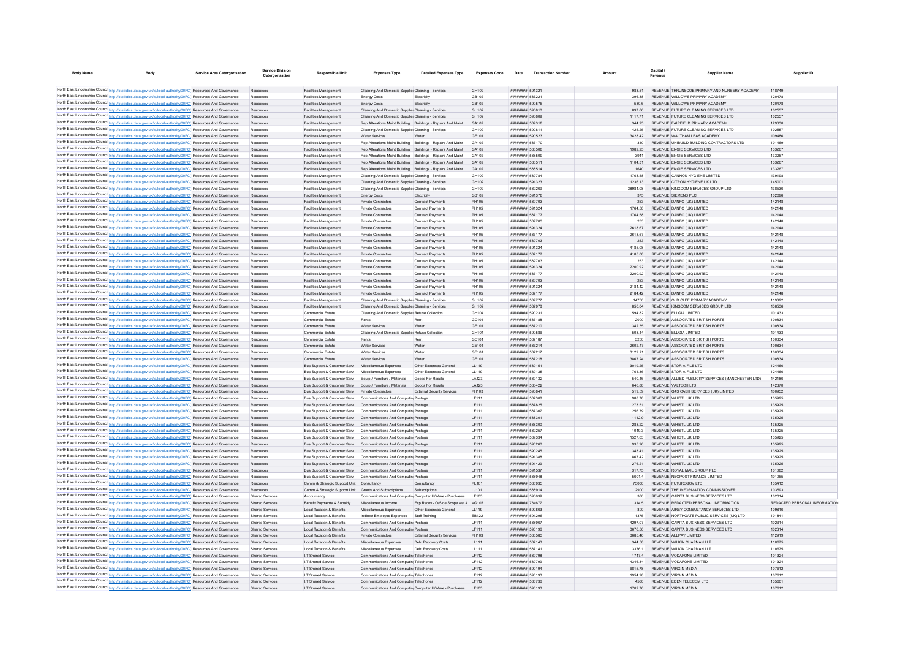| Body Name | Body | Service Area Catergorisation | Service Division Catergorisation | Responsible Unit | Expenses Type | Detailed Expenses Type | Expenses Code | Date | Transaction Number | Amount | Capital / Revenue | Supplier Name | Supplier ID |
|---|---|---|---|---|---|---|---|---|---|---|---|---|---|
| North East Lincolnshire Council | http://statistics.data.gov.uk/id/local-authority/00FC) | Resources And Governance | Resources | Facilities Management | Cleaning And Domestic Supplies | Cleaning - Services | GH102 | ######## | 591321 | 983.51 | REVENUE | THRUNSCOE PRIMARY AND NURSERY ACADEMY | 118749 |
| North East Lincolnshire Council | http://statistics.data.gov.uk/id/local-authority/00FC) | Resources And Governance | Resources | Facilities Management | Energy Costs | Electricity | GB102 | ######## | 587221 | 395.88 | REVENUE | WILLOWS PRIMARY ACADEMY | 120478 |
| North East Lincolnshire Council | http://statistics.data.gov.uk/id/local-authority/00FC) | Resources And Governance | Resources | Facilities Management | Energy Costs | Electricity | GB102 | ######## | 590576 | 580.6 | REVENUE | WILLOWS PRIMARY ACADEMY | 120478 |
| North East Lincolnshire Council | http://statistics.data.gov.uk/id/local-authority/00FC) | Resources And Governance | Resources | Facilities Management | Cleaning And Domestic Supplies | Cleaning - Services | GH102 | ######## | 590810 | 897.66 | REVENUE | FUTURE CLEANING SERVICES LTD | 102557 |
| North East Lincolnshire Council | http://statistics.data.gov.uk/id/local-authority/00FC) | Resources And Governance | Resources | Facilities Management | Cleaning And Domestic Supplies | Cleaning - Services | GH102 | ######## | 590809 | 1117.71 | REVENUE | FUTURE CLEANING SERVICES LTD | 102557 |
| North East Lincolnshire Council | http://statistics.data.gov.uk/id/local-authority/00FC) | Resources And Governance | Resources | Facilities Management | Rep Alterations Maint Building | Buildings - Repairs And Maint | GA102 | ######## | 589318 | 344.25 | REVENUE | FAIRFIELD PRIMARY ACADEMY | 129030 |
| North East Lincolnshire Council | http://statistics.data.gov.uk/id/local-authority/00FC) | Resources And Governance | Resources | Facilities Management | Cleaning And Domestic Supplies | Cleaning - Services | GH102 | ######## | 590811 | 425.25 | REVENUE | FUTURE CLEANING SERVICES LTD | 102557 |
| North East Lincolnshire Council | http://statistics.data.gov.uk/id/local-authority/00FC) | Resources And Governance | Resources | Facilities Management | Water Services | Water | GE101 | ######## | 590523 | 3428.42 | REVENUE | WALTHAM LEAS ACADEMY | 109486 |
| North East Lincolnshire Council | http://statistics.data.gov.uk/id/local-authority/00FC) | Resources And Governance | Resources | Facilities Management | Rep Alterations Maint Building | Buildings - Repairs And Maint | GA102 | ######## | 587170 | 340 | REVENUE | UNIBUILD BUILDING CONTRACTORS LTD | 101469 |
| North East Lincolnshire Council | http://statistics.data.gov.uk/id/local-authority/00FC) | Resources And Governance | Resources | Facilities Management | Rep Alterations Maint Building | Buildings - Repairs And Maint | GA102 | ######## | 588508 | 1982.25 | REVENUE | ENGIE SERVICES LTD | 133267 |
| North East Lincolnshire Council | http://statistics.data.gov.uk/id/local-authority/00FC) | Resources And Governance | Resources | Facilities Management | Rep Alterations Maint Building | Buildings - Repairs And Maint | GA102 | ######## | 588509 | 3941 | REVENUE | ENGIE SERVICES LTD | 133267 |
| North East Lincolnshire Council | http://statistics.data.gov.uk/id/local-authority/00FC) | Resources And Governance | Resources | Facilities Management | Rep Alterations Maint Building | Buildings - Repairs And Maint | GA102 | ######## | 588511 | 1104.31 | REVENUE | ENGIE SERVICES LTD | 133267 |
| North East Lincolnshire Council | http://statistics.data.gov.uk/id/local-authority/00FC) | Resources And Governance | Resources | Facilities Management | Rep Alterations Maint Building | Buildings - Repairs And Maint | GA102 | ######## | 588514 | 1640 | REVENUE | ENGIE SERVICES LTD | 133267 |
| North East Lincolnshire Council | http://statistics.data.gov.uk/id/local-authority/00FC) | Resources And Governance | Resources | Facilities Management | Cleaning And Domestic Supplies | Cleaning - Services | GH102 | ######## | 589784 | 1768.58 | REVENUE | CANNON HYGIENE LIMITED | 139198 |
| North East Lincolnshire Council | http://statistics.data.gov.uk/id/local-authority/00FC) | Resources And Governance | Resources | Facilities Management | Cleaning And Domestic Supplies | Cleaning - Services | GH102 | ######## | 591323 | 1236.13 | REVENUE | CITRON HYGIENE UK LTD | 145001 |
| North East Lincolnshire Council | http://statistics.data.gov.uk/id/local-authority/00FC) | Resources And Governance | Resources | Facilities Management | Cleaning And Domestic Supplies | Cleaning - Services | GH102 | ######## | 589289 | 38984.08 | REVENUE | KINGDOM SERVICES GROUP LTD | 138536 |
| North East Lincolnshire Council | http://statistics.data.gov.uk/id/local-authority/00FC) | Resources And Governance | Resources | Facilities Management | Energy Costs | Electricity | GB102 | ######## | 591378 | 375 | REVENUE | SIEMENS PLC | 102096 |
| North East Lincolnshire Council | http://statistics.data.gov.uk/id/local-authority/00FC) | Resources And Governance | Resources | Facilities Management | Private Contractors | Contract Payments | PH105 | ######## | 589703 | 253 | REVENUE | DANFO (UK) LIMITED | 142148 |
| North East Lincolnshire Council | http://statistics.data.gov.uk/id/local-authority/00FC) | Resources And Governance | Resources | Facilities Management | Private Contractors | Contract Payments | PH105 | ######## | 591324 | 1764.58 | REVENUE | DANFO (UK) LIMITED | 142148 |
| North East Lincolnshire Council | http://statistics.data.gov.uk/id/local-authority/00FC) | Resources And Governance | Resources | Facilities Management | Private Contractors | Contract Payments | PH105 | ######## | 587177 | 1764.58 | REVENUE | DANFO (UK) LIMITED | 142148 |
| North East Lincolnshire Council | http://statistics.data.gov.uk/id/local-authority/00FC) | Resources And Governance | Resources | Facilities Management | Private Contractors | Contract Payments | PH105 | ######## | 589703 | 253 | REVENUE | DANFO (UK) LIMITED | 142148 |
| North East Lincolnshire Council | http://statistics.data.gov.uk/id/local-authority/00FC) | Resources And Governance | Resources | Facilities Management | Private Contractors | Contract Payments | PH105 | ######## | 591324 | 2618.67 | REVENUE | DANFO (UK) LIMITED | 142148 |
| North East Lincolnshire Council | http://statistics.data.gov.uk/id/local-authority/00FC) | Resources And Governance | Resources | Facilities Management | Private Contractors | Contract Payments | PH105 | ######## | 587177 | 2618.67 | REVENUE | DANFO (UK) LIMITED | 142148 |
| North East Lincolnshire Council | http://statistics.data.gov.uk/id/local-authority/00FC) | Resources And Governance | Resources | Facilities Management | Private Contractors | Contract Payments | PH105 | ######## | 589703 | 253 | REVENUE | DANFO (UK) LIMITED | 142148 |
| North East Lincolnshire Council | http://statistics.data.gov.uk/id/local-authority/00FC) | Resources And Governance | Resources | Facilities Management | Private Contractors | Contract Payments | PH105 | ######## | 591324 | 4185.08 | REVENUE | DANFO (UK) LIMITED | 142148 |
| North East Lincolnshire Council | http://statistics.data.gov.uk/id/local-authority/00FC) | Resources And Governance | Resources | Facilities Management | Private Contractors | Contract Payments | PH105 | ######## | 587177 | 4185.08 | REVENUE | DANFO (UK) LIMITED | 142148 |
| North East Lincolnshire Council | http://statistics.data.gov.uk/id/local-authority/00FC) | Resources And Governance | Resources | Facilities Management | Private Contractors | Contract Payments | PH105 | ######## | 589703 | 253 | REVENUE | DANFO (UK) LIMITED | 142148 |
| North East Lincolnshire Council | http://statistics.data.gov.uk/id/local-authority/00FC) | Resources And Governance | Resources | Facilities Management | Private Contractors | Contract Payments | PH105 | ######## | 591324 | 2200.92 | REVENUE | DANFO (UK) LIMITED | 142148 |
| North East Lincolnshire Council | http://statistics.data.gov.uk/id/local-authority/00FC) | Resources And Governance | Resources | Facilities Management | Private Contractors | Contract Payments | PH105 | ######## | 587177 | 2200.92 | REVENUE | DANFO (UK) LIMITED | 142148 |
| North East Lincolnshire Council | http://statistics.data.gov.uk/id/local-authority/00FC) | Resources And Governance | Resources | Facilities Management | Private Contractors | Contract Payments | PH105 | ######## | 589703 | 253 | REVENUE | DANFO (UK) LIMITED | 142148 |
| North East Lincolnshire Council | http://statistics.data.gov.uk/id/local-authority/00FC) | Resources And Governance | Resources | Facilities Management | Private Contractors | Contract Payments | PH105 | ######## | 591324 | 2184.42 | REVENUE | DANFO (UK) LIMITED | 142148 |
| North East Lincolnshire Council | http://statistics.data.gov.uk/id/local-authority/00FC) | Resources And Governance | Resources | Facilities Management | Private Contractors | Contract Payments | PH105 | ######## | 587177 | 2184.42 | REVENUE | DANFO (UK) LIMITED | 142148 |
| North East Lincolnshire Council | http://statistics.data.gov.uk/id/local-authority/00FC) | Resources And Governance | Resources | Facilities Management | Cleaning And Domestic Supplies | Cleaning - Services | GH102 | ######## | 589777 | 14700 | REVENUE | OLD CLEE PRIMARY ACADEMY | 119822 |
| North East Lincolnshire Council | http://statistics.data.gov.uk/id/local-authority/00FC) | Resources And Governance | Resources | Facilities Management | Cleaning And Domestic Supplies | Cleaning - Services | GH102 | ######## | 587978 | 850.04 | REVENUE | KINGDOM SERVICES GROUP LTD | 138536 |
| North East Lincolnshire Council | http://statistics.data.gov.uk/id/local-authority/00FC) | Resources And Governance | Resources | Commercial Estate | Cleaning And Domestic Supplies | Refuse Collection | GH104 | ######## | 590231 | 594.82 | REVENUE | ELLGIA LIMITED | 101433 |
| North East Lincolnshire Council | http://statistics.data.gov.uk/id/local-authority/00FC) | Resources And Governance | Resources | Commercial Estate | Rents | Rent | GC101 | ######## | 587188 | 2000 | REVENUE | ASSOCIATED BRITISH PORTS | 100834 |
| North East Lincolnshire Council | http://statistics.data.gov.uk/id/local-authority/00FC) | Resources And Governance | Resources | Commercial Estate | Water Services | Water | GE101 | ######## | 587210 | 342.35 | REVENUE | ASSOCIATED BRITISH PORTS | 100834 |
| North East Lincolnshire Council | http://statistics.data.gov.uk/id/local-authority/00FC) | Resources And Governance | Resources | Commercial Estate | Cleaning And Domestic Supplies | Refuse Collection | GH104 | ######## | 590586 | 508.14 | REVENUE | ELLGIA LIMITED | 101433 |
| North East Lincolnshire Council | http://statistics.data.gov.uk/id/local-authority/00FC) | Resources And Governance | Resources | Commercial Estate | Rents | Rent | GC101 | ######## | 587187 | 3250 | REVENUE | ASSOCIATED BRITISH PORTS | 100834 |
| North East Lincolnshire Council | http://statistics.data.gov.uk/id/local-authority/00FC) | Resources And Governance | Resources | Commercial Estate | Water Services | Water | GE101 | ######## | 587214 | 2602.47 | REVENUE | ASSOCIATED BRITISH PORTS | 100834 |
| North East Lincolnshire Council | http://statistics.data.gov.uk/id/local-authority/00FC) | Resources And Governance | Resources | Commercial Estate | Water Services | Water | GE101 | ######## | 587217 | 3129.71 | REVENUE | ASSOCIATED BRITISH PORTS | 100834 |
| North East Lincolnshire Council | http://statistics.data.gov.uk/id/local-authority/00FC) | Resources And Governance | Resources | Commercial Estate | Water Services | Water | GE101 | ######## | 587218 | 3867.24 | REVENUE | ASSOCIATED BRITISH PORTS | 100834 |
| North East Lincolnshire Council | http://statistics.data.gov.uk/id/local-authority/00FC) | Resources And Governance | Resources | Bus Support & Customer Serv | Miscellaneous Expenses | Other Expenses General | LL119 | ######## | 589151 | 3019.25 | REVENUE | STOR-A-FILE LTD | 124466 |
| North East Lincolnshire Council | http://statistics.data.gov.uk/id/local-authority/00FC) | Resources And Governance | Resources | Bus Support & Customer Serv | Miscellaneous Expenses | Other Expenses General | LL119 | ######## | 589135 | 764.36 | REVENUE | STOR-A-FILE LTD | 124466 |
| North East Lincolnshire Council | http://statistics.data.gov.uk/id/local-authority/00FC) | Resources And Governance | Resources | Bus Support & Customer Serv | Equip / Furniture / Materials | Goods For Resale | LA123 | ######## | 589132 | 540.16 | REVENUE | ALLIED PUBLICITY SERVICES (MANCHESTER LTD) | 142186 |
| North East Lincolnshire Council | http://statistics.data.gov.uk/id/local-authority/00FC) | Resources And Governance | Resources | Bus Support & Customer Serv | Equip / Furniture / Materials | Goods For Resale | LA123 | ######## | 588422 | 646.88 | REVENUE | VALTECH LTD | 142370 |
| North East Lincolnshire Council | http://statistics.data.gov.uk/id/local-authority/00FC) | Resources And Governance | Resources | Bus Support & Customer Serv | Private Contractors | External Security Services | PH103 | ######## | 590841 | 519.69 | REVENUE | G4S CASH SERVICES (UK) LIMITED | 100952 |
| North East Lincolnshire Council | http://statistics.data.gov.uk/id/local-authority/00FC) | Resources And Governance | Resources | Bus Support & Customer Serv | Communications And Computing | Postage | LF111 | ######## | 587308 | 988.78 | REVENUE | WHISTL UK LTD | 135925 |
| North East Lincolnshire Council | http://statistics.data.gov.uk/id/local-authority/00FC) | Resources And Governance | Resources | Bus Support & Customer Serv | Communications And Computing | Postage | LF111 | ######## | 587825 | 273.51 | REVENUE | WHISTL UK LTD | 135925 |
| North East Lincolnshire Council | http://statistics.data.gov.uk/id/local-authority/00FC) | Resources And Governance | Resources | Bus Support & Customer Serv | Communications And Computing | Postage | LF111 | ######## | 587307 | 256.79 | REVENUE | WHISTL UK LTD | 135925 |
| North East Lincolnshire Council | http://statistics.data.gov.uk/id/local-authority/00FC) | Resources And Governance | Resources | Bus Support & Customer Serv | Communications And Computing | Postage | LF111 | ######## | 588301 | 1142.9 | REVENUE | WHISTL UK LTD | 135925 |
| North East Lincolnshire Council | http://statistics.data.gov.uk/id/local-authority/00FC) | Resources And Governance | Resources | Bus Support & Customer Serv | Communications And Computing | Postage | LF111 | ######## | 588300 | 288.22 | REVENUE | WHISTL UK LTD | 135925 |
| North East Lincolnshire Council | http://statistics.data.gov.uk/id/local-authority/00FC) | Resources And Governance | Resources | Bus Support & Customer Serv | Communications And Computing | Postage | LF111 | ######## | 589257 | 1049.3 | REVENUE | WHISTL UK LTD | 135925 |
| North East Lincolnshire Council | http://statistics.data.gov.uk/id/local-authority/00FC) | Resources And Governance | Resources | Bus Support & Customer Serv | Communications And Computing | Postage | LF111 | ######## | 589334 | 1527.03 | REVENUE | WHISTL UK LTD | 135925 |
| North East Lincolnshire Council | http://statistics.data.gov.uk/id/local-authority/00FC) | Resources And Governance | Resources | Bus Support & Customer Serv | Communications And Computing | Postage | LF111 | ######## | 590260 | 935.96 | REVENUE | WHISTL UK LTD | 135925 |
| North East Lincolnshire Council | http://statistics.data.gov.uk/id/local-authority/00FC) | Resources And Governance | Resources | Bus Support & Customer Serv | Communications And Computing | Postage | LF111 | ######## | 590245 | 343.41 | REVENUE | WHISTL UK LTD | 135925 |
| North East Lincolnshire Council | http://statistics.data.gov.uk/id/local-authority/00FC) | Resources And Governance | Resources | Bus Support & Customer Serv | Communications And Computing | Postage | LF111 | ######## | 591388 | 867.42 | REVENUE | WHISTL UK LTD | 135925 |
| North East Lincolnshire Council | http://statistics.data.gov.uk/id/local-authority/00FC) | Resources And Governance | Resources | Bus Support & Customer Serv | Communications And Computing | Postage | LF111 | ######## | 591429 | 276.21 | REVENUE | WHISTL UK LTD | 135925 |
| North East Lincolnshire Council | http://statistics.data.gov.uk/id/local-authority/00FC) | Resources And Governance | Resources | Bus Support & Customer Serv | Communications And Computing | Postage | LF111 | ######## | 591537 | 317.75 | REVENUE | ROYAL MAIL GROUP PLC | 101082 |
| North East Lincolnshire Council | http://statistics.data.gov.uk/id/local-authority/00FC) | Resources And Governance | Resources | Bus Support & Customer Serv | Communications And Computing | Postage | LF111 | ######## | 588948 | 5601.4 | REVENUE | NEOPOST FINANCE LIMITED | 101065 |
| North East Lincolnshire Council | http://statistics.data.gov.uk/id/local-authority/00FC) | Resources And Governance | Resources | Comm & Strategic Support Unit | Consultancy | Consultancy | PL101 | ######## | 588935 | 75000 | REVENUE | FUTUREGOV LTD | 135412 |
| North East Lincolnshire Council | http://statistics.data.gov.uk/id/local-authority/00FC) | Resources And Governance | Resources | Comm & Strategic Support Unit | Grants And Subscriptions | Subscriptions | LJ101 | ######## | 588914 | 2900 | REVENUE | THE INFORMATION COMMISSIONER | 103593 |
| North East Lincolnshire Council | http://statistics.data.gov.uk/id/local-authority/00FC) | Resources And Governance | Shared Services | Accountancy | Communications And Computing | Computer H/Ware - Purchases | LF105 | ######## | 590039 | 360 | REVENUE | CAPITA BUSINESS SERVICES LTD | 102314 |
| North East Lincolnshire Council | http://statistics.data.gov.uk/id/local-authority/00FC) | Resources And Governance | Shared Services | Benefit Payments & Subsidy | Miscellaneous Income | Exp Recov - O/Side Scope Vat 4 | VG107 | ######## | 734677 | 314.5 | REVENUE | REDACTED PERSONAL INFORMATION | REDACTED PERSONAL INFORMATION |
| North East Lincolnshire Council | http://statistics.data.gov.uk/id/local-authority/00FC) | Resources And Governance | Shared Services | Local Taxation & Benefits | Miscellaneous Expenses | Other Expenses General | LL119 | ######## | 590863 | 800 | REVENUE | AIREY CONSULTANCY SERVICES LTD | 109816 |
| North East Lincolnshire Council | http://statistics.data.gov.uk/id/local-authority/00FC) | Resources And Governance | Shared Services | Local Taxation & Benefits | Indirect Employee Expenses | Staff Training | EB122 | ######## | 591296 | 1375 | REVENUE | NORTHGATE PUBLIC SERVICES (UK) LTD | 101841 |
| North East Lincolnshire Council | http://statistics.data.gov.uk/id/local-authority/00FC) | Resources And Governance | Shared Services | Local Taxation & Benefits | Communications And Computing | Postage | LF111 | ######## | 588967 | 4297.07 | REVENUE | CAPITA BUSINESS SERVICES LTD | 102314 |
| North East Lincolnshire Council | http://statistics.data.gov.uk/id/local-authority/00FC) | Resources And Governance | Shared Services | Local Taxation & Benefits | Communications And Computing | Postage | LF111 | ######## | 590196 | 3676.56 | REVENUE | CAPITA BUSINESS SERVICES LTD | 102314 |
| North East Lincolnshire Council | http://statistics.data.gov.uk/id/local-authority/00FC) | Resources And Governance | Shared Services | Local Taxation & Benefits | Private Contractors | External Security Services | PH103 | ######## | 588583 | 3685.46 | REVENUE | ALLPAY LIMITED | 112919 |
| North East Lincolnshire Council | http://statistics.data.gov.uk/id/local-authority/00FC) | Resources And Governance | Shared Services | Local Taxation & Benefits | Miscellaneous Expenses | Debt Recovery Costs | LL111 | ######## | 587143 | 344.88 | REVENUE | WILKIN CHAPMAN LLP | 110675 |
| North East Lincolnshire Council | http://statistics.data.gov.uk/id/local-authority/00FC) | Resources And Governance | Shared Services | Local Taxation & Benefits | Miscellaneous Expenses | Debt Recovery Costs | LL111 | ######## | 587141 | 3376.1 | REVENUE | WILKIN CHAPMAN LLP | 110675 |
| North East Lincolnshire Council | http://statistics.data.gov.uk/id/local-authority/00FC) | Resources And Governance | Shared Services | I.T Shared Service | Communications And Computing | Telephones | LF112 | ######## | 589798 | 1747.4 | REVENUE | VODAFONE LIMITED | 101324 |
| North East Lincolnshire Council | http://statistics.data.gov.uk/id/local-authority/00FC) | Resources And Governance | Shared Services | I.T Shared Service | Communications And Computing | Telephones | LF112 | ######## | 589799 | 4346.34 | REVENUE | VODAFONE LIMITED | 101324 |
| North East Lincolnshire Council | http://statistics.data.gov.uk/id/local-authority/00FC) | Resources And Governance | Shared Services | I.T Shared Service | Communications And Computing | Telephones | LF112 | ######## | 590194 | 6815.78 | REVENUE | VIRGIN MEDIA | 107612 |
| North East Lincolnshire Council | http://statistics.data.gov.uk/id/local-authority/00FC) | Resources And Governance | Shared Services | I.T Shared Service | Communications And Computing | Telephones | LF112 | ######## | 590193 | 1954.98 | REVENUE | VIRGIN MEDIA | 107612 |
| North East Lincolnshire Council | http://statistics.data.gov.uk/id/local-authority/00FC) | Resources And Governance | Shared Services | I.T Shared Service | Communications And Computing | Telephones | LF112 | ######## | 588736 | 4560 | REVENUE | EDEN TELECOM LTD | 135601 |
| North East Lincolnshire Council | http://statistics.data.gov.uk/id/local-authority/00FC) | Resources And Governance | Shared Services | I.T Shared Service | Communications And Computing | Computer H/Ware - Purchases | LF105 | ######## | 590193 | 1702.76 | REVENUE | VIRGIN MEDIA | 107612 |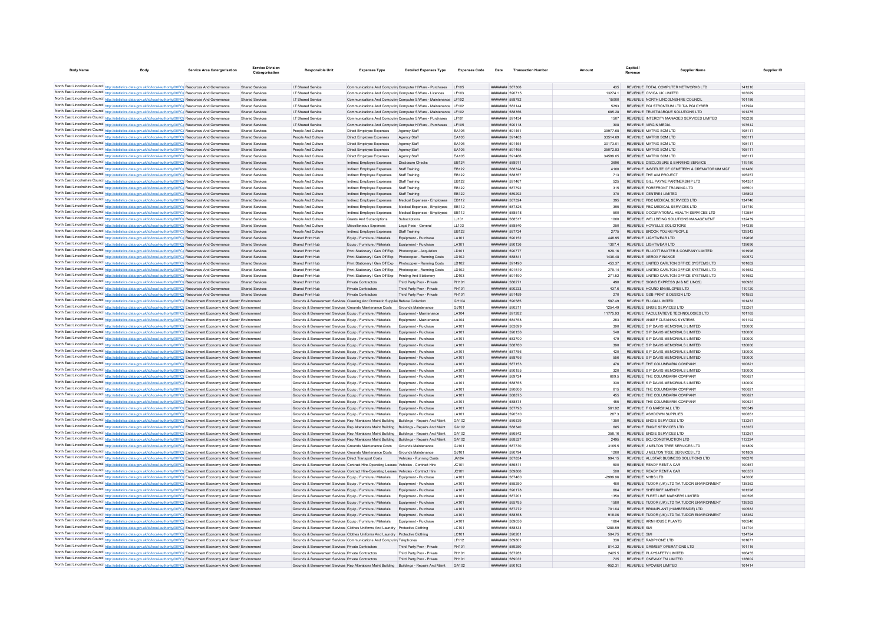| Body Name | Body | Service Area Catergorisation | Service Division Catergorisation | Responsible Unit | Expenses Type | Detailed Expenses Type | Expenses Code | Date | Transaction Number | Amount | Capital / Revenue | Supplier Name | Supplier ID |
|---|---|---|---|---|---|---|---|---|---|---|---|---|---|
| North East Lincolnshire Council | http://statistics.data.gov.uk/id/local-authority/00FC | Resources And Governance | Shared Services | I.T Shared Service | Communications And Computing | Computer H/Ware - Purchases | LF105 | ######## | 587306 | 435 | REVENUE | TOTAL COMPUTER NETWORKS LTD | 141310 |
| North East Lincolnshire Council | http://statistics.data.gov.uk/id/local-authority/00FC | Resources And Governance | Shared Services | I.T Shared Service | Communications And Computing | Computer S/Ware - Licences | LF103 | ######## | 590715 | 13274.1 | REVENUE | CIVICA UK LIMITED | 103029 |
| North East Lincolnshire Council | http://statistics.data.gov.uk/id/local-authority/00FC | Resources And Governance | Shared Services | I.T Shared Service | Communications And Computing | Computer S/Ware - Maintenance | LF102 | ######## | 588782 | 15000 | REVENUE | NORTH LINCOLNSHIRE COUNCIL | 101186 |
| North East Lincolnshire Council | http://statistics.data.gov.uk/id/local-authority/00FC | Resources And Governance | Shared Services | I.T Shared Service | Communications And Computing | Computer S/Ware - Maintenance | LF102 | ######## | 583144 | 5293 | REVENUE | PGI STRONTIUM LTD T/A PGI CYBER | 137924 |
| North East Lincolnshire Council | http://statistics.data.gov.uk/id/local-authority/00FC | Resources And Governance | Shared Services | I.T Shared Service | Communications And Computing | Computer S/Ware - Maintenance | LF102 | ######## | 588356 | 685.28 | REVENUE | TRUSTMARQUE SOLUTIONS LTD | 101275 |
| North East Lincolnshire Council | http://statistics.data.gov.uk/id/local-authority/00FC | Resources And Governance | Shared Services | I.T Shared Service | Communications And Computing | Computer S/Ware - Purchases | LF101 | ######## | 591434 | 1507 | REVENUE | INTERCITY MANAGED SERVICES LIMITED | 102238 |
| North East Lincolnshire Council | http://statistics.data.gov.uk/id/local-authority/00FC | Resources And Governance | Shared Services | I.T Shared Service | Communications And Computing | Computer H/Ware - Purchases | LF105 | ######## | 590118 | 308 | REVENUE | VIRGIN MEDIA | 107612 |
| North East Lincolnshire Council | http://statistics.data.gov.uk/id/local-authority/00FC | Resources And Governance | Shared Services | People And Culture | Direct Employee Expenses | Agency Staff | EA105 | ######## | 591461 | 39977.68 | REVENUE | MATRIX SCM LTD | 108117 |
| North East Lincolnshire Council | http://statistics.data.gov.uk/id/local-authority/00FC | Resources And Governance | Shared Services | People And Culture | Direct Employee Expenses | Agency Staff | EA105 | ######## | 591463 | 33514.69 | REVENUE | MATRIX SCM LTD | 108117 |
| North East Lincolnshire Council | http://statistics.data.gov.uk/id/local-authority/00FC | Resources And Governance | Shared Services | People And Culture | Direct Employee Expenses | Agency Staff | EA105 | ######## | 591464 | 30173.01 | REVENUE | MATRIX SCM LTD | 108117 |
| North East Lincolnshire Council | http://statistics.data.gov.uk/id/local-authority/00FC | Resources And Governance | Shared Services | People And Culture | Direct Employee Expenses | Agency Staff | EA105 | ######## | 591465 | 35072.83 | REVENUE | MATRIX SCM LTD | 108117 |
| North East Lincolnshire Council | http://statistics.data.gov.uk/id/local-authority/00FC | Resources And Governance | Shared Services | People And Culture | Direct Employee Expenses | Agency Staff | EA105 | ######## | 591466 | 34599.05 | REVENUE | MATRIX SCM LTD | 108117 |
| North East Lincolnshire Council | http://statistics.data.gov.uk/id/local-authority/00FC | Resources And Governance | Shared Services | People And Culture | Indirect Employee Expenses | Disclosure Checks | EB124 | ######## | 588971 | 3696 | REVENUE | DISCLOSURE & BARRING SERVICE | 119180 |
| North East Lincolnshire Council | http://statistics.data.gov.uk/id/local-authority/00FC | Resources And Governance | Shared Services | People And Culture | Indirect Employee Expenses | Staff Training | EB122 | ######## | 588324 | 4100 | REVENUE | INSTITUTE OF CEMETERY & CREMATORIUM MGT | 101460 |
| North East Lincolnshire Council | http://statistics.data.gov.uk/id/local-authority/00FC | Resources And Governance | Shared Services | People And Culture | Indirect Employee Expenses | Staff Training | EB122 | ######## | 588357 | 713 | REVENUE | THE AIM PROJECT | 105257 |
| North East Lincolnshire Council | http://statistics.data.gov.uk/id/local-authority/00FC | Resources And Governance | Shared Services | People And Culture | Indirect Employee Expenses | Staff Training | EB122 | ######## | 591467 | 525 | REVENUE | GILL PAYNE PARTNERSHIP LTD | 104351 |
| North East Lincolnshire Council | http://statistics.data.gov.uk/id/local-authority/00FC | Resources And Governance | Shared Services | People And Culture | Indirect Employee Expenses | Staff Training | EB122 | ######## | 587792 | 315 | REVENUE | FOREFRONT TRAINING LTD | 105501 |
| North East Lincolnshire Council | http://statistics.data.gov.uk/id/local-authority/00FC | Resources And Governance | Shared Services | People And Culture | Indirect Employee Expenses | Staff Training | EB122 | ######## | 589292 | 370 | REVENUE | CENTRE4 LIMITED | 126893 |
| North East Lincolnshire Council | http://statistics.data.gov.uk/id/local-authority/00FC | Resources And Governance | Shared Services | People And Culture | Indirect Employee Expenses | Medical Expenses - Employees | EB112 | ######## | 587324 | 395 | REVENUE | PBC MEDICAL SERVICES LTD | 134740 |
| North East Lincolnshire Council | http://statistics.data.gov.uk/id/local-authority/00FC | Resources And Governance | Shared Services | People And Culture | Indirect Employee Expenses | Medical Expenses - Employees | EB112 | ######## | 587326 | 395 | REVENUE | PBC MEDICAL SERVICES LTD | 134740 |
| North East Lincolnshire Council | http://statistics.data.gov.uk/id/local-authority/00FC | Resources And Governance | Shared Services | People And Culture | Indirect Employee Expenses | Medical Expenses - Employees | EB112 | ######## | 588518 | 500 | REVENUE | OCCUPATIONAL HEALTH SERVICES LTD | 112564 |
| North East Lincolnshire Council | http://statistics.data.gov.uk/id/local-authority/00FC | Resources And Governance | Shared Services | People And Culture | Grants And Subscriptions | Subscriptions | LJ101 | ######## | 588517 | 1000 | REVENUE | WELLBEING SOLUTIONS MANAGEMENT | 132439 |
| North East Lincolnshire Council | http://statistics.data.gov.uk/id/local-authority/00FC | Resources And Governance | Shared Services | People And Culture | Miscellaneous Expenses | Legal Fees - General | LL103 | ######## | 588840 | 250 | REVENUE | HOWELLS SOLICITORS | 144339 |
| North East Lincolnshire Council | http://statistics.data.gov.uk/id/local-authority/00FC | Resources And Governance | Shared Services | People And Culture | Indirect Employee Expenses | Staff Training | EB122 | ######## | 587724 | 2775 | REVENUE | BROOK YOUNG PEOPLE | 129342 |
| North East Lincolnshire Council | http://statistics.data.gov.uk/id/local-authority/00FC | Resources And Governance | Shared Services | Shared Print Hub | Equip / Furniture / Materials | Equipment - Purchase | LA101 | ######## | 590152 | 448.95 | REVENUE | LIGHTWEAR LTD | 139696 |
| North East Lincolnshire Council | http://statistics.data.gov.uk/id/local-authority/00FC | Resources And Governance | Shared Services | Shared Print Hub | Equip / Furniture / Materials | Equipment - Purchase | LA101 | ######## | 590136 | 1307.4 | REVENUE | LIGHTWEAR LTD | 139696 |
| North East Lincolnshire Council | http://statistics.data.gov.uk/id/local-authority/00FC | Resources And Governance | Shared Services | Shared Print Hub | Print Stationery / Gen Off Exp | Photocopier - Acquisition | LD101 | ######## | 590777 | 929.16 | REVENUE | ELLIOTT BAXTER & COMPANY LIMITED | 101996 |
| North East Lincolnshire Council | http://statistics.data.gov.uk/id/local-authority/00FC | Resources And Governance | Shared Services | Shared Print Hub | Print Stationery / Gen Off Exp | Photocopier - Running Costs | LD102 | ######## | 588641 | 1436.48 | REVENUE | XEROX FINANCE | 100572 |
| North East Lincolnshire Council | http://statistics.data.gov.uk/id/local-authority/00FC | Resources And Governance | Shared Services | Shared Print Hub | Print Stationery / Gen Off Exp | Photocopier - Running Costs | LD102 | ######## | 591490 | 453.37 | REVENUE | UNITED CARLTON OFFICE SYSTEMS LTD | 101652 |
| North East Lincolnshire Council | http://statistics.data.gov.uk/id/local-authority/00FC | Resources And Governance | Shared Services | Shared Print Hub | Print Stationery / Gen Off Exp | Photocopier - Running Costs | LD102 | ######## | 591519 | 279.14 | REVENUE | UNITED CARLTON OFFICE SYSTEMS LTD | 101652 |
| North East Lincolnshire Council | http://statistics.data.gov.uk/id/local-authority/00FC | Resources And Governance | Shared Services | Shared Print Hub | Print Stationery / Gen Off Exp | Printing And Stationery | LD103 | ######## | 591490 | 271.52 | REVENUE | UNITED CARLTON OFFICE SYSTEMS LTD | 101652 |
| North East Lincolnshire Council | http://statistics.data.gov.uk/id/local-authority/00FC | Resources And Governance | Shared Services | Shared Print Hub | Private Contractors | Third Party Prov - Private | PH101 | ######## | 586271 | 490 | REVENUE | SIGNS EXPRESS (N & NE LINCS) | 100983 |
| North East Lincolnshire Council | http://statistics.data.gov.uk/id/local-authority/00FC | Resources And Governance | Shared Services | Shared Print Hub | Private Contractors | Third Party Prov - Private | PH101 | ######## | 590233 | 437.6 | REVENUE | HOUND ENVELOPES LTD | 110120 |
| North East Lincolnshire Council | http://statistics.data.gov.uk/id/local-authority/00FC | Resources And Governance | Shared Services | Shared Print Hub | Private Contractors | Third Party Prov - Private | PH101 | ######## | 591459 | 270 | REVENUE | GSB PRINT & DESIGN LTD | 101553 |
| North East Lincolnshire Council | http://statistics.data.gov.uk/id/local-authority/00FC | Environment Economy And Growth | Environment | Grounds & Bereavement Services | Cleaning And Domestic Supplies | Refuse Collection | GH104 | ######## | 590585 | 587.49 | REVENUE | ELLGIA LIMITED | 101433 |
| North East Lincolnshire Council | http://statistics.data.gov.uk/id/local-authority/00FC | Environment Economy And Growth | Environment | Grounds & Bereavement Services | Grounds Maintenance Costs | Grounds Maintenance | GJ101 | ######## | 590211 | 1254.49 | REVENUE | ENGIE SERVICES LTD | 133267 |
| North East Lincolnshire Council | http://statistics.data.gov.uk/id/local-authority/00FC | Environment Economy And Growth | Environment | Grounds & Bereavement Services | Equip / Furniture / Materials | Equipment - Maintenance | LA104 | ######## | 591282 | 11775.93 | REVENUE | FACULTATIEVE TECHNOLOGIES LTD | 101165 |
| North East Lincolnshire Council | http://statistics.data.gov.uk/id/local-authority/00FC | Environment Economy And Growth | Environment | Grounds & Bereavement Services | Equip / Furniture / Materials | Equipment - Maintenance | LA104 | ######## | 584768 | 283 | REVENUE | ANKEF CLEANING SYSTEMS | 101192 |
| North East Lincolnshire Council | http://statistics.data.gov.uk/id/local-authority/00FC | Environment Economy And Growth | Environment | Grounds & Bereavement Services | Equip / Furniture / Materials | Equipment - Purchase | LA101 | ######## | 583699 | 390 | REVENUE | S P DAVIS MEMORIALS LIMITED | 130000 |
| North East Lincolnshire Council | http://statistics.data.gov.uk/id/local-authority/00FC | Environment Economy And Growth | Environment | Grounds & Bereavement Services | Equip / Furniture / Materials | Equipment - Purchase | LA101 | ######## | 590156 | 540 | REVENUE | S P DAVIS MEMORIALS LIMITED | 130000 |
| North East Lincolnshire Council | http://statistics.data.gov.uk/id/local-authority/00FC | Environment Economy And Growth | Environment | Grounds & Bereavement Services | Equip / Furniture / Materials | Equipment - Purchase | LA101 | ######## | 583700 | 479 | REVENUE | S P DAVIS MEMORIALS LIMITED | 130000 |
| North East Lincolnshire Council | http://statistics.data.gov.uk/id/local-authority/00FC | Environment Economy And Growth | Environment | Grounds & Bereavement Services | Equip / Furniture / Materials | Equipment - Purchase | LA101 | ######## | 588780 | 390 | REVENUE | S P DAVIS MEMORIALS LIMITED | 130000 |
| North East Lincolnshire Council | http://statistics.data.gov.uk/id/local-authority/00FC | Environment Economy And Growth | Environment | Grounds & Bereavement Services | Equip / Furniture / Materials | Equipment - Purchase | LA101 | ######## | 587756 | 420 | REVENUE | S P DAVIS MEMORIALS LIMITED | 130000 |
| North East Lincolnshire Council | http://statistics.data.gov.uk/id/local-authority/00FC | Environment Economy And Growth | Environment | Grounds & Bereavement Services | Equip / Furniture / Materials | Equipment - Purchase | LA101 | ######## | 588766 | 556 | REVENUE | S P DAVIS MEMORIALS LIMITED | 130000 |
| North East Lincolnshire Council | http://statistics.data.gov.uk/id/local-authority/00FC | Environment Economy And Growth | Environment | Grounds & Bereavement Services | Equip / Furniture / Materials | Equipment - Purchase | LA101 | ######## | 587153 | 476 | REVENUE | THE COLUMBARIA COMPANY | 100621 |
| North East Lincolnshire Council | http://statistics.data.gov.uk/id/local-authority/00FC | Environment Economy And Growth | Environment | Grounds & Bereavement Services | Equip / Furniture / Materials | Equipment - Purchase | LA101 | ######## | 590155 | 320 | REVENUE | S P DAVIS MEMORIALS LIMITED | 130000 |
| North East Lincolnshire Council | http://statistics.data.gov.uk/id/local-authority/00FC | Environment Economy And Growth | Environment | Grounds & Bereavement Services | Equip / Furniture / Materials | Equipment - Purchase | LA101 | ######## | 589724 | 609.5 | REVENUE | THE COLUMBARIA COMPANY | 100621 |
| North East Lincolnshire Council | http://statistics.data.gov.uk/id/local-authority/00FC | Environment Economy And Growth | Environment | Grounds & Bereavement Services | Equip / Furniture / Materials | Equipment - Purchase | LA101 | ######## | 588765 | 330 | REVENUE | S P DAVIS MEMORIALS LIMITED | 130000 |
| North East Lincolnshire Council | http://statistics.data.gov.uk/id/local-authority/00FC | Environment Economy And Growth | Environment | Grounds & Bereavement Services | Equip / Furniture / Materials | Equipment - Purchase | LA101 | ######## | 590606 | 615 | REVENUE | THE COLUMBARIA COMPANY | 100621 |
| North East Lincolnshire Council | http://statistics.data.gov.uk/id/local-authority/00FC | Environment Economy And Growth | Environment | Grounds & Bereavement Services | Equip / Furniture / Materials | Equipment - Purchase | LA101 | ######## | 588875 | 455 | REVENUE | THE COLUMBARIA COMPANY | 100621 |
| North East Lincolnshire Council | http://statistics.data.gov.uk/id/local-authority/00FC | Environment Economy And Growth | Environment | Grounds & Bereavement Services | Equip / Furniture / Materials | Equipment - Purchase | LA101 | ######## | 588874 | 455 | REVENUE | THE COLUMBARIA COMPANY | 100621 |
| North East Lincolnshire Council | http://statistics.data.gov.uk/id/local-authority/00FC | Environment Economy And Growth | Environment | Grounds & Bereavement Services | Equip / Furniture / Materials | Equipment - Purchase | LA101 | ######## | 587793 | 561.92 | REVENUE | F G MARSHALL LTD | 100549 |
| North East Lincolnshire Council | http://statistics.data.gov.uk/id/local-authority/00FC | Environment Economy And Growth | Environment | Grounds & Bereavement Services | Equip / Furniture / Materials | Equipment - Purchase | LA101 | ######## | 590510 | 287.3 | REVENUE | ASHDOWN SUPPLIES | 100651 |
| North East Lincolnshire Council | http://statistics.data.gov.uk/id/local-authority/00FC | Environment Economy And Growth | Environment | Grounds & Bereavement Services | Rep Alterations Maint Building | Buildings - Repairs And Maint | GA102 | ######## | 586839 | 1350 | REVENUE | ENGIE SERVICES LTD | 133267 |
| North East Lincolnshire Council | http://statistics.data.gov.uk/id/local-authority/00FC | Environment Economy And Growth | Environment | Grounds & Bereavement Services | Rep Alterations Maint Building | Buildings - Repairs And Maint | GA102 | ######## | 588340 | 685 | REVENUE | ENGIE SERVICES LTD | 133267 |
| North East Lincolnshire Council | http://statistics.data.gov.uk/id/local-authority/00FC | Environment Economy And Growth | Environment | Grounds & Bereavement Services | Rep Alterations Maint Building | Buildings - Repairs And Maint | GA102 | ######## | 586842 | 358.16 | REVENUE | ENGIE SERVICES LTD | 133267 |
| North East Lincolnshire Council | http://statistics.data.gov.uk/id/local-authority/00FC | Environment Economy And Growth | Environment | Grounds & Bereavement Services | Rep Alterations Maint Building | Buildings - Repairs And Maint | GA102 | ######## | 588527 | 2495 | REVENUE | BCJ CONSTRUCTION LTD | 112224 |
| North East Lincolnshire Council | http://statistics.data.gov.uk/id/local-authority/00FC | Environment Economy And Growth | Environment | Grounds & Bereavement Services | Grounds Maintenance Costs | Grounds Maintenance | GJ101 | ######## | 587730 | 3165.5 | REVENUE | J MELTON TREE SERVICES LTD | 101809 |
| North East Lincolnshire Council | http://statistics.data.gov.uk/id/local-authority/00FC | Environment Economy And Growth | Environment | Grounds & Bereavement Services | Grounds Maintenance Costs | Grounds Maintenance | GJ101 | ######## | 590794 | 1200 | REVENUE | J MELTON TREE SERVICES LTD | 101809 |
| North East Lincolnshire Council | http://statistics.data.gov.uk/id/local-authority/00FC | Environment Economy And Growth | Environment | Grounds & Bereavement Services | Direct Transport Costs | Vehicles - Running Costs | JA104 | ######## | 587834 | 994.15 | REVENUE | ALLSTAR BUSINESS SOLUTIONS LTD | 108278 |
| North East Lincolnshire Council | http://statistics.data.gov.uk/id/local-authority/00FC | Environment Economy And Growth | Environment | Grounds & Bereavement Services | Contract Hire-Operating Leases | Vehicles - Contract Hire | JC101 | ######## | 586811 | 500 | REVENUE | READY RENT A CAR | 100557 |
| North East Lincolnshire Council | http://statistics.data.gov.uk/id/local-authority/00FC | Environment Economy And Growth | Environment | Grounds & Bereavement Services | Contract Hire-Operating Leases | Vehicles - Contract Hire | JC101 | ######## | 589806 | 500 | REVENUE | READY RENT A CAR | 100557 |
| North East Lincolnshire Council | http://statistics.data.gov.uk/id/local-authority/00FC | Environment Economy And Growth | Environment | Grounds & Bereavement Services | Equip / Furniture / Materials | Equipment - Purchase | LA101 | ######## | 587460 | -2999.96 | REVENUE | NHBS LTD | 143006 |
| North East Lincolnshire Council | http://statistics.data.gov.uk/id/local-authority/00FC | Environment Economy And Growth | Environment | Grounds & Bereavement Services | Equip / Furniture / Materials | Equipment - Purchase | LA101 | ######## | 585250 | 460 | REVENUE | TUDOR (UK) LTD T/A TUDOR ENVIRONMENT | 138362 |
| North East Lincolnshire Council | http://statistics.data.gov.uk/id/local-authority/00FC | Environment Economy And Growth | Environment | Grounds & Bereavement Services | Equip / Furniture / Materials | Equipment - Purchase | LA101 | ######## | 590178 | 684 | REVENUE | SHERRIFF AMENITY | 101298 |
| North East Lincolnshire Council | http://statistics.data.gov.uk/id/local-authority/00FC | Environment Economy And Growth | Environment | Grounds & Bereavement Services | Equip / Furniture / Materials | Equipment - Purchase | LA101 | ######## | 587201 | 1350 | REVENUE | FLEET LINE MARKERS LIMITED | 100595 |
| North East Lincolnshire Council | http://statistics.data.gov.uk/id/local-authority/00FC | Environment Economy And Growth | Environment | Grounds & Bereavement Services | Equip / Furniture / Materials | Equipment - Purchase | LA101 | ######## | 585785 | 1580 | REVENUE | TUDOR (UK) LTD T/A TUDOR ENVIRONMENT | 138362 |
| North East Lincolnshire Council | http://statistics.data.gov.uk/id/local-authority/00FC | Environment Economy And Growth | Environment | Grounds & Bereavement Services | Equip / Furniture / Materials | Equipment - Purchase | LA101 | ######## | 587272 | 701.64 | REVENUE | BRIANPLANT (HUMBERSIDE) LTD | 100583 |
| North East Lincolnshire Council | http://statistics.data.gov.uk/id/local-authority/00FC | Environment Economy And Growth | Environment | Grounds & Bereavement Services | Equip / Furniture / Materials | Equipment - Purchase | LA101 | ######## | 588358 | 918.06 | REVENUE | TUDOR (UK) LTD T/A TUDOR ENVIRONMENT | 138362 |
| North East Lincolnshire Council | http://statistics.data.gov.uk/id/local-authority/00FC | Environment Economy And Growth | Environment | Grounds & Bereavement Services | Equip / Furniture / Materials | Equipment - Purchase | LA101 | ######## | 589036 | 1664 | REVENUE | KRN HOUSE PLANTS | 100540 |
| North East Lincolnshire Council | http://statistics.data.gov.uk/id/local-authority/00FC | Environment Economy And Growth | Environment | Grounds & Bereavement Services | Clothes Uniforms And Laundry | Protective Clothing | LC101 | ######## | 588334 | 1289.59 | REVENUE | SMI | 134794 |
| North East Lincolnshire Council | http://statistics.data.gov.uk/id/local-authority/00FC | Environment Economy And Growth | Environment | Grounds & Bereavement Services | Clothes Uniforms And Laundry | Protective Clothing | LC101 | ######## | 590261 | 504.75 | REVENUE | SMI | 134794 |
| North East Lincolnshire Council | http://statistics.data.gov.uk/id/local-authority/00FC | Environment Economy And Growth | Environment | Grounds & Bereavement Services | Communications And Computing | Telephones | LF112 | ######## | 589801 | 336 | REVENUE | RADPHONE LTD | 101671 |
| North East Lincolnshire Council | http://statistics.data.gov.uk/id/local-authority/00FC | Environment Economy And Growth | Environment | Grounds & Bereavement Services | Private Contractors | Third Party Prov - Private | PH101 | ######## | 589250 | 814.32 | REVENUE | GRIMSBY OPERATIONS LTD | 101116 |
| North East Lincolnshire Council | http://statistics.data.gov.uk/id/local-authority/00FC | Environment Economy And Growth | Environment | Grounds & Bereavement Services | Private Contractors | Third Party Prov - Private | PH101 | ######## | 587283 | 2425.5 | REVENUE | PLAYSAFETY LIMITED | 106455 |
| North East Lincolnshire Council | http://statistics.data.gov.uk/id/local-authority/00FC | Environment Economy And Growth | Environment | Grounds & Bereavement Services | Private Contractors | Third Party Prov - Private | PH101 | ######## | 589032 | 725 | REVENUE | ONEWAY TM LIMITED | 128602 |
| North East Lincolnshire Council | http://statistics.data.gov.uk/id/local-authority/00FC | Environment Economy And Growth | Environment | Grounds & Bereavement Services | Rep Alterations Maint Building | Buildings - Repairs And Maint | GA102 | ######## | 590103 | -952.31 | REVENUE | NPOWER LIMITED | 101414 |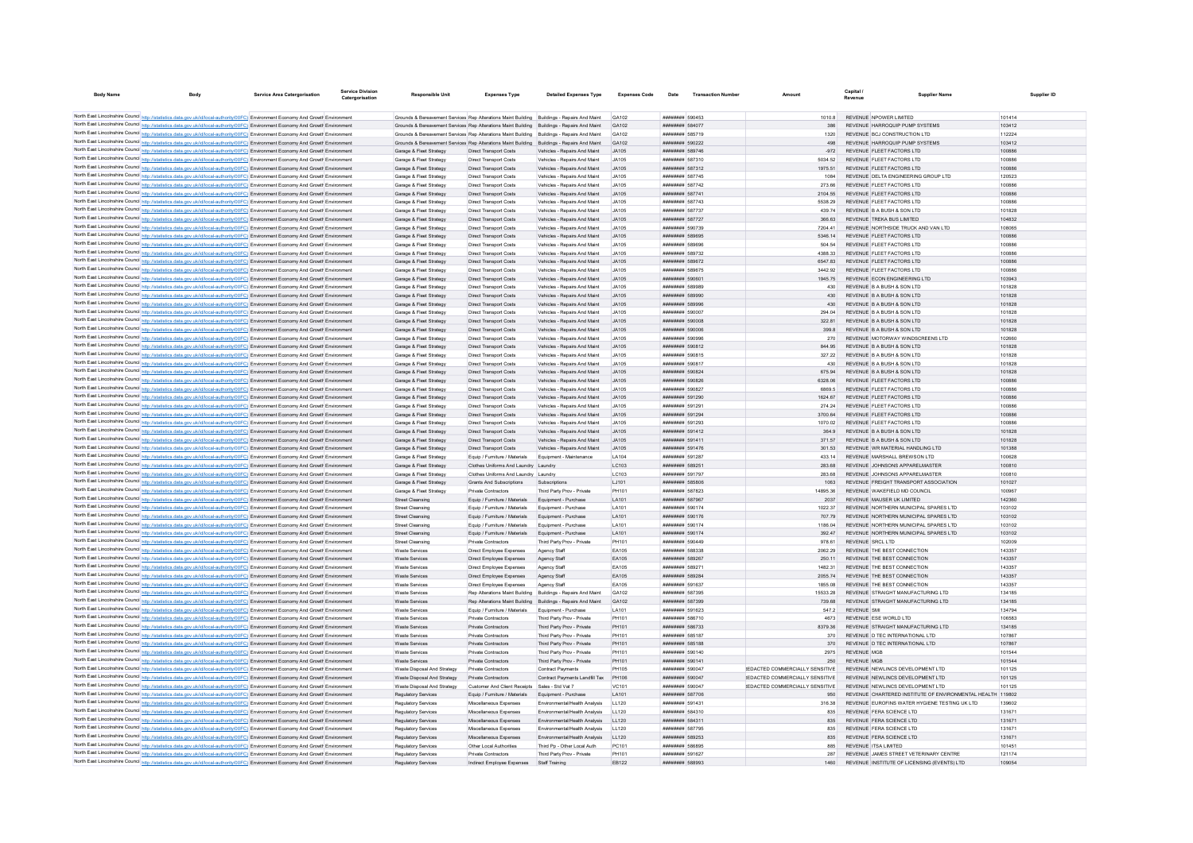| Body Name | Body | Service Area Catergorisation | Service Division Catergorisation | Responsible Unit | Expenses Type | Detailed Expenses Type | Expenses Code | Date | Transaction Number | Amount | Capital / Revenue | Supplier Name | Supplier ID |
|---|---|---|---|---|---|---|---|---|---|---|---|---|---|
| North East Lincolnshire Council | http://statistics.data.gov.uk/id/local-authority/00FC) | Environment Economy And Growth | Environment | Grounds & Bereavement Services | Rep Alterations Maint Building | Buildings - Repairs And Maint | GA102 | ######## | 590453 | 1010.8 | REVENUE | NPOWER LIMITED | 101414 |
| North East Lincolnshire Council | http://statistics.data.gov.uk/id/local-authority/00FC) | Environment Economy And Growth | Environment | Grounds & Bereavement Services | Rep Alterations Maint Building | Buildings - Repairs And Maint | GA102 | ######## | 584077 | 386 | REVENUE | HARROQUIP PUMP SYSTEMS | 103412 |
| North East Lincolnshire Council | http://statistics.data.gov.uk/id/local-authority/00FC) | Environment Economy And Growth | Environment | Grounds & Bereavement Services | Rep Alterations Maint Building | Buildings - Repairs And Maint | GA102 | ######## | 585719 | 1320 | REVENUE | BCJ CONSTRUCTION LTD | 112224 |
| North East Lincolnshire Council | http://statistics.data.gov.uk/id/local-authority/00FC) | Environment Economy And Growth | Environment | Grounds & Bereavement Services | Rep Alterations Maint Building | Buildings - Repairs And Maint | GA102 | ######## | 590222 | 498 | REVENUE | HARROQUIP PUMP SYSTEMS | 103412 |
| North East Lincolnshire Council | http://statistics.data.gov.uk/id/local-authority/00FC) | Environment Economy And Growth | Environment | Garage & Fleet Strategy | Direct Transport Costs | Vehicles - Repairs And Maint | JA105 | ######## | 589746 | -972 | REVENUE | FLEET FACTORS LTD | 100886 |
| North East Lincolnshire Council | http://statistics.data.gov.uk/id/local-authority/00FC) | Environment Economy And Growth | Environment | Garage & Fleet Strategy | Direct Transport Costs | Vehicles - Repairs And Maint | JA105 | ######## | 587310 | 5034.52 | REVENUE | FLEET FACTORS LTD | 100886 |
| North East Lincolnshire Council | http://statistics.data.gov.uk/id/local-authority/00FC) | Environment Economy And Growth | Environment | Garage & Fleet Strategy | Direct Transport Costs | Vehicles - Repairs And Maint | JA105 | ######## | 587312 | 1975.51 | REVENUE | FLEET FACTORS LTD | 100886 |
| North East Lincolnshire Council | http://statistics.data.gov.uk/id/local-authority/00FC) | Environment Economy And Growth | Environment | Garage & Fleet Strategy | Direct Transport Costs | Vehicles - Repairs And Maint | JA105 | ######## | 587745 | 1084 | REVENUE | DELTA ENGINEERING GROUP LTD | 120523 |
| North East Lincolnshire Council | http://statistics.data.gov.uk/id/local-authority/00FC) | Environment Economy And Growth | Environment | Garage & Fleet Strategy | Direct Transport Costs | Vehicles - Repairs And Maint | JA105 | ######## | 587742 | 273.66 | REVENUE | FLEET FACTORS LTD | 100886 |
| North East Lincolnshire Council | http://statistics.data.gov.uk/id/local-authority/00FC) | Environment Economy And Growth | Environment | Garage & Fleet Strategy | Direct Transport Costs | Vehicles - Repairs And Maint | JA105 | ######## | 587741 | 2104.55 | REVENUE | FLEET FACTORS LTD | 100886 |
| North East Lincolnshire Council | http://statistics.data.gov.uk/id/local-authority/00FC) | Environment Economy And Growth | Environment | Garage & Fleet Strategy | Direct Transport Costs | Vehicles - Repairs And Maint | JA105 | ######## | 587743 | 5538.29 | REVENUE | FLEET FACTORS LTD | 100886 |
| North East Lincolnshire Council | http://statistics.data.gov.uk/id/local-authority/00FC) | Environment Economy And Growth | Environment | Garage & Fleet Strategy | Direct Transport Costs | Vehicles - Repairs And Maint | JA105 | ######## | 587737 | 439.74 | REVENUE | B A BUSH & SON LTD | 101828 |
| North East Lincolnshire Council | http://statistics.data.gov.uk/id/local-authority/00FC) | Environment Economy And Growth | Environment | Garage & Fleet Strategy | Direct Transport Costs | Vehicles - Repairs And Maint | JA105 | ######## | 587727 | 366.63 | REVENUE | TREKA BUS LIMITED | 104832 |
| North East Lincolnshire Council | http://statistics.data.gov.uk/id/local-authority/00FC) | Environment Economy And Growth | Environment | Garage & Fleet Strategy | Direct Transport Costs | Vehicles - Repairs And Maint | JA105 | ######## | 590739 | 7204.41 | REVENUE | NORTHSIDE TRUCK AND VAN LTD | 108065 |
| North East Lincolnshire Council | http://statistics.data.gov.uk/id/local-authority/00FC) | Environment Economy And Growth | Environment | Garage & Fleet Strategy | Direct Transport Costs | Vehicles - Repairs And Maint | JA105 | ######## | 589695 | 5346.14 | REVENUE | FLEET FACTORS LTD | 100886 |
| North East Lincolnshire Council | http://statistics.data.gov.uk/id/local-authority/00FC) | Environment Economy And Growth | Environment | Garage & Fleet Strategy | Direct Transport Costs | Vehicles - Repairs And Maint | JA105 | ######## | 589696 | 504.54 | REVENUE | FLEET FACTORS LTD | 100886 |
| North East Lincolnshire Council | http://statistics.data.gov.uk/id/local-authority/00FC) | Environment Economy And Growth | Environment | Garage & Fleet Strategy | Direct Transport Costs | Vehicles - Repairs And Maint | JA105 | ######## | 589732 | 4388.33 | REVENUE | FLEET FACTORS LTD | 100886 |
| North East Lincolnshire Council | http://statistics.data.gov.uk/id/local-authority/00FC) | Environment Economy And Growth | Environment | Garage & Fleet Strategy | Direct Transport Costs | Vehicles - Repairs And Maint | JA105 | ######## | 589672 | 6547.83 | REVENUE | FLEET FACTORS LTD | 100886 |
| North East Lincolnshire Council | http://statistics.data.gov.uk/id/local-authority/00FC) | Environment Economy And Growth | Environment | Garage & Fleet Strategy | Direct Transport Costs | Vehicles - Repairs And Maint | JA105 | ######## | 589675 | 3442.92 | REVENUE | FLEET FACTORS LTD | 100886 |
| North East Lincolnshire Council | http://statistics.data.gov.uk/id/local-authority/00FC) | Environment Economy And Growth | Environment | Garage & Fleet Strategy | Direct Transport Costs | Vehicles - Repairs And Maint | JA105 | ######## | 590601 | 1945.75 | REVENUE | ECON ENGINEERING LTD | 103943 |
| North East Lincolnshire Council | http://statistics.data.gov.uk/id/local-authority/00FC) | Environment Economy And Growth | Environment | Garage & Fleet Strategy | Direct Transport Costs | Vehicles - Repairs And Maint | JA105 | ######## | 589989 | 430 | REVENUE | B A BUSH & SON LTD | 101828 |
| North East Lincolnshire Council | http://statistics.data.gov.uk/id/local-authority/00FC) | Environment Economy And Growth | Environment | Garage & Fleet Strategy | Direct Transport Costs | Vehicles - Repairs And Maint | JA105 | ######## | 589990 | 430 | REVENUE | B A BUSH & SON LTD | 101828 |
| North East Lincolnshire Council | http://statistics.data.gov.uk/id/local-authority/00FC) | Environment Economy And Growth | Environment | Garage & Fleet Strategy | Direct Transport Costs | Vehicles - Repairs And Maint | JA105 | ######## | 589996 | 430 | REVENUE | B A BUSH & SON LTD | 101828 |
| North East Lincolnshire Council | http://statistics.data.gov.uk/id/local-authority/00FC) | Environment Economy And Growth | Environment | Garage & Fleet Strategy | Direct Transport Costs | Vehicles - Repairs And Maint | JA105 | ######## | 590007 | 294.04 | REVENUE | B A BUSH & SON LTD | 101828 |
| North East Lincolnshire Council | http://statistics.data.gov.uk/id/local-authority/00FC) | Environment Economy And Growth | Environment | Garage & Fleet Strategy | Direct Transport Costs | Vehicles - Repairs And Maint | JA105 | ######## | 590008 | 322.81 | REVENUE | B A BUSH & SON LTD | 101828 |
| North East Lincolnshire Council | http://statistics.data.gov.uk/id/local-authority/00FC) | Environment Economy And Growth | Environment | Garage & Fleet Strategy | Direct Transport Costs | Vehicles - Repairs And Maint | JA105 | ######## | 590006 | 399.8 | REVENUE | B A BUSH & SON LTD | 101828 |
| North East Lincolnshire Council | http://statistics.data.gov.uk/id/local-authority/00FC) | Environment Economy And Growth | Environment | Garage & Fleet Strategy | Direct Transport Costs | Vehicles - Repairs And Maint | JA105 | ######## | 590996 | 270 | REVENUE | MOTORWAY WINDSCREENS LTD | 102660 |
| North East Lincolnshire Council | http://statistics.data.gov.uk/id/local-authority/00FC) | Environment Economy And Growth | Environment | Garage & Fleet Strategy | Direct Transport Costs | Vehicles - Repairs And Maint | JA105 | ######## | 590812 | 844.95 | REVENUE | B A BUSH & SON LTD | 101828 |
| North East Lincolnshire Council | http://statistics.data.gov.uk/id/local-authority/00FC) | Environment Economy And Growth | Environment | Garage & Fleet Strategy | Direct Transport Costs | Vehicles - Repairs And Maint | JA105 | ######## | 590815 | 327.22 | REVENUE | B A BUSH & SON LTD | 101828 |
| North East Lincolnshire Council | http://statistics.data.gov.uk/id/local-authority/00FC) | Environment Economy And Growth | Environment | Garage & Fleet Strategy | Direct Transport Costs | Vehicles - Repairs And Maint | JA105 | ######## | 590817 | 430 | REVENUE | B A BUSH & SON LTD | 101828 |
| North East Lincolnshire Council | http://statistics.data.gov.uk/id/local-authority/00FC) | Environment Economy And Growth | Environment | Garage & Fleet Strategy | Direct Transport Costs | Vehicles - Repairs And Maint | JA105 | ######## | 590824 | 675.94 | REVENUE | B A BUSH & SON LTD | 101828 |
| North East Lincolnshire Council | http://statistics.data.gov.uk/id/local-authority/00FC) | Environment Economy And Growth | Environment | Garage & Fleet Strategy | Direct Transport Costs | Vehicles - Repairs And Maint | JA105 | ######## | 590826 | 6328.06 | REVENUE | FLEET FACTORS LTD | 100886 |
| North East Lincolnshire Council | http://statistics.data.gov.uk/id/local-authority/00FC) | Environment Economy And Growth | Environment | Garage & Fleet Strategy | Direct Transport Costs | Vehicles - Repairs And Maint | JA105 | ######## | 590827 | 6869.5 | REVENUE | FLEET FACTORS LTD | 100886 |
| North East Lincolnshire Council | http://statistics.data.gov.uk/id/local-authority/00FC) | Environment Economy And Growth | Environment | Garage & Fleet Strategy | Direct Transport Costs | Vehicles - Repairs And Maint | JA105 | ######## | 591290 | 1624.67 | REVENUE | FLEET FACTORS LTD | 100886 |
| North East Lincolnshire Council | http://statistics.data.gov.uk/id/local-authority/00FC) | Environment Economy And Growth | Environment | Garage & Fleet Strategy | Direct Transport Costs | Vehicles - Repairs And Maint | JA105 | ######## | 591291 | 274.24 | REVENUE | FLEET FACTORS LTD | 100886 |
| North East Lincolnshire Council | http://statistics.data.gov.uk/id/local-authority/00FC) | Environment Economy And Growth | Environment | Garage & Fleet Strategy | Direct Transport Costs | Vehicles - Repairs And Maint | JA105 | ######## | 591294 | 3700.64 | REVENUE | FLEET FACTORS LTD | 100886 |
| North East Lincolnshire Council | http://statistics.data.gov.uk/id/local-authority/00FC) | Environment Economy And Growth | Environment | Garage & Fleet Strategy | Direct Transport Costs | Vehicles - Repairs And Maint | JA105 | ######## | 591293 | 1070.02 | REVENUE | FLEET FACTORS LTD | 100886 |
| North East Lincolnshire Council | http://statistics.data.gov.uk/id/local-authority/00FC) | Environment Economy And Growth | Environment | Garage & Fleet Strategy | Direct Transport Costs | Vehicles - Repairs And Maint | JA105 | ######## | 591412 | 364.9 | REVENUE | B A BUSH & SON LTD | 101828 |
| North East Lincolnshire Council | http://statistics.data.gov.uk/id/local-authority/00FC) | Environment Economy And Growth | Environment | Garage & Fleet Strategy | Direct Transport Costs | Vehicles - Repairs And Maint | JA105 | ######## | 591411 | 371.57 | REVENUE | B A BUSH & SON LTD | 101828 |
| North East Lincolnshire Council | http://statistics.data.gov.uk/id/local-authority/00FC) | Environment Economy And Growth | Environment | Garage & Fleet Strategy | Direct Transport Costs | Vehicles - Repairs And Maint | JA105 | ######## | 591476 | 301.53 | REVENUE | WR MATERIAL HANDLING LTD | 101388 |
| North East Lincolnshire Council | http://statistics.data.gov.uk/id/local-authority/00FC) | Environment Economy And Growth | Environment | Garage & Fleet Strategy | Equip / Furniture / Materials | Equipment - Maintenance | LA104 | ######## | 591287 | 433.14 | REVENUE | MARSHALL BREWSON LTD | 100628 |
| North East Lincolnshire Council | http://statistics.data.gov.uk/id/local-authority/00FC) | Environment Economy And Growth | Environment | Garage & Fleet Strategy | Clothes Uniforms And Laundry | Laundry | LC103 | ######## | 589251 | 283.68 | REVENUE | JOHNSONS APPARELMASTER | 100810 |
| North East Lincolnshire Council | http://statistics.data.gov.uk/id/local-authority/00FC) | Environment Economy And Growth | Environment | Garage & Fleet Strategy | Clothes Uniforms And Laundry | Laundry | LC103 | ######## | 591797 | 283.68 | REVENUE | JOHNSONS APPARELMASTER | 100810 |
| North East Lincolnshire Council | http://statistics.data.gov.uk/id/local-authority/00FC) | Environment Economy And Growth | Environment | Garage & Fleet Strategy | Grants And Subscriptions | Subscriptions | LJ101 | ######## | 585806 | 1063 | REVENUE | FREIGHT TRANSPORT ASSOCIATION | 101027 |
| North East Lincolnshire Council | http://statistics.data.gov.uk/id/local-authority/00FC) | Environment Economy And Growth | Environment | Garage & Fleet Strategy | Private Contractors | Third Party Prov - Private | PH101 | ######## | 587823 | 14895.36 | REVENUE | WAKEFIELD MD COUNCIL | 100967 |
| North East Lincolnshire Council | http://statistics.data.gov.uk/id/local-authority/00FC) | Environment Economy And Growth | Environment | Street Cleansing | Equip / Furniture / Materials | Equipment - Purchase | LA101 | ######## | 587997 | 2037 | REVENUE | MAUSER UK LIMITED | 142360 |
| North East Lincolnshire Council | http://statistics.data.gov.uk/id/local-authority/00FC) | Environment Economy And Growth | Environment | Street Cleansing | Equip / Furniture / Materials | Equipment - Purchase | LA101 | ######## | 590174 | 1022.37 | REVENUE | NORTHERN MUNICIPAL SPARES LTD | 103102 |
| North East Lincolnshire Council | http://statistics.data.gov.uk/id/local-authority/00FC) | Environment Economy And Growth | Environment | Street Cleansing | Equip / Furniture / Materials | Equipment - Purchase | LA101 | ######## | 590176 | 707.79 | REVENUE | NORTHERN MUNICIPAL SPARES LTD | 103102 |
| North East Lincolnshire Council | http://statistics.data.gov.uk/id/local-authority/00FC) | Environment Economy And Growth | Environment | Street Cleansing | Equip / Furniture / Materials | Equipment - Purchase | LA101 | ######## | 590174 | 1186.04 | REVENUE | NORTHERN MUNICIPAL SPARES LTD | 103102 |
| North East Lincolnshire Council | http://statistics.data.gov.uk/id/local-authority/00FC) | Environment Economy And Growth | Environment | Street Cleansing | Equip / Furniture / Materials | Equipment - Purchase | LA101 | ######## | 590174 | 392.47 | REVENUE | NORTHERN MUNICIPAL SPARES LTD | 103102 |
| North East Lincolnshire Council | http://statistics.data.gov.uk/id/local-authority/00FC) | Environment Economy And Growth | Environment | Street Cleansing | Private Contractors | Third Party Prov - Private | PH101 | ######## | 590449 | 978.61 | REVENUE | SRCL LTD | 102009 |
| North East Lincolnshire Council | http://statistics.data.gov.uk/id/local-authority/00FC) | Environment Economy And Growth | Environment | Waste Services | Direct Employee Expenses | Agency Staff | EA105 | ######## | 588338 | 2062.29 | REVENUE | THE BEST CONNECTION | 143357 |
| North East Lincolnshire Council | http://statistics.data.gov.uk/id/local-authority/00FC) | Environment Economy And Growth | Environment | Waste Services | Direct Employee Expenses | Agency Staff | EA105 | ######## | 589267 | 250.11 | REVENUE | THE BEST CONNECTION | 143357 |
| North East Lincolnshire Council | http://statistics.data.gov.uk/id/local-authority/00FC) | Environment Economy And Growth | Environment | Waste Services | Direct Employee Expenses | Agency Staff | EA105 | ######## | 589271 | 1482.31 | REVENUE | THE BEST CONNECTION | 143357 |
| North East Lincolnshire Council | http://statistics.data.gov.uk/id/local-authority/00FC) | Environment Economy And Growth | Environment | Waste Services | Direct Employee Expenses | Agency Staff | EA105 | ######## | 589284 | 2055.74 | REVENUE | THE BEST CONNECTION | 143357 |
| North East Lincolnshire Council | http://statistics.data.gov.uk/id/local-authority/00FC) | Environment Economy And Growth | Environment | Waste Services | Direct Employee Expenses | Agency Staff | EA105 | ######## | 591637 | 1855.08 | REVENUE | THE BEST CONNECTION | 143357 |
| North East Lincolnshire Council | http://statistics.data.gov.uk/id/local-authority/00FC) | Environment Economy And Growth | Environment | Waste Services | Rep Alterations Maint Building | Buildings - Repairs And Maint | GA102 | ######## | 587395 | 15533.28 | REVENUE | STRAIGHT MANUFACTURING LTD | 134185 |
| North East Lincolnshire Council | http://statistics.data.gov.uk/id/local-authority/00FC) | Environment Economy And Growth | Environment | Waste Services | Rep Alterations Maint Building | Buildings - Repairs And Maint | GA102 | ######## | 587399 | 739.68 | REVENUE | STRAIGHT MANUFACTURING LTD | 134185 |
| North East Lincolnshire Council | http://statistics.data.gov.uk/id/local-authority/00FC) | Environment Economy And Growth | Environment | Waste Services | Equip / Furniture / Materials | Equipment - Purchase | LA101 | ######## | 591623 | 547.2 | REVENUE | SMI | 134794 |
| North East Lincolnshire Council | http://statistics.data.gov.uk/id/local-authority/00FC) | Environment Economy And Growth | Environment | Waste Services | Private Contractors | Third Party Prov - Private | PH101 | ######## | 586710 | 4673 | REVENUE | ESE WORLD LTD | 106583 |
| North East Lincolnshire Council | http://statistics.data.gov.uk/id/local-authority/00FC) | Environment Economy And Growth | Environment | Waste Services | Private Contractors | Third Party Prov - Private | PH101 | ######## | 586733 | 8379.36 | REVENUE | STRAIGHT MANUFACTURING LTD | 134185 |
| North East Lincolnshire Council | http://statistics.data.gov.uk/id/local-authority/00FC) | Environment Economy And Growth | Environment | Waste Services | Private Contractors | Third Party Prov - Private | PH101 | ######## | 585187 | 370 | REVENUE | D TEC INTERNATIONAL LTD | 107867 |
| North East Lincolnshire Council | http://statistics.data.gov.uk/id/local-authority/00FC) | Environment Economy And Growth | Environment | Waste Services | Private Contractors | Third Party Prov - Private | PH101 | ######## | 585188 | 370 | REVENUE | D TEC INTERNATIONAL LTD | 107867 |
| North East Lincolnshire Council | http://statistics.data.gov.uk/id/local-authority/00FC) | Environment Economy And Growth | Environment | Waste Services | Private Contractors | Third Party Prov - Private | PH101 | ######## | 590140 | 2975 | REVENUE | MGB | 101544 |
| North East Lincolnshire Council | http://statistics.data.gov.uk/id/local-authority/00FC) | Environment Economy And Growth | Environment | Waste Services | Private Contractors | Third Party Prov - Private | PH101 | ######## | 590141 | 250 | REVENUE | MGB | 101544 |
| North East Lincolnshire Council | http://statistics.data.gov.uk/id/local-authority/00FC) | Environment Economy And Growth | Environment | Waste Disposal And Strategy | Private Contractors | Contract Payments | PH105 | ######## | 590047 | REDACTED COMMERCIALLY SENSITIVE | REVENUE | NEWLINCS DEVELOPMENT LTD | 101125 |
| North East Lincolnshire Council | http://statistics.data.gov.uk/id/local-authority/00FC) | Environment Economy And Growth | Environment | Waste Disposal And Strategy | Private Contractors | Contract Payments Landfill Tax | PH106 | ######## | 590047 | REDACTED COMMERCIALLY SENSITIVE | REVENUE | NEWLINCS DEVELOPMENT LTD | 101125 |
| North East Lincolnshire Council | http://statistics.data.gov.uk/id/local-authority/00FC) | Environment Economy And Growth | Environment | Waste Disposal And Strategy | Customer And Client Receipts | Sales - Std Vat 7 | VC101 | ######## | 590047 | REDACTED COMMERCIALLY SENSITIVE | REVENUE | NEWLINCS DEVELOPMENT LTD | 101125 |
| North East Lincolnshire Council | http://statistics.data.gov.uk/id/local-authority/00FC) | Environment Economy And Growth | Environment | Regulatory Services | Equip / Furniture / Materials | Equipment - Purchase | LA101 | ######## | 587706 | 950 | REVENUE | CHARTERED INSTITUTE OF ENVIRONMENTAL HEALTH | 119802 |
| North East Lincolnshire Council | http://statistics.data.gov.uk/id/local-authority/00FC) | Environment Economy And Growth | Environment | Regulatory Services | Miscellaneous Expenses | Environmental/Health Analysis | LL120 | ######## | 591431 | 316.38 | REVENUE | EUROFINS WATER HYGIENE TESTING UK LTD | 139602 |
| North East Lincolnshire Council | http://statistics.data.gov.uk/id/local-authority/00FC) | Environment Economy And Growth | Environment | Regulatory Services | Miscellaneous Expenses | Environmental/Health Analysis | LL120 | ######## | 584310 | 835 | REVENUE | FERA SCIENCE LTD | 131671 |
| North East Lincolnshire Council | http://statistics.data.gov.uk/id/local-authority/00FC) | Environment Economy And Growth | Environment | Regulatory Services | Miscellaneous Expenses | Environmental/Health Analysis | LL120 | ######## | 584311 | 835 | REVENUE | FERA SCIENCE LTD | 131671 |
| North East Lincolnshire Council | http://statistics.data.gov.uk/id/local-authority/00FC) | Environment Economy And Growth | Environment | Regulatory Services | Miscellaneous Expenses | Environmental/Health Analysis | LL120 | ######## | 587795 | 835 | REVENUE | FERA SCIENCE LTD | 131671 |
| North East Lincolnshire Council | http://statistics.data.gov.uk/id/local-authority/00FC) | Environment Economy And Growth | Environment | Regulatory Services | Miscellaneous Expenses | Environmental/Health Analysis | LL120 | ######## | 589253 | 835 | REVENUE | FERA SCIENCE LTD | 131671 |
| North East Lincolnshire Council | http://statistics.data.gov.uk/id/local-authority/00FC) | Environment Economy And Growth | Environment | Regulatory Services | Other Local Authorities | Third Pp - Other Local Auth | PC101 | ######## | 586895 | 885 | REVENUE | ITSA LIMITED | 101451 |
| North East Lincolnshire Council | http://statistics.data.gov.uk/id/local-authority/00FC) | Environment Economy And Growth | Environment | Regulatory Services | Private Contractors | Third Party Prov - Private | PH101 | ######## | 591627 | 287 | REVENUE | JAMES STREET VETERINARY CENTRE | 121174 |
| North East Lincolnshire Council | http://statistics.data.gov.uk/id/local-authority/00FC) | Environment Economy And Growth | Environment | Regulatory Services | Indirect Employee Expenses | Staff Training | EB122 | ######## | 588993 | 1460 | REVENUE | INSTITUTE OF LICENSING (EVENTS) LTD | 109054 |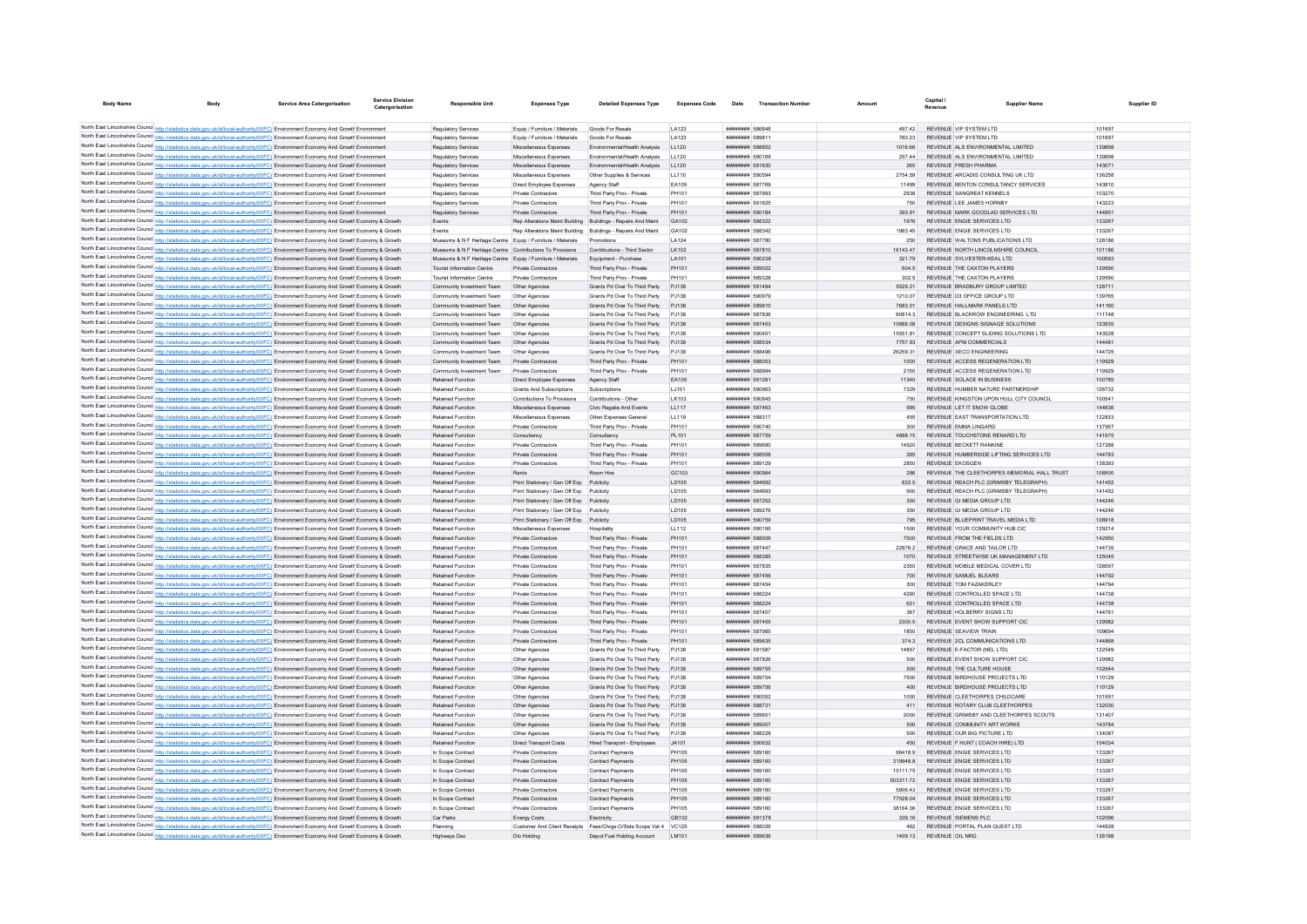| Body Name | Body | Service Area Catergorisation | Service Division Catergorisation | Responsible Unit | Expenses Type | Detailed Expenses Type | Expenses Code | Date | Transaction Number | Amount | Capital / Revenue | Supplier Name | Supplier ID |
|---|---|---|---|---|---|---|---|---|---|---|---|---|---|
| North East Lincolnshire Council | http://statistics.data.gov.uk/id/local-authority/00FC) | Environment Economy And Growth | Environment | Regulatory Services | Equip / Furniture / Materials | Goods For Resale | LA123 | ######## | 586848 | 497.42 | REVENUE | VIP SYSTEM LTD | 101697 |
| North East Lincolnshire Council | http://statistics.data.gov.uk/id/local-authority/00FC) | Environment Economy And Growth | Environment | Regulatory Services | Equip / Furniture / Materials | Goods For Resale | LA123 | ######## | 589811 | 760.23 | REVENUE | VIP SYSTEM LTD | 101697 |
| North East Lincolnshire Council | http://statistics.data.gov.uk/id/local-authority/00FC) | Environment Economy And Growth | Environment | Regulatory Services | Miscellaneous Expenses | Environmental/Health Analysis | LL120 | ######## | 588852 | 1018.66 | REVENUE | ALS ENVIRONMENTAL LIMITED | 139898 |
| North East Lincolnshire Council | http://statistics.data.gov.uk/id/local-authority/00FC) | Environment Economy And Growth | Environment | Regulatory Services | Miscellaneous Expenses | Environmental/Health Analysis | LL120 | ######## | 590169 | 257.44 | REVENUE | ALS ENVIRONMENTAL LIMITED | 139898 |
| North East Lincolnshire Council | http://statistics.data.gov.uk/id/local-authority/00FC) | Environment Economy And Growth | Environment | Regulatory Services | Miscellaneous Expenses | Environmental/Health Analysis | LL120 | ######## | 591630 | 265 | REVENUE | FRESH PHARMA | 143071 |
| North East Lincolnshire Council | http://statistics.data.gov.uk/id/local-authority/00FC) | Environment Economy And Growth | Environment | Regulatory Services | Miscellaneous Expenses | Other Supplies & Services | LL110 | ######## | 590594 | 2754.59 | REVENUE | ARCADIS CONSULTING UK LTD | 136258 |
| North East Lincolnshire Council | http://statistics.data.gov.uk/id/local-authority/00FC) | Environment Economy And Growth | Environment | Regulatory Services | Direct Employee Expenses | Agency Staff | EA105 | ######## | 587769 | 11499 | REVENUE | BENTON CONSULTANCY SERVICES | 143810 |
| North East Lincolnshire Council | http://statistics.data.gov.uk/id/local-authority/00FC) | Environment Economy And Growth | Environment | Regulatory Services | Private Contractors | Third Party Prov - Private | PH101 | ######## | 587993 | 2938 | REVENUE | SANGREAT KENNELS | 103270 |
| North East Lincolnshire Council | http://statistics.data.gov.uk/id/local-authority/00FC) | Environment Economy And Growth | Environment | Regulatory Services | Private Contractors | Third Party Prov - Private | PH101 | ######## | 591625 | 750 | REVENUE | LEE JAMES HORNBY | 143223 |
| North East Lincolnshire Council | http://statistics.data.gov.uk/id/local-authority/00FC) | Environment Economy And Growth | Environment | Regulatory Services | Private Contractors | Third Party Prov - Private | PH101 | ######## | 590184 | 393.91 | REVENUE | MARK GOODLAD SERVICES LTD | 144951 |
| North East Lincolnshire Council | http://statistics.data.gov.uk/id/local-authority/00FC) | Environment Economy And Growth | Economy & Growth | Events | Rep Alterations Maint Building | Buildings - Repairs And Maint | GA102 | ######## | 588322 | 1976 | REVENUE | ENGIE SERVICES LTD | 133267 |
| North East Lincolnshire Council | http://statistics.data.gov.uk/id/local-authority/00FC) | Environment Economy And Growth | Economy & Growth | Events | Rep Alterations Maint Building | Buildings - Repairs And Maint | GA102 | ######## | 588342 | 1983.45 | REVENUE | ENGIE SERVICES LTD | 133267 |
| North East Lincolnshire Council | http://statistics.data.gov.uk/id/local-authority/00FC) | Environment Economy And Growth | Economy & Growth | Museums & N F Heritage Centre | Equip / Furniture / Materials | Promotions | LA124 | ######## | 587780 | 250 | REVENUE | WALTONS PUBLICATIONS LTD | 128186 |
| North East Lincolnshire Council | http://statistics.data.gov.uk/id/local-authority/00FC) | Environment Economy And Growth | Economy & Growth | Museums & N F Heritage Centre | Contributions To Provisions | Contributions - Third Sector | LK102 | ######## | 587810 | 16143.47 | REVENUE | NORTH LINCOLNSHIRE COUNCIL | 101186 |
| North East Lincolnshire Council | http://statistics.data.gov.uk/id/local-authority/00FC) | Environment Economy And Growth | Economy & Growth | Museums & N F Heritage Centre | Equip / Furniture / Materials | Equipment - Purchase | LA101 | ######## | 590238 | 321.79 | REVENUE | SYLVESTER-KEAL LTD | 100593 |
| North East Lincolnshire Council | http://statistics.data.gov.uk/id/local-authority/00FC) | Environment Economy And Growth | Economy & Growth | Tourist Information Centre | Private Contractors | Third Party Prov - Private | PH101 | ######## | 589022 | 604.5 | REVENUE | THE CAXTON PLAYERS | 129590 |
| North East Lincolnshire Council | http://statistics.data.gov.uk/id/local-authority/00FC) | Environment Economy And Growth | Economy & Growth | Tourist Information Centre | Private Contractors | Third Party Prov - Private | PH101 | ######## | 589328 | 302.5 | REVENUE | THE CAXTON PLAYERS | 129590 |
| North East Lincolnshire Council | http://statistics.data.gov.uk/id/local-authority/00FC) | Environment Economy And Growth | Economy & Growth | Community Investment Team | Other Agencies | Grants Pd Over To Third Party | PJ138 | ######## | 591494 | 5529.21 | REVENUE | BRADBURY GROUP LIMITED | 128711 |
| North East Lincolnshire Council | http://statistics.data.gov.uk/id/local-authority/00FC) | Environment Economy And Growth | Economy & Growth | Community Investment Team | Other Agencies | Grants Pd Over To Third Party | PJ138 | ######## | 590979 | 1210.07 | REVENUE | D3 OFFICE GROUP LTD | 139765 |
| North East Lincolnshire Council | http://statistics.data.gov.uk/id/local-authority/00FC) | Environment Economy And Growth | Economy & Growth | Community Investment Team | Other Agencies | Grants Pd Over To Third Party | PJ138 | ######## | 589810 | 7683.01 | REVENUE | HALLMARK PANELS LTD | 141160 |
| North East Lincolnshire Council | http://statistics.data.gov.uk/id/local-authority/00FC) | Environment Economy And Growth | Economy & Growth | Community Investment Team | Other Agencies | Grants Pd Over To Third Party | PJ138 | ######## | 587836 | 60814.3 | REVENUE | BLACKROW ENGINEERING LTD | 111748 |
| North East Lincolnshire Council | http://statistics.data.gov.uk/id/local-authority/00FC) | Environment Economy And Growth | Economy & Growth | Community Investment Team | Other Agencies | Grants Pd Over To Third Party | PJ138 | ######## | 587453 | 10888.08 | REVENUE | DESIGNS SIGNAGE SOLUTIONS | 123935 |
| North East Lincolnshire Council | http://statistics.data.gov.uk/id/local-authority/00FC) | Environment Economy And Growth | Economy & Growth | Community Investment Team | Other Agencies | Grants Pd Over To Third Party | PJ138 | ######## | 590451 | 15551.61 | REVENUE | CONCEPT SLIDING SOLUTIONS LTD | 143528 |
| North East Lincolnshire Council | http://statistics.data.gov.uk/id/local-authority/00FC) | Environment Economy And Growth | Economy & Growth | Community Investment Team | Other Agencies | Grants Pd Over To Third Party | PJ138 | ######## | 588534 | 7757.93 | REVENUE | APM COMMERCIALS | 144481 |
| North East Lincolnshire Council | http://statistics.data.gov.uk/id/local-authority/00FC) | Environment Economy And Growth | Economy & Growth | Community Investment Team | Other Agencies | Grants Pd Over To Third Party | PJ138 | ######## | 588496 | 26259.31 | REVENUE | XECO ENGINEERING | 144725 |
| North East Lincolnshire Council | http://statistics.data.gov.uk/id/local-authority/00FC) | Environment Economy And Growth | Economy & Growth | Community Investment Team | Private Contractors | Third Party Prov - Private | PH101 | ######## | 588053 | 1000 | REVENUE | ACCESS REGENERATION LTD | 119929 |
| North East Lincolnshire Council | http://statistics.data.gov.uk/id/local-authority/00FC) | Environment Economy And Growth | Economy & Growth | Community Investment Team | Private Contractors | Third Party Prov - Private | PH101 | ######## | 588994 | 2150 | REVENUE | ACCESS REGENERATION LTD | 119929 |
| North East Lincolnshire Council | http://statistics.data.gov.uk/id/local-authority/00FC) | Environment Economy And Growth | Economy & Growth | Retained Function | Direct Employee Expenses | Agency Staff | EA105 | ######## | 591281 | 11340 | REVENUE | SOLACE IN BUSINESS | 100785 |
| North East Lincolnshire Council | http://statistics.data.gov.uk/id/local-authority/00FC) | Environment Economy And Growth | Economy & Growth | Retained Function | Grants And Subscriptions | Subscriptions | LJ101 | ######## | 590963 | 7329 | REVENUE | HUMBER NATURE PARTNERSHIP | 126732 |
| North East Lincolnshire Council | http://statistics.data.gov.uk/id/local-authority/00FC) | Environment Economy And Growth | Economy & Growth | Retained Function | Contributions To Provisions | Contributions - Other | LK103 | ######## | 590645 | 750 | REVENUE | KINGSTON UPON HULL CITY COUNCIL | 100541 |
| North East Lincolnshire Council | http://statistics.data.gov.uk/id/local-authority/00FC) | Environment Economy And Growth | Economy & Growth | Retained Function | Miscellaneous Expenses | Civic Regalia And Events | LL117 | ######## | 587463 | 995 | REVENUE | LET IT SNOW GLOBE | 144836 |
| North East Lincolnshire Council | http://statistics.data.gov.uk/id/local-authority/00FC) | Environment Economy And Growth | Economy & Growth | Retained Function | Miscellaneous Expenses | Other Expenses General | LL119 | ######## | 588317 | 455 | REVENUE | EAST TRANSPORTATION LTD | 122833 |
| North East Lincolnshire Council | http://statistics.data.gov.uk/id/local-authority/00FC) | Environment Economy And Growth | Economy & Growth | Retained Function | Private Contractors | Third Party Prov - Private | PH101 | ######## | 590740 | 300 | REVENUE | EMMA LINGARD | 137957 |
| North East Lincolnshire Council | http://statistics.data.gov.uk/id/local-authority/00FC) | Environment Economy And Growth | Economy & Growth | Retained Function | Consultancy | Consultancy | PL101 | ######## | 587759 | 4888.15 | REVENUE | TOUCHSTONE RENARD LTD | 141975 |
| North East Lincolnshire Council | http://statistics.data.gov.uk/id/local-authority/00FC) | Environment Economy And Growth | Economy & Growth | Retained Function | Private Contractors | Third Party Prov - Private | PH101 | ######## | 589690 | 14520 | REVENUE | BECKETT RANKINE | 127288 |
| North East Lincolnshire Council | http://statistics.data.gov.uk/id/local-authority/00FC) | Environment Economy And Growth | Economy & Growth | Retained Function | Private Contractors | Third Party Prov - Private | PH101 | ######## | 588558 | 295 | REVENUE | HUMBERSIDE LIFTING SERVICES LTD | 144783 |
| North East Lincolnshire Council | http://statistics.data.gov.uk/id/local-authority/00FC) | Environment Economy And Growth | Economy & Growth | Retained Function | Private Contractors | Third Party Prov - Private | PH101 | ######## | 589129 | 2850 | REVENUE | EKOSGEN | 138393 |
| North East Lincolnshire Council | http://statistics.data.gov.uk/id/local-authority/00FC) | Environment Economy And Growth | Economy & Growth | Retained Function | Rents | Room Hire | GC103 | ######## | 590964 | 286 | REVENUE | THE CLEETHORPES MEMORIAL HALL TRUST | 108500 |
| North East Lincolnshire Council | http://statistics.data.gov.uk/id/local-authority/00FC) | Environment Economy And Growth | Economy & Growth | Retained Function | Print Stationery / Gen Off Exp | Publicity | LD105 | ######## | 584692 | 832.5 | REVENUE | REACH PLC (GRIMSBY TELEGRAPH) | 141452 |
| North East Lincolnshire Council | http://statistics.data.gov.uk/id/local-authority/00FC) | Environment Economy And Growth | Economy & Growth | Retained Function | Print Stationery / Gen Off Exp | Publicity | LD105 | ######## | 584693 | 900 | REVENUE | REACH PLC (GRIMSBY TELEGRAPH) | 141452 |
| North East Lincolnshire Council | http://statistics.data.gov.uk/id/local-authority/00FC) | Environment Economy And Growth | Economy & Growth | Retained Function | Print Stationery / Gen Off Exp | Publicity | LD105 | ######## | 587252 | 350 | REVENUE | GI MEDIA GROUP LTD | 144246 |
| North East Lincolnshire Council | http://statistics.data.gov.uk/id/local-authority/00FC) | Environment Economy And Growth | Economy & Growth | Retained Function | Print Stationery / Gen Off Exp | Publicity | LD105 | ######## | 589276 | 350 | REVENUE | GI MEDIA GROUP LTD | 144246 |
| North East Lincolnshire Council | http://statistics.data.gov.uk/id/local-authority/00FC) | Environment Economy And Growth | Economy & Growth | Retained Function | Print Stationery / Gen Off Exp | Publicity | LD105 | ######## | 590759 | 795 | REVENUE | BLUEPRINT TRAVEL MEDIA LTD | 108918 |
| North East Lincolnshire Council | http://statistics.data.gov.uk/id/local-authority/00FC) | Environment Economy And Growth | Economy & Growth | Retained Function | Miscellaneous Expenses | Hospitality | LL112 | ######## | 590195 | 1500 | REVENUE | YOUR COMMUNITY HUB CIC | 129214 |
| North East Lincolnshire Council | http://statistics.data.gov.uk/id/local-authority/00FC) | Environment Economy And Growth | Economy & Growth | Retained Function | Private Contractors | Third Party Prov - Private | PH101 | ######## | 588506 | 7500 | REVENUE | FROM THE FIELDS LTD | 142950 |
| North East Lincolnshire Council | http://statistics.data.gov.uk/id/local-authority/00FC) | Environment Economy And Growth | Economy & Growth | Retained Function | Private Contractors | Third Party Prov - Private | PH101 | ######## | 587447 | 22876.2 | REVENUE | GRACE AND TAILOR LTD | 144735 |
| North East Lincolnshire Council | http://statistics.data.gov.uk/id/local-authority/00FC) | Environment Economy And Growth | Economy & Growth | Retained Function | Private Contractors | Third Party Prov - Private | PH101 | ######## | 588385 | 1070 | REVENUE | STREETWISE UK MANAGEMENT LTD | 125045 |
| North East Lincolnshire Council | http://statistics.data.gov.uk/id/local-authority/00FC) | Environment Economy And Growth | Economy & Growth | Retained Function | Private Contractors | Third Party Prov - Private | PH101 | ######## | 587835 | 2350 | REVENUE | MOBILE MEDICAL COVER LTD | 128597 |
| North East Lincolnshire Council | http://statistics.data.gov.uk/id/local-authority/00FC) | Environment Economy And Growth | Economy & Growth | Retained Function | Private Contractors | Third Party Prov - Private | PH101 | ######## | 587456 | 700 | REVENUE | SAMUEL BLEARS | 144792 |
| North East Lincolnshire Council | http://statistics.data.gov.uk/id/local-authority/00FC) | Environment Economy And Growth | Economy & Growth | Retained Function | Private Contractors | Third Party Prov - Private | PH101 | ######## | 587454 | 300 | REVENUE | TOM FAZAKERLEY | 144794 |
| North East Lincolnshire Council | http://statistics.data.gov.uk/id/local-authority/00FC) | Environment Economy And Growth | Economy & Growth | Retained Function | Private Contractors | Third Party Prov - Private | PH101 | ######## | 588224 | 4290 | REVENUE | CONTROLLED SPACE LTD | 144738 |
| North East Lincolnshire Council | http://statistics.data.gov.uk/id/local-authority/00FC) | Environment Economy And Growth | Economy & Growth | Retained Function | Private Contractors | Third Party Prov - Private | PH101 | ######## | 588224 | 631 | REVENUE | CONTROLLED SPACE LTD | 144738 |
| North East Lincolnshire Council | http://statistics.data.gov.uk/id/local-authority/00FC) | Environment Economy And Growth | Economy & Growth | Retained Function | Private Contractors | Third Party Prov - Private | PH101 | ######## | 587457 | 387 | REVENUE | HOLBERRY SIGNS LTD | 144761 |
| North East Lincolnshire Council | http://statistics.data.gov.uk/id/local-authority/00FC) | Environment Economy And Growth | Economy & Growth | Retained Function | Private Contractors | Third Party Prov - Private | PH101 | ######## | 587455 | 2300.5 | REVENUE | EVENT SHOW SUPPORT CIC | 129982 |
| North East Lincolnshire Council | http://statistics.data.gov.uk/id/local-authority/00FC) | Environment Economy And Growth | Economy & Growth | Retained Function | Private Contractors | Third Party Prov - Private | PH101 | ######## | 587985 | 1850 | REVENUE | SEAVIEW TRAIN | 109694 |
| North East Lincolnshire Council | http://statistics.data.gov.uk/id/local-authority/00FC) | Environment Economy And Growth | Economy & Growth | Retained Function | Private Contractors | Third Party Prov - Private | PH101 | ######## | 589635 | 374.3 | REVENUE | 2CL COMMUNICATIONS LTD | 144868 |
| North East Lincolnshire Council | http://statistics.data.gov.uk/id/local-authority/00FC) | Environment Economy And Growth | Economy & Growth | Retained Function | Other Agencies | Grants Pd Over To Third Party | PJ138 | ######## | 591587 | 14857 | REVENUE | E-FACTOR (NEL LTD) | 122549 |
| North East Lincolnshire Council | http://statistics.data.gov.uk/id/local-authority/00FC) | Environment Economy And Growth | Economy & Growth | Retained Function | Other Agencies | Grants Pd Over To Third Party | PJ138 | ######## | 587826 | 500 | REVENUE | EVENT SHOW SUPPORT CIC | 129982 |
| North East Lincolnshire Council | http://statistics.data.gov.uk/id/local-authority/00FC) | Environment Economy And Growth | Economy & Growth | Retained Function | Other Agencies | Grants Pd Over To Third Party | PJ138 | ######## | 589755 | 500 | REVENUE | THE CULTURE HOUSE | 102644 |
| North East Lincolnshire Council | http://statistics.data.gov.uk/id/local-authority/00FC) | Environment Economy And Growth | Economy & Growth | Retained Function | Other Agencies | Grants Pd Over To Third Party | PJ138 | ######## | 589754 | 7500 | REVENUE | BIRDHOUSE PROJECTS LTD | 110129 |
| North East Lincolnshire Council | http://statistics.data.gov.uk/id/local-authority/00FC) | Environment Economy And Growth | Economy & Growth | Retained Function | Other Agencies | Grants Pd Over To Third Party | PJ138 | ######## | 589756 | 400 | REVENUE | BIRDHOUSE PROJECTS LTD | 110129 |
| North East Lincolnshire Council | http://statistics.data.gov.uk/id/local-authority/00FC) | Environment Economy And Growth | Economy & Growth | Retained Function | Other Agencies | Grants Pd Over To Third Party | PJ138 | ######## | 590052 | 1000 | REVENUE | CLEETHORPES CHILDCARE | 101591 |
| North East Lincolnshire Council | http://statistics.data.gov.uk/id/local-authority/00FC) | Environment Economy And Growth | Economy & Growth | Retained Function | Other Agencies | Grants Pd Over To Third Party | PJ138 | ######## | 588731 | 411 | REVENUE | ROTARY CLUB CLEETHORPES | 132030 |
| North East Lincolnshire Council | http://statistics.data.gov.uk/id/local-authority/00FC) | Environment Economy And Growth | Economy & Growth | Retained Function | Other Agencies | Grants Pd Over To Third Party | PJ138 | ######## | 589651 | 2000 | REVENUE | GRIMSBY AND CLEETHORPES SCOUTS | 131407 |
| North East Lincolnshire Council | http://statistics.data.gov.uk/id/local-authority/00FC) | Environment Economy And Growth | Economy & Growth | Retained Function | Other Agencies | Grants Pd Over To Third Party | PJ138 | ######## | 589007 | 500 | REVENUE | COMMUNITY ART WORKS | 143784 |
| North East Lincolnshire Council | http://statistics.data.gov.uk/id/local-authority/00FC) | Environment Economy And Growth | Economy & Growth | Retained Function | Other Agencies | Grants Pd Over To Third Party | PJ138 | ######## | 588228 | 500 | REVENUE | OUR BIG PICTURE LTD | 134087 |
| North East Lincolnshire Council | http://statistics.data.gov.uk/id/local-authority/00FC) | Environment Economy And Growth | Economy & Growth | Retained Function | Direct Transport Costs | Hired Transport - Employees | JA101 | ######## | 590632 | 450 | REVENUE | F HUNT ( COACH HIRE) LTD | 104034 |
| North East Lincolnshire Council | http://statistics.data.gov.uk/id/local-authority/00FC) | Environment Economy And Growth | Economy & Growth | In Scope Contract | Private Contractors | Contract Payments | PH105 | ######## | 589160 | 96418.9 | REVENUE | ENGIE SERVICES LTD | 133267 |
| North East Lincolnshire Council | http://statistics.data.gov.uk/id/local-authority/00FC) | Environment Economy And Growth | Economy & Growth | In Scope Contract | Private Contractors | Contract Payments | PH105 | ######## | 589160 | 319948.8 | REVENUE | ENGIE SERVICES LTD | 133267 |
| North East Lincolnshire Council | http://statistics.data.gov.uk/id/local-authority/00FC) | Environment Economy And Growth | Economy & Growth | In Scope Contract | Private Contractors | Contract Payments | PH105 | ######## | 589160 | 15111.75 | REVENUE | ENGIE SERVICES LTD | 133267 |
| North East Lincolnshire Council | http://statistics.data.gov.uk/id/local-authority/00FC) | Environment Economy And Growth | Economy & Growth | In Scope Contract | Private Contractors | Contract Payments | PH105 | ######## | 589160 | 503311.72 | REVENUE | ENGIE SERVICES LTD | 133267 |
| North East Lincolnshire Council | http://statistics.data.gov.uk/id/local-authority/00FC) | Environment Economy And Growth | Economy & Growth | In Scope Contract | Private Contractors | Contract Payments | PH105 | ######## | 589160 | 5906.43 | REVENUE | ENGIE SERVICES LTD | 133267 |
| North East Lincolnshire Council | http://statistics.data.gov.uk/id/local-authority/00FC) | Environment Economy And Growth | Economy & Growth | In Scope Contract | Private Contractors | Contract Payments | PH105 | ######## | 589160 | 77528.04 | REVENUE | ENGIE SERVICES LTD | 133267 |
| North East Lincolnshire Council | http://statistics.data.gov.uk/id/local-authority/00FC) | Environment Economy And Growth | Economy & Growth | In Scope Contract | Private Contractors | Contract Payments | PH105 | ######## | 589160 | 38164.36 | REVENUE | ENGIE SERVICES LTD | 133267 |
| North East Lincolnshire Council | http://statistics.data.gov.uk/id/local-authority/00FC) | Environment Economy And Growth | Economy & Growth | Car Parks | Energy Costs | Electricity | GB102 | ######## | 591378 | 339.16 | REVENUE | SIEMENS PLC | 102096 |
| North East Lincolnshire Council | http://statistics.data.gov.uk/id/local-authority/00FC) | Environment Economy And Growth | Economy & Growth | Planning | Customer And Client Receipts | Fees/Chrgs-O/Side Scope Vat 4 | VC125 | ######## | 588026 | 462 | REVENUE | PORTAL PLAN QUEST LTD | 144928 |
| North East Lincolnshire Council | http://statistics.data.gov.uk/id/local-authority/00FC) | Environment Economy And Growth | Economy & Growth | Highways Dso | Dlo Holding | Depot Fuel Holding Account | LM101 | ######## | 589636 | 1409.13 | REVENUE | OIL NRG | 138198 |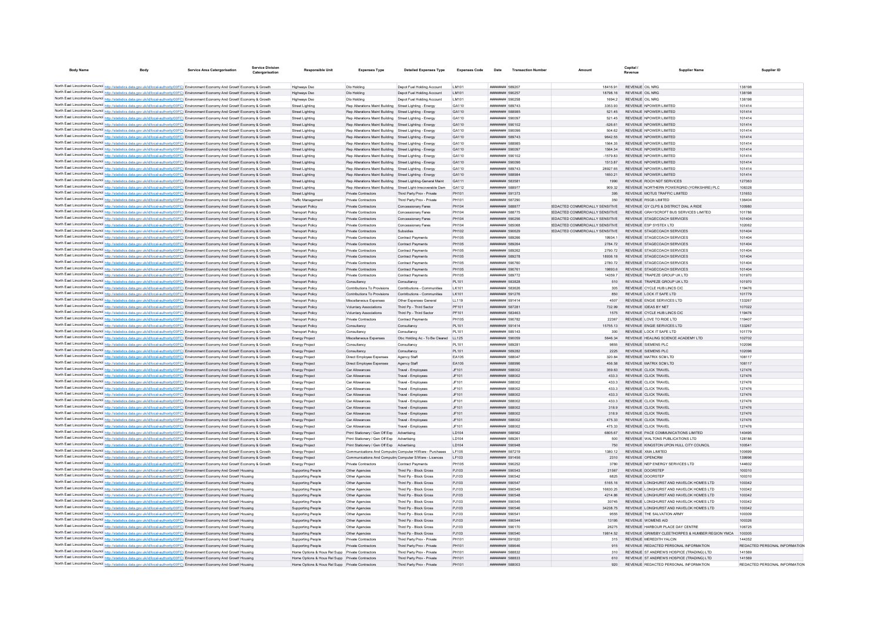| Body Name | Body | Service Area Catergorisation | Service Division Catergorisation | Responsible Unit | Expenses Type | Detailed Expenses Type | Expenses Code | Date | Transaction Number | Amount | Capital / Revenue | Supplier Name | Supplier ID |
|---|---|---|---|---|---|---|---|---|---|---|---|---|---|
| North East Lincolnshire Council | http://statistics.data.gov.uk/id/local-authority/00FC) | Environment Economy And Growth | Economy & Growth | Highways Dso | Dlo Holding | Depot Fuel Holding Account | LM101 | ######## | 589207 | 18416.91 | REVENUE | OIL NRG | 138198 |
| North East Lincolnshire Council | http://statistics.data.gov.uk/id/local-authority/00FC) | Environment Economy And Growth | Economy & Growth | Highways Dso | Dlo Holding | Depot Fuel Holding Account | LM101 | ######## | 590257 | 18798.16 | REVENUE | OIL NRG | 138198 |
| North East Lincolnshire Council | http://statistics.data.gov.uk/id/local-authority/00FC) | Environment Economy And Growth | Economy & Growth | Highways Dso | Dlo Holding | Depot Fuel Holding Account | LM101 | ######## | 590258 | 1694.2 | REVENUE | OIL NRG | 138198 |
| North East Lincolnshire Council | http://statistics.data.gov.uk/id/local-authority/00FC) | Environment Economy And Growth | Economy & Growth | Street Lighting | Rep Alterations Maint Building | Street Lighting - Energy | GA110 | ######## | 589743 | 3353.93 | REVENUE | NPOWER LIMITED | 101414 |
| North East Lincolnshire Council | http://statistics.data.gov.uk/id/local-authority/00FC) | Environment Economy And Growth | Economy & Growth | Street Lighting | Rep Alterations Maint Building | Street Lighting - Energy | GA110 | ######## | 588985 | 521.45 | REVENUE | NPOWER LIMITED | 101414 |
| North East Lincolnshire Council | http://statistics.data.gov.uk/id/local-authority/00FC) | Environment Economy And Growth | Economy & Growth | Street Lighting | Rep Alterations Maint Building | Street Lighting - Energy | GA110 | ######## | 590097 | 521.45 | REVENUE | NPOWER LIMITED | 101414 |
| North East Lincolnshire Council | http://statistics.data.gov.uk/id/local-authority/00FC) | Environment Economy And Growth | Economy & Growth | Street Lighting | Rep Alterations Maint Building | Street Lighting - Energy | GA110 | ######## | 590102 | -526.61 | REVENUE | NPOWER LIMITED | 101414 |
| North East Lincolnshire Council | http://statistics.data.gov.uk/id/local-authority/00FC) | Environment Economy And Growth | Economy & Growth | Street Lighting | Rep Alterations Maint Building | Street Lighting - Energy | GA110 | ######## | 590096 | 504.62 | REVENUE | NPOWER LIMITED | 101414 |
| North East Lincolnshire Council | http://statistics.data.gov.uk/id/local-authority/00FC) | Environment Economy And Growth | Economy & Growth | Street Lighting | Rep Alterations Maint Building | Street Lighting - Energy | GA110 | ######## | 589743 | 9642.55 | REVENUE | NPOWER LIMITED | 101414 |
| North East Lincolnshire Council | http://statistics.data.gov.uk/id/local-authority/00FC) | Environment Economy And Growth | Economy & Growth | Street Lighting | Rep Alterations Maint Building | Street Lighting - Energy | GA110 | ######## | 588985 | 1564.35 | REVENUE | NPOWER LIMITED | 101414 |
| North East Lincolnshire Council | http://statistics.data.gov.uk/id/local-authority/00FC) | Environment Economy And Growth | Economy & Growth | Street Lighting | Rep Alterations Maint Building | Street Lighting - Energy | GA110 | ######## | 590097 | 1564.34 | REVENUE | NPOWER LIMITED | 101414 |
| North East Lincolnshire Council | http://statistics.data.gov.uk/id/local-authority/00FC) | Environment Economy And Growth | Economy & Growth | Street Lighting | Rep Alterations Maint Building | Street Lighting - Energy | GA110 | ######## | 590102 | -1579.83 | REVENUE | NPOWER LIMITED | 101414 |
| North East Lincolnshire Council | http://statistics.data.gov.uk/id/local-authority/00FC) | Environment Economy And Growth | Economy & Growth | Street Lighting | Rep Alterations Maint Building | Street Lighting - Energy | GA110 | ######## | 590096 | 1513.87 | REVENUE | NPOWER LIMITED | 101414 |
| North East Lincolnshire Council | http://statistics.data.gov.uk/id/local-authority/00FC) | Environment Economy And Growth | Economy & Growth | Street Lighting | Rep Alterations Maint Building | Street Lighting - Energy | GA110 | ######## | 589743 | 28927.65 | REVENUE | NPOWER LIMITED | 101414 |
| North East Lincolnshire Council | http://statistics.data.gov.uk/id/local-authority/00FC) | Environment Economy And Growth | Economy & Growth | Street Lighting | Rep Alterations Maint Building | Street Lighting - Energy | GA110 | ######## | 588984 | 1650.21 | REVENUE | NPOWER LIMITED | 101414 |
| North East Lincolnshire Council | http://statistics.data.gov.uk/id/local-authority/00FC) | Environment Economy And Growth | Economy & Growth | Street Lighting | Rep Alterations Maint Building | Street Lighting-General Maint | GA111 | ######## | 583581 | 1990 | REVENUE | ROCH NDT SERVICES | 127363 |
| North East Lincolnshire Council | http://statistics.data.gov.uk/id/local-authority/00FC) | Environment Economy And Growth | Economy & Growth | Street Lighting | Rep Alterations Maint Building | Street Light-Irrecoverable Dam | GA112 | ######## | 588977 | 909.32 | REVENUE | NORTHERN POWERGRID (YORKSHIRE) PLC | 108328 |
| North East Lincolnshire Council | http://statistics.data.gov.uk/id/local-authority/00FC) | Environment Economy And Growth | Economy & Growth | Street Lighting | Private Contractors | Third Party Prov - Private | PH101 | ######## | 591373 | 395 | REVENUE | MOTUS TRAFFIC LIMITED | 131653 |
| North East Lincolnshire Council | http://statistics.data.gov.uk/id/local-authority/00FC) | Environment Economy And Growth | Economy & Growth | Traffic Management | Private Contractors | Third Party Prov - Private | PH101 | ######## | 587290 | 350 | REVENUE | RSGB LIMITED | 136404 |
| North East Lincolnshire Council | http://statistics.data.gov.uk/id/local-authority/00FC) | Environment Economy And Growth | Economy & Growth | Transport Policy | Private Contractors | Concessionary Fares | PH104 | ######## | 588877 | REDACTED COMMERCIALLY SENSITIVE | REVENUE | GY CLPS & DISTRICT DIAL A RIDE | 100980 |
| North East Lincolnshire Council | http://statistics.data.gov.uk/id/local-authority/00FC) | Environment Economy And Growth | Economy & Growth | Transport Policy | Private Contractors | Concessionary Fares | PH104 | ######## | 588775 | REDACTED COMMERCIALLY SENSITIVE | REVENUE | GRAYSCROFT BUS SERVICES LIMITED | 101786 |
| North East Lincolnshire Council | http://statistics.data.gov.uk/id/local-authority/00FC) | Environment Economy And Growth | Economy & Growth | Transport Policy | Private Contractors | Concessionary Fares | PH104 | ######## | 590256 | REDACTED COMMERCIALLY SENSITIVE | REVENUE | STAGECOACH SERVICES | 101404 |
| North East Lincolnshire Council | http://statistics.data.gov.uk/id/local-authority/00FC) | Environment Economy And Growth | Economy & Growth | Transport Policy | Private Contractors | Concessionary Fares | PH104 | ######## | 585068 | REDACTED COMMERCIALLY SENSITIVE | REVENUE | ESP SYSTEX LTD | 102062 |
| North East Lincolnshire Council | http://statistics.data.gov.uk/id/local-authority/00FC) | Environment Economy And Growth | Economy & Growth | Transport Policy | Private Contractors | Subsidies | PH102 | ######## | 590629 | REDACTED COMMERCIALLY SENSITIVE | REVENUE | STAGECOACH SERVICES | 101404 |
| North East Lincolnshire Council | http://statistics.data.gov.uk/id/local-authority/00FC) | Environment Economy And Growth | Economy & Growth | Transport Policy | Private Contractors | Contract Payments | PH105 | ######## | 589266 | 19934.1 | REVENUE | STAGECOACH SERVICES | 101404 |
| North East Lincolnshire Council | http://statistics.data.gov.uk/id/local-authority/00FC) | Environment Economy And Growth | Economy & Growth | Transport Policy | Private Contractors | Contract Payments | PH105 | ######## | 589264 | 2784.72 | REVENUE | STAGECOACH SERVICES | 101404 |
| North East Lincolnshire Council | http://statistics.data.gov.uk/id/local-authority/00FC) | Environment Economy And Growth | Economy & Growth | Transport Policy | Private Contractors | Contract Payments | PH105 | ######## | 589262 | 2790.72 | REVENUE | STAGECOACH SERVICES | 101404 |
| North East Lincolnshire Council | http://statistics.data.gov.uk/id/local-authority/00FC) | Environment Economy And Growth | Economy & Growth | Transport Policy | Private Contractors | Contract Payments | PH105 | ######## | 589278 | 18936.18 | REVENUE | STAGECOACH SERVICES | 101404 |
| North East Lincolnshire Council | http://statistics.data.gov.uk/id/local-authority/00FC) | Environment Economy And Growth | Economy & Growth | Transport Policy | Private Contractors | Contract Payments | PH105 | ######## | 590760 | 2780.72 | REVENUE | STAGECOACH SERVICES | 101404 |
| North East Lincolnshire Council | http://statistics.data.gov.uk/id/local-authority/00FC) | Environment Economy And Growth | Economy & Growth | Transport Policy | Private Contractors | Contract Payments | PH105 | ######## | 590761 | 19893.6 | REVENUE | STAGECOACH SERVICES | 101404 |
| North East Lincolnshire Council | http://statistics.data.gov.uk/id/local-authority/00FC) | Environment Economy And Growth | Economy & Growth | Transport Policy | Private Contractors | Contract Payments | PH105 | ######## | 589772 | 14359.7 | REVENUE | TRAPEZE GROUP UK LTD | 101970 |
| North East Lincolnshire Council | http://statistics.data.gov.uk/id/local-authority/00FC) | Environment Economy And Growth | Economy & Growth | Transport Policy | Consultancy | Consultancy | PL101 | ######## | 583828 | 510 | REVENUE | TRAPEZE GROUP UK LTD | 101970 |
| North East Lincolnshire Council | http://statistics.data.gov.uk/id/local-authority/00FC) | Environment Economy And Growth | Economy & Growth | Transport Policy | Contributions To Provisions | Contributions - Communities | LK101 | ######## | 583826 | 305 | REVENUE | CYCLE HUB LINCS CIC | 119476 |
| North East Lincolnshire Council | http://statistics.data.gov.uk/id/local-authority/00FC) | Environment Economy And Growth | Economy & Growth | Transport Policy | Contributions To Provisions | Contributions - Communities | LK101 | ######## | 591276 | 850 | REVENUE | LOCK IT SAFE LTD | 101779 |
| North East Lincolnshire Council | http://statistics.data.gov.uk/id/local-authority/00FC) | Environment Economy And Growth | Economy & Growth | Transport Policy | Miscellaneous Expenses | Other Expenses General | LL119 | ######## | 591414 | 4507 | REVENUE | ENGIE SERVICES LTD | 133267 |
| North East Lincolnshire Council | http://statistics.data.gov.uk/id/local-authority/00FC) | Environment Economy And Growth | Economy & Growth | Transport Policy | Voluntary Associations | Third Pp - Third Sector | PF101 | ######## | 587281 | 732.99 | REVENUE | IDEAS BY NET | 107022 |
| North East Lincolnshire Council | http://statistics.data.gov.uk/id/local-authority/00FC) | Environment Economy And Growth | Economy & Growth | Transport Policy | Voluntary Associations | Third Pp - Third Sector | PF101 | ######## | 583463 | 1575 | REVENUE | CYCLE HUB LINCS CIC | 119476 |
| North East Lincolnshire Council | http://statistics.data.gov.uk/id/local-authority/00FC) | Environment Economy And Growth | Economy & Growth | Transport Policy | Private Contractors | Contract Payments | PH105 | ######## | 590782 | 22367 | REVENUE | LOVE TO RIDE LTD | 119407 |
| North East Lincolnshire Council | http://statistics.data.gov.uk/id/local-authority/00FC) | Environment Economy And Growth | Economy & Growth | Transport Policy | Consultancy | Consultancy | PL101 | ######## | 591414 | 15755.13 | REVENUE | ENGIE SERVICES LTD | 133267 |
| North East Lincolnshire Council | http://statistics.data.gov.uk/id/local-authority/00FC) | Environment Economy And Growth | Economy & Growth | Transport Policy | Consultancy | Consultancy | PL101 | ######## | 585143 | 300 | REVENUE | LOCK IT SAFE LTD | 101779 |
| North East Lincolnshire Council | http://statistics.data.gov.uk/id/local-authority/00FC) | Environment Economy And Growth | Economy & Growth | Energy Project | Miscellaneous Expenses | Obc Holding Ac - To Be Cleared | LL125 | ######## | 590059 | 5646.34 | REVENUE | HEALING SCIENCE ACADEMY LTD | 102702 |
| North East Lincolnshire Council | http://statistics.data.gov.uk/id/local-authority/00FC) | Environment Economy And Growth | Economy & Growth | Energy Project | Consultancy | Consultancy | PL101 | ######## | 589281 | 9855 | REVENUE | SIEMENS PLC | 102096 |
| North East Lincolnshire Council | http://statistics.data.gov.uk/id/local-authority/00FC) | Environment Economy And Growth | Economy & Growth | Energy Project | Consultancy | Consultancy | PL101 | ######## | 589282 | 2225 | REVENUE | SIEMENS PLC | 102096 |
| North East Lincolnshire Council | http://statistics.data.gov.uk/id/local-authority/00FC) | Environment Economy And Growth | Economy & Growth | Energy Project | Direct Employee Expenses | Agency Staff | EA105 | ######## | 588047 | 320.84 | REVENUE | MATRIX SCM LTD | 108117 |
| North East Lincolnshire Council | http://statistics.data.gov.uk/id/local-authority/00FC) | Environment Economy And Growth | Economy & Growth | Energy Project | Direct Employee Expenses | Agency Staff | EA105 | ######## | 588996 | 458.58 | REVENUE | MATRIX SCM LTD | 108117 |
| North East Lincolnshire Council | http://statistics.data.gov.uk/id/local-authority/00FC) | Environment Economy And Growth | Economy & Growth | Energy Project | Car Allowances | Travel - Employees | JF101 | ######## | 588002 | 359.63 | REVENUE | CLICK TRAVEL | 127476 |
| North East Lincolnshire Council | http://statistics.data.gov.uk/id/local-authority/00FC) | Environment Economy And Growth | Economy & Growth | Energy Project | Car Allowances | Travel - Employees | JF101 | ######## | 588002 | 433.3 | REVENUE | CLICK TRAVEL | 127476 |
| North East Lincolnshire Council | http://statistics.data.gov.uk/id/local-authority/00FC) | Environment Economy And Growth | Economy & Growth | Energy Project | Car Allowances | Travel - Employees | JF101 | ######## | 588002 | 433.3 | REVENUE | CLICK TRAVEL | 127476 |
| North East Lincolnshire Council | http://statistics.data.gov.uk/id/local-authority/00FC) | Environment Economy And Growth | Economy & Growth | Energy Project | Car Allowances | Travel - Employees | JF101 | ######## | 588002 | 433.3 | REVENUE | CLICK TRAVEL | 127476 |
| North East Lincolnshire Council | http://statistics.data.gov.uk/id/local-authority/00FC) | Environment Economy And Growth | Economy & Growth | Energy Project | Car Allowances | Travel - Employees | JF101 | ######## | 588002 | 433.3 | REVENUE | CLICK TRAVEL | 127476 |
| North East Lincolnshire Council | http://statistics.data.gov.uk/id/local-authority/00FC) | Environment Economy And Growth | Economy & Growth | Energy Project | Car Allowances | Travel - Employees | JF101 | ######## | 588002 | 433.3 | REVENUE | CLICK TRAVEL | 127476 |
| North East Lincolnshire Council | http://statistics.data.gov.uk/id/local-authority/00FC) | Environment Economy And Growth | Economy & Growth | Energy Project | Car Allowances | Travel - Employees | JF101 | ######## | 588002 | 318.9 | REVENUE | CLICK TRAVEL | 127476 |
| North East Lincolnshire Council | http://statistics.data.gov.uk/id/local-authority/00FC) | Environment Economy And Growth | Economy & Growth | Energy Project | Car Allowances | Travel - Employees | JF101 | ######## | 588002 | 318.9 | REVENUE | CLICK TRAVEL | 127476 |
| North East Lincolnshire Council | http://statistics.data.gov.uk/id/local-authority/00FC) | Environment Economy And Growth | Economy & Growth | Energy Project | Car Allowances | Travel - Employees | JF101 | ######## | 588002 | 475.33 | REVENUE | CLICK TRAVEL | 127476 |
| North East Lincolnshire Council | http://statistics.data.gov.uk/id/local-authority/00FC) | Environment Economy And Growth | Economy & Growth | Energy Project | Car Allowances | Travel - Employees | JF101 | ######## | 588002 | 475.33 | REVENUE | CLICK TRAVEL | 127476 |
| North East Lincolnshire Council | http://statistics.data.gov.uk/id/local-authority/00FC) | Environment Economy And Growth | Economy & Growth | Energy Project | Print Stationery / Gen Off Exp | Advertising | LD104 | ######## | 588562 | 6805.67 | REVENUE | PACE COMMUNICATIONS LIMITED | 140495 |
| North East Lincolnshire Council | http://statistics.data.gov.uk/id/local-authority/00FC) | Environment Economy And Growth | Economy & Growth | Energy Project | Print Stationery / Gen Off Exp | Advertising | LD104 | ######## | 589261 | 500 | REVENUE | WALTONS PUBLICATIONS LTD | 128186 |
| North East Lincolnshire Council | http://statistics.data.gov.uk/id/local-authority/00FC) | Environment Economy And Growth | Economy & Growth | Energy Project | Print Stationery / Gen Off Exp | Advertising | LD104 | ######## | 590948 | 750 | REVENUE | KINGSTON UPON HULL CITY COUNCIL | 100541 |
| North East Lincolnshire Council | http://statistics.data.gov.uk/id/local-authority/00FC) | Environment Economy And Growth | Economy & Growth | Energy Project | Communications And Computing | Computer H/Ware - Purchases | LF105 | ######## | 587219 | 1380.12 | REVENUE | XMA LIMITED | 100699 |
| North East Lincolnshire Council | http://statistics.data.gov.uk/id/local-authority/00FC) | Environment Economy And Growth | Economy & Growth | Energy Project | Communications And Computing | Computer S/Ware - Licences | LF103 | ######## | 591456 | 2310 | REVENUE | OPENCRM | 139996 |
| North East Lincolnshire Council | http://statistics.data.gov.uk/id/local-authority/00FC) | Environment Economy And Growth | Economy & Growth | Energy Project | Private Contractors | Contract Payments | PH105 | ######## | 590252 | 3780 | REVENUE | NEP ENERGY SERVICES LTD | 144602 |
| North East Lincolnshire Council | http://statistics.data.gov.uk/id/local-authority/00FC) | Environment Economy And Growth | Housing | Supporting People | Other Agencies | Third Pp - Block Gross | PJ103 | ######## | 590543 | 21567 | REVENUE | DOORSTEP | 100310 |
| North East Lincolnshire Council | http://statistics.data.gov.uk/id/local-authority/00FC) | Environment Economy And Growth | Housing | Supporting People | Other Agencies | Third Pp - Block Gross | PJ103 | ######## | 590542 | 6825 | REVENUE | DOORSTEP | 100310 |
| North East Lincolnshire Council | http://statistics.data.gov.uk/id/local-authority/00FC) | Environment Economy And Growth | Housing | Supporting People | Other Agencies | Third Pp - Block Gross | PJ103 | ######## | 590547 | 5165.16 | REVENUE | LONGHURST AND HAVELOK HOMES LTD | 100342 |
| North East Lincolnshire Council | http://statistics.data.gov.uk/id/local-authority/00FC) | Environment Economy And Growth | Housing | Supporting People | Other Agencies | Third Pp - Block Gross | PJ103 | ######## | 590549 | 16630.25 | REVENUE | LONGHURST AND HAVELOK HOMES LTD | 100342 |
| North East Lincolnshire Council | http://statistics.data.gov.uk/id/local-authority/00FC) | Environment Economy And Growth | Housing | Supporting People | Other Agencies | Third Pp - Block Gross | PJ103 | ######## | 590548 | 4214.86 | REVENUE | LONGHURST AND HAVELOK HOMES LTD | 100342 |
| North East Lincolnshire Council | http://statistics.data.gov.uk/id/local-authority/00FC) | Environment Economy And Growth | Housing | Supporting People | Other Agencies | Third Pp - Block Gross | PJ103 | ######## | 590545 | 30745 | REVENUE | LONGHURST AND HAVELOK HOMES LTD | 100342 |
| North East Lincolnshire Council | http://statistics.data.gov.uk/id/local-authority/00FC) | Environment Economy And Growth | Housing | Supporting People | Other Agencies | Third Pp - Block Gross | PJ103 | ######## | 590546 | 34238.75 | REVENUE | LONGHURST AND HAVELOK HOMES LTD | 100342 |
| North East Lincolnshire Council | http://statistics.data.gov.uk/id/local-authority/00FC) | Environment Economy And Growth | Housing | Supporting People | Other Agencies | Third Pp - Block Gross | PJ103 | ######## | 590541 | 9555 | REVENUE | THE SALVATION ARMY | 100309 |
| North East Lincolnshire Council | http://statistics.data.gov.uk/id/local-authority/00FC) | Environment Economy And Growth | Housing | Supporting People | Other Agencies | Third Pp - Block Gross | PJ103 | ######## | 590544 | 13195 | REVENUE | WOMENS AID | 100326 |
| North East Lincolnshire Council | http://statistics.data.gov.uk/id/local-authority/00FC) | Environment Economy And Growth | Housing | Supporting People | Other Agencies | Third Pp - Block Gross | PJ103 | ######## | 590170 | 28275 | REVENUE | HARBOUR PLACE DAY CENTRE | 106725 |
| North East Lincolnshire Council | http://statistics.data.gov.uk/id/local-authority/00FC) | Environment Economy And Growth | Housing | Supporting People | Other Agencies | Third Pp - Block Gross | PJ103 | ######## | 590540 | 19814.52 | REVENUE | GRIMSBY CLEETHORPES & HUMBER REGION YMCA | 100305 |
| North East Lincolnshire Council | http://statistics.data.gov.uk/id/local-authority/00FC) | Environment Economy And Growth | Housing | Supporting People | Private Contractors | Third Party Prov - Private | PH101 | ######## | 591620 | 315 | REVENUE | MEREDITH YALCIN | 144352 |
| North East Lincolnshire Council | http://statistics.data.gov.uk/id/local-authority/00FC) | Environment Economy And Growth | Housing | Supporting People | Private Contractors | Third Party Prov - Private | PH101 | ######## | 589646 | 915 | REVENUE | REDACTED PERSONAL INFORMATION | REDACTED PERSONAL INFORMATION |
| North East Lincolnshire Council | http://statistics.data.gov.uk/id/local-authority/00FC) | Environment Economy And Growth | Housing | Home Options & Hous Rel Supp | Private Contractors | Third Party Prov - Private | PH101 | ######## | 588832 | 310 | REVENUE | ST ANDREWS HOSPICE (TRADING) LTD | 141569 |
| North East Lincolnshire Council | http://statistics.data.gov.uk/id/local-authority/00FC) | Environment Economy And Growth | Housing | Home Options & Hous Rel Supp | Private Contractors | Third Party Prov - Private | PH101 | ######## | 588833 | 610 | REVENUE | ST ANDREWS HOSPICE (TRADING) LTD | 141569 |
| North East Lincolnshire Council | http://statistics.data.gov.uk/id/local-authority/00FC) | Environment Economy And Growth | Housing | Home Options & Hous Rel Supp | Private Contractors | Third Party Prov - Private | PH101 | ######## | 588003 | 920 | REVENUE | REDACTED PERSONAL INFORMATION | REDACTED PERSONAL INFORMATION |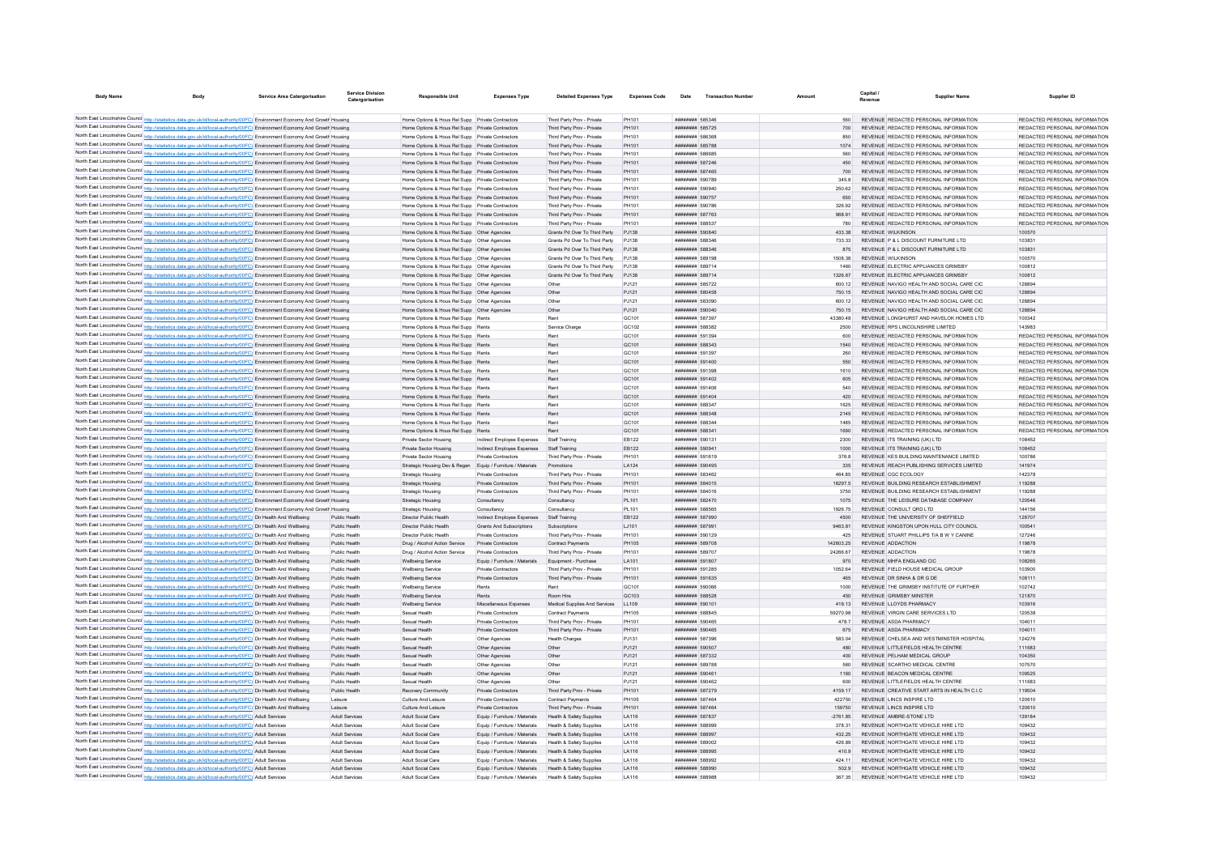| Body Name | Body | Service Area Catergorisation | Service Division Catergorisation | Responsible Unit | Expenses Type | Detailed Expenses Type | Expenses Code | Date | Transaction Number | Amount | Capital / Revenue | Supplier Name | Supplier ID |
|---|---|---|---|---|---|---|---|---|---|---|---|---|---|
| North East Lincolnshire Council | http://statistics.data.gov.uk/id/local-authority/00FC) | Environment Economy And Growth | Housing | Home Options & Hous Rel Supp | Private Contractors | Third Party Prov - Private | PH101 | ######## | 585346 | 560 | REVENUE | REDACTED PERSONAL INFORMATION | REDACTED PERSONAL INFORMATION |
| North East Lincolnshire Council | http://statistics.data.gov.uk/id/local-authority/00FC) | Environment Economy And Growth | Housing | Home Options & Hous Rel Supp | Private Contractors | Third Party Prov - Private | PH101 | ######## | 585725 | 700 | REVENUE | REDACTED PERSONAL INFORMATION | REDACTED PERSONAL INFORMATION |
| North East Lincolnshire Council | http://statistics.data.gov.uk/id/local-authority/00FC) | Environment Economy And Growth | Housing | Home Options & Hous Rel Supp | Private Contractors | Third Party Prov - Private | PH101 | ######## | 586368 | 850 | REVENUE | REDACTED PERSONAL INFORMATION | REDACTED PERSONAL INFORMATION |
| North East Lincolnshire Council | http://statistics.data.gov.uk/id/local-authority/00FC) | Environment Economy And Growth | Housing | Home Options & Hous Rel Supp | Private Contractors | Third Party Prov - Private | PH101 | ######## | 585788 | 1074 | REVENUE | REDACTED PERSONAL INFORMATION | REDACTED PERSONAL INFORMATION |
| North East Lincolnshire Council | http://statistics.data.gov.uk/id/local-authority/00FC) | Environment Economy And Growth | Housing | Home Options & Hous Rel Supp | Private Contractors | Third Party Prov - Private | PH101 | ######## | 586685 | 560 | REVENUE | REDACTED PERSONAL INFORMATION | REDACTED PERSONAL INFORMATION |
| North East Lincolnshire Council | http://statistics.data.gov.uk/id/local-authority/00FC) | Environment Economy And Growth | Housing | Home Options & Hous Rel Supp | Private Contractors | Third Party Prov - Private | PH101 | ######## | 587246 | 450 | REVENUE | REDACTED PERSONAL INFORMATION | REDACTED PERSONAL INFORMATION |
| North East Lincolnshire Council | http://statistics.data.gov.uk/id/local-authority/00FC) | Environment Economy And Growth | Housing | Home Options & Hous Rel Supp | Private Contractors | Third Party Prov - Private | PH101 | ######## | 587465 | 700 | REVENUE | REDACTED PERSONAL INFORMATION | REDACTED PERSONAL INFORMATION |
| North East Lincolnshire Council | http://statistics.data.gov.uk/id/local-authority/00FC) | Environment Economy And Growth | Housing | Home Options & Hous Rel Supp | Private Contractors | Third Party Prov - Private | PH101 | ######## | 590789 | 345.8 | REVENUE | REDACTED PERSONAL INFORMATION | REDACTED PERSONAL INFORMATION |
| North East Lincolnshire Council | http://statistics.data.gov.uk/id/local-authority/00FC) | Environment Economy And Growth | Housing | Home Options & Hous Rel Supp | Private Contractors | Third Party Prov - Private | PH101 | ######## | 590940 | 250.62 | REVENUE | REDACTED PERSONAL INFORMATION | REDACTED PERSONAL INFORMATION |
| North East Lincolnshire Council | http://statistics.data.gov.uk/id/local-authority/00FC) | Environment Economy And Growth | Housing | Home Options & Hous Rel Supp | Private Contractors | Third Party Prov - Private | PH101 | ######## | 590757 | 650 | REVENUE | REDACTED PERSONAL INFORMATION | REDACTED PERSONAL INFORMATION |
| North East Lincolnshire Council | http://statistics.data.gov.uk/id/local-authority/00FC) | Environment Economy And Growth | Housing | Home Options & Hous Rel Supp | Private Contractors | Third Party Prov - Private | PH101 | ######## | 590786 | 326.92 | REVENUE | REDACTED PERSONAL INFORMATION | REDACTED PERSONAL INFORMATION |
| North East Lincolnshire Council | http://statistics.data.gov.uk/id/local-authority/00FC) | Environment Economy And Growth | Housing | Home Options & Hous Rel Supp | Private Contractors | Third Party Prov - Private | PH101 | ######## | 587763 | 968.91 | REVENUE | REDACTED PERSONAL INFORMATION | REDACTED PERSONAL INFORMATION |
| North East Lincolnshire Council | http://statistics.data.gov.uk/id/local-authority/00FC) | Environment Economy And Growth | Housing | Home Options & Hous Rel Supp | Private Contractors | Third Party Prov - Private | PH101 | ######## | 588537 | 780 | REVENUE | REDACTED PERSONAL INFORMATION | REDACTED PERSONAL INFORMATION |
| North East Lincolnshire Council | http://statistics.data.gov.uk/id/local-authority/00FC) | Environment Economy And Growth | Housing | Home Options & Hous Rel Supp | Other Agencies | Grants Pd Over To Third Party | PJ138 | ######## | 590840 | 433.38 | REVENUE | WILKINSON | 100570 |
| North East Lincolnshire Council | http://statistics.data.gov.uk/id/local-authority/00FC) | Environment Economy And Growth | Housing | Home Options & Hous Rel Supp | Other Agencies | Grants Pd Over To Third Party | PJ138 | ######## | 588346 | 733.33 | REVENUE | P & L DISCOUNT FURNITURE LTD | 103831 |
| North East Lincolnshire Council | http://statistics.data.gov.uk/id/local-authority/00FC) | Environment Economy And Growth | Housing | Home Options & Hous Rel Supp | Other Agencies | Grants Pd Over To Third Party | PJ138 | ######## | 588346 | 875 | REVENUE | P & L DISCOUNT FURNITURE LTD | 103831 |
| North East Lincolnshire Council | http://statistics.data.gov.uk/id/local-authority/00FC) | Environment Economy And Growth | Housing | Home Options & Hous Rel Supp | Other Agencies | Grants Pd Over To Third Party | PJ138 | ######## | 589198 | 1508.38 | REVENUE | WILKINSON | 100570 |
| North East Lincolnshire Council | http://statistics.data.gov.uk/id/local-authority/00FC) | Environment Economy And Growth | Housing | Home Options & Hous Rel Supp | Other Agencies | Grants Pd Over To Third Party | PJ138 | ######## | 589714 | 1460 | REVENUE | ELECTRIC APPLIANCES GRIMSBY | 100812 |
| North East Lincolnshire Council | http://statistics.data.gov.uk/id/local-authority/00FC) | Environment Economy And Growth | Housing | Home Options & Hous Rel Supp | Other Agencies | Grants Pd Over To Third Party | PJ138 | ######## | 589714 | 1326.67 | REVENUE | ELECTRIC APPLIANCES GRIMSBY | 100812 |
| North East Lincolnshire Council | http://statistics.data.gov.uk/id/local-authority/00FC) | Environment Economy And Growth | Housing | Home Options & Hous Rel Supp | Other Agencies | Other | PJ121 | ######## | 585722 | 600.12 | REVENUE | NAVIGO HEALTH AND SOCIAL CARE CIC | 128894 |
| North East Lincolnshire Council | http://statistics.data.gov.uk/id/local-authority/00FC) | Environment Economy And Growth | Housing | Home Options & Hous Rel Supp | Other Agencies | Other | PJ121 | ######## | 580458 | 750.15 | REVENUE | NAVIGO HEALTH AND SOCIAL CARE CIC | 128894 |
| North East Lincolnshire Council | http://statistics.data.gov.uk/id/local-authority/00FC) | Environment Economy And Growth | Housing | Home Options & Hous Rel Supp | Other Agencies | Other | PJ121 | ######## | 583090 | 600.12 | REVENUE | NAVIGO HEALTH AND SOCIAL CARE CIC | 128894 |
| North East Lincolnshire Council | http://statistics.data.gov.uk/id/local-authority/00FC) | Environment Economy And Growth | Housing | Home Options & Hous Rel Supp | Other Agencies | Other | PJ121 | ######## | 590040 | 750.15 | REVENUE | NAVIGO HEALTH AND SOCIAL CARE CIC | 128894 |
| North East Lincolnshire Council | http://statistics.data.gov.uk/id/local-authority/00FC) | Environment Economy And Growth | Housing | Home Options & Hous Rel Supp | Rents | Rent | GC101 | ######## | 587397 | 43380.48 | REVENUE | LONGHURST AND HAVELOK HOMES LTD | 100342 |
| North East Lincolnshire Council | http://statistics.data.gov.uk/id/local-authority/00FC) | Environment Economy And Growth | Housing | Home Options & Hous Rel Supp | Rents | Service Charge | GC102 | ######## | 588382 | 2500 | REVENUE | RPS LINCOLNSHIRE LIMITED | 143983 |
| North East Lincolnshire Council | http://statistics.data.gov.uk/id/local-authority/00FC) | Environment Economy And Growth | Housing | Home Options & Hous Rel Supp | Rents | Rent | GC101 | ######## | 591394 | 600 | REVENUE | REDACTED PERSONAL INFORMATION | REDACTED PERSONAL INFORMATION |
| North East Lincolnshire Council | http://statistics.data.gov.uk/id/local-authority/00FC) | Environment Economy And Growth | Housing | Home Options & Hous Rel Supp | Rents | Rent | GC101 | ######## | 588343 | 1540 | REVENUE | REDACTED PERSONAL INFORMATION | REDACTED PERSONAL INFORMATION |
| North East Lincolnshire Council | http://statistics.data.gov.uk/id/local-authority/00FC) | Environment Economy And Growth | Housing | Home Options & Hous Rel Supp | Rents | Rent | GC101 | ######## | 591397 | 260 | REVENUE | REDACTED PERSONAL INFORMATION | REDACTED PERSONAL INFORMATION |
| North East Lincolnshire Council | http://statistics.data.gov.uk/id/local-authority/00FC) | Environment Economy And Growth | Housing | Home Options & Hous Rel Supp | Rents | Rent | GC101 | ######## | 591400 | 550 | REVENUE | REDACTED PERSONAL INFORMATION | REDACTED PERSONAL INFORMATION |
| North East Lincolnshire Council | http://statistics.data.gov.uk/id/local-authority/00FC) | Environment Economy And Growth | Housing | Home Options & Hous Rel Supp | Rents | Rent | GC101 | ######## | 591398 | 1610 | REVENUE | REDACTED PERSONAL INFORMATION | REDACTED PERSONAL INFORMATION |
| North East Lincolnshire Council | http://statistics.data.gov.uk/id/local-authority/00FC) | Environment Economy And Growth | Housing | Home Options & Hous Rel Supp | Rents | Rent | GC101 | ######## | 591402 | 605 | REVENUE | REDACTED PERSONAL INFORMATION | REDACTED PERSONAL INFORMATION |
| North East Lincolnshire Council | http://statistics.data.gov.uk/id/local-authority/00FC) | Environment Economy And Growth | Housing | Home Options & Hous Rel Supp | Rents | Rent | GC101 | ######## | 591406 | 540 | REVENUE | REDACTED PERSONAL INFORMATION | REDACTED PERSONAL INFORMATION |
| North East Lincolnshire Council | http://statistics.data.gov.uk/id/local-authority/00FC) | Environment Economy And Growth | Housing | Home Options & Hous Rel Supp | Rents | Rent | GC101 | ######## | 591404 | 420 | REVENUE | REDACTED PERSONAL INFORMATION | REDACTED PERSONAL INFORMATION |
| North East Lincolnshire Council | http://statistics.data.gov.uk/id/local-authority/00FC) | Environment Economy And Growth | Housing | Home Options & Hous Rel Supp | Rents | Rent | GC101 | ######## | 588347 | 1625 | REVENUE | REDACTED PERSONAL INFORMATION | REDACTED PERSONAL INFORMATION |
| North East Lincolnshire Council | http://statistics.data.gov.uk/id/local-authority/00FC) | Environment Economy And Growth | Housing | Home Options & Hous Rel Supp | Rents | Rent | GC101 | ######## | 588348 | 2145 | REVENUE | REDACTED PERSONAL INFORMATION | REDACTED PERSONAL INFORMATION |
| North East Lincolnshire Council | http://statistics.data.gov.uk/id/local-authority/00FC) | Environment Economy And Growth | Housing | Home Options & Hous Rel Supp | Rents | Rent | GC101 | ######## | 588344 | 1485 | REVENUE | REDACTED PERSONAL INFORMATION | REDACTED PERSONAL INFORMATION |
| North East Lincolnshire Council | http://statistics.data.gov.uk/id/local-authority/00FC) | Environment Economy And Growth | Housing | Home Options & Hous Rel Supp | Rents | Rent | GC101 | ######## | 588341 | 1690 | REVENUE | REDACTED PERSONAL INFORMATION | REDACTED PERSONAL INFORMATION |
| North East Lincolnshire Council | http://statistics.data.gov.uk/id/local-authority/00FC) | Environment Economy And Growth | Housing | Private Sector Housing | Indirect Employee Expenses | Staff Training | EB122 | ######## | 590131 | 2300 | REVENUE | ITS TRAINING (UK) LTD | 108452 |
| North East Lincolnshire Council | http://statistics.data.gov.uk/id/local-authority/00FC) | Environment Economy And Growth | Housing | Private Sector Housing | Indirect Employee Expenses | Staff Training | EB122 | ######## | 590941 | 1000 | REVENUE | ITS TRAINING (UK) LTD | 108452 |
| North East Lincolnshire Council | http://statistics.data.gov.uk/id/local-authority/00FC) | Environment Economy And Growth | Housing | Private Sector Housing | Private Contractors | Third Party Prov - Private | PH101 | ######## | 591619 | 376.8 | REVENUE | KES BUILDING MAINTENANCE LIMITED | 100786 |
| North East Lincolnshire Council | http://statistics.data.gov.uk/id/local-authority/00FC) | Environment Economy And Growth | Housing | Strategic Housing Dev & Regen | Equip / Furniture / Materials | Promotions | LA124 | ######## | 590495 | 335 | REVENUE | REACH PUBLISHING SERVICES LIMITED | 141974 |
| North East Lincolnshire Council | http://statistics.data.gov.uk/id/local-authority/00FC) | Environment Economy And Growth | Housing | Strategic Housing | Private Contractors | Third Party Prov - Private | PH101 | ######## | 583462 | 464.85 | REVENUE | CGC ECOLOGY | 142378 |
| North East Lincolnshire Council | http://statistics.data.gov.uk/id/local-authority/00FC) | Environment Economy And Growth | Housing | Strategic Housing | Private Contractors | Third Party Prov - Private | PH101 | ######## | 584015 | 18297.5 | REVENUE | BUILDING RESEARCH ESTABLISHMENT | 119288 |
| North East Lincolnshire Council | http://statistics.data.gov.uk/id/local-authority/00FC) | Environment Economy And Growth | Housing | Strategic Housing | Private Contractors | Third Party Prov - Private | PH101 | ######## | 584016 | 3750 | REVENUE | BUILDING RESEARCH ESTABLISHMENT | 119288 |
| North East Lincolnshire Council | http://statistics.data.gov.uk/id/local-authority/00FC) | Environment Economy And Growth | Housing | Strategic Housing | Consultancy | Consultancy | PL101 | ######## | 582470 | 1075 | REVENUE | THE LEISURE DATABASE COMPANY | 120546 |
| North East Lincolnshire Council | http://statistics.data.gov.uk/id/local-authority/00FC) | Environment Economy And Growth | Housing | Strategic Housing | Consultancy | Consultancy | PL101 | ######## | 588565 | 1926.75 | REVENUE | CONSULT QRD LTD | 144156 |
| North East Lincolnshire Council | http://statistics.data.gov.uk/id/local-authority/00FC) | Dir Health And Wellbeing | Public Health | Director Public Health | Indirect Employee Expenses | Staff Training | EB122 | ######## | 587990 | 4500 | REVENUE | THE UNIVERSITY OF SHEFFIELD | 128707 |
| North East Lincolnshire Council | http://statistics.data.gov.uk/id/local-authority/00FC) | Dir Health And Wellbeing | Public Health | Director Public Health | Grants And Subscriptions | Subscriptions | LJ101 | ######## | 587991 | 9463.81 | REVENUE | KINGSTON UPON HULL CITY COUNCIL | 100541 |
| North East Lincolnshire Council | http://statistics.data.gov.uk/id/local-authority/00FC) | Dir Health And Wellbeing | Public Health | Director Public Health | Private Contractors | Third Party Prov - Private | PH101 | ######## | 590129 | 425 | REVENUE | STUART PHILLIPS T/A B W Y CANINE | 127248 |
| North East Lincolnshire Council | http://statistics.data.gov.uk/id/local-authority/00FC) | Dir Health And Wellbeing | Public Health | Drug / Alcohol Action Service | Private Contractors | Contract Payments | PH105 | ######## | 589708 | 142603.25 | REVENUE | ADDACTION | 119878 |
| North East Lincolnshire Council | http://statistics.data.gov.uk/id/local-authority/00FC) | Dir Health And Wellbeing | Public Health | Drug / Alcohol Action Service | Private Contractors | Third Party Prov - Private | PH101 | ######## | 589707 | 24266.67 | REVENUE | ADDACTION | 119878 |
| North East Lincolnshire Council | http://statistics.data.gov.uk/id/local-authority/00FC) | Dir Health And Wellbeing | Public Health | Wellbeing Service | Equip / Furniture / Materials | Equipment - Purchase | LA101 | ######## | 591807 | 970 | REVENUE | MHFA ENGLAND CIC | 108265 |
| North East Lincolnshire Council | http://statistics.data.gov.uk/id/local-authority/00FC) | Dir Health And Wellbeing | Public Health | Wellbeing Service | Private Contractors | Third Party Prov - Private | PH101 | ######## | 591285 | 1052.64 | REVENUE | FIELD HOUSE MEDICAL GROUP | 103900 |
| North East Lincolnshire Council | http://statistics.data.gov.uk/id/local-authority/00FC) | Dir Health And Wellbeing | Public Health | Wellbeing Service | Private Contractors | Third Party Prov - Private | PH101 | ######## | 591635 | 465 | REVENUE | DR SINHA & DR G DE | 108111 |
| North East Lincolnshire Council | http://statistics.data.gov.uk/id/local-authority/00FC) | Dir Health And Wellbeing | Public Health | Wellbeing Service | Rents | Rent | GC101 | ######## | 590066 | 1000 | REVENUE | THE GRIMSBY INSTITUTE OF FURTHER | 102742 |
| North East Lincolnshire Council | http://statistics.data.gov.uk/id/local-authority/00FC) | Dir Health And Wellbeing | Public Health | Wellbeing Service | Rents | Room Hire | GC103 | ######## | 588528 | 450 | REVENUE | GRIMSBY MINSTER | 121870 |
| North East Lincolnshire Council | http://statistics.data.gov.uk/id/local-authority/00FC) | Dir Health And Wellbeing | Public Health | Wellbeing Service | Miscellaneous Expenses | Medical Supplies And Services | LL109 | ######## | 590101 | 419.13 | REVENUE | LLOYDS PHARMACY | 103916 |
| North East Lincolnshire Council | http://statistics.data.gov.uk/id/local-authority/00FC) | Dir Health And Wellbeing | Public Health | Sexual Health | Private Contractors | Contract Payments | PH105 | ######## | 588845 | 59270.98 | REVENUE | VIRGIN CARE SERVICES LTD | 120538 |
| North East Lincolnshire Council | http://statistics.data.gov.uk/id/local-authority/00FC) | Dir Health And Wellbeing | Public Health | Sexual Health | Private Contractors | Third Party Prov - Private | PH101 | ######## | 590465 | 478.7 | REVENUE | ASDA PHARMACY | 104011 |
| North East Lincolnshire Council | http://statistics.data.gov.uk/id/local-authority/00FC) | Dir Health And Wellbeing | Public Health | Sexual Health | Private Contractors | Third Party Prov - Private | PH101 | ######## | 590465 | 675 | REVENUE | ASDA PHARMACY | 104011 |
| North East Lincolnshire Council | http://statistics.data.gov.uk/id/local-authority/00FC) | Dir Health And Wellbeing | Public Health | Sexual Health | Other Agencies | Health Charges | PJ131 | ######## | 587396 | 583.04 | REVENUE | CHELSEA AND WESTMINSTER HOSPITAL | 124276 |
| North East Lincolnshire Council | http://statistics.data.gov.uk/id/local-authority/00FC) | Dir Health And Wellbeing | Public Health | Sexual Health | Other Agencies | Other | PJ121 | ######## | 590507 | 480 | REVENUE | LITTLEFIELDS HEALTH CENTRE | 111683 |
| North East Lincolnshire Council | http://statistics.data.gov.uk/id/local-authority/00FC) | Dir Health And Wellbeing | Public Health | Sexual Health | Other Agencies | Other | PJ121 | ######## | 587332 | 400 | REVENUE | PELHAM MEDICAL GROUP | 104350 |
| North East Lincolnshire Council | http://statistics.data.gov.uk/id/local-authority/00FC) | Dir Health And Wellbeing | Public Health | Sexual Health | Other Agencies | Other | PJ121 | ######## | 589788 | 560 | REVENUE | SCARTHO MEDICAL CENTRE | 107570 |
| North East Lincolnshire Council | http://statistics.data.gov.uk/id/local-authority/00FC) | Dir Health And Wellbeing | Public Health | Sexual Health | Other Agencies | Other | PJ121 | ######## | 590461 | 1160 | REVENUE | BEACON MEDICAL CENTRE | 109525 |
| North East Lincolnshire Council | http://statistics.data.gov.uk/id/local-authority/00FC) | Dir Health And Wellbeing | Public Health | Sexual Health | Other Agencies | Other | PJ121 | ######## | 590462 | 600 | REVENUE | LITTLEFIELDS HEALTH CENTRE | 111683 |
| North East Lincolnshire Council | http://statistics.data.gov.uk/id/local-authority/00FC) | Dir Health And Wellbeing | Public Health | Recovery Community | Private Contractors | Third Party Prov - Private | PH101 | ######## | 587279 | 4159.17 | REVENUE | CREATIVE START ARTS IN HEALTH C.I.C | 119504 |
| North East Lincolnshire Council | http://statistics.data.gov.uk/id/local-authority/00FC) | Dir Health And Wellbeing | Leisure | Culture And Leisure | Private Contractors | Contract Payments | PH105 | ######## | 587464 | 422750 | REVENUE | LINCS INSPIRE LTD | 120610 |
| North East Lincolnshire Council | http://statistics.data.gov.uk/id/local-authority/00FC) | Dir Health And Wellbeing | Leisure | Culture And Leisure | Private Contractors | Third Party Prov - Private | PH101 | ######## | 587464 | 159750 | REVENUE | LINCS INSPIRE LTD | 120610 |
| North East Lincolnshire Council | http://statistics.data.gov.uk/id/local-authority/00FC) | Adult Services | Adult Services | Adult Social Care | Equip / Furniture / Materials | Health & Safety Supplies | LA116 | ######## | 587837 | -2761.85 | REVENUE | AMBRE-STONE LTD | 139184 |
| North East Lincolnshire Council | http://statistics.data.gov.uk/id/local-authority/00FC) | Adult Services | Adult Services | Adult Social Care | Equip / Furniture / Materials | Health & Safety Supplies | LA116 | ######## | 588999 | 378.31 | REVENUE | NORTHGATE VEHICLE HIRE LTD | 109432 |
| North East Lincolnshire Council | http://statistics.data.gov.uk/id/local-authority/00FC) | Adult Services | Adult Services | Adult Social Care | Equip / Furniture / Materials | Health & Safety Supplies | LA116 | ######## | 588997 | 432.25 | REVENUE | NORTHGATE VEHICLE HIRE LTD | 109432 |
| North East Lincolnshire Council | http://statistics.data.gov.uk/id/local-authority/00FC) | Adult Services | Adult Services | Adult Social Care | Equip / Furniture / Materials | Health & Safety Supplies | LA116 | ######## | 589002 | 426.89 | REVENUE | NORTHGATE VEHICLE HIRE LTD | 109432 |
| North East Lincolnshire Council | http://statistics.data.gov.uk/id/local-authority/00FC) | Adult Services | Adult Services | Adult Social Care | Equip / Furniture / Materials | Health & Safety Supplies | LA116 | ######## | 588995 | 410.9 | REVENUE | NORTHGATE VEHICLE HIRE LTD | 109432 |
| North East Lincolnshire Council | http://statistics.data.gov.uk/id/local-authority/00FC) | Adult Services | Adult Services | Adult Social Care | Equip / Furniture / Materials | Health & Safety Supplies | LA116 | ######## | 588992 | 424.11 | REVENUE | NORTHGATE VEHICLE HIRE LTD | 109432 |
| North East Lincolnshire Council | http://statistics.data.gov.uk/id/local-authority/00FC) | Adult Services | Adult Services | Adult Social Care | Equip / Furniture / Materials | Health & Safety Supplies | LA116 | ######## | 588990 | 502.9 | REVENUE | NORTHGATE VEHICLE HIRE LTD | 109432 |
| North East Lincolnshire Council | http://statistics.data.gov.uk/id/local-authority/00FC) | Adult Services | Adult Services | Adult Social Care | Equip / Furniture / Materials | Health & Safety Supplies | LA116 | ######## | 588988 | 367.35 | REVENUE | NORTHGATE VEHICLE HIRE LTD | 109432 |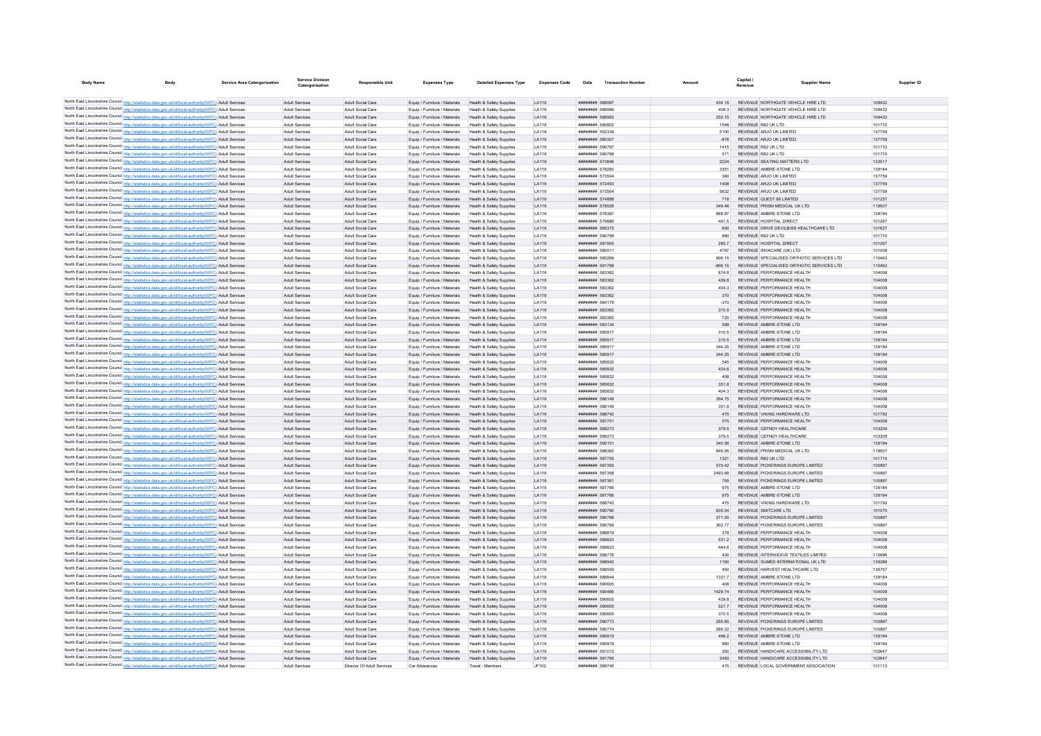| Body Name | Body | Service Area Catergorisation | Service Division Catergorisation | Responsible Unit | Expenses Type | Detailed Expenses Type | Expenses Code | Date | Transaction Number | Amount | Capital / Revenue | Supplier Name | Supplier ID |
|---|---|---|---|---|---|---|---|---|---|---|---|---|---|
| North East Lincolnshire Council | http://statistics.data.gov.uk/id/local-authority/00FC) | Adult Services | Adult Services | Adult Social Care | Equip / Furniture / Materials | Health & Safety Supplies | LA116 | ######## | 588987 | 434.16 | REVENUE | NORTHGATE VEHICLE HIRE LTD | 109432 |
| North East Lincolnshire Council | http://statistics.data.gov.uk/id/local-authority/00FC) | Adult Services | Adult Services | Adult Social Care | Equip / Furniture / Materials | Health & Safety Supplies | LA116 | ######## | 588986 | 408.3 | REVENUE | NORTHGATE VEHICLE HIRE LTD | 109432 |
| North East Lincolnshire Council | http://statistics.data.gov.uk/id/local-authority/00FC) | Adult Services | Adult Services | Adult Social Care | Equip / Furniture / Materials | Health & Safety Supplies | LA116 | ######## | 588983 | 250.15 | REVENUE | NORTHGATE VEHICLE HIRE LTD | 109432 |
| North East Lincolnshire Council | http://statistics.data.gov.uk/id/local-authority/00FC) | Adult Services | Adult Services | Adult Social Care | Equip / Furniture / Materials | Health & Safety Supplies | LA116 | ######## | 590802 | 1548 | REVENUE | R82 UK LTD | 101710 |
| North East Lincolnshire Council | http://statistics.data.gov.uk/id/local-authority/00FC) | Adult Services | Adult Services | Adult Social Care | Equip / Furniture / Materials | Health & Safety Supplies | LA116 | ######## | 552339 | 5100 | REVENUE | ARJO UK LIMITED | 137759 |
| North East Lincolnshire Council | http://statistics.data.gov.uk/id/local-authority/00FC) | Adult Services | Adult Services | Adult Social Care | Equip / Furniture / Materials | Health & Safety Supplies | LA116 | ######## | 580307 | -876 | REVENUE | ARJO UK LIMITED | 137759 |
| North East Lincolnshire Council | http://statistics.data.gov.uk/id/local-authority/00FC) | Adult Services | Adult Services | Adult Social Care | Equip / Furniture / Materials | Health & Safety Supplies | LA116 | ######## | 590797 | 1415 | REVENUE | R82 UK LTD | 101710 |
| North East Lincolnshire Council | http://statistics.data.gov.uk/id/local-authority/00FC) | Adult Services | Adult Services | Adult Social Care | Equip / Furniture / Materials | Health & Safety Supplies | LA116 | ######## | 590798 | 571 | REVENUE | R82 UK LTD | 101710 |
| North East Lincolnshire Council | http://statistics.data.gov.uk/id/local-authority/00FC) | Adult Services | Adult Services | Adult Social Care | Equip / Furniture / Materials | Health & Safety Supplies | LA116 | ######## | 573846 | 2224 | REVENUE | SEATING MATTERS LTD | 123517 |
| North East Lincolnshire Council | http://statistics.data.gov.uk/id/local-authority/00FC) | Adult Services | Adult Services | Adult Social Care | Equip / Furniture / Materials | Health & Safety Supplies | LA116 | ######## | 578260 | 3351 | REVENUE | AMBRE-STONE LTD | 139184 |
| North East Lincolnshire Council | http://statistics.data.gov.uk/id/local-authority/00FC) | Adult Services | Adult Services | Adult Social Care | Equip / Furniture / Materials | Health & Safety Supplies | LA116 | ######## | 573504 | 360 | REVENUE | ARJO UK LIMITED | 137759 |
| North East Lincolnshire Council | http://statistics.data.gov.uk/id/local-authority/00FC) | Adult Services | Adult Services | Adult Social Care | Equip / Furniture / Materials | Health & Safety Supplies | LA116 | ######## | 572493 | 1408 | REVENUE | ARJO UK LIMITED | 137759 |
| North East Lincolnshire Council | http://statistics.data.gov.uk/id/local-authority/00FC) | Adult Services | Adult Services | Adult Social Care | Equip / Furniture / Materials | Health & Safety Supplies | LA116 | ######## | 573504 | 5632 | REVENUE | ARJO UK LIMITED | 137759 |
| North East Lincolnshire Council | http://statistics.data.gov.uk/id/local-authority/00FC) | Adult Services | Adult Services | Adult Social Care | Equip / Furniture / Materials | Health & Safety Supplies | LA116 | ######## | 574888 | 718 | REVENUE | QUEST 88 LIMITED | 101257 |
| North East Lincolnshire Council | http://statistics.data.gov.uk/id/local-authority/00FC) | Adult Services | Adult Services | Adult Social Care | Equip / Furniture / Materials | Health & Safety Supplies | LA116 | ######## | 578528 | 349.48 | REVENUE | PRISM MEDICAL UK LTD | 119507 |
| North East Lincolnshire Council | http://statistics.data.gov.uk/id/local-authority/00FC) | Adult Services | Adult Services | Adult Social Care | Equip / Furniture / Materials | Health & Safety Supplies | LA116 | ######## | 578387 | 868.87 | REVENUE | AMBRE-STONE LTD | 139184 |
| North East Lincolnshire Council | http://statistics.data.gov.uk/id/local-authority/00FC) | Adult Services | Adult Services | Adult Social Care | Equip / Furniture / Materials | Health & Safety Supplies | LA116 | ######## | 579886 | 491.5 | REVENUE | HOSPITAL DIRECT | 101267 |
| North East Lincolnshire Council | http://statistics.data.gov.uk/id/local-authority/00FC) | Adult Services | Adult Services | Adult Social Care | Equip / Furniture / Materials | Health & Safety Supplies | LA116 | ######## | 585375 | 600 | REVENUE | DRIVE DEVILBISS HEALTHCARE LTD | 101627 |
| North East Lincolnshire Council | http://statistics.data.gov.uk/id/local-authority/00FC) | Adult Services | Adult Services | Adult Social Care | Equip / Furniture / Materials | Health & Safety Supplies | LA116 | ######## | 590799 | 890 | REVENUE | R82 UK LTD | 101710 |
| North East Lincolnshire Council | http://statistics.data.gov.uk/id/local-authority/00FC) | Adult Services | Adult Services | Adult Social Care | Equip / Furniture / Materials | Health & Safety Supplies | LA116 | ######## | 581905 | 285.7 | REVENUE | HOSPITAL DIRECT | 101267 |
| North East Lincolnshire Council | http://statistics.data.gov.uk/id/local-authority/00FC) | Adult Services | Adult Services | Adult Social Care | Equip / Furniture / Materials | Health & Safety Supplies | LA116 | ######## | 580511 | 4797 | REVENUE | INVACARE (UK) LTD | 101008 |
| North East Lincolnshire Council | http://statistics.data.gov.uk/id/local-authority/00FC) | Adult Services | Adult Services | Adult Social Care | Equip / Furniture / Materials | Health & Safety Supplies | LA116 | ######## | 585269 | 908.15 | REVENUE | SPECIALISED ORTHOTIC SERVICES LTD | 110463 |
| North East Lincolnshire Council | http://statistics.data.gov.uk/id/local-authority/00FC) | Adult Services | Adult Services | Adult Social Care | Equip / Furniture / Materials | Health & Safety Supplies | LA116 | ######## | 591798 | -908.15 | REVENUE | SPECIALISED ORTHOTIC SERVICES LTD | 110463 |
| North East Lincolnshire Council | http://statistics.data.gov.uk/id/local-authority/00FC) | Adult Services | Adult Services | Adult Social Care | Equip / Furniture / Materials | Health & Safety Supplies | LA116 | ######## | 583362 | 874.8 | REVENUE | PERFORMANCE HEALTH | 104008 |
| North East Lincolnshire Council | http://statistics.data.gov.uk/id/local-authority/00FC) | Adult Services | Adult Services | Adult Social Care | Equip / Furniture / Materials | Health & Safety Supplies | LA116 | ######## | 583362 | 439.8 | REVENUE | PERFORMANCE HEALTH | 104008 |
| North East Lincolnshire Council | http://statistics.data.gov.uk/id/local-authority/00FC) | Adult Services | Adult Services | Adult Social Care | Equip / Furniture / Materials | Health & Safety Supplies | LA116 | ######## | 583362 | 404.3 | REVENUE | PERFORMANCE HEALTH | 104008 |
| North East Lincolnshire Council | http://statistics.data.gov.uk/id/local-authority/00FC) | Adult Services | Adult Services | Adult Social Care | Equip / Furniture / Materials | Health & Safety Supplies | LA116 | ######## | 583362 | 370 | REVENUE | PERFORMANCE HEALTH | 104008 |
| North East Lincolnshire Council | http://statistics.data.gov.uk/id/local-authority/00FC) | Adult Services | Adult Services | Adult Social Care | Equip / Furniture / Materials | Health & Safety Supplies | LA116 | ######## | 584179 | -370 | REVENUE | PERFORMANCE HEALTH | 104008 |
| North East Lincolnshire Council | http://statistics.data.gov.uk/id/local-authority/00FC) | Adult Services | Adult Services | Adult Social Care | Equip / Furniture / Materials | Health & Safety Supplies | LA116 | ######## | 583362 | 370.5 | REVENUE | PERFORMANCE HEALTH | 104008 |
| North East Lincolnshire Council | http://statistics.data.gov.uk/id/local-authority/00FC) | Adult Services | Adult Services | Adult Social Care | Equip / Furniture / Materials | Health & Safety Supplies | LA116 | ######## | 583362 | 725 | REVENUE | PERFORMANCE HEALTH | 104008 |
| North East Lincolnshire Council | http://statistics.data.gov.uk/id/local-authority/00FC) | Adult Services | Adult Services | Adult Social Care | Equip / Furniture / Materials | Health & Safety Supplies | LA116 | ######## | 583134 | 599 | REVENUE | AMBRE-STONE LTD | 139184 |
| North East Lincolnshire Council | http://statistics.data.gov.uk/id/local-authority/00FC) | Adult Services | Adult Services | Adult Social Care | Equip / Furniture / Materials | Health & Safety Supplies | LA116 | ######## | 585917 | 310.5 | REVENUE | AMBRE-STONE LTD | 139184 |
| North East Lincolnshire Council | http://statistics.data.gov.uk/id/local-authority/00FC) | Adult Services | Adult Services | Adult Social Care | Equip / Furniture / Materials | Health & Safety Supplies | LA116 | ######## | 585917 | 310.5 | REVENUE | AMBRE-STONE LTD | 139184 |
| North East Lincolnshire Council | http://statistics.data.gov.uk/id/local-authority/00FC) | Adult Services | Adult Services | Adult Social Care | Equip / Furniture / Materials | Health & Safety Supplies | LA116 | ######## | 585917 | 344.25 | REVENUE | AMBRE-STONE LTD | 139184 |
| North East Lincolnshire Council | http://statistics.data.gov.uk/id/local-authority/00FC) | Adult Services | Adult Services | Adult Social Care | Equip / Furniture / Materials | Health & Safety Supplies | LA116 | ######## | 585917 | 344.25 | REVENUE | AMBRE-STONE LTD | 139184 |
| North East Lincolnshire Council | http://statistics.data.gov.uk/id/local-authority/00FC) | Adult Services | Adult Services | Adult Social Care | Equip / Furniture / Materials | Health & Safety Supplies | LA116 | ######## | 585832 | 545 | REVENUE | PERFORMANCE HEALTH | 104008 |
| North East Lincolnshire Council | http://statistics.data.gov.uk/id/local-authority/00FC) | Adult Services | Adult Services | Adult Social Care | Equip / Furniture / Materials | Health & Safety Supplies | LA116 | ######## | 585832 | 434.6 | REVENUE | PERFORMANCE HEALTH | 104008 |
| North East Lincolnshire Council | http://statistics.data.gov.uk/id/local-authority/00FC) | Adult Services | Adult Services | Adult Social Care | Equip / Furniture / Materials | Health & Safety Supplies | LA116 | ######## | 585832 | 408 | REVENUE | PERFORMANCE HEALTH | 104008 |
| North East Lincolnshire Council | http://statistics.data.gov.uk/id/local-authority/00FC) | Adult Services | Adult Services | Adult Social Care | Equip / Furniture / Materials | Health & Safety Supplies | LA116 | ######## | 585832 | 351.8 | REVENUE | PERFORMANCE HEALTH | 104008 |
| North East Lincolnshire Council | http://statistics.data.gov.uk/id/local-authority/00FC) | Adult Services | Adult Services | Adult Social Care | Equip / Furniture / Materials | Health & Safety Supplies | LA116 | ######## | 585832 | 404.3 | REVENUE | PERFORMANCE HEALTH | 104008 |
| North East Lincolnshire Council | http://statistics.data.gov.uk/id/local-authority/00FC) | Adult Services | Adult Services | Adult Social Care | Equip / Furniture / Materials | Health & Safety Supplies | LA116 | ######## | 586149 | 354.75 | REVENUE | PERFORMANCE HEALTH | 104008 |
| North East Lincolnshire Council | http://statistics.data.gov.uk/id/local-authority/00FC) | Adult Services | Adult Services | Adult Social Care | Equip / Furniture / Materials | Health & Safety Supplies | LA116 | ######## | 586149 | 351.8 | REVENUE | PERFORMANCE HEALTH | 104008 |
| North East Lincolnshire Council | http://statistics.data.gov.uk/id/local-authority/00FC) | Adult Services | Adult Services | Adult Social Care | Equip / Furniture / Materials | Health & Safety Supplies | LA116 | ######## | 588742 | 475 | REVENUE | VIKING HARDWARE LTD | 101792 |
| North East Lincolnshire Council | http://statistics.data.gov.uk/id/local-authority/00FC) | Adult Services | Adult Services | Adult Social Care | Equip / Furniture / Materials | Health & Safety Supplies | LA116 | ######## | 587751 | 575 | REVENUE | PERFORMANCE HEALTH | 104008 |
| North East Lincolnshire Council | http://statistics.data.gov.uk/id/local-authority/00FC) | Adult Services | Adult Services | Adult Social Care | Equip / Furniture / Materials | Health & Safety Supplies | LA116 | ######## | 589273 | 379.5 | REVENUE | CEFNDY HEALTHCARE | 103209 |
| North East Lincolnshire Council | http://statistics.data.gov.uk/id/local-authority/00FC) | Adult Services | Adult Services | Adult Social Care | Equip / Furniture / Materials | Health & Safety Supplies | LA116 | ######## | 589273 | 379.5 | REVENUE | CEFNDY HEALTHCARE | 103209 |
| North East Lincolnshire Council | http://statistics.data.gov.uk/id/local-authority/00FC) | Adult Services | Adult Services | Adult Social Care | Equip / Furniture / Materials | Health & Safety Supplies | LA116 | ######## | 590151 | 340.56 | REVENUE | AMBRE-STONE LTD | 139184 |
| North East Lincolnshire Council | http://statistics.data.gov.uk/id/local-authority/00FC) | Adult Services | Adult Services | Adult Social Care | Equip / Furniture / Materials | Health & Safety Supplies | LA116 | ######## | 588362 | 845.95 | REVENUE | PRISM MEDICAL UK LTD | 119507 |
| North East Lincolnshire Council | http://statistics.data.gov.uk/id/local-authority/00FC) | Adult Services | Adult Services | Adult Social Care | Equip / Furniture / Materials | Health & Safety Supplies | LA116 | ######## | 587755 | 1321 | REVENUE | R82 UK LTD | 101710 |
| North East Lincolnshire Council | http://statistics.data.gov.uk/id/local-authority/00FC) | Adult Services | Adult Services | Adult Social Care | Equip / Furniture / Materials | Health & Safety Supplies | LA116 | ######## | 587355 | 579.42 | REVENUE | PICKERINGS EUROPE LIMITED | 100897 |
| North East Lincolnshire Council | http://statistics.data.gov.uk/id/local-authority/00FC) | Adult Services | Adult Services | Adult Social Care | Equip / Furniture / Materials | Health & Safety Supplies | LA116 | ######## | 587358 | 2493.88 | REVENUE | PICKERINGS EUROPE LIMITED | 100897 |
| North East Lincolnshire Council | http://statistics.data.gov.uk/id/local-authority/00FC) | Adult Services | Adult Services | Adult Social Care | Equip / Furniture / Materials | Health & Safety Supplies | LA116 | ######## | 587361 | 755 | REVENUE | PICKERINGS EUROPE LIMITED | 100897 |
| North East Lincolnshire Council | http://statistics.data.gov.uk/id/local-authority/00FC) | Adult Services | Adult Services | Adult Social Care | Equip / Furniture / Materials | Health & Safety Supplies | LA116 | ######## | 587766 | 975 | REVENUE | AMBRE-STONE LTD | 139184 |
| North East Lincolnshire Council | http://statistics.data.gov.uk/id/local-authority/00FC) | Adult Services | Adult Services | Adult Social Care | Equip / Furniture / Materials | Health & Safety Supplies | LA116 | ######## | 587766 | 975 | REVENUE | AMBRE-STONE LTD | 139184 |
| North East Lincolnshire Council | http://statistics.data.gov.uk/id/local-authority/00FC) | Adult Services | Adult Services | Adult Social Care | Equip / Furniture / Materials | Health & Safety Supplies | LA116 | ######## | 588743 | 475 | REVENUE | VIKING HARDWARE LTD | 101792 |
| North East Lincolnshire Council | http://statistics.data.gov.uk/id/local-authority/00FC) | Adult Services | Adult Services | Adult Social Care | Equip / Furniture / Materials | Health & Safety Supplies | LA116 | ######## | 590790 | 635.04 | REVENUE | SMITCARE LTD | 101070 |
| North East Lincolnshire Council | http://statistics.data.gov.uk/id/local-authority/00FC) | Adult Services | Adult Services | Adult Social Care | Equip / Furniture / Materials | Health & Safety Supplies | LA116 | ######## | 590768 | 271.55 | REVENUE | PICKERINGS EUROPE LIMITED | 100897 |
| North East Lincolnshire Council | http://statistics.data.gov.uk/id/local-authority/00FC) | Adult Services | Adult Services | Adult Social Care | Equip / Furniture / Materials | Health & Safety Supplies | LA116 | ######## | 590769 | 302.77 | REVENUE | PICKERINGS EUROPE LIMITED | 100897 |
| North East Lincolnshire Council | http://statistics.data.gov.uk/id/local-authority/00FC) | Adult Services | Adult Services | Adult Social Care | Equip / Furniture / Materials | Health & Safety Supplies | LA116 | ######## | 588879 | 378 | REVENUE | PERFORMANCE HEALTH | 104008 |
| North East Lincolnshire Council | http://statistics.data.gov.uk/id/local-authority/00FC) | Adult Services | Adult Services | Adult Social Care | Equip / Furniture / Materials | Health & Safety Supplies | LA116 | ######## | 588823 | 531.2 | REVENUE | PERFORMANCE HEALTH | 104008 |
| North East Lincolnshire Council | http://statistics.data.gov.uk/id/local-authority/00FC) | Adult Services | Adult Services | Adult Social Care | Equip / Furniture / Materials | Health & Safety Supplies | LA116 | ######## | 588823 | 444.6 | REVENUE | PERFORMANCE HEALTH | 104008 |
| North East Lincolnshire Council | http://statistics.data.gov.uk/id/local-authority/00FC) | Adult Services | Adult Services | Adult Social Care | Equip / Furniture / Materials | Health & Safety Supplies | LA116 | ######## | 588778 | 430 | REVENUE | INTERWEAVE TEXTILES LIMITED | 110996 |
| North East Lincolnshire Council | http://statistics.data.gov.uk/id/local-authority/00FC) | Adult Services | Adult Services | Adult Social Care | Equip / Furniture / Materials | Health & Safety Supplies | LA116 | ######## | 588942 | 1150 | REVENUE | SUMED INTERNATIONAL UK LTD | 139289 |
| North East Lincolnshire Council | http://statistics.data.gov.uk/id/local-authority/00FC) | Adult Services | Adult Services | Adult Social Care | Equip / Furniture / Materials | Health & Safety Supplies | LA116 | ######## | 588559 | 450 | REVENUE | HARVEST HEALTHCARE LTD | 136757 |
| North East Lincolnshire Council | http://statistics.data.gov.uk/id/local-authority/00FC) | Adult Services | Adult Services | Adult Social Care | Equip / Furniture / Materials | Health & Safety Supplies | LA116 | ######## | 588844 | 1331.7 | REVENUE | AMBRE-STONE LTD | 139184 |
| North East Lincolnshire Council | http://statistics.data.gov.uk/id/local-authority/00FC) | Adult Services | Adult Services | Adult Social Care | Equip / Furniture / Materials | Health & Safety Supplies | LA116 | ######## | 590605 | 408 | REVENUE | PERFORMANCE HEALTH | 104008 |
| North East Lincolnshire Council | http://statistics.data.gov.uk/id/local-authority/00FC) | Adult Services | Adult Services | Adult Social Care | Equip / Furniture / Materials | Health & Safety Supplies | LA116 | ######## | 590466 | 1429.74 | REVENUE | PERFORMANCE HEALTH | 104008 |
| North East Lincolnshire Council | http://statistics.data.gov.uk/id/local-authority/00FC) | Adult Services | Adult Services | Adult Social Care | Equip / Furniture / Materials | Health & Safety Supplies | LA116 | ######## | 590605 | 439.8 | REVENUE | PERFORMANCE HEALTH | 104008 |
| North East Lincolnshire Council | http://statistics.data.gov.uk/id/local-authority/00FC) | Adult Services | Adult Services | Adult Social Care | Equip / Furniture / Materials | Health & Safety Supplies | LA116 | ######## | 590605 | 527.7 | REVENUE | PERFORMANCE HEALTH | 104008 |
| North East Lincolnshire Council | http://statistics.data.gov.uk/id/local-authority/00FC) | Adult Services | Adult Services | Adult Social Care | Equip / Furniture / Materials | Health & Safety Supplies | LA116 | ######## | 590605 | 370.5 | REVENUE | PERFORMANCE HEALTH | 104008 |
| North East Lincolnshire Council | http://statistics.data.gov.uk/id/local-authority/00FC) | Adult Services | Adult Services | Adult Social Care | Equip / Furniture / Materials | Health & Safety Supplies | LA116 | ######## | 590773 | 255.65 | REVENUE | PICKERINGS EUROPE LIMITED | 100897 |
| North East Lincolnshire Council | http://statistics.data.gov.uk/id/local-authority/00FC) | Adult Services | Adult Services | Adult Social Care | Equip / Furniture / Materials | Health & Safety Supplies | LA116 | ######## | 590774 | 266.22 | REVENUE | PICKERINGS EUROPE LIMITED | 100897 |
| North East Lincolnshire Council | http://statistics.data.gov.uk/id/local-authority/00FC) | Adult Services | Adult Services | Adult Social Care | Equip / Furniture / Materials | Health & Safety Supplies | LA116 | ######## | 590819 | 496.2 | REVENUE | AMBRE-STONE LTD | 139184 |
| North East Lincolnshire Council | http://statistics.data.gov.uk/id/local-authority/00FC) | Adult Services | Adult Services | Adult Social Care | Equip / Furniture / Materials | Health & Safety Supplies | LA116 | ######## | 590819 | 960 | REVENUE | AMBRE-STONE LTD | 139184 |
| North East Lincolnshire Council | http://statistics.data.gov.uk/id/local-authority/00FC) | Adult Services | Adult Services | Adult Social Care | Equip / Furniture / Materials | Health & Safety Supplies | LA116 | ######## | 591012 | 350 | REVENUE | HANDICARE ACCESSIBILITY LTD | 102647 |
| North East Lincolnshire Council | http://statistics.data.gov.uk/id/local-authority/00FC) | Adult Services | Adult Services | Adult Social Care | Equip / Furniture / Materials | Health & Safety Supplies | LA116 | ######## | 591795 | 2450 | REVENUE | HANDICARE ACCESSIBILITY LTD | 102647 |
| North East Lincolnshire Council | http://statistics.data.gov.uk/id/local-authority/00FC) | Adult Services | Adult Services | Director Of Adult Services | Car Allowances | Travel - Members | JF102 | ######## | 589745 | 475 | REVENUE | LOCAL GOVERNMENT ASSOCIATION | 101113 |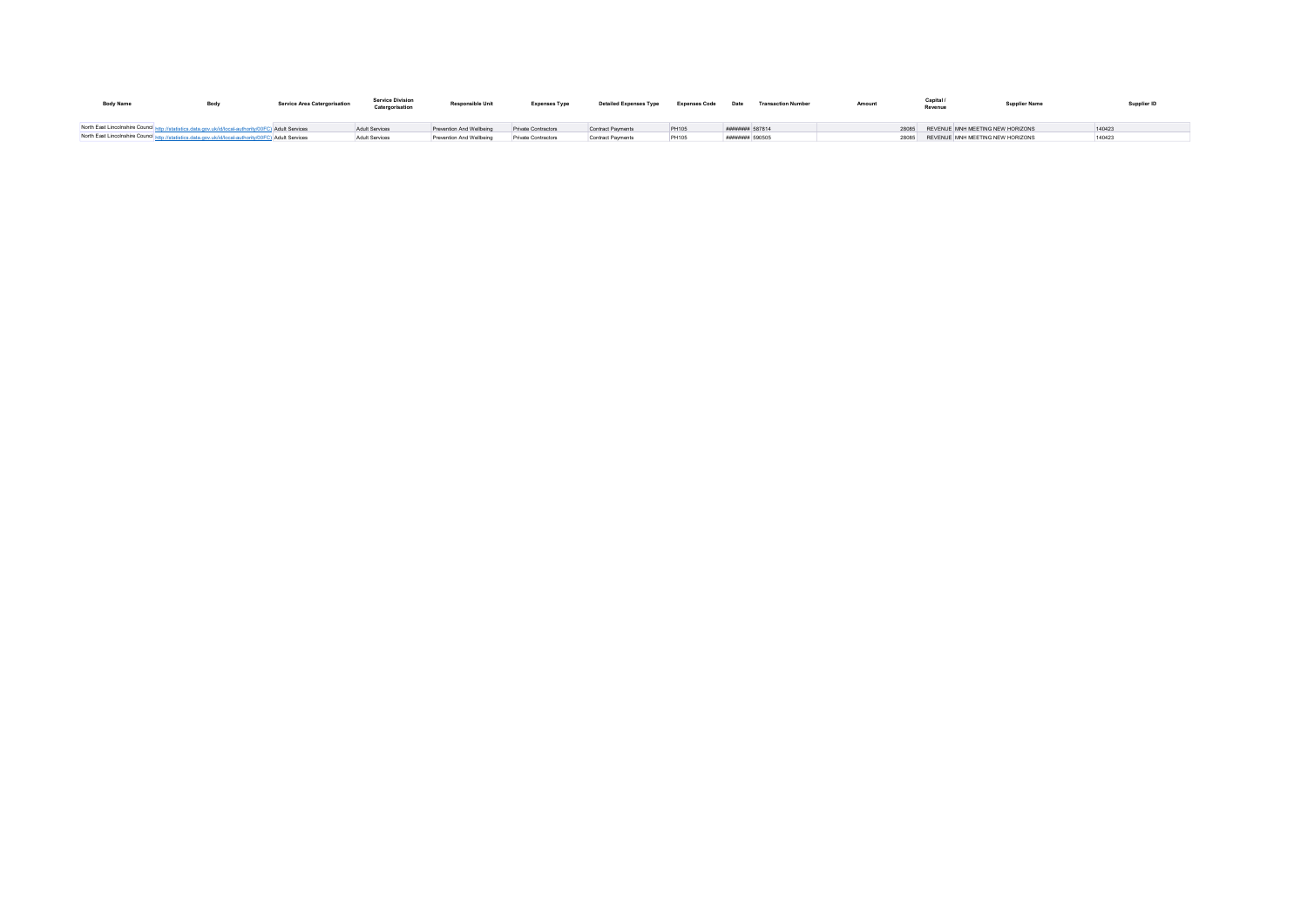| Body Name | Body | Service Area Catergorisation | Service Division Catergorisation | Responsible Unit | Expenses Type | Detailed Expenses Type | Expenses Code | Date | Transaction Number | Amount | Capital / Revenue | Supplier Name | Supplier ID |
|---|---|---|---|---|---|---|---|---|---|---|---|---|---|
| North East Lincolnshire Council | http://statistics.data.gov.uk/id/local-authority/00FC) | Adult Services | Adult Services | Prevention And Wellbeing | Private Contractors | Contract Payments | PH105 | ######## | 587814 | 28085 | REVENUE | MNH MEETING NEW HORIZONS | 140423 |
| North East Lincolnshire Council | http://statistics.data.gov.uk/id/local-authority/00FC) | Adult Services | Adult Services | Prevention And Wellbeing | Private Contractors | Contract Payments | PH105 | ######## | 590505 | 28085 | REVENUE | MNH MEETING NEW HORIZONS | 140423 |